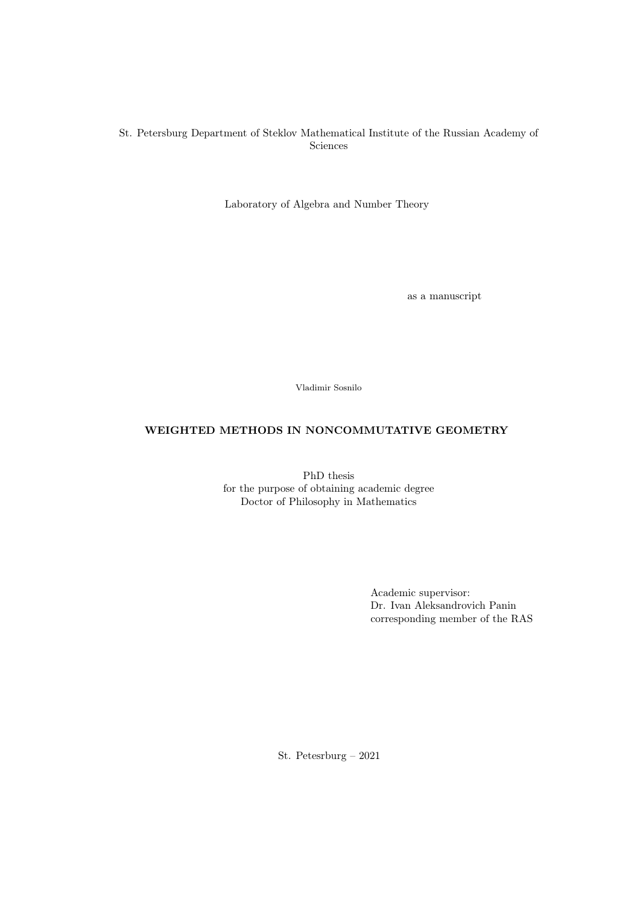St. Petersburg Department of Steklov Mathematical Institute of the Russian Academy of Sciences

Laboratory of Algebra and Number Theory

as a manuscript

Vladimir Sosnilo

**WEIGHTED METHODS IN NONCOMMUTATIVE GEOMETRY**

PhD thesis
for the purpose of obtaining academic degree
Doctor of Philosophy in Mathematics

Academic supervisor:
Dr. Ivan Aleksandrovich Panin
corresponding member of the RAS

St. Petesrburg – 2021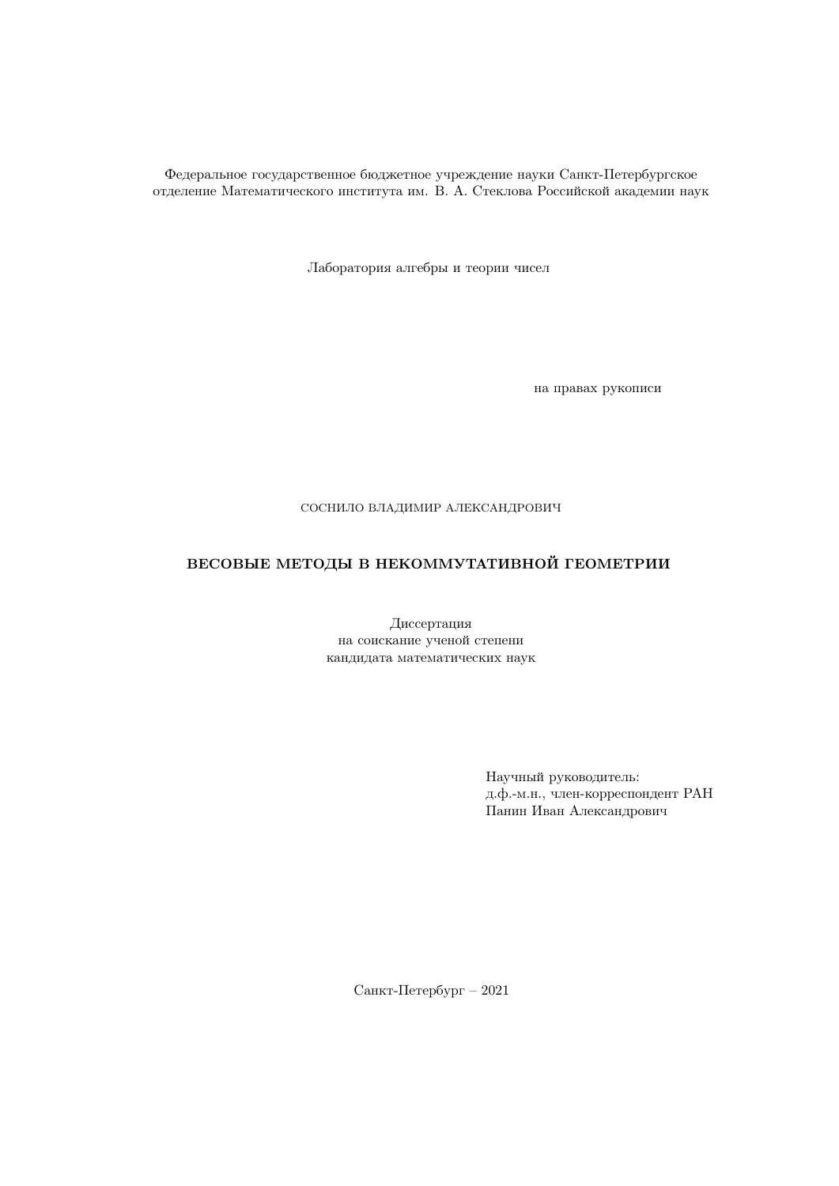Федеральное государственное бюджетное учреждение науки Санкт-Петербургское отделение Математического института им. В. А. Стеклова Российской академии наук

Лаборатория алгебры и теории чисел

на правах рукописи

СОСНИЛО ВЛАДИМИР АЛЕКСАНДРОВИЧ

# ВЕСОВЫЕ МЕТОДЫ В НЕКОММУТАТИВНОЙ ГЕОМЕТРИИ

Диссертация
на соискание ученой степени
кандидата математических наук

Научный руководитель:
д.ф.-м.н., член-корреспондент РАН
Панин Иван Александрович

Санкт-Петербург – 2021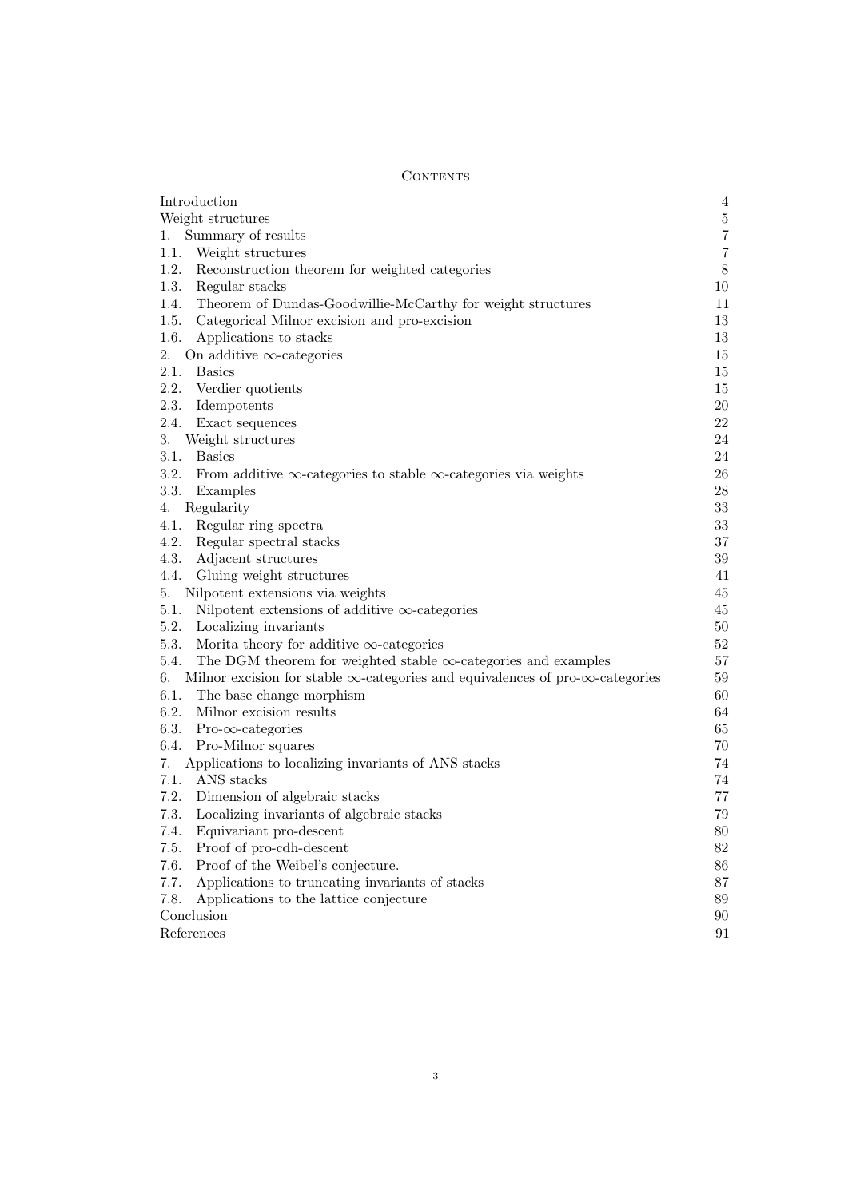# Contents

| | |
|---|---|
| Introduction | 4 |
| Weight structures | 5 |
| 1. Summary of results | 7 |
| 1.1. Weight structures | 7 |
| 1.2. Reconstruction theorem for weighted categories | 8 |
| 1.3. Regular stacks | 10 |
| 1.4. Theorem of Dundas-Goodwillie-McCarthy for weight structures | 11 |
| 1.5. Categorical Milnor excision and pro-excision | 13 |
| 1.6. Applications to stacks | 13 |
| 2. On additive $\infty$-categories | 15 |
| 2.1. Basics | 15 |
| 2.2. Verdier quotients | 15 |
| 2.3. Idempotents | 20 |
| 2.4. Exact sequences | 22 |
| 3. Weight structures | 24 |
| 3.1. Basics | 24 |
| 3.2. From additive $\infty$-categories to stable $\infty$-categories via weights | 26 |
| 3.3. Examples | 28 |
| 4. Regularity | 33 |
| 4.1. Regular ring spectra | 33 |
| 4.2. Regular spectral stacks | 37 |
| 4.3. Adjacent structures | 39 |
| 4.4. Gluing weight structures | 41 |
| 5. Nilpotent extensions via weights | 45 |
| 5.1. Nilpotent extensions of additive $\infty$-categories | 45 |
| 5.2. Localizing invariants | 50 |
| 5.3. Morita theory for additive $\infty$-categories | 52 |
| 5.4. The DGM theorem for weighted stable $\infty$-categories and examples | 57 |
| 6. Milnor excision for stable $\infty$-categories and equivalences of pro-$\infty$-categories | 59 |
| 6.1. The base change morphism | 60 |
| 6.2. Milnor excision results | 64 |
| 6.3. Pro-$\infty$-categories | 65 |
| 6.4. Pro-Milnor squares | 70 |
| 7. Applications to localizing invariants of ANS stacks | 74 |
| 7.1. ANS stacks | 74 |
| 7.2. Dimension of algebraic stacks | 77 |
| 7.3. Localizing invariants of algebraic stacks | 79 |
| 7.4. Equivariant pro-descent | 80 |
| 7.5. Proof of pro-cdh-descent | 82 |
| 7.6. Proof of the Weibel's conjecture. | 86 |
| 7.7. Applications to truncating invariants of stacks | 87 |
| 7.8. Applications to the lattice conjecture | 89 |
| Conclusion | 90 |
| References | 91 |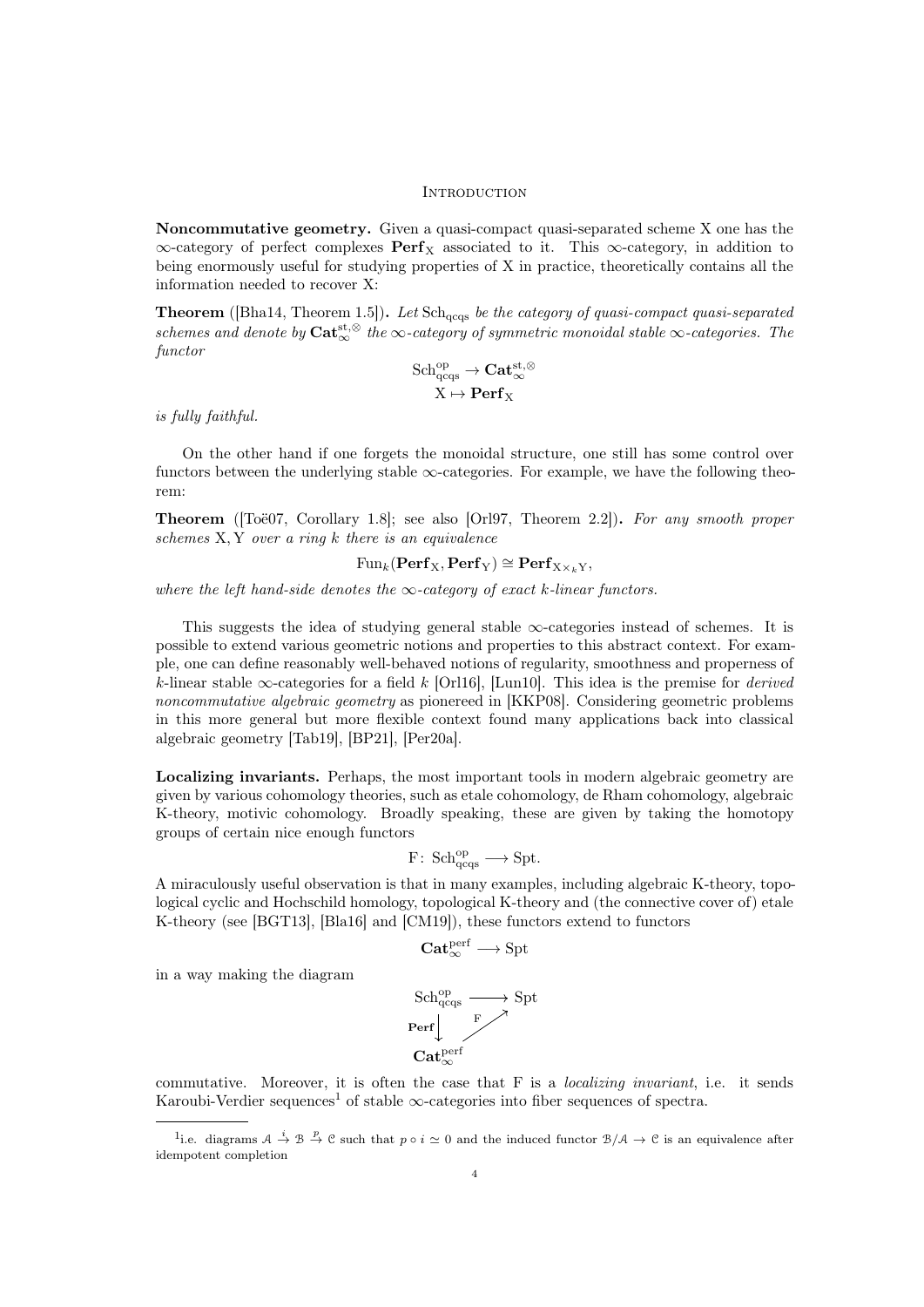# Introduction

**Noncommutative geometry.** Given a quasi-compact quasi-separated scheme X one has the $\infty$-category of perfect complexes $\mathbf{Perf}_{\mathrm{X}}$ associated to it. This $\infty$-category, in addition to being enormously useful for studying properties of X in practice, theoretically contains all the information needed to recover X:

**Theorem** ([Bha14, Theorem 1.5])**.** *Let $\mathrm{Sch}_{\mathrm{qcqs}}$ be the category of quasi-compact quasi-separated schemes and denote by $\mathbf{Cat}_{\infty}^{\mathrm{st},\otimes}$ the $\infty$-category of symmetric monoidal stable $\infty$-categories. The functor*

$$\mathrm{Sch}_{\mathrm{qcqs}}^{\mathrm{op}} \to \mathbf{Cat}_{\infty}^{\mathrm{st},\otimes}$$
$$\mathrm{X} \mapsto \mathbf{Perf}_{\mathrm{X}}$$

*is fully faithful.*

On the other hand if one forgets the monoidal structure, one still has some control over functors between the underlying stable $\infty$-categories. For example, we have the following theorem:

**Theorem** ([Toë07, Corollary 1.8]; see also [Orl97, Theorem 2.2])**.** *For any smooth proper schemes $\mathrm{X}, \mathrm{Y}$ over a ring $k$ there is an equivalence*

$$\mathrm{Fun}_k(\mathbf{Perf}_{\mathrm{X}}, \mathbf{Perf}_{\mathrm{Y}}) \cong \mathbf{Perf}_{\mathrm{X}\times_k \mathrm{Y}},$$

*where the left hand-side denotes the $\infty$-category of exact $k$-linear functors.*

This suggests the idea of studying general stable $\infty$-categories instead of schemes. It is possible to extend various geometric notions and properties to this abstract context. For example, one can define reasonably well-behaved notions of regularity, smoothness and properness of $k$-linear stable $\infty$-categories for a field $k$ [Orl16], [Lun10]. This idea is the premise for *derived noncommutative algebraic geometry* as pionereed in [KKP08]. Considering geometric problems in this more general but more flexible context found many applications back into classical algebraic geometry [Tab19], [BP21], [Per20a].

**Localizing invariants.** Perhaps, the most important tools in modern algebraic geometry are given by various cohomology theories, such as etale cohomology, de Rham cohomology, algebraic K-theory, motivic cohomology. Broadly speaking, these are given by taking the homotopy groups of certain nice enough functors

$$\mathrm{F}\colon \mathrm{Sch}_{\mathrm{qcqs}}^{\mathrm{op}} \longrightarrow \mathrm{Spt}.$$

A miraculously useful observation is that in many examples, including algebraic K-theory, topological cyclic and Hochschild homology, topological K-theory and (the connective cover of) etale K-theory (see [BGT13], [Bla16] and [CM19]), these functors extend to functors

$$\mathbf{Cat}_{\infty}^{\mathrm{perf}} \longrightarrow \mathrm{Spt}$$

in a way making the diagram

$$\begin{array}{ccc} \mathrm{Sch}_{\mathrm{qcqs}}^{\mathrm{op}} & \longrightarrow & \mathrm{Spt} \\ {\scriptstyle \mathbf{Perf}}\downarrow & \nearrow_{\mathrm{F}} & \\ \mathbf{Cat}_{\infty}^{\mathrm{perf}} & & \end{array}$$

commutative. Moreover, it is often the case that F is a *localizing invariant*, i.e. it sends Karoubi-Verdier sequences[1] of stable $\infty$-categories into fiber sequences of spectra.

[1] i.e. diagrams $\mathcal{A} \xrightarrow{i} \mathcal{B} \xrightarrow{p} \mathcal{C}$ such that $p \circ i \simeq 0$ and the induced functor $\mathcal{B}/\mathcal{A} \to \mathcal{C}$ is an equivalence after idempotent completion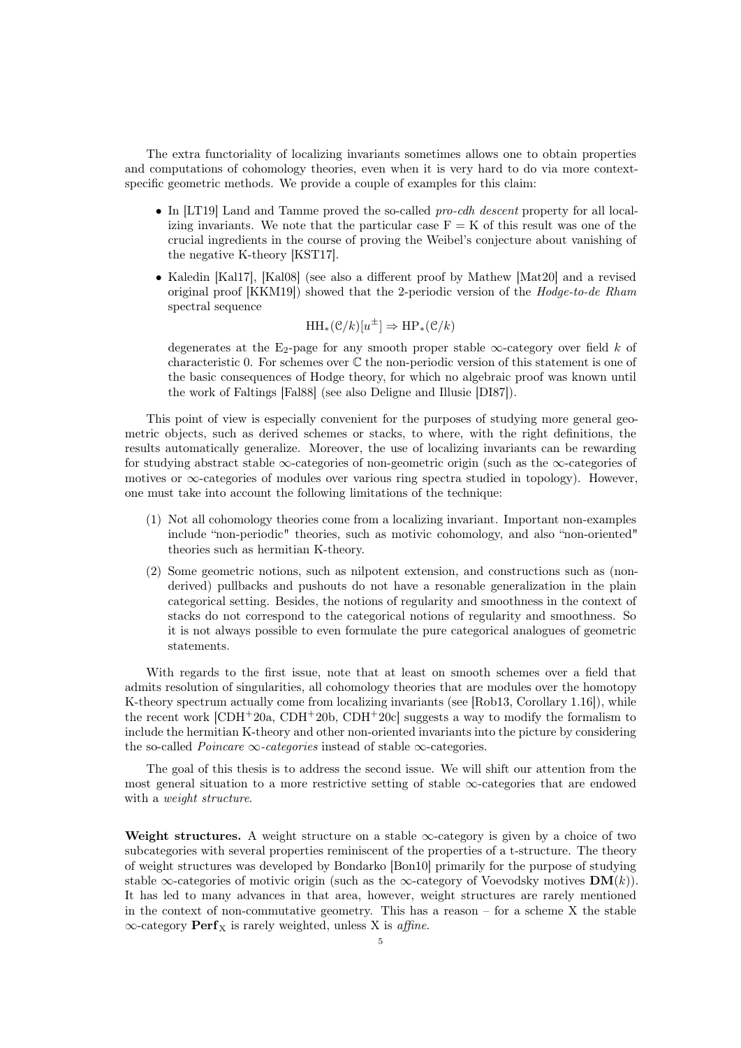The extra functoriality of localizing invariants sometimes allows one to obtain properties and computations of cohomology theories, even when it is very hard to do via more context-specific geometric methods. We provide a couple of examples for this claim:

- In [LT19] Land and Tamme proved the so-called *pro-cdh descent* property for all localizing invariants. We note that the particular case $\mathrm{F} = \mathrm{K}$ of this result was one of the crucial ingredients in the course of proving the Weibel's conjecture about vanishing of the negative K-theory [KST17].
- Kaledin [Kal17], [Kal08] (see also a different proof by Mathew [Mat20] and a revised original proof [KKM19]) showed that the 2-periodic version of the *Hodge-to-de Rham* spectral sequence

$$\mathrm{HH}_*(\mathcal{C}/k)[u^{\pm}] \Rightarrow \mathrm{HP}_*(\mathcal{C}/k)$$

  degenerates at the $\mathrm{E}_2$-page for any smooth proper stable $\infty$-category over field $k$ of characteristic 0. For schemes over $\mathbb{C}$ the non-periodic version of this statement is one of the basic consequences of Hodge theory, for which no algebraic proof was known until the work of Faltings [Fal88] (see also Deligne and Illusie [DI87]).

This point of view is especially convenient for the purposes of studying more general geometric objects, such as derived schemes or stacks, to where, with the right definitions, the results automatically generalize. Moreover, the use of localizing invariants can be rewarding for studying abstract stable $\infty$-categories of non-geometric origin (such as the $\infty$-categories of motives or $\infty$-categories of modules over various ring spectra studied in topology). However, one must take into account the following limitations of the technique:

(1) Not all cohomology theories come from a localizing invariant. Important non-examples include "non-periodic" theories, such as motivic cohomology, and also "non-oriented" theories such as hermitian K-theory.

(2) Some geometric notions, such as nilpotent extension, and constructions such as (non-derived) pullbacks and pushouts do not have a resonable generalization in the plain categorical setting. Besides, the notions of regularity and smoothness in the context of stacks do not correspond to the categorical notions of regularity and smoothness. So it is not always possible to even formulate the pure categorical analogues of geometric statements.

With regards to the first issue, note that at least on smooth schemes over a field that admits resolution of singularities, all cohomology theories that are modules over the homotopy K-theory spectrum actually come from localizing invariants (see [Rob13, Corollary 1.16]), while the recent work [CDH+20a, CDH+20b, CDH+20c] suggests a way to modify the formalism to include the hermitian K-theory and other non-oriented invariants into the picture by considering the so-called *Poincare $\infty$-categories* instead of stable $\infty$-categories.

The goal of this thesis is to address the second issue. We will shift our attention from the most general situation to a more restrictive setting of stable $\infty$-categories that are endowed with a *weight structure*.

**Weight structures.** A weight structure on a stable $\infty$-category is given by a choice of two subcategories with several properties reminiscent of the properties of a t-structure. The theory of weight structures was developed by Bondarko [Bon10] primarily for the purpose of studying stable $\infty$-categories of motivic origin (such as the $\infty$-category of Voevodsky motives $\mathbf{DM}(k)$). It has led to many advances in that area, however, weight structures are rarely mentioned in the context of non-commutative geometry. This has a reason – for a scheme X the stable $\infty$-category $\mathbf{Perf}_{\mathrm{X}}$ is rarely weighted, unless X is *affine*.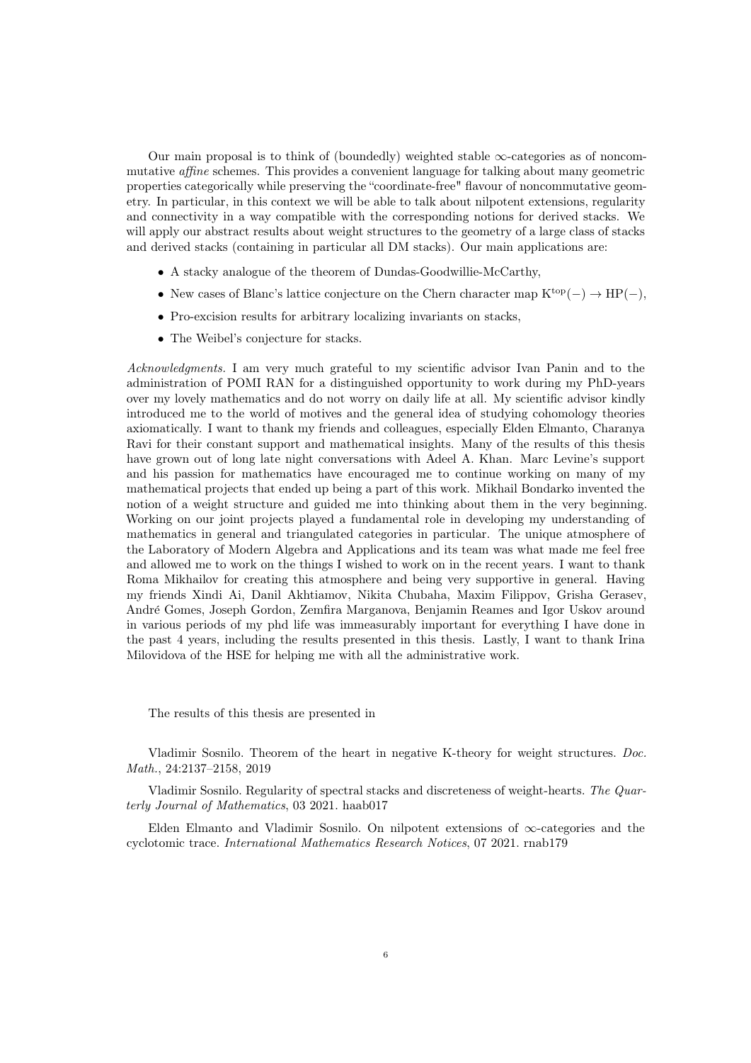Our main proposal is to think of (boundedly) weighted stable $\infty$-categories as of noncommutative *affine* schemes. This provides a convenient language for talking about many geometric properties categorically while preserving the "coordinate-free" flavour of noncommutative geometry. In particular, in this context we will be able to talk about nilpotent extensions, regularity and connectivity in a way compatible with the corresponding notions for derived stacks. We will apply our abstract results about weight structures to the geometry of a large class of stacks and derived stacks (containing in particular all DM stacks). Our main applications are:

- A stacky analogue of the theorem of Dundas-Goodwillie-McCarthy,
- New cases of Blanc's lattice conjecture on the Chern character map $\mathrm{K}^{\mathrm{top}}(-) \to \mathrm{HP}(-)$,
- Pro-excision results for arbitrary localizing invariants on stacks,
- The Weibel's conjecture for stacks.

*Acknowledgments.* I am very much grateful to my scientific advisor Ivan Panin and to the administration of POMI RAN for a distinguished opportunity to work during my PhD-years over my lovely mathematics and do not worry on daily life at all. My scientific advisor kindly introduced me to the world of motives and the general idea of studying cohomology theories axiomatically. I want to thank my friends and colleagues, especially Elden Elmanto, Charanya Ravi for their constant support and mathematical insights. Many of the results of this thesis have grown out of long late night conversations with Adeel A. Khan. Marc Levine's support and his passion for mathematics have encouraged me to continue working on many of my mathematical projects that ended up being a part of this work. Mikhail Bondarko invented the notion of a weight structure and guided me into thinking about them in the very beginning. Working on our joint projects played a fundamental role in developing my understanding of mathematics in general and triangulated categories in particular. The unique atmosphere of the Laboratory of Modern Algebra and Applications and its team was what made me feel free and allowed me to work on the things I wished to work on in the recent years. I want to thank Roma Mikhailov for creating this atmosphere and being very supportive in general. Having my friends Xindi Ai, Danil Akhtiamov, Nikita Chubaha, Maxim Filippov, Grisha Gerasev, André Gomes, Joseph Gordon, Zemfira Marganova, Benjamin Reames and Igor Uskov around in various periods of my phd life was immeasurably important for everything I have done in the past 4 years, including the results presented in this thesis. Lastly, I want to thank Irina Milovidova of the HSE for helping me with all the administrative work.

The results of this thesis are presented in

Vladimir Sosnilo. Theorem of the heart in negative K-theory for weight structures. *Doc. Math.*, 24:2137–2158, 2019

Vladimir Sosnilo. Regularity of spectral stacks and discreteness of weight-hearts. *The Quarterly Journal of Mathematics*, 03 2021. haab017

Elden Elmanto and Vladimir Sosnilo. On nilpotent extensions of $\infty$-categories and the cyclotomic trace. *International Mathematics Research Notices*, 07 2021. rnab179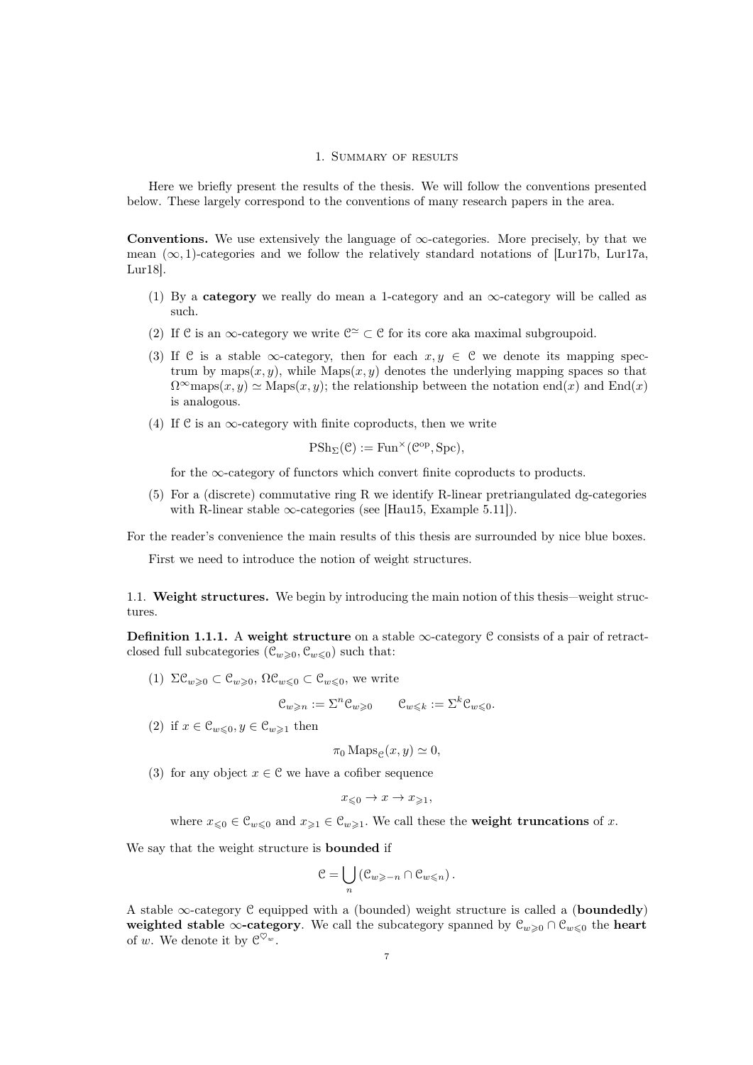# 1. Summary of results

Here we briefly present the results of the thesis. We will follow the conventions presented below. These largely correspond to the conventions of many research papers in the area.

**Conventions.** We use extensively the language of $\infty$-categories. More precisely, by that we mean $(\infty, 1)$-categories and we follow the relatively standard notations of [Lur17b, Lur17a, Lur18].

(1) By a **category** we really do mean a 1-category and an $\infty$-category will be called as such.

(2) If $\mathcal{C}$ is an $\infty$-category we write $\mathcal{C}^{\simeq} \subset \mathcal{C}$ for its core aka maximal subgroupoid.

(3) If $\mathcal{C}$ is a stable $\infty$-category, then for each $x, y \in \mathcal{C}$ we denote its mapping spectrum by $\mathrm{maps}(x, y)$, while $\mathrm{Maps}(x, y)$ denotes the underlying mapping spaces so that $\Omega^\infty \mathrm{maps}(x, y) \simeq \mathrm{Maps}(x, y)$; the relationship between the notation $\mathrm{end}(x)$ and $\mathrm{End}(x)$ is analogous.

(4) If $\mathcal{C}$ is an $\infty$-category with finite coproducts, then we write

$$\mathrm{PSh}_\Sigma(\mathcal{C}) := \mathrm{Fun}^\times(\mathcal{C}^{\mathrm{op}}, \mathrm{Spc}),$$

for the $\infty$-category of functors which convert finite coproducts to products.

(5) For a (discrete) commutative ring R we identify R-linear pretriangulated dg-categories with R-linear stable $\infty$-categories (see [Hau15, Example 5.11]).

For the reader's convenience the main results of this thesis are surrounded by nice blue boxes.

First we need to introduce the notion of weight structures.

## 1.1. Weight structures.

We begin by introducing the main notion of this thesis—weight structures.

**Definition 1.1.1.** A **weight structure** on a stable $\infty$-category $\mathcal{C}$ consists of a pair of retract-closed full subcategories $(\mathcal{C}_{w\geqslant 0}, \mathcal{C}_{w\leqslant 0})$ such that:

(1) $\Sigma\mathcal{C}_{w\geqslant 0} \subset \mathcal{C}_{w\geqslant 0}$, $\Omega\mathcal{C}_{w\leqslant 0} \subset \mathcal{C}_{w\leqslant 0}$, we write

$$\mathcal{C}_{w\geqslant n} := \Sigma^n\mathcal{C}_{w\geqslant 0} \qquad \mathcal{C}_{w\leqslant k} := \Sigma^k\mathcal{C}_{w\leqslant 0}.$$

(2) if $x \in \mathcal{C}_{w\leqslant 0}, y \in \mathcal{C}_{w\geqslant 1}$ then

$$\pi_0 \mathrm{Maps}_{\mathcal{C}}(x, y) \simeq 0,$$

(3) for any object $x \in \mathcal{C}$ we have a cofiber sequence

$$x_{\leqslant 0} \to x \to x_{\geqslant 1},$$

where $x_{\leqslant 0} \in \mathcal{C}_{w\leqslant 0}$ and $x_{\geqslant 1} \in \mathcal{C}_{w\geqslant 1}$. We call these the **weight truncations** of $x$.

We say that the weight structure is **bounded** if

$$\mathcal{C} = \bigcup_n \left(\mathcal{C}_{w\geqslant -n} \cap \mathcal{C}_{w\leqslant n}\right).$$

A stable $\infty$-category $\mathcal{C}$ equipped with a (bounded) weight structure is called a (**boundedly**) **weighted stable $\infty$-category**. We call the subcategory spanned by $\mathcal{C}_{w\geqslant 0} \cap \mathcal{C}_{w\leqslant 0}$ the **heart** of $w$. We denote it by $\mathcal{C}^{\heartsuit_w}$.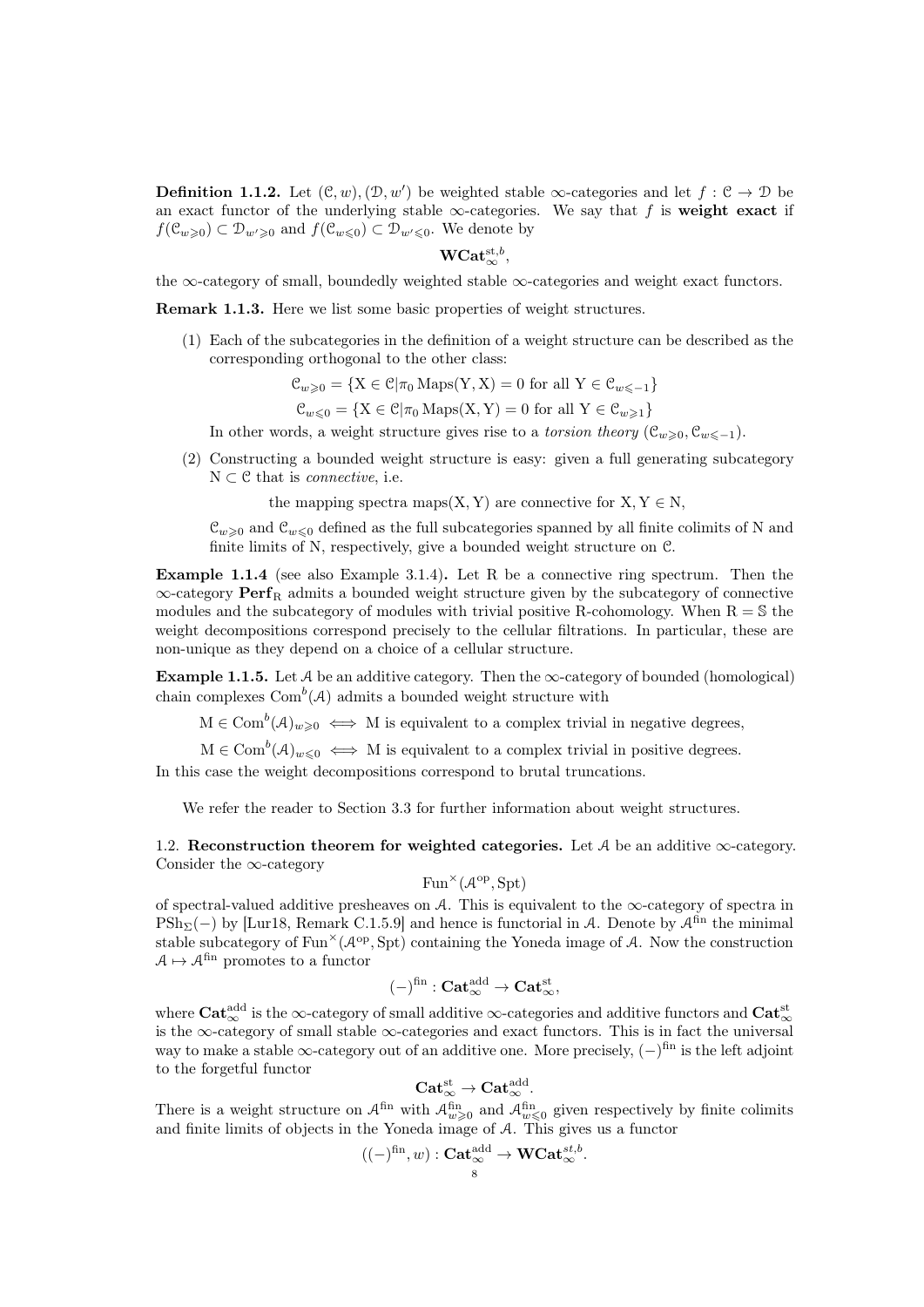**Definition 1.1.2.** Let $(\mathcal{C}, w), (\mathcal{D}, w')$ be weighted stable $\infty$-categories and let $f : \mathcal{C} \to \mathcal{D}$ be an exact functor of the underlying stable $\infty$-categories. We say that $f$ is **weight exact** if $f(\mathcal{C}_{w\geqslant 0}) \subset \mathcal{D}_{w'\geqslant 0}$ and $f(\mathcal{C}_{w\leqslant 0}) \subset \mathcal{D}_{w'\leqslant 0}$. We denote by

$$\mathbf{WCat}_{\infty}^{\mathrm{st},b},$$

the $\infty$-category of small, boundedly weighted stable $\infty$-categories and weight exact functors.

**Remark 1.1.3.** Here we list some basic properties of weight structures.

(1) Each of the subcategories in the definition of a weight structure can be described as the corresponding orthogonal to the other class:

$$\mathcal{C}_{w\geqslant 0} = \{\mathrm{X} \in \mathcal{C} | \pi_0 \operatorname{Maps}(\mathrm{Y}, \mathrm{X}) = 0 \text{ for all } \mathrm{Y} \in \mathcal{C}_{w\leqslant -1}\}$$

$$\mathcal{C}_{w\leqslant 0} = \{\mathrm{X} \in \mathcal{C} | \pi_0 \operatorname{Maps}(\mathrm{X}, \mathrm{Y}) = 0 \text{ for all } \mathrm{Y} \in \mathcal{C}_{w\geqslant 1}\}$$

In other words, a weight structure gives rise to a *torsion theory* $(\mathcal{C}_{w\geqslant 0}, \mathcal{C}_{w\leqslant -1})$.

(2) Constructing a bounded weight structure is easy: given a full generating subcategory $\mathrm{N} \subset \mathcal{C}$ that is *connective*, i.e.

the mapping spectra $\operatorname{maps}(\mathrm{X}, \mathrm{Y})$ are connective for $\mathrm{X}, \mathrm{Y} \in \mathrm{N}$,

$\mathcal{C}_{w\geqslant 0}$ and $\mathcal{C}_{w\leqslant 0}$ defined as the full subcategories spanned by all finite colimits of N and finite limits of N, respectively, give a bounded weight structure on $\mathcal{C}$.

**Example 1.1.4** (see also Example 3.1.4)**.** Let R be a connective ring spectrum. Then the $\infty$-category $\mathbf{Perf}_{\mathrm{R}}$ admits a bounded weight structure given by the subcategory of connective modules and the subcategory of modules with trivial positive R-cohomology. When $\mathrm{R} = \mathbb{S}$ the weight decompositions correspond precisely to the cellular filtrations. In particular, these are non-unique as they depend on a choice of a cellular structure.

**Example 1.1.5.** Let $\mathcal{A}$ be an additive category. Then the $\infty$-category of bounded (homological) chain complexes $\mathrm{Com}^b(\mathcal{A})$ admits a bounded weight structure with

$$\mathrm{M} \in \mathrm{Com}^b(\mathcal{A})_{w\geqslant 0} \iff \mathrm{M} \text{ is equivalent to a complex trivial in negative degrees,}$$

$$\mathrm{M} \in \mathrm{Com}^b(\mathcal{A})_{w\leqslant 0} \iff \mathrm{M} \text{ is equivalent to a complex trivial in positive degrees.}$$

In this case the weight decompositions correspond to brutal truncations.

We refer the reader to Section 3.3 for further information about weight structures.

1.2. **Reconstruction theorem for weighted categories.** Let $\mathcal{A}$ be an additive $\infty$-category. Consider the $\infty$-category

$$\mathrm{Fun}^{\times}(\mathcal{A}^{\mathrm{op}}, \mathrm{Spt})$$

of spectral-valued additive presheaves on $\mathcal{A}$. This is equivalent to the $\infty$-category of spectra in $\mathrm{PSh}_{\Sigma}(-)$ by [Lur18, Remark C.1.5.9] and hence is functorial in $\mathcal{A}$. Denote by $\mathcal{A}^{\mathrm{fin}}$ the minimal stable subcategory of $\mathrm{Fun}^{\times}(\mathcal{A}^{\mathrm{op}}, \mathrm{Spt})$ containing the Yoneda image of $\mathcal{A}$. Now the construction $\mathcal{A} \mapsto \mathcal{A}^{\mathrm{fin}}$ promotes to a functor

$$(-)^{\mathrm{fin}} : \mathbf{Cat}_{\infty}^{\mathrm{add}} \to \mathbf{Cat}_{\infty}^{\mathrm{st}},$$

where $\mathbf{Cat}_{\infty}^{\mathrm{add}}$ is the $\infty$-category of small additive $\infty$-categories and additive functors and $\mathbf{Cat}_{\infty}^{\mathrm{st}}$ is the $\infty$-category of small stable $\infty$-categories and exact functors. This is in fact the universal way to make a stable $\infty$-category out of an additive one. More precisely, $(-)^{\mathrm{fin}}$ is the left adjoint to the forgetful functor

$$\mathbf{Cat}_{\infty}^{\mathrm{st}} \to \mathbf{Cat}_{\infty}^{\mathrm{add}}.$$

There is a weight structure on $\mathcal{A}^{\mathrm{fin}}$ with $\mathcal{A}^{\mathrm{fin}}_{w\geqslant 0}$ and $\mathcal{A}^{\mathrm{fin}}_{w\leqslant 0}$ given respectively by finite colimits and finite limits of objects in the Yoneda image of $\mathcal{A}$. This gives us a functor

$$((-)^{\mathrm{fin}}, w) : \mathbf{Cat}_{\infty}^{\mathrm{add}} \to \mathbf{WCat}_{\infty}^{st,b}.$$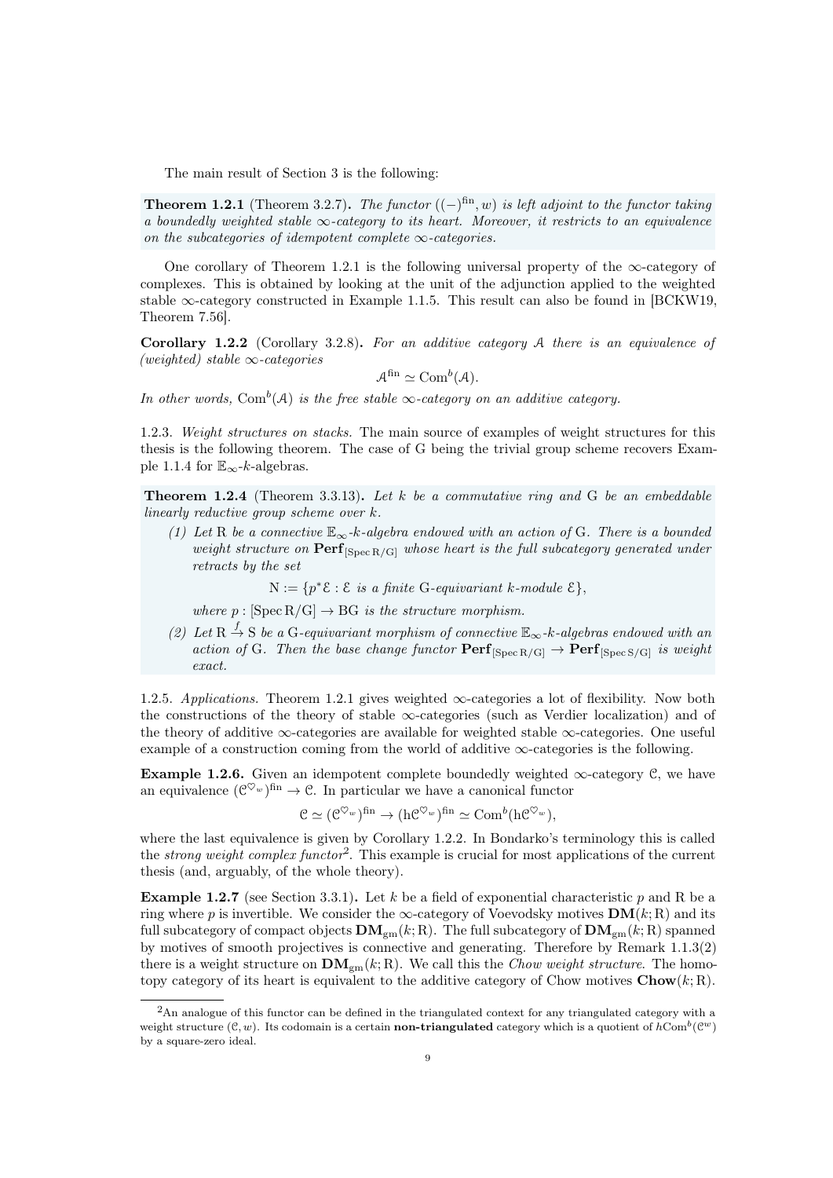The main result of Section 3 is the following:

**Theorem 1.2.1** (Theorem 3.2.7)**.** *The functor $((-)^{\mathrm{fin}}, w)$ is left adjoint to the functor taking a boundedly weighted stable $\infty$-category to its heart. Moreover, it restricts to an equivalence on the subcategories of idempotent complete $\infty$-categories.*

One corollary of Theorem 1.2.1 is the following universal property of the $\infty$-category of complexes. This is obtained by looking at the unit of the adjunction applied to the weighted stable $\infty$-category constructed in Example 1.1.5. This result can also be found in [BCKW19, Theorem 7.56].

**Corollary 1.2.2** (Corollary 3.2.8)**.** *For an additive category $\mathcal{A}$ there is an equivalence of (weighted) stable $\infty$-categories*

$$\mathcal{A}^{\mathrm{fin}} \simeq \mathrm{Com}^b(\mathcal{A}).$$

*In other words, $\mathrm{Com}^b(\mathcal{A})$ is the free stable $\infty$-category on an additive category.*

1.2.3. *Weight structures on stacks.* The main source of examples of weight structures for this thesis is the following theorem. The case of $\mathrm{G}$ being the trivial group scheme recovers Example 1.1.4 for $\mathbb{E}_\infty$-$k$-algebras.

**Theorem 1.2.4** (Theorem 3.3.13)**.** *Let $k$ be a commutative ring and $\mathrm{G}$ be an embeddable linearly reductive group scheme over $k$.*

*(1) Let $\mathrm{R}$ be a connective $\mathbb{E}_\infty$-$k$-algebra endowed with an action of $\mathrm{G}$. There is a bounded weight structure on $\mathbf{Perf}_{[\mathrm{Spec}\,\mathrm{R}/\mathrm{G}]}$ whose heart is the full subcategory generated under retracts by the set*

$$\mathrm{N} := \{p^*\mathcal{E} : \mathcal{E} \text{ is a finite } \mathrm{G}\text{-equivariant } k\text{-module } \mathcal{E}\},$$

*where $p : [\mathrm{Spec}\,\mathrm{R}/\mathrm{G}] \to \mathrm{BG}$ is the structure morphism.*

*(2) Let $\mathrm{R} \xrightarrow{f} \mathrm{S}$ be a $\mathrm{G}$-equivariant morphism of connective $\mathbb{E}_\infty$-$k$-algebras endowed with an action of $\mathrm{G}$. Then the base change functor $\mathbf{Perf}_{[\mathrm{Spec}\,\mathrm{R}/\mathrm{G}]} \to \mathbf{Perf}_{[\mathrm{Spec}\,\mathrm{S}/\mathrm{G}]}$ is weight exact.*

1.2.5. *Applications.* Theorem 1.2.1 gives weighted $\infty$-categories a lot of flexibility. Now both the constructions of the theory of stable $\infty$-categories (such as Verdier localization) and of the theory of additive $\infty$-categories are available for weighted stable $\infty$-categories. One useful example of a construction coming from the world of additive $\infty$-categories is the following.

**Example 1.2.6.** Given an idempotent complete boundedly weighted $\infty$-category $\mathcal{C}$, we have an equivalence $(\mathcal{C}^{\heartsuit_w})^{\mathrm{fin}} \to \mathcal{C}$. In particular we have a canonical functor

$$\mathcal{C} \simeq (\mathcal{C}^{\heartsuit_w})^{\mathrm{fin}} \to (\mathrm{h}\mathcal{C}^{\heartsuit_w})^{\mathrm{fin}} \simeq \mathrm{Com}^b(\mathrm{h}\mathcal{C}^{\heartsuit_w}),$$

where the last equivalence is given by Corollary 1.2.2. In Bondarko's terminology this is called the *strong weight complex functor*[2]. This example is crucial for most applications of the current thesis (and, arguably, of the whole theory).

**Example 1.2.7** (see Section 3.3.1)**.** Let $k$ be a field of exponential characteristic $p$ and $\mathrm{R}$ be a ring where $p$ is invertible. We consider the $\infty$-category of Voevodsky motives $\mathbf{DM}(k;\mathrm{R})$ and its full subcategory of compact objects $\mathbf{DM}_{\mathrm{gm}}(k;\mathrm{R})$. The full subcategory of $\mathbf{DM}_{\mathrm{gm}}(k;\mathrm{R})$ spanned by motives of smooth projectives is connective and generating. Therefore by Remark 1.1.3(2) there is a weight structure on $\mathbf{DM}_{\mathrm{gm}}(k;\mathrm{R})$. We call this the *Chow weight structure.* The homotopy category of its heart is equivalent to the additive category of Chow motives $\mathbf{Chow}(k;\mathrm{R})$.

[2] An analogue of this functor can be defined in the triangulated context for any triangulated category with a weight structure $(\mathcal{C}, w)$. Its codomain is a certain **non-triangulated** category which is a quotient of $h\mathrm{Com}^b(\mathcal{C}^w)$ by a square-zero ideal.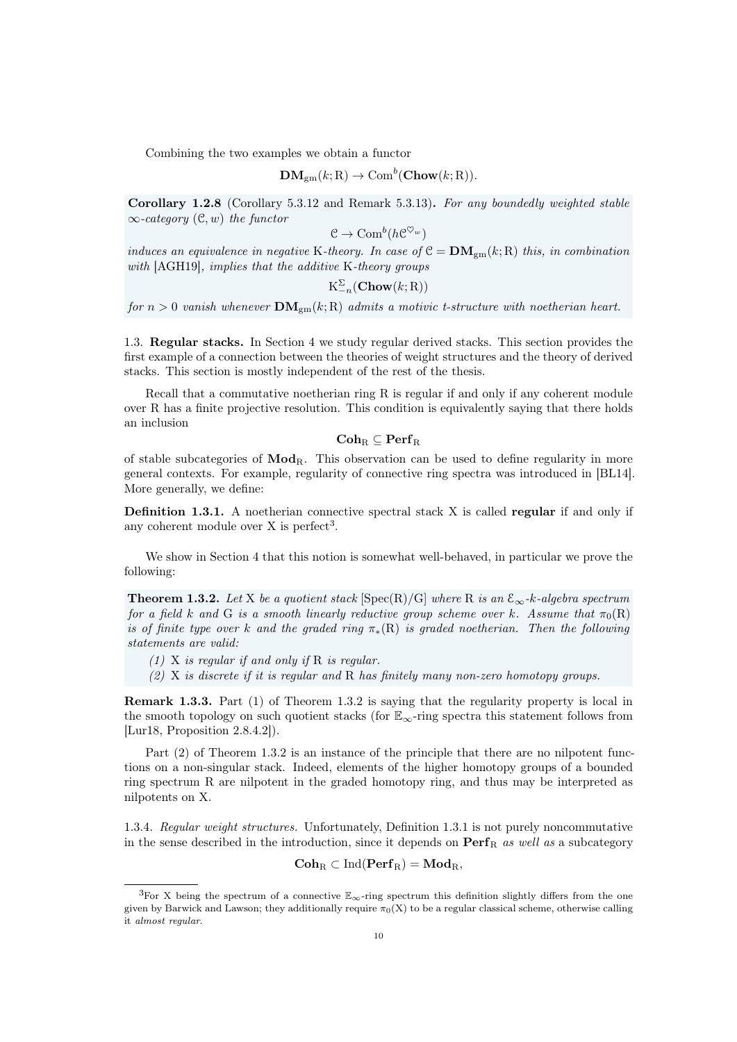Combining the two examples we obtain a functor

$$\mathbf{DM}_{\mathrm{gm}}(k;\mathrm{R}) \to \mathrm{Com}^b(\mathbf{Chow}(k;\mathrm{R})).$$

**Corollary 1.2.8** (Corollary 5.3.12 and Remark 5.3.13)**.** *For any boundedly weighted stable $\infty$-category $(\mathcal{C}, w)$ the functor*

$$\mathcal{C} \to \mathrm{Com}^b(h\mathcal{C}^{\heartsuit_w})$$

*induces an equivalence in negative* K*-theory. In case of $\mathcal{C} = \mathbf{DM}_{\mathrm{gm}}(k;\mathrm{R})$ this, in combination with* [AGH19]*, implies that the additive* K*-theory groups*

$$\mathrm{K}^{\Sigma}_{-n}(\mathbf{Chow}(k;\mathrm{R}))$$

*for $n > 0$ vanish whenever $\mathbf{DM}_{\mathrm{gm}}(k;\mathrm{R})$ admits a motivic t-structure with noetherian heart.*

1.3. **Regular stacks.** In Section 4 we study regular derived stacks. This section provides the first example of a connection between the theories of weight structures and the theory of derived stacks. This section is mostly independent of the rest of the thesis.

Recall that a commutative noetherian ring R is regular if and only if any coherent module over R has a finite projective resolution. This condition is equivalently saying that there holds an inclusion

$$\mathbf{Coh}_{\mathrm{R}} \subseteq \mathbf{Perf}_{\mathrm{R}}$$

of stable subcategories of $\mathbf{Mod}_{\mathrm{R}}$. This observation can be used to define regularity in more general contexts. For example, regularity of connective ring spectra was introduced in [BL14]. More generally, we define:

**Definition 1.3.1.** A noetherian connective spectral stack X is called **regular** if and only if any coherent module over X is perfect[3].

We show in Section 4 that this notion is somewhat well-behaved, in particular we prove the following:

**Theorem 1.3.2.** *Let* X *be a quotient stack* $[\mathrm{Spec}(\mathrm{R})/\mathrm{G}]$ *where* R *is an $\mathcal{E}_\infty$-$k$-algebra spectrum for a field $k$ and* G *is a smooth linearly reductive group scheme over $k$. Assume that $\pi_0(\mathrm{R})$ is of finite type over $k$ and the graded ring $\pi_*(\mathrm{R})$ is graded noetherian. Then the following statements are valid:*

*(1)* X *is regular if and only if* R *is regular.*
*(2)* X *is discrete if it is regular and* R *has finitely many non-zero homotopy groups.*

**Remark 1.3.3.** Part (1) of Theorem 1.3.2 is saying that the regularity property is local in the smooth topology on such quotient stacks (for $\mathbb{E}_\infty$-ring spectra this statement follows from [Lur18, Proposition 2.8.4.2]).

Part (2) of Theorem 1.3.2 is an instance of the principle that there are no nilpotent functions on a non-singular stack. Indeed, elements of the higher homotopy groups of a bounded ring spectrum R are nilpotent in the graded homotopy ring, and thus may be interpreted as nilpotents on X.

1.3.4. *Regular weight structures.* Unfortunately, Definition 1.3.1 is not purely noncommutative in the sense described in the introduction, since it depends on $\mathbf{Perf}_{\mathrm{R}}$ *as well as* a subcategory

$$\mathbf{Coh}_{\mathrm{R}} \subset \mathrm{Ind}(\mathbf{Perf}_{\mathrm{R}}) = \mathbf{Mod}_{\mathrm{R}},$$

[3]For X being the spectrum of a connective $\mathbb{E}_\infty$-ring spectrum this definition slightly differs from the one given by Barwick and Lawson; they additionally require $\pi_0(\mathrm{X})$ to be a regular classical scheme, otherwise calling it *almost regular*.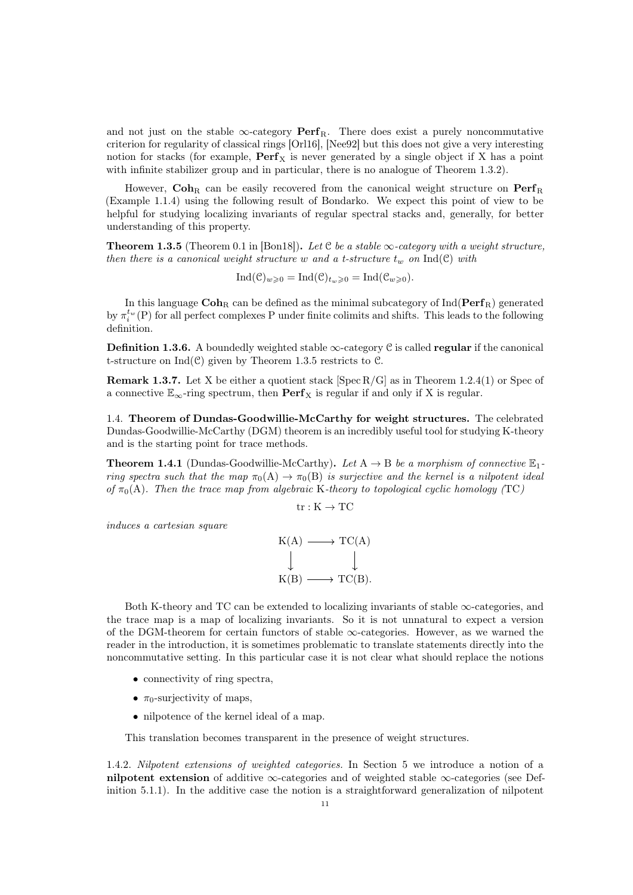and not just on the stable $\infty$-category $\mathbf{Perf}_{\mathrm{R}}$. There does exist a purely noncommutative criterion for regularity of classical rings [Orl16], [Nee92] but this does not give a very interesting notion for stacks (for example, $\mathbf{Perf}_{\mathrm{X}}$ is never generated by a single object if X has a point with infinite stabilizer group and in particular, there is no analogue of Theorem 1.3.2).

However, $\mathbf{Coh}_{\mathrm{R}}$ can be easily recovered from the canonical weight structure on $\mathbf{Perf}_{\mathrm{R}}$ (Example 1.1.4) using the following result of Bondarko. We expect this point of view to be helpful for studying localizing invariants of regular spectral stacks and, generally, for better understanding of this property.

**Theorem 1.3.5** (Theorem 0.1 in [Bon18])**.** *Let $\mathcal{C}$ be a stable $\infty$-category with a weight structure, then there is a canonical weight structure $w$ and a t-structure $t_w$ on $\mathrm{Ind}(\mathcal{C})$ with*

$$\mathrm{Ind}(\mathcal{C})_{w\geqslant 0} = \mathrm{Ind}(\mathcal{C})_{t_w\geqslant 0} = \mathrm{Ind}(\mathcal{C}_{w\geqslant 0}).$$

In this language $\mathbf{Coh}_{\mathrm{R}}$ can be defined as the minimal subcategory of $\mathrm{Ind}(\mathbf{Perf}_{\mathrm{R}})$ generated by $\pi_i^{t_w}(\mathrm{P})$ for all perfect complexes P under finite colimits and shifts. This leads to the following definition.

**Definition 1.3.6.** A boundedly weighted stable $\infty$-category $\mathcal{C}$ is called **regular** if the canonical t-structure on $\mathrm{Ind}(\mathcal{C})$ given by Theorem 1.3.5 restricts to $\mathcal{C}$.

**Remark 1.3.7.** Let X be either a quotient stack $[\mathrm{Spec}\,\mathrm{R}/\mathrm{G}]$ as in Theorem 1.2.4(1) or Spec of a connective $\mathbb{E}_\infty$-ring spectrum, then $\mathbf{Perf}_{\mathrm{X}}$ is regular if and only if X is regular.

1.4. **Theorem of Dundas-Goodwillie-McCarthy for weight structures.** The celebrated Dundas-Goodwillie-McCarthy (DGM) theorem is an incredibly useful tool for studying K-theory and is the starting point for trace methods.

**Theorem 1.4.1** (Dundas-Goodwillie-McCarthy)**.** *Let $\mathrm{A} \to \mathrm{B}$ be a morphism of connective $\mathbb{E}_1$-ring spectra such that the map $\pi_0(\mathrm{A}) \to \pi_0(\mathrm{B})$ is surjective and the kernel is a nilpotent ideal of $\pi_0(\mathrm{A})$. Then the trace map from algebraic* K*-theory to topological cyclic homology (*TC*)*

$$\mathrm{tr} : \mathrm{K} \to \mathrm{TC}$$

*induces a cartesian square*

$$\begin{array}{ccc} \mathrm{K}(\mathrm{A}) & \longrightarrow & \mathrm{TC}(\mathrm{A}) \\ \downarrow & & \downarrow \\ \mathrm{K}(\mathrm{B}) & \longrightarrow & \mathrm{TC}(\mathrm{B}). \end{array}$$

Both K-theory and TC can be extended to localizing invariants of stable $\infty$-categories, and the trace map is a map of localizing invariants. So it is not unnatural to expect a version of the DGM-theorem for certain functors of stable $\infty$-categories. However, as we warned the reader in the introduction, it is sometimes problematic to translate statements directly into the noncommutative setting. In this particular case it is not clear what should replace the notions

- connectivity of ring spectra,
- $\pi_0$-surjectivity of maps,
- nilpotence of the kernel ideal of a map.

This translation becomes transparent in the presence of weight structures.

1.4.2. *Nilpotent extensions of weighted categories.* In Section 5 we introduce a notion of a **nilpotent extension** of additive $\infty$-categories and of weighted stable $\infty$-categories (see Definition 5.1.1). In the additive case the notion is a straightforward generalization of nilpotent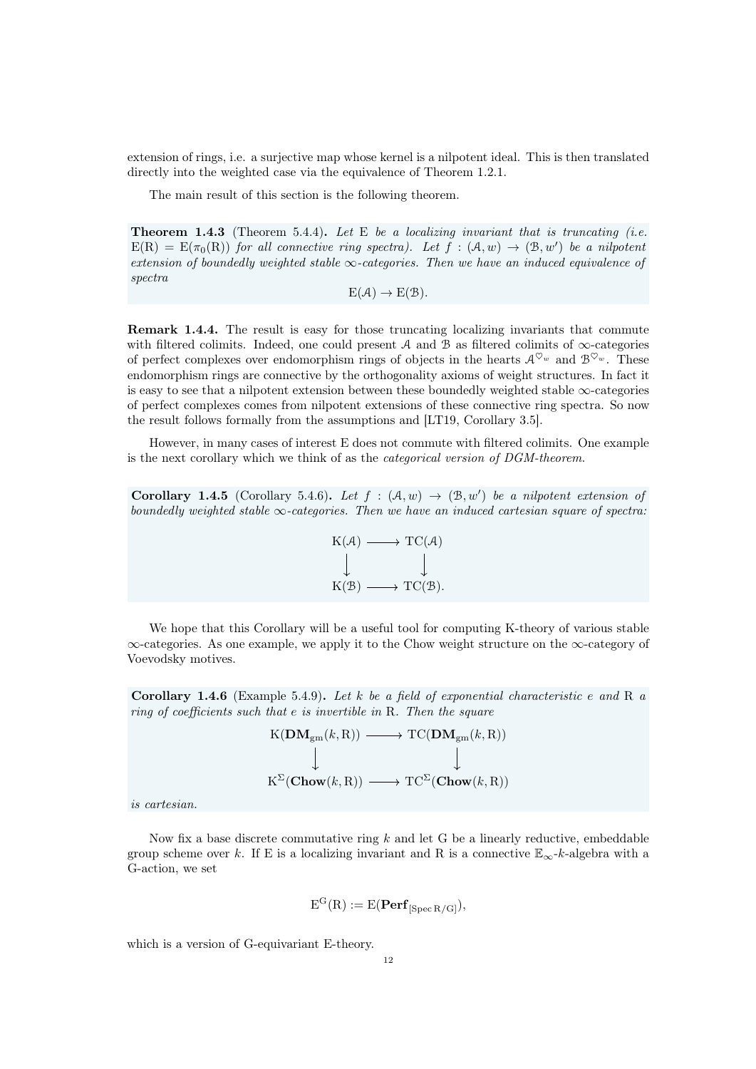extension of rings, i.e. a surjective map whose kernel is a nilpotent ideal. This is then translated directly into the weighted case via the equivalence of Theorem 1.2.1.

The main result of this section is the following theorem.

**Theorem 1.4.3** (Theorem 5.4.4)**.** *Let* $\mathrm{E}$ *be a localizing invariant that is truncating (i.e.* $\mathrm{E}(\mathrm{R}) = \mathrm{E}(\pi_0(\mathrm{R}))$ *for all connective ring spectra). Let* $f : (\mathcal{A}, w) \to (\mathcal{B}, w')$ *be a nilpotent extension of boundedly weighted stable* $\infty$*-categories. Then we have an induced equivalence of spectra*

$$\mathrm{E}(\mathcal{A}) \to \mathrm{E}(\mathcal{B}).$$

**Remark 1.4.4.** The result is easy for those truncating localizing invariants that commute with filtered colimits. Indeed, one could present $\mathcal{A}$ and $\mathcal{B}$ as filtered colimits of $\infty$-categories of perfect complexes over endomorphism rings of objects in the hearts $\mathcal{A}^{\heartsuit_w}$ and $\mathcal{B}^{\heartsuit_w}$. These endomorphism rings are connective by the orthogonality axioms of weight structures. In fact it is easy to see that a nilpotent extension between these boundedly weighted stable $\infty$-categories of perfect complexes comes from nilpotent extensions of these connective ring spectra. So now the result follows formally from the assumptions and [LT19, Corollary 3.5].

However, in many cases of interest $\mathrm{E}$ does not commute with filtered colimits. One example is the next corollary which we think of as the *categorical version of DGM-theorem.*

**Corollary 1.4.5** (Corollary 5.4.6)**.** *Let* $f : (\mathcal{A}, w) \to (\mathcal{B}, w')$ *be a nilpotent extension of boundedly weighted stable* $\infty$*-categories. Then we have an induced cartesian square of spectra:*

$$\begin{array}{ccc} \mathrm{K}(\mathcal{A}) & \longrightarrow & \mathrm{TC}(\mathcal{A}) \\ \downarrow & & \downarrow \\ \mathrm{K}(\mathcal{B}) & \longrightarrow & \mathrm{TC}(\mathcal{B}). \end{array}$$

We hope that this Corollary will be a useful tool for computing K-theory of various stable $\infty$-categories. As one example, we apply it to the Chow weight structure on the $\infty$-category of Voevodsky motives.

**Corollary 1.4.6** (Example 5.4.9)**.** *Let* $k$ *be a field of exponential characteristic* $e$ *and* $\mathrm{R}$ *a ring of coefficients such that* $e$ *is invertible in* $\mathrm{R}$*. Then the square*

$$\begin{array}{ccc} \mathrm{K}(\mathbf{DM}_{\mathrm{gm}}(k, \mathrm{R})) & \longrightarrow & \mathrm{TC}(\mathbf{DM}_{\mathrm{gm}}(k, \mathrm{R})) \\ \downarrow & & \downarrow \\ \mathrm{K}^{\Sigma}(\mathbf{Chow}(k, \mathrm{R})) & \longrightarrow & \mathrm{TC}^{\Sigma}(\mathbf{Chow}(k, \mathrm{R})) \end{array}$$

*is cartesian.*

Now fix a base discrete commutative ring $k$ and let $\mathrm{G}$ be a linearly reductive, embeddable group scheme over $k$. If $\mathrm{E}$ is a localizing invariant and $\mathrm{R}$ is a connective $\mathbb{E}_\infty$-$k$-algebra with a $\mathrm{G}$-action, we set

$$\mathrm{E}^{\mathrm{G}}(\mathrm{R}) := \mathrm{E}(\mathbf{Perf}_{[\mathrm{Spec}\,\mathrm{R}/\mathrm{G}]}),$$

which is a version of $\mathrm{G}$-equivariant $\mathrm{E}$-theory.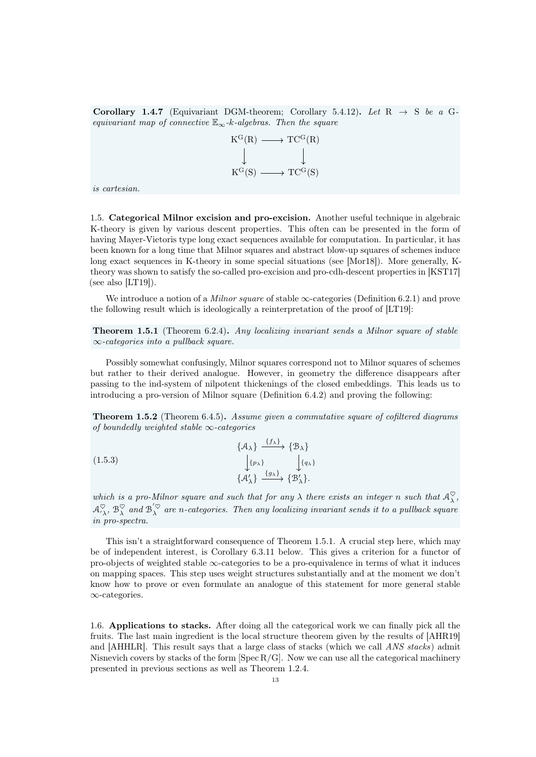**Corollary 1.4.7** (Equivariant DGM-theorem; Corollary 5.4.12)**.** *Let* $\mathrm{R} \to \mathrm{S}$ *be a* G*-equivariant map of connective* $\mathbb{E}_\infty$*-*$k$*-algebras. Then the square*

$$\begin{array}{ccc} \mathrm{K}^{\mathrm{G}}(\mathrm{R}) & \longrightarrow & \mathrm{TC}^{\mathrm{G}}(\mathrm{R}) \\ \downarrow & & \downarrow \\ \mathrm{K}^{\mathrm{G}}(\mathrm{S}) & \longrightarrow & \mathrm{TC}^{\mathrm{G}}(\mathrm{S}) \end{array}$$

*is cartesian.*

1.5. **Categorical Milnor excision and pro-excision.** Another useful technique in algebraic K-theory is given by various descent properties. This often can be presented in the form of having Mayer-Vietoris type long exact sequences available for computation. In particular, it has been known for a long time that Milnor squares and abstract blow-up squares of schemes induce long exact sequences in K-theory in some special situations (see [Mor18]). More generally, K-theory was shown to satisfy the so-called pro-excision and pro-cdh-descent properties in [KST17] (see also [LT19]).

We introduce a notion of a *Milnor square* of stable $\infty$-categories (Definition 6.2.1) and prove the following result which is ideologically a reinterpretation of the proof of [LT19]:

**Theorem 1.5.1** (Theorem 6.2.4)**.** *Any localizing invariant sends a Milnor square of stable* $\infty$*-categories into a pullback square.*

Possibly somewhat confusingly, Milnor squares correspond not to Milnor squares of schemes but rather to their derived analogue. However, in geometry the difference disappears after passing to the ind-system of nilpotent thickenings of the closed embeddings. This leads us to introducing a pro-version of Milnor square (Definition 6.4.2) and proving the following:

**Theorem 1.5.2** (Theorem 6.4.5)**.** *Assume given a commutative square of cofiltered diagrams of boundedly weighted stable* $\infty$*-categories*

$$\begin{array}{ccc} \{\mathcal{A}_\lambda\} & \xrightarrow{\{f_\lambda\}} & \{\mathcal{B}_\lambda\} \\ \Big\downarrow{\scriptstyle \{p_\lambda\}} & & \Big\downarrow{\scriptstyle \{q_\lambda\}} \\ \{\mathcal{A}'_\lambda\} & \xrightarrow{\{g_\lambda\}} & \{\mathcal{B}'_\lambda\}. \end{array} \tag{1.5.3}$$

*which is a pro-Milnor square and such that for any* $\lambda$ *there exists an integer* $n$ *such that* $\mathcal{A}_\lambda^\heartsuit$*,* $\mathcal{A}'^\heartsuit_\lambda$*,* $\mathcal{B}_\lambda^\heartsuit$ *and* $\mathcal{B}'^\heartsuit_\lambda$ *are* $n$*-categories. Then any localizing invariant sends it to a pullback square in pro-spectra.*

This isn't a straightforward consequence of Theorem 1.5.1. A crucial step here, which may be of independent interest, is Corollary 6.3.11 below. This gives a criterion for a functor of pro-objects of weighted stable $\infty$-categories to be a pro-equivalence in terms of what it induces on mapping spaces. This step uses weight structures substantially and at the moment we don't know how to prove or even formulate an analogue of this statement for more general stable $\infty$-categories.

1.6. **Applications to stacks.** After doing all the categorical work we can finally pick all the fruits. The last main ingredient is the local structure theorem given by the results of [AHR19] and [AHHLR]. This result says that a large class of stacks (which we call *ANS stacks*) admit Nisnevich covers by stacks of the form $[\operatorname{Spec}\mathrm{R}/\mathrm{G}]$. Now we can use all the categorical machinery presented in previous sections as well as Theorem 1.2.4.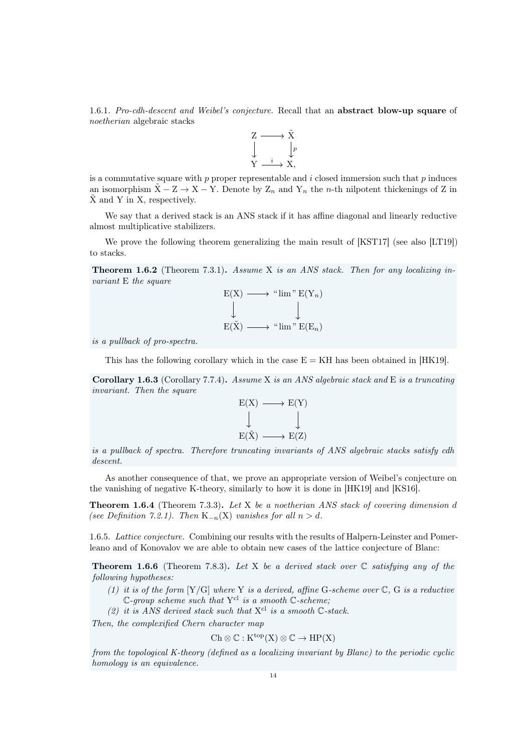1.6.1. *Pro-cdh-descent and Weibel's conjecture.* Recall that an **abstract blow-up square** of *noetherian* algebraic stacks

$$\begin{array}{ccc} \mathrm{Z} & \longrightarrow & \tilde{\mathrm{X}} \\ \downarrow & & \downarrow p \\ \mathrm{Y} & \xrightarrow{i} & \mathrm{X}, \end{array}$$

is a commutative square with $p$ proper representable and $i$ closed immersion such that $p$ induces an isomorphism $\tilde{\mathrm{X}} - \mathrm{Z} \to \mathrm{X} - \mathrm{Y}$. Denote by $\mathrm{Z}_n$ and $\mathrm{Y}_n$ the $n$-th nilpotent thickenings of Z in $\tilde{\mathrm{X}}$ and Y in X, respectively.

We say that a derived stack is an ANS stack if it has affine diagonal and linearly reductive almost multiplicative stabilizers.

We prove the following theorem generalizing the main result of [KST17] (see also [LT19]) to stacks.

**Theorem 1.6.2** (Theorem 7.3.1)**.** *Assume* X *is an ANS stack. Then for any localizing invariant* E *the square*

$$\begin{array}{ccc} \mathrm{E}(\mathrm{X}) & \longrightarrow & \text{“}\lim\text{”}\, \mathrm{E}(\mathrm{Y}_n) \\ \downarrow & & \downarrow \\ \mathrm{E}(\tilde{\mathrm{X}}) & \longrightarrow & \text{“}\lim\text{”}\, \mathrm{E}(\mathrm{E}_n) \end{array}$$

*is a pullback of pro-spectra.*

This has the following corollary which in the case $\mathrm{E} = \mathrm{KH}$ has been obtained in [HK19].

**Corollary 1.6.3** (Corollary 7.7.4)**.** *Assume* X *is an ANS algebraic stack and* E *is a truncating invariant. Then the square*

$$\begin{array}{ccc} \mathrm{E}(\mathrm{X}) & \longrightarrow & \mathrm{E}(\mathrm{Y}) \\ \downarrow & & \downarrow \\ \mathrm{E}(\tilde{\mathrm{X}}) & \longrightarrow & \mathrm{E}(\mathrm{Z}) \end{array}$$

*is a pullback of spectra. Therefore truncating invariants of ANS algebraic stacks satisfy cdh descent.*

As another consequence of that, we prove an appropriate version of Weibel's conjecture on the vanishing of negative K-theory, similarly to how it is done in [HK19] and [KS16].

**Theorem 1.6.4** (Theorem 7.3.3)**.** *Let* X *be a noetherian ANS stack of covering dimension* $d$ *(see Definition 7.2.1). Then* $\mathrm{K}_{-n}(\mathrm{X})$ *vanishes for all* $n > d$*.*

1.6.5. *Lattice conjecture.* Combining our results with the results of Halpern-Leinster and Pomerleano and of Konovalov we are able to obtain new cases of the lattice conjecture of Blanc:

**Theorem 1.6.6** (Theorem 7.8.3)**.** *Let* X *be a derived stack over* $\mathbb{C}$ *satisfying any of the following hypotheses:*

*(1) it is of the form* $[\mathrm{Y}/\mathrm{G}]$ *where* Y *is a derived, affine* G*-scheme over* $\mathbb{C}$*,* G *is a reductive* $\mathbb{C}$*-group scheme such that* $\mathrm{Y}^{\mathrm{cl}}$ *is a smooth* $\mathbb{C}$*-scheme;*

*(2) it is ANS derived stack such that* $\mathrm{X}^{\mathrm{cl}}$ *is a smooth* $\mathbb{C}$*-stack.*

*Then, the complexified Chern character map*

$$\mathrm{Ch} \otimes \mathbb{C} : \mathrm{K}^{\mathrm{top}}(\mathrm{X}) \otimes \mathbb{C} \to \mathrm{HP}(\mathrm{X})$$

*from the topological K-theory (defined as a localizing invariant by Blanc) to the periodic cyclic homology is an equivalence.*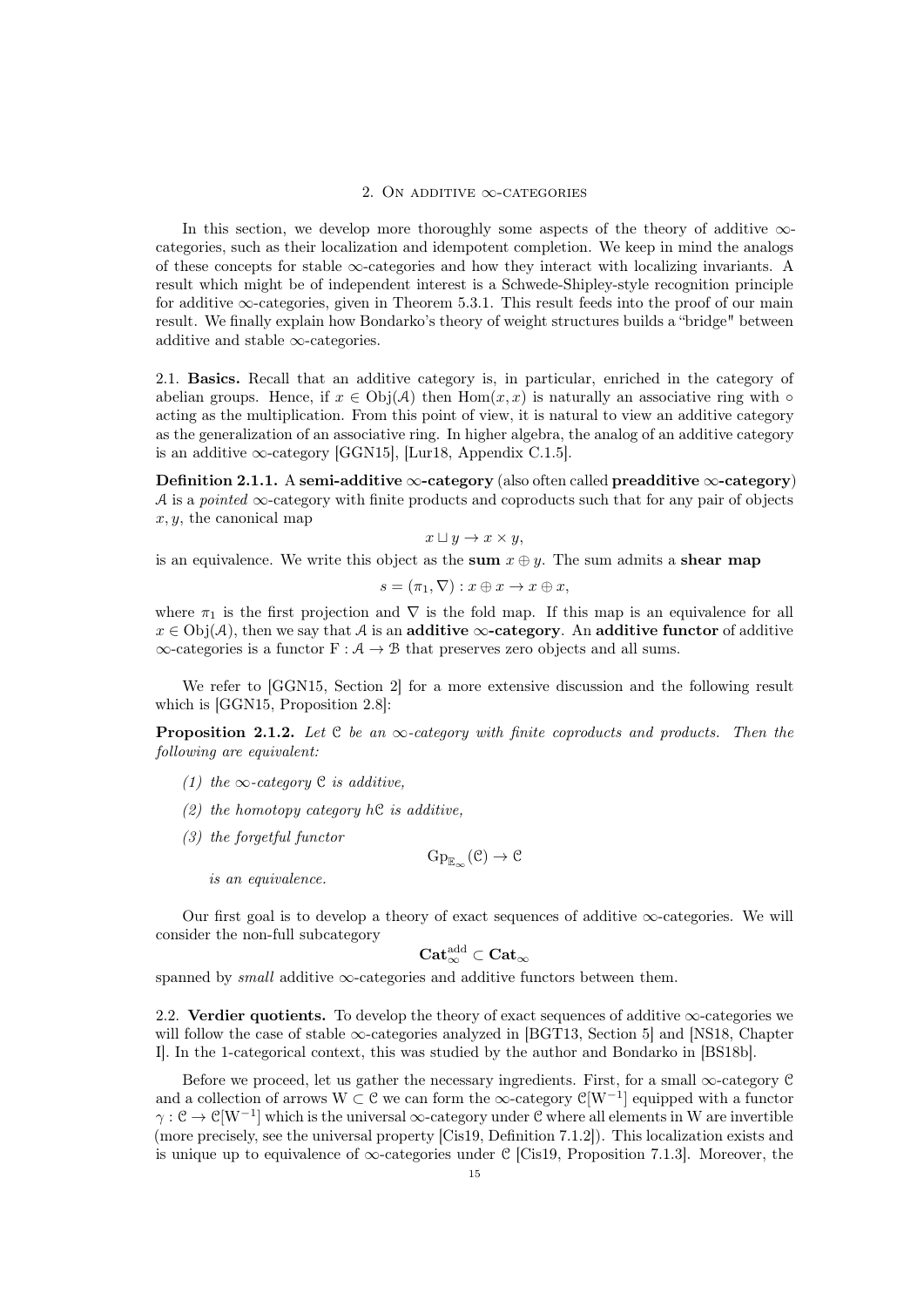## 2. On additive $\infty$-categories

In this section, we develop more thoroughly some aspects of the theory of additive $\infty$-categories, such as their localization and idempotent completion. We keep in mind the analogs of these concepts for stable $\infty$-categories and how they interact with localizing invariants. A result which might be of independent interest is a Schwede-Shipley-style recognition principle for additive $\infty$-categories, given in Theorem 5.3.1. This result feeds into the proof of our main result. We finally explain how Bondarko's theory of weight structures builds a "bridge" between additive and stable $\infty$-categories.

2.1. **Basics.** Recall that an additive category is, in particular, enriched in the category of abelian groups. Hence, if $x \in \mathrm{Obj}(\mathcal{A})$ then $\mathrm{Hom}(x, x)$ is naturally an associative ring with $\circ$ acting as the multiplication. From this point of view, it is natural to view an additive category as the generalization of an associative ring. In higher algebra, the analog of an additive category is an additive $\infty$-category [GGN15], [Lur18, Appendix C.1.5].

**Definition 2.1.1.** A **semi-additive $\infty$-category** (also often called **preadditive $\infty$-category**) $\mathcal{A}$ is a *pointed* $\infty$-category with finite products and coproducts such that for any pair of objects $x, y$, the canonical map

$$x \sqcup y \to x \times y,$$

is an equivalence. We write this object as the **sum** $x \oplus y$. The sum admits a **shear map**

$$s = (\pi_1, \nabla) : x \oplus x \to x \oplus x,$$

where $\pi_1$ is the first projection and $\nabla$ is the fold map. If this map is an equivalence for all $x \in \mathrm{Obj}(\mathcal{A})$, then we say that $\mathcal{A}$ is an **additive $\infty$-category**. An **additive functor** of additive $\infty$-categories is a functor $\mathrm{F} : \mathcal{A} \to \mathcal{B}$ that preserves zero objects and all sums.

We refer to [GGN15, Section 2] for a more extensive discussion and the following result which is [GGN15, Proposition 2.8]:

**Proposition 2.1.2.** *Let $\mathcal{C}$ be an $\infty$-category with finite coproducts and products. Then the following are equivalent:*

1. *the $\infty$-category $\mathcal{C}$ is additive,*
2. *the homotopy category $h\mathcal{C}$ is additive,*
3. *the forgetful functor*
$$\mathrm{Gp}_{\mathbb{E}_\infty}(\mathcal{C}) \to \mathcal{C}$$
*is an equivalence.*

Our first goal is to develop a theory of exact sequences of additive $\infty$-categories. We will consider the non-full subcategory

$$\mathbf{Cat}_\infty^{\mathrm{add}} \subset \mathbf{Cat}_\infty$$

spanned by *small* additive $\infty$-categories and additive functors between them.

2.2. **Verdier quotients.** To develop the theory of exact sequences of additive $\infty$-categories we will follow the case of stable $\infty$-categories analyzed in [BGT13, Section 5] and [NS18, Chapter I]. In the 1-categorical context, this was studied by the author and Bondarko in [BS18b].

Before we proceed, let us gather the necessary ingredients. First, for a small $\infty$-category $\mathcal{C}$ and a collection of arrows $\mathrm{W} \subset \mathcal{C}$ we can form the $\infty$-category $\mathcal{C}[\mathrm{W}^{-1}]$ equipped with a functor $\gamma : \mathcal{C} \to \mathcal{C}[\mathrm{W}^{-1}]$ which is the universal $\infty$-category under $\mathcal{C}$ where all elements in W are invertible (more precisely, see the universal property [Cis19, Definition 7.1.2]). This localization exists and is unique up to equivalence of $\infty$-categories under $\mathcal{C}$ [Cis19, Proposition 7.1.3]. Moreover, the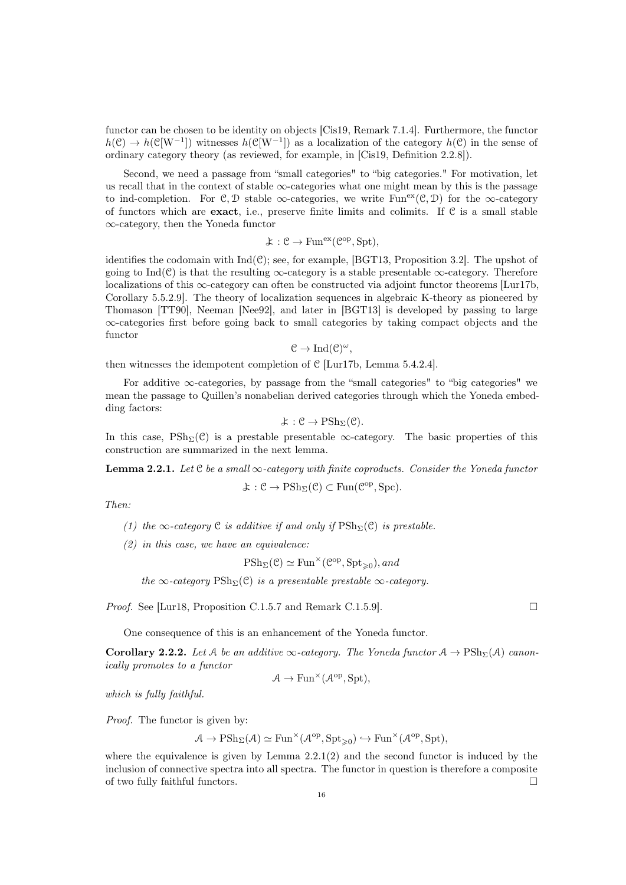functor can be chosen to be identity on objects [Cis19, Remark 7.1.4]. Furthermore, the functor $h(\mathcal{C}) \to h(\mathcal{C}[W^{-1}])$ witnesses $h(\mathcal{C}[W^{-1}])$ as a localization of the category $h(\mathcal{C})$ in the sense of ordinary category theory (as reviewed, for example, in [Cis19, Definition 2.2.8]).

Second, we need a passage from "small categories" to "big categories." For motivation, let us recall that in the context of stable $\infty$-categories what one might mean by this is the passage to ind-completion. For $\mathcal{C}, \mathcal{D}$ stable $\infty$-categories, we write $\mathrm{Fun}^{\mathrm{ex}}(\mathcal{C}, \mathcal{D})$ for the $\infty$-category of functors which are **exact**, i.e., preserve finite limits and colimits. If $\mathcal{C}$ is a small stable $\infty$-category, then the Yoneda functor

$$\mathcal{Y} : \mathcal{C} \to \mathrm{Fun}^{\mathrm{ex}}(\mathcal{C}^{\mathrm{op}}, \mathrm{Spt}),$$

identifies the codomain with $\mathrm{Ind}(\mathcal{C})$; see, for example, [BGT13, Proposition 3.2]. The upshot of going to $\mathrm{Ind}(\mathcal{C})$ is that the resulting $\infty$-category is a stable presentable $\infty$-category. Therefore localizations of this $\infty$-category can often be constructed via adjoint functor theorems [Lur17b, Corollary 5.5.2.9]. The theory of localization sequences in algebraic K-theory as pioneered by Thomason [TT90], Neeman [Nee92], and later in [BGT13] is developed by passing to large $\infty$-categories first before going back to small categories by taking compact objects and the functor

$$\mathcal{C} \to \mathrm{Ind}(\mathcal{C})^{\omega},$$

then witnesses the idempotent completion of $\mathcal{C}$ [Lur17b, Lemma 5.4.2.4].

For additive $\infty$-categories, by passage from the "small categories" to "big categories" we mean the passage to Quillen's nonabelian derived categories through which the Yoneda embedding factors:

$$\mathcal{Y} : \mathcal{C} \to \mathrm{PSh}_{\Sigma}(\mathcal{C}).$$

In this case, $\mathrm{PSh}_{\Sigma}(\mathcal{C})$ is a prestable presentable $\infty$-category. The basic properties of this construction are summarized in the next lemma.

**Lemma 2.2.1.** *Let $\mathcal{C}$ be a small $\infty$-category with finite coproducts. Consider the Yoneda functor*

$$\mathcal{Y} : \mathcal{C} \to \mathrm{PSh}_{\Sigma}(\mathcal{C}) \subset \mathrm{Fun}(\mathcal{C}^{\mathrm{op}}, \mathrm{Spc}).$$

*Then:*

1. *the $\infty$-category $\mathcal{C}$ is additive if and only if $\mathrm{PSh}_{\Sigma}(\mathcal{C})$ is prestable.*
2. *in this case, we have an equivalence:*

$$\mathrm{PSh}_{\Sigma}(\mathcal{C}) \simeq \mathrm{Fun}^{\times}(\mathcal{C}^{\mathrm{op}}, \mathrm{Spt}_{\geqslant 0}), \textit{and}$$

*the $\infty$-category $\mathrm{PSh}_{\Sigma}(\mathcal{C})$ is a presentable prestable $\infty$-category.*

*Proof.* See [Lur18, Proposition C.1.5.7 and Remark C.1.5.9]. □

One consequence of this is an enhancement of the Yoneda functor.

**Corollary 2.2.2.** *Let $\mathcal{A}$ be an additive $\infty$-category. The Yoneda functor $\mathcal{A} \to \mathrm{PSh}_{\Sigma}(\mathcal{A})$ canonically promotes to a functor*

$$\mathcal{A} \to \mathrm{Fun}^{\times}(\mathcal{A}^{\mathrm{op}}, \mathrm{Spt}),$$

*which is fully faithful.*

*Proof.* The functor is given by:

$$\mathcal{A} \to \mathrm{PSh}_{\Sigma}(\mathcal{A}) \simeq \mathrm{Fun}^{\times}(\mathcal{A}^{\mathrm{op}}, \mathrm{Spt}_{\geqslant 0}) \hookrightarrow \mathrm{Fun}^{\times}(\mathcal{A}^{\mathrm{op}}, \mathrm{Spt}),$$

where the equivalence is given by Lemma 2.2.1(2) and the second functor is induced by the inclusion of connective spectra into all spectra. The functor in question is therefore a composite of two fully faithful functors. □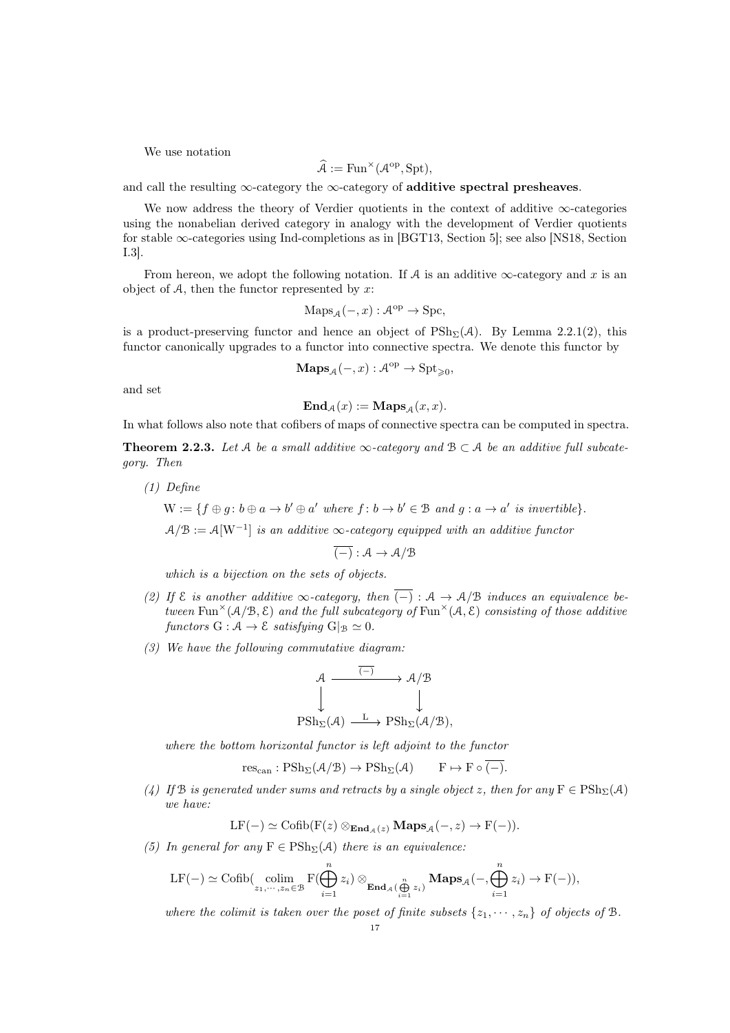We use notation

$$\widehat{\mathcal{A}} := \mathrm{Fun}^{\times}(\mathcal{A}^{\mathrm{op}}, \mathrm{Spt}),$$

and call the resulting $\infty$-category the $\infty$-category of **additive spectral presheaves**.

We now address the theory of Verdier quotients in the context of additive $\infty$-categories using the nonabelian derived category in analogy with the development of Verdier quotients for stable $\infty$-categories using Ind-completions as in [BGT13, Section 5]; see also [NS18, Section I.3].

From hereon, we adopt the following notation. If $\mathcal{A}$ is an additive $\infty$-category and $x$ is an object of $\mathcal{A}$, then the functor represented by $x$:

$$\mathrm{Maps}_{\mathcal{A}}(-, x) : \mathcal{A}^{\mathrm{op}} \to \mathrm{Spc},$$

is a product-preserving functor and hence an object of $\mathrm{PSh}_{\Sigma}(\mathcal{A})$. By Lemma 2.2.1(2), this functor canonically upgrades to a functor into connective spectra. We denote this functor by

$$\mathbf{Maps}_{\mathcal{A}}(-, x) : \mathcal{A}^{\mathrm{op}} \to \mathrm{Spt}_{\geqslant 0},$$

and set

$$\mathbf{End}_{\mathcal{A}}(x) := \mathbf{Maps}_{\mathcal{A}}(x, x).$$

In what follows also note that cofibers of maps of connective spectra can be computed in spectra.

**Theorem 2.2.3.** *Let $\mathcal{A}$ be a small additive $\infty$-category and $\mathcal{B} \subset \mathcal{A}$ be an additive full subcategory. Then*

1. *Define*

   $$\mathrm{W} := \{f \oplus g : b \oplus a \to b' \oplus a' \text{ where } f : b \to b' \in \mathcal{B} \text{ and } g : a \to a' \text{ is invertible}\}.$$

   *$\mathcal{A}/\mathcal{B} := \mathcal{A}[\mathrm{W}^{-1}]$ is an additive $\infty$-category equipped with an additive functor*

   $$\overline{(-)} : \mathcal{A} \to \mathcal{A}/\mathcal{B}$$

   *which is a bijection on the sets of objects.*
2. *If $\mathcal{E}$ is another additive $\infty$-category, then $\overline{(-)} : \mathcal{A} \to \mathcal{A}/\mathcal{B}$ induces an equivalence between $\mathrm{Fun}^{\times}(\mathcal{A}/\mathcal{B}, \mathcal{E})$ and the full subcategory of $\mathrm{Fun}^{\times}(\mathcal{A}, \mathcal{E})$ consisting of those additive functors $\mathrm{G} : \mathcal{A} \to \mathcal{E}$ satisfying $\mathrm{G}|_{\mathcal{B}} \simeq 0$.*
3. *We have the following commutative diagram:*

   $$\begin{array}{ccc} \mathcal{A} & \xrightarrow{\overline{(-)}} & \mathcal{A}/\mathcal{B} \\ \downarrow & & \downarrow \\ \mathrm{PSh}_{\Sigma}(\mathcal{A}) & \xrightarrow{\mathrm{L}} & \mathrm{PSh}_{\Sigma}(\mathcal{A}/\mathcal{B}), \end{array}$$

   *where the bottom horizontal functor is left adjoint to the functor*

   $$\mathrm{res}_{\mathrm{can}} : \mathrm{PSh}_{\Sigma}(\mathcal{A}/\mathcal{B}) \to \mathrm{PSh}_{\Sigma}(\mathcal{A}) \qquad \mathrm{F} \mapsto \mathrm{F} \circ \overline{(-)}.$$
4. *If $\mathcal{B}$ is generated under sums and retracts by a single object $z$, then for any $\mathrm{F} \in \mathrm{PSh}_{\Sigma}(\mathcal{A})$ we have:*

   $$\mathrm{LF}(-) \simeq \mathrm{Cofib}(\mathrm{F}(z) \otimes_{\mathbf{End}_{\mathcal{A}}(z)} \mathbf{Maps}_{\mathcal{A}}(-, z) \to \mathrm{F}(-)).$$
5. *In general for any $\mathrm{F} \in \mathrm{PSh}_{\Sigma}(\mathcal{A})$ there is an equivalence:*

   $$\mathrm{LF}(-) \simeq \mathrm{Cofib}(\operatorname*{colim}_{z_1, \cdots, z_n \in \mathcal{B}} \mathrm{F}(\bigoplus_{i=1}^{n} z_i) \otimes_{\mathbf{End}_{\mathcal{A}}(\bigoplus_{i=1}^{n} z_i)} \mathbf{Maps}_{\mathcal{A}}(-, \bigoplus_{i=1}^{n} z_i) \to \mathrm{F}(-)),$$

   *where the colimit is taken over the poset of finite subsets $\{z_1, \cdots, z_n\}$ of objects of $\mathcal{B}$.*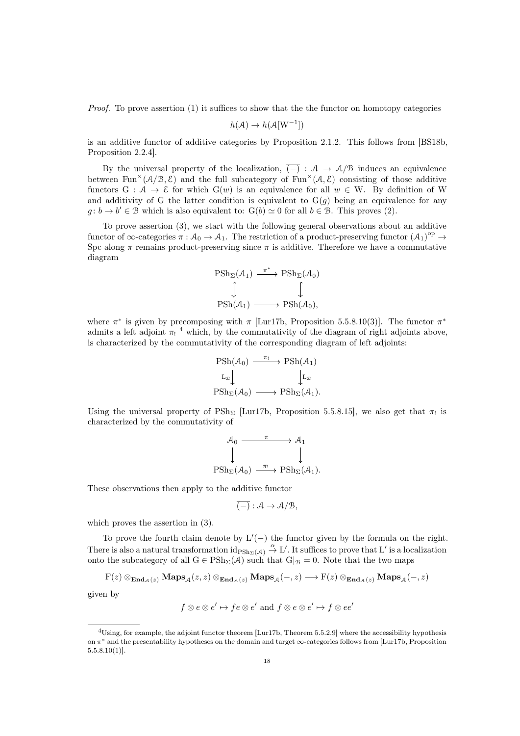*Proof.* To prove assertion (1) it suffices to show that the the functor on homotopy categories

$$h(\mathcal{A}) \to h(\mathcal{A}[\mathrm{W}^{-1}])$$

is an additive functor of additive categories by Proposition 2.1.2. This follows from [BS18b, Proposition 2.2.4].

By the universal property of the localization, $\overline{(-)} : \mathcal{A} \to \mathcal{A}/\mathcal{B}$ induces an equivalence between $\mathrm{Fun}^{\times}(\mathcal{A}/\mathcal{B}, \mathcal{E})$ and the full subcategory of $\mathrm{Fun}^{\times}(\mathcal{A}, \mathcal{E})$ consisting of those additive functors $\mathrm{G} : \mathcal{A} \to \mathcal{E}$ for which $\mathrm{G}(w)$ is an equivalence for all $w \in \mathrm{W}$. By definition of W and additivity of G the latter condition is equivalent to $\mathrm{G}(g)$ being an equivalence for any $g \colon b \to b' \in \mathcal{B}$ which is also equivalent to: $\mathrm{G}(b) \simeq 0$ for all $b \in \mathcal{B}$. This proves (2).

To prove assertion (3), we start with the following general observations about an additive functor of $\infty$-categories $\pi : \mathcal{A}_0 \to \mathcal{A}_1$. The restriction of a product-preserving functor $(\mathcal{A}_1)^{\mathrm{op}} \to \mathrm{Spc}$ along $\pi$ remains product-preserving since $\pi$ is additive. Therefore we have a commutative diagram

$$\begin{array}{ccc} \mathrm{PSh}_{\Sigma}(\mathcal{A}_1) & \xrightarrow{\pi^*} & \mathrm{PSh}_{\Sigma}(\mathcal{A}_0) \\ \big\downarrow & & \big\downarrow \\ \mathrm{PSh}(\mathcal{A}_1) & \longrightarrow & \mathrm{PSh}(\mathcal{A}_0), \end{array}$$

where $\pi^*$ is given by precomposing with $\pi$ [Lur17b, Proposition 5.5.8.10(3)]. The functor $\pi^*$ admits a left adjoint $\pi_!$ [4] which, by the commutativity of the diagram of right adjoints above, is characterized by the commutativity of the corresponding diagram of left adjoints:

$$\begin{array}{ccc} \mathrm{PSh}(\mathcal{A}_0) & \xrightarrow{\pi_!} & \mathrm{PSh}(\mathcal{A}_1) \\ {\scriptstyle \mathrm{L}_{\Sigma}}\big\downarrow & & \big\downarrow{\scriptstyle \mathrm{L}_{\Sigma}} \\ \mathrm{PSh}_{\Sigma}(\mathcal{A}_0) & \longrightarrow & \mathrm{PSh}_{\Sigma}(\mathcal{A}_1). \end{array}$$

Using the universal property of $\mathrm{PSh}_{\Sigma}$ [Lur17b, Proposition 5.5.8.15], we also get that $\pi_!$ is characterized by the commutativity of

$$\begin{array}{ccc} \mathcal{A}_0 & \xrightarrow{\pi} & \mathcal{A}_1 \\ \big\downarrow & & \big\downarrow \\ \mathrm{PSh}_{\Sigma}(\mathcal{A}_0) & \xrightarrow{\pi_!} & \mathrm{PSh}_{\Sigma}(\mathcal{A}_1). \end{array}$$

These observations then apply to the additive functor

$$\overline{(-)} : \mathcal{A} \to \mathcal{A}/\mathcal{B},$$

which proves the assertion in (3).

To prove the fourth claim denote by $\mathrm{L}'(-)$ the functor given by the formula on the right. There is also a natural transformation $\mathrm{id}_{\mathrm{PSh}_{\Sigma}(\mathcal{A})} \xrightarrow{\alpha} \mathrm{L}'$. It suffices to prove that $\mathrm{L}'$ is a localization onto the subcategory of all $\mathrm{G} \in \mathrm{PSh}_{\Sigma}(\mathcal{A})$ such that $\mathrm{G}|_{\mathcal{B}} = 0$. Note that the two maps

$$\mathrm{F}(z) \otimes_{\mathbf{End}_{\mathcal{A}}(z)} \mathbf{Maps}_{\mathcal{A}}(z, z) \otimes_{\mathbf{End}_{\mathcal{A}}(z)} \mathbf{Maps}_{\mathcal{A}}(-, z) \longrightarrow \mathrm{F}(z) \otimes_{\mathbf{End}_{\mathcal{A}}(z)} \mathbf{Maps}_{\mathcal{A}}(-, z)$$

given by

$$f \otimes e \otimes e' \mapsto fe \otimes e' \text{ and } f \otimes e \otimes e' \mapsto f \otimes ee'$$

[4] Using, for example, the adjoint functor theorem [Lur17b, Theorem 5.5.2.9] where the accessibility hypothesis on $\pi^*$ and the presentability hypotheses on the domain and target $\infty$-categories follows from [Lur17b, Proposition 5.5.8.10(1)].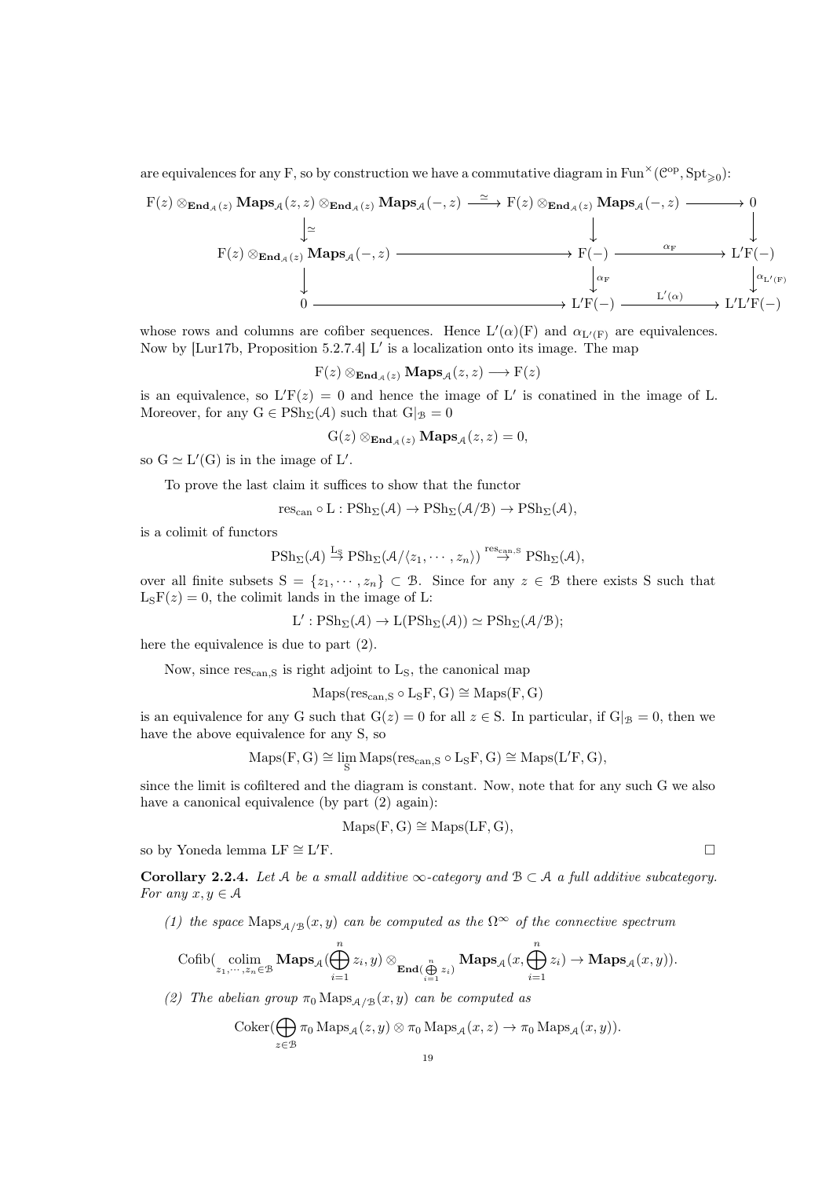are equivalences for any F, so by construction we have a commutative diagram in $\mathrm{Fun}^\times(\mathcal{C}^{\mathrm{op}}, \mathrm{Spt}_{\geqslant 0})$:

$$\begin{array}{ccccc}
\mathrm{F}(z) \otimes_{\mathbf{End}_{\mathcal{A}}(z)} \mathbf{Maps}_{\mathcal{A}}(z,z) \otimes_{\mathbf{End}_{\mathcal{A}}(z)} \mathbf{Maps}_{\mathcal{A}}(-,z) & \xrightarrow{\simeq} & \mathrm{F}(z) \otimes_{\mathbf{End}_{\mathcal{A}}(z)} \mathbf{Maps}_{\mathcal{A}}(-,z) & \longrightarrow & 0 \\
\downarrow \simeq & & \downarrow & & \downarrow \\
\mathrm{F}(z) \otimes_{\mathbf{End}_{\mathcal{A}}(z)} \mathbf{Maps}_{\mathcal{A}}(-,z) & \longrightarrow & \mathrm{F}(-) & \xrightarrow{\alpha_{\mathrm{F}}} & \mathrm{L}'\mathrm{F}(-) \\
\downarrow & & \downarrow \alpha_{\mathrm{F}} & & \downarrow \alpha_{\mathrm{L}'(\mathrm{F})} \\
0 & \longrightarrow & \mathrm{L}'\mathrm{F}(-) & \xrightarrow{\mathrm{L}'(\alpha)} & \mathrm{L}'\mathrm{L}'\mathrm{F}(-)
\end{array}$$

whose rows and columns are cofiber sequences. Hence $\mathrm{L}'(\alpha)(\mathrm{F})$ and $\alpha_{\mathrm{L}'(\mathrm{F})}$ are equivalences. Now by [Lur17b, Proposition 5.2.7.4] $\mathrm{L}'$ is a localization onto its image. The map

$$\mathrm{F}(z) \otimes_{\mathbf{End}_{\mathcal{A}}(z)} \mathbf{Maps}_{\mathcal{A}}(z,z) \longrightarrow \mathrm{F}(z)$$

is an equivalence, so $\mathrm{L}'\mathrm{F}(z) = 0$ and hence the image of $\mathrm{L}'$ is conatined in the image of L. Moreover, for any $\mathrm{G} \in \mathrm{PSh}_\Sigma(\mathcal{A})$ such that $\mathrm{G}|_{\mathcal{B}} = 0$

$$\mathrm{G}(z) \otimes_{\mathbf{End}_{\mathcal{A}}(z)} \mathbf{Maps}_{\mathcal{A}}(z,z) = 0,$$

so $\mathrm{G} \simeq \mathrm{L}'(\mathrm{G})$ is in the image of $\mathrm{L}'$.

To prove the last claim it suffices to show that the functor

$$\mathrm{res}_{\mathrm{can}} \circ \mathrm{L} : \mathrm{PSh}_\Sigma(\mathcal{A}) \to \mathrm{PSh}_\Sigma(\mathcal{A}/\mathcal{B}) \to \mathrm{PSh}_\Sigma(\mathcal{A}),$$

is a colimit of functors

$$\mathrm{PSh}_\Sigma(\mathcal{A}) \overset{\mathrm{L}_{\mathrm{S}}}{\to} \mathrm{PSh}_\Sigma(\mathcal{A}/\langle z_1, \cdots, z_n\rangle) \overset{\mathrm{res}_{\mathrm{can,S}}}{\to} \mathrm{PSh}_\Sigma(\mathcal{A}),$$

over all finite subsets $\mathrm{S} = \{z_1, \cdots, z_n\} \subset \mathcal{B}$. Since for any $z \in \mathcal{B}$ there exists S such that $\mathrm{L}_{\mathrm{S}}\mathrm{F}(z) = 0$, the colimit lands in the image of L:

$$\mathrm{L}' : \mathrm{PSh}_\Sigma(\mathcal{A}) \to \mathrm{L}(\mathrm{PSh}_\Sigma(\mathcal{A})) \simeq \mathrm{PSh}_\Sigma(\mathcal{A}/\mathcal{B});$$

here the equivalence is due to part (2).

Now, since $\mathrm{res}_{\mathrm{can,S}}$ is right adjoint to $\mathrm{L}_{\mathrm{S}}$, the canonical map

$$\mathrm{Maps}(\mathrm{res}_{\mathrm{can,S}} \circ \mathrm{L}_{\mathrm{S}}\mathrm{F}, \mathrm{G}) \cong \mathrm{Maps}(\mathrm{F}, \mathrm{G})$$

is an equivalence for any G such that $\mathrm{G}(z) = 0$ for all $z \in \mathrm{S}$. In particular, if $\mathrm{G}|_{\mathcal{B}} = 0$, then we have the above equivalence for any S, so

$$\mathrm{Maps}(\mathrm{F}, \mathrm{G}) \cong \lim_{\mathrm{S}} \mathrm{Maps}(\mathrm{res}_{\mathrm{can,S}} \circ \mathrm{L}_{\mathrm{S}}\mathrm{F}, \mathrm{G}) \cong \mathrm{Maps}(\mathrm{L}'\mathrm{F}, \mathrm{G}),$$

since the limit is cofiltered and the diagram is constant. Now, note that for any such G we also have a canonical equivalence (by part (2) again):

$$\mathrm{Maps}(\mathrm{F}, \mathrm{G}) \cong \mathrm{Maps}(\mathrm{LF}, \mathrm{G}),$$

so by Yoneda lemma $\mathrm{LF} \cong \mathrm{L}'\mathrm{F}$. □

**Corollary 2.2.4.** *Let $\mathcal{A}$ be a small additive $\infty$-category and $\mathcal{B} \subset \mathcal{A}$ a full additive subcategory. For any $x, y \in \mathcal{A}$*

*(1) the space $\mathrm{Maps}_{\mathcal{A}/\mathcal{B}}(x,y)$ can be computed as the $\Omega^\infty$ of the connective spectrum*

$$\mathrm{Cofib}(\operatorname*{colim}_{z_1, \cdots, z_n \in \mathcal{B}} \mathbf{Maps}_{\mathcal{A}}(\bigoplus_{i=1}^n z_i, y) \otimes_{\mathbf{End}(\bigoplus_{i=1}^n z_i)} \mathbf{Maps}_{\mathcal{A}}(x, \bigoplus_{i=1}^n z_i) \to \mathbf{Maps}_{\mathcal{A}}(x,y)).$$

*(2) The abelian group $\pi_0 \mathrm{Maps}_{\mathcal{A}/\mathcal{B}}(x,y)$ can be computed as*

$$\mathrm{Coker}(\bigoplus_{z \in \mathcal{B}} \pi_0 \mathrm{Maps}_{\mathcal{A}}(z,y) \otimes \pi_0 \mathrm{Maps}_{\mathcal{A}}(x,z) \to \pi_0 \mathrm{Maps}_{\mathcal{A}}(x,y)).$$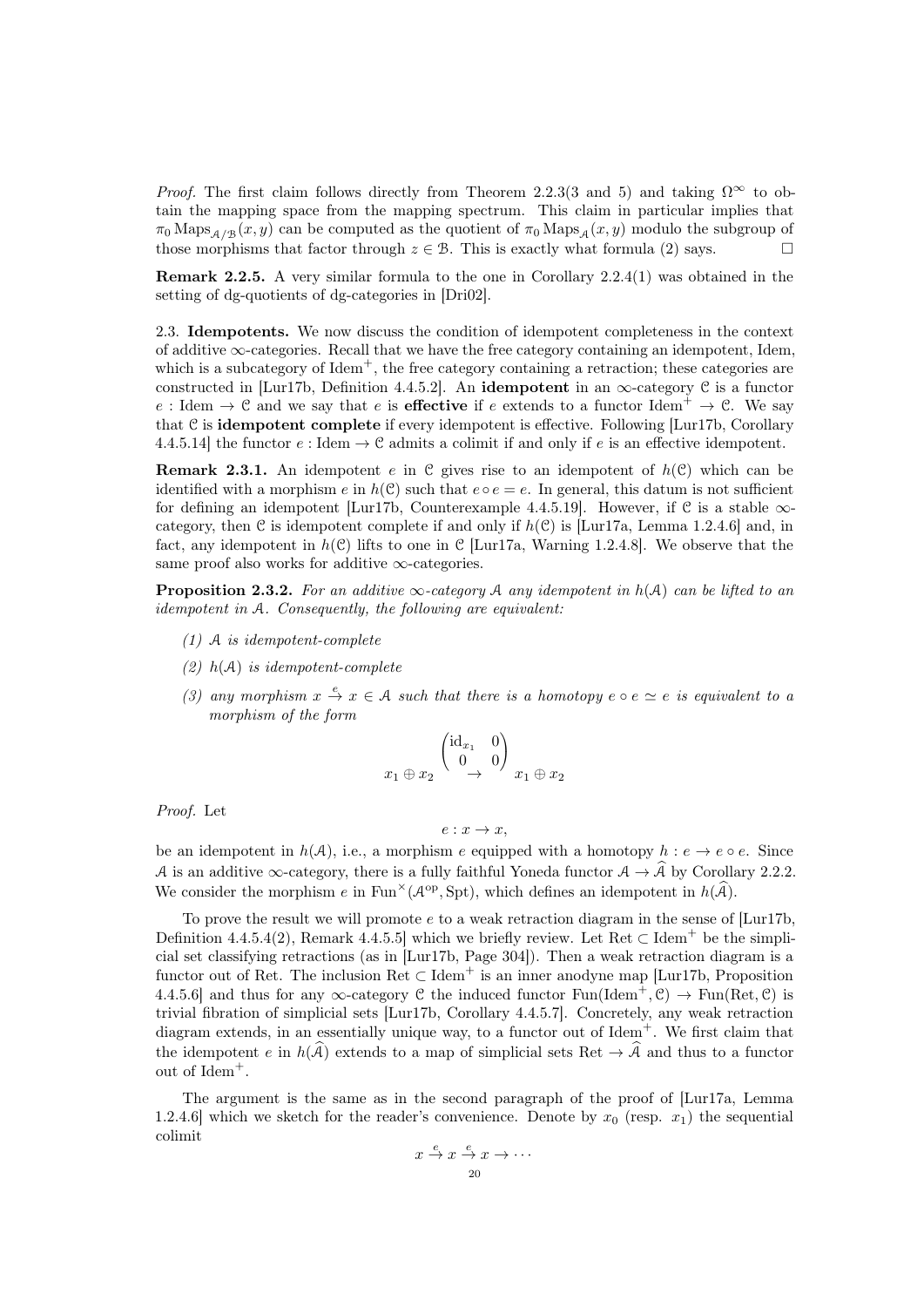*Proof.* The first claim follows directly from Theorem 2.2.3(3 and 5) and taking $\Omega^\infty$ to obtain the mapping space from the mapping spectrum. This claim in particular implies that $\pi_0 \operatorname{Maps}_{\mathcal{A}/\mathcal{B}}(x,y)$ can be computed as the quotient of $\pi_0 \operatorname{Maps}_{\mathcal{A}}(x,y)$ modulo the subgroup of those morphisms that factor through $z \in \mathcal{B}$. This is exactly what formula (2) says. $\square$

**Remark 2.2.5.** A very similar formula to the one in Corollary 2.2.4(1) was obtained in the setting of dg-quotients of dg-categories in [Dri02].

2.3. **Idempotents.** We now discuss the condition of idempotent completeness in the context of additive $\infty$-categories. Recall that we have the free category containing an idempotent, Idem, which is a subcategory of $\mathrm{Idem}^+$, the free category containing a retraction; these categories are constructed in [Lur17b, Definition 4.4.5.2]. An **idempotent** in an $\infty$-category $\mathcal{C}$ is a functor $e : \mathrm{Idem} \to \mathcal{C}$ and we say that $e$ is **effective** if $e$ extends to a functor $\mathrm{Idem}^+ \to \mathcal{C}$. We say that $\mathcal{C}$ is **idempotent complete** if every idempotent is effective. Following [Lur17b, Corollary 4.4.5.14] the functor $e : \mathrm{Idem} \to \mathcal{C}$ admits a colimit if and only if $e$ is an effective idempotent.

**Remark 2.3.1.** An idempotent $e$ in $\mathcal{C}$ gives rise to an idempotent of $h(\mathcal{C})$ which can be identified with a morphism $e$ in $h(\mathcal{C})$ such that $e \circ e = e$. In general, this datum is not sufficient for defining an idempotent [Lur17b, Counterexample 4.4.5.19]. However, if $\mathcal{C}$ is a stable $\infty$-category, then $\mathcal{C}$ is idempotent complete if and only if $h(\mathcal{C})$ is [Lur17a, Lemma 1.2.4.6] and, in fact, any idempotent in $h(\mathcal{C})$ lifts to one in $\mathcal{C}$ [Lur17a, Warning 1.2.4.8]. We observe that the same proof also works for additive $\infty$-categories.

**Proposition 2.3.2.** *For an additive $\infty$-category $\mathcal{A}$ any idempotent in $h(\mathcal{A})$ can be lifted to an idempotent in $\mathcal{A}$. Consequently, the following are equivalent:*

*(1) $\mathcal{A}$ is idempotent-complete*

*(2) $h(\mathcal{A})$ is idempotent-complete*

*(3) any morphism $x \xrightarrow{e} x \in \mathcal{A}$ such that there is a homotopy $e \circ e \simeq e$ is equivalent to a morphism of the form*

$$x_1 \oplus x_2 \xrightarrow{\begin{pmatrix} \mathrm{id}_{x_1} & 0 \\ 0 & 0 \end{pmatrix}} x_1 \oplus x_2$$

*Proof.* Let

$$e : x \to x,$$

be an idempotent in $h(\mathcal{A})$, i.e., a morphism $e$ equipped with a homotopy $h : e \to e \circ e$. Since $\mathcal{A}$ is an additive $\infty$-category, there is a fully faithful Yoneda functor $\mathcal{A} \to \widehat{\mathcal{A}}$ by Corollary 2.2.2. We consider the morphism $e$ in $\mathrm{Fun}^\times(\mathcal{A}^{\mathrm{op}}, \mathrm{Spt})$, which defines an idempotent in $h(\widehat{\mathcal{A}})$.

To prove the result we will promote $e$ to a weak retraction diagram in the sense of [Lur17b, Definition 4.4.5.4(2), Remark 4.4.5.5] which we briefly review. Let $\mathrm{Ret} \subset \mathrm{Idem}^+$ be the simplicial set classifying retractions (as in [Lur17b, Page 304]). Then a weak retraction diagram is a functor out of Ret. The inclusion $\mathrm{Ret} \subset \mathrm{Idem}^+$ is an inner anodyne map [Lur17b, Proposition 4.4.5.6] and thus for any $\infty$-category $\mathcal{C}$ the induced functor $\mathrm{Fun}(\mathrm{Idem}^+, \mathcal{C}) \to \mathrm{Fun}(\mathrm{Ret}, \mathcal{C})$ is trivial fibration of simplicial sets [Lur17b, Corollary 4.4.5.7]. Concretely, any weak retraction diagram extends, in an essentially unique way, to a functor out of $\mathrm{Idem}^+$. We first claim that the idempotent $e$ in $h(\widehat{\mathcal{A}})$ extends to a map of simplicial sets $\mathrm{Ret} \to \widehat{\mathcal{A}}$ and thus to a functor out of $\mathrm{Idem}^+$.

The argument is the same as in the second paragraph of the proof of [Lur17a, Lemma 1.2.4.6] which we sketch for the reader's convenience. Denote by $x_0$ (resp. $x_1$) the sequential colimit

$$x \xrightarrow{e} x \xrightarrow{e} x \to \cdots$$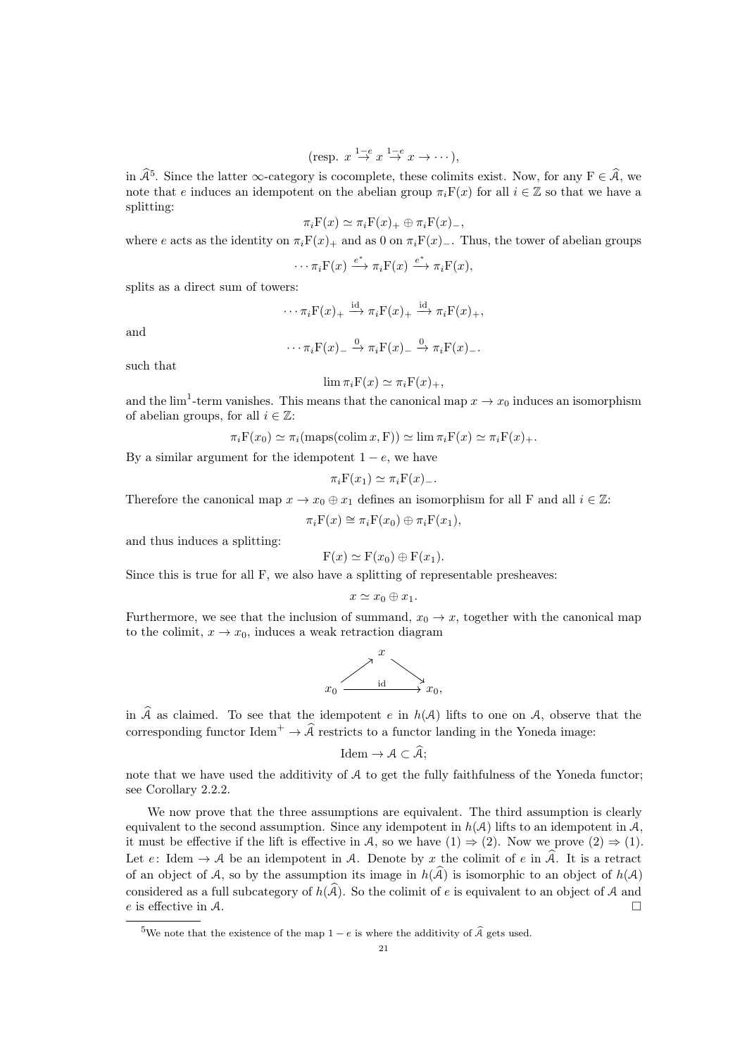$$(\text{resp. } x \xrightarrow{1-e} x \xrightarrow{1-e} x \to \cdots),$$

in $\widehat{\mathcal{A}}$[5]. Since the latter $\infty$-category is cocomplete, these colimits exist. Now, for any $\mathrm{F} \in \widehat{\mathcal{A}}$, we note that $e$ induces an idempotent on the abelian group $\pi_i \mathrm{F}(x)$ for all $i \in \mathbb{Z}$ so that we have a splitting:

$$\pi_i \mathrm{F}(x) \simeq \pi_i \mathrm{F}(x)_+ \oplus \pi_i \mathrm{F}(x)_-,$$

where $e$ acts as the identity on $\pi_i \mathrm{F}(x)_+$ and as 0 on $\pi_i \mathrm{F}(x)_-$. Thus, the tower of abelian groups

$$\cdots \pi_i \mathrm{F}(x) \xrightarrow{e^*} \pi_i \mathrm{F}(x) \xrightarrow{e^*} \pi_i \mathrm{F}(x),$$

splits as a direct sum of towers:

$$\cdots \pi_i \mathrm{F}(x)_+ \xrightarrow{\mathrm{id}} \pi_i \mathrm{F}(x)_+ \xrightarrow{\mathrm{id}} \pi_i \mathrm{F}(x)_+,$$

and

$$\cdots \pi_i \mathrm{F}(x)_- \xrightarrow{0} \pi_i \mathrm{F}(x)_- \xrightarrow{0} \pi_i \mathrm{F}(x)_-.$$

such that

$$\lim \pi_i \mathrm{F}(x) \simeq \pi_i \mathrm{F}(x)_+,$$

and the $\lim^1$-term vanishes. This means that the canonical map $x \to x_0$ induces an isomorphism of abelian groups, for all $i \in \mathbb{Z}$:

$$\pi_i \mathrm{F}(x_0) \simeq \pi_i(\mathrm{maps}(\mathrm{colim}\, x, \mathrm{F})) \simeq \lim \pi_i \mathrm{F}(x) \simeq \pi_i \mathrm{F}(x)_+.$$

By a similar argument for the idempotent $1 - e$, we have

$$\pi_i \mathrm{F}(x_1) \simeq \pi_i \mathrm{F}(x)_-.$$

Therefore the canonical map $x \to x_0 \oplus x_1$ defines an isomorphism for all F and all $i \in \mathbb{Z}$:

$$\pi_i \mathrm{F}(x) \cong \pi_i \mathrm{F}(x_0) \oplus \pi_i \mathrm{F}(x_1),$$

and thus induces a splitting:

$$\mathrm{F}(x) \simeq \mathrm{F}(x_0) \oplus \mathrm{F}(x_1).$$

Since this is true for all F, we also have a splitting of representable presheaves:

$$x \simeq x_0 \oplus x_1.$$

Furthermore, we see that the inclusion of summand, $x_0 \to x$, together with the canonical map to the colimit, $x \to x_0$, induces a weak retraction diagram

$$\begin{array}{ccc} & x & \\ \nearrow & & \searrow \\ x_0 & \xrightarrow{\mathrm{id}} & x_0, \end{array}$$

in $\widehat{\mathcal{A}}$ as claimed. To see that the idempotent $e$ in $h(\mathcal{A})$ lifts to one on $\mathcal{A}$, observe that the corresponding functor $\mathrm{Idem}^+ \to \widehat{\mathcal{A}}$ restricts to a functor landing in the Yoneda image:

$$\mathrm{Idem} \to \mathcal{A} \subset \widehat{\mathcal{A}};$$

note that we have used the additivity of $\mathcal{A}$ to get the fully faithfulness of the Yoneda functor; see Corollary 2.2.2.

We now prove that the three assumptions are equivalent. The third assumption is clearly equivalent to the second assumption. Since any idempotent in $h(\mathcal{A})$ lifts to an idempotent in $\mathcal{A}$, it must be effective if the lift is effective in $\mathcal{A}$, so we have (1) $\Rightarrow$ (2). Now we prove (2) $\Rightarrow$ (1). Let $e\colon \mathrm{Idem} \to \mathcal{A}$ be an idempotent in $\mathcal{A}$. Denote by $x$ the colimit of $e$ in $\widehat{\mathcal{A}}$. It is a retract of an object of $\mathcal{A}$, so by the assumption its image in $h(\widehat{\mathcal{A}})$ is isomorphic to an object of $h(\mathcal{A})$ considered as a full subcategory of $h(\widehat{\mathcal{A}})$. So the colimit of $e$ is equivalent to an object of $\mathcal{A}$ and $e$ is effective in $\mathcal{A}$. $\square$

[5] We note that the existence of the map $1 - e$ is where the additivity of $\widehat{\mathcal{A}}$ gets used.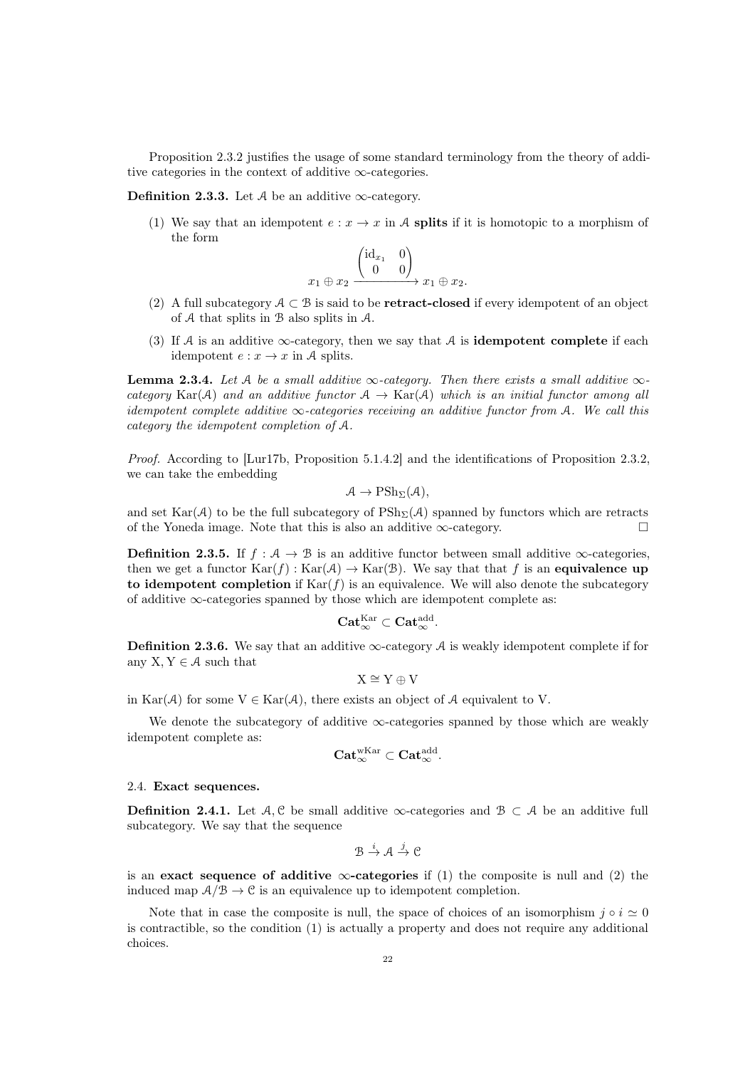Proposition 2.3.2 justifies the usage of some standard terminology from the theory of additive categories in the context of additive $\infty$-categories.

**Definition 2.3.3.** Let $\mathcal{A}$ be an additive $\infty$-category.

(1) We say that an idempotent $e : x \to x$ in $\mathcal{A}$ **splits** if it is homotopic to a morphism of the form

$$x_1 \oplus x_2 \xrightarrow{\begin{pmatrix} \mathrm{id}_{x_1} & 0 \\ 0 & 0 \end{pmatrix}} x_1 \oplus x_2.$$

(2) A full subcategory $\mathcal{A} \subset \mathcal{B}$ is said to be **retract-closed** if every idempotent of an object of $\mathcal{A}$ that splits in $\mathcal{B}$ also splits in $\mathcal{A}$.

(3) If $\mathcal{A}$ is an additive $\infty$-category, then we say that $\mathcal{A}$ is **idempotent complete** if each idempotent $e : x \to x$ in $\mathcal{A}$ splits.

**Lemma 2.3.4.** *Let $\mathcal{A}$ be a small additive $\infty$-category. Then there exists a small additive $\infty$-category $\mathrm{Kar}(\mathcal{A})$ and an additive functor $\mathcal{A} \to \mathrm{Kar}(\mathcal{A})$ which is an initial functor among all idempotent complete additive $\infty$-categories receiving an additive functor from $\mathcal{A}$. We call this category the idempotent completion of $\mathcal{A}$.*

*Proof.* According to [Lur17b, Proposition 5.1.4.2] and the identifications of Proposition 2.3.2, we can take the embedding

$$\mathcal{A} \to \mathrm{PSh}_{\Sigma}(\mathcal{A}),$$

and set $\mathrm{Kar}(\mathcal{A})$ to be the full subcategory of $\mathrm{PSh}_{\Sigma}(\mathcal{A})$ spanned by functors which are retracts of the Yoneda image. Note that this is also an additive $\infty$-category. $\square$

**Definition 2.3.5.** If $f : \mathcal{A} \to \mathcal{B}$ is an additive functor between small additive $\infty$-categories, then we get a functor $\mathrm{Kar}(f) : \mathrm{Kar}(\mathcal{A}) \to \mathrm{Kar}(\mathcal{B})$. We say that that $f$ is an **equivalence up to idempotent completion** if $\mathrm{Kar}(f)$ is an equivalence. We will also denote the subcategory of additive $\infty$-categories spanned by those which are idempotent complete as:

$$\mathbf{Cat}_{\infty}^{\mathrm{Kar}} \subset \mathbf{Cat}_{\infty}^{\mathrm{add}}.$$

**Definition 2.3.6.** We say that an additive $\infty$-category $\mathcal{A}$ is weakly idempotent complete if for any $\mathrm{X}, \mathrm{Y} \in \mathcal{A}$ such that

$$\mathrm{X} \cong \mathrm{Y} \oplus \mathrm{V}$$

in $\mathrm{Kar}(\mathcal{A})$ for some $\mathrm{V} \in \mathrm{Kar}(\mathcal{A})$, there exists an object of $\mathcal{A}$ equivalent to $\mathrm{V}$.

We denote the subcategory of additive $\infty$-categories spanned by those which are weakly idempotent complete as:

$$\mathbf{Cat}_{\infty}^{\mathrm{wKar}} \subset \mathbf{Cat}_{\infty}^{\mathrm{add}}.$$

## 2.4. Exact sequences.

**Definition 2.4.1.** Let $\mathcal{A}, \mathcal{C}$ be small additive $\infty$-categories and $\mathcal{B} \subset \mathcal{A}$ be an additive full subcategory. We say that the sequence

$$\mathcal{B} \xrightarrow{i} \mathcal{A} \xrightarrow{j} \mathcal{C}$$

is an **exact sequence of additive $\infty$-categories** if (1) the composite is null and (2) the induced map $\mathcal{A}/\mathcal{B} \to \mathcal{C}$ is an equivalence up to idempotent completion.

Note that in case the composite is null, the space of choices of an isomorphism $j \circ i \simeq 0$ is contractible, so the condition (1) is actually a property and does not require any additional choices.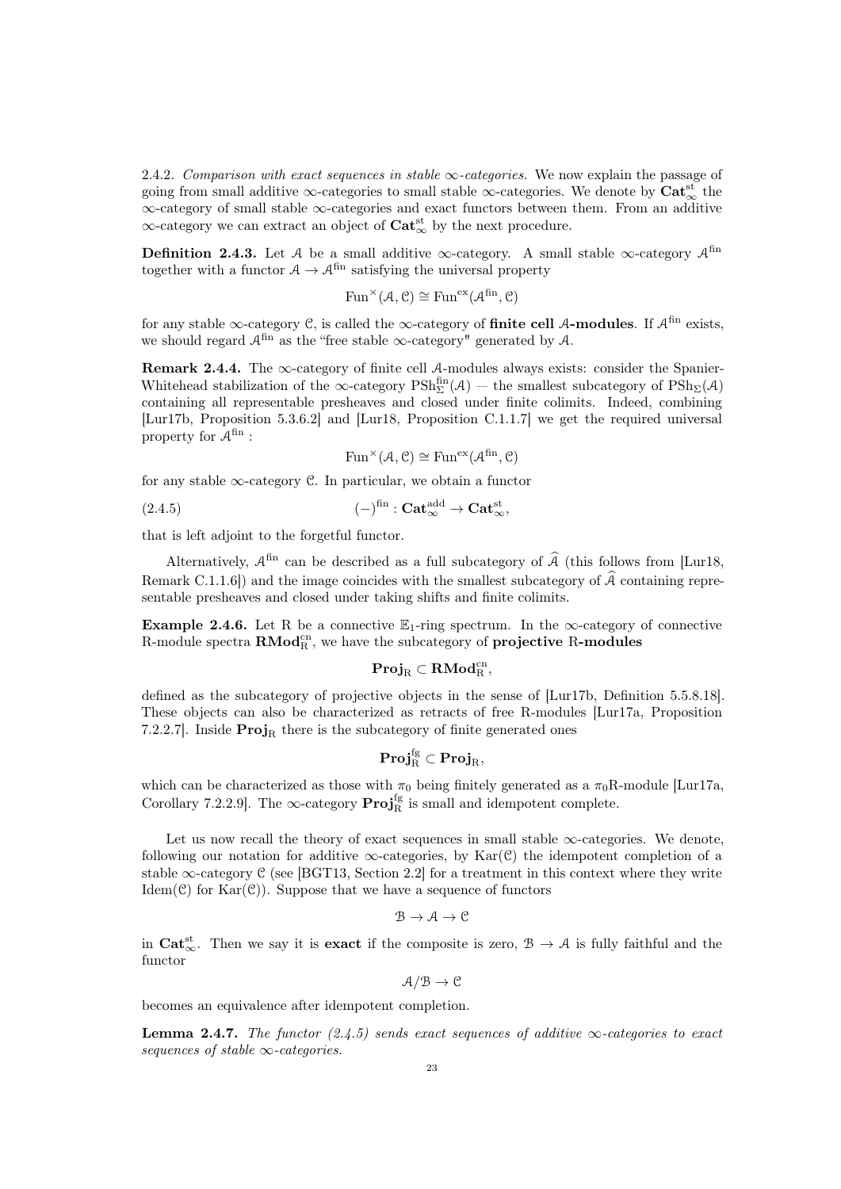2.4.2. *Comparison with exact sequences in stable ∞-categories.* We now explain the passage of going from small additive ∞-categories to small stable ∞-categories. We denote by $\mathbf{Cat}^{\mathrm{st}}_{\infty}$ the ∞-category of small stable ∞-categories and exact functors between them. From an additive ∞-category we can extract an object of $\mathbf{Cat}^{\mathrm{st}}_{\infty}$ by the next procedure.

**Definition 2.4.3.** Let $\mathcal{A}$ be a small additive ∞-category. A small stable ∞-category $\mathcal{A}^{\mathrm{fin}}$ together with a functor $\mathcal{A} \to \mathcal{A}^{\mathrm{fin}}$ satisfying the universal property

$$\mathrm{Fun}^{\times}(\mathcal{A}, \mathcal{C}) \cong \mathrm{Fun}^{\mathrm{ex}}(\mathcal{A}^{\mathrm{fin}}, \mathcal{C})$$

for any stable ∞-category $\mathcal{C}$, is called the ∞-category of **finite cell $\mathcal{A}$-modules**. If $\mathcal{A}^{\mathrm{fin}}$ exists, we should regard $\mathcal{A}^{\mathrm{fin}}$ as the "free stable ∞-category" generated by $\mathcal{A}$.

**Remark 2.4.4.** The ∞-category of finite cell $\mathcal{A}$-modules always exists: consider the Spanier-Whitehead stabilization of the ∞-category $\mathrm{PSh}^{\mathrm{fin}}_{\Sigma}(\mathcal{A})$ — the smallest subcategory of $\mathrm{PSh}_{\Sigma}(\mathcal{A})$ containing all representable presheaves and closed under finite colimits. Indeed, combining [Lur17b, Proposition 5.3.6.2] and [Lur18, Proposition C.1.1.7] we get the required universal property for $\mathcal{A}^{\mathrm{fin}}$ :

$$\mathrm{Fun}^{\times}(\mathcal{A}, \mathcal{C}) \cong \mathrm{Fun}^{\mathrm{ex}}(\mathcal{A}^{\mathrm{fin}}, \mathcal{C})$$

for any stable ∞-category $\mathcal{C}$. In particular, we obtain a functor

$$(-)^{\mathrm{fin}} : \mathbf{Cat}^{\mathrm{add}}_{\infty} \to \mathbf{Cat}^{\mathrm{st}}_{\infty}, \tag{2.4.5}$$

that is left adjoint to the forgetful functor.

Alternatively, $\mathcal{A}^{\mathrm{fin}}$ can be described as a full subcategory of $\widehat{\mathcal{A}}$ (this follows from [Lur18, Remark C.1.1.6]) and the image coincides with the smallest subcategory of $\widehat{\mathcal{A}}$ containing representable presheaves and closed under taking shifts and finite colimits.

**Example 2.4.6.** Let R be a connective $\mathbb{E}_1$-ring spectrum. In the ∞-category of connective R-module spectra $\mathbf{RMod}^{\mathrm{cn}}_{\mathrm{R}}$, we have the subcategory of **projective** R**-modules**

$$\mathbf{Proj}_{\mathrm{R}} \subset \mathbf{RMod}^{\mathrm{cn}}_{\mathrm{R}},$$

defined as the subcategory of projective objects in the sense of [Lur17b, Definition 5.5.8.18]. These objects can also be characterized as retracts of free R-modules [Lur17a, Proposition 7.2.2.7]. Inside $\mathbf{Proj}_{\mathrm{R}}$ there is the subcategory of finite generated ones

$$\mathbf{Proj}^{\mathrm{fg}}_{\mathrm{R}} \subset \mathbf{Proj}_{\mathrm{R}},$$

which can be characterized as those with $\pi_0$ being finitely generated as a $\pi_0\mathrm{R}$-module [Lur17a, Corollary 7.2.2.9]. The ∞-category $\mathbf{Proj}^{\mathrm{fg}}_{\mathrm{R}}$ is small and idempotent complete.

Let us now recall the theory of exact sequences in small stable ∞-categories. We denote, following our notation for additive ∞-categories, by $\mathrm{Kar}(\mathcal{C})$ the idempotent completion of a stable ∞-category $\mathcal{C}$ (see [BGT13, Section 2.2] for a treatment in this context where they write $\mathrm{Idem}(\mathcal{C})$ for $\mathrm{Kar}(\mathcal{C})$). Suppose that we have a sequence of functors

$$\mathcal{B} \to \mathcal{A} \to \mathcal{C}$$

in $\mathbf{Cat}^{\mathrm{st}}_{\infty}$. Then we say it is **exact** if the composite is zero, $\mathcal{B} \to \mathcal{A}$ is fully faithful and the functor

$$\mathcal{A}/\mathcal{B} \to \mathcal{C}$$

becomes an equivalence after idempotent completion.

**Lemma 2.4.7.** *The functor (2.4.5) sends exact sequences of additive ∞-categories to exact sequences of stable ∞-categories.*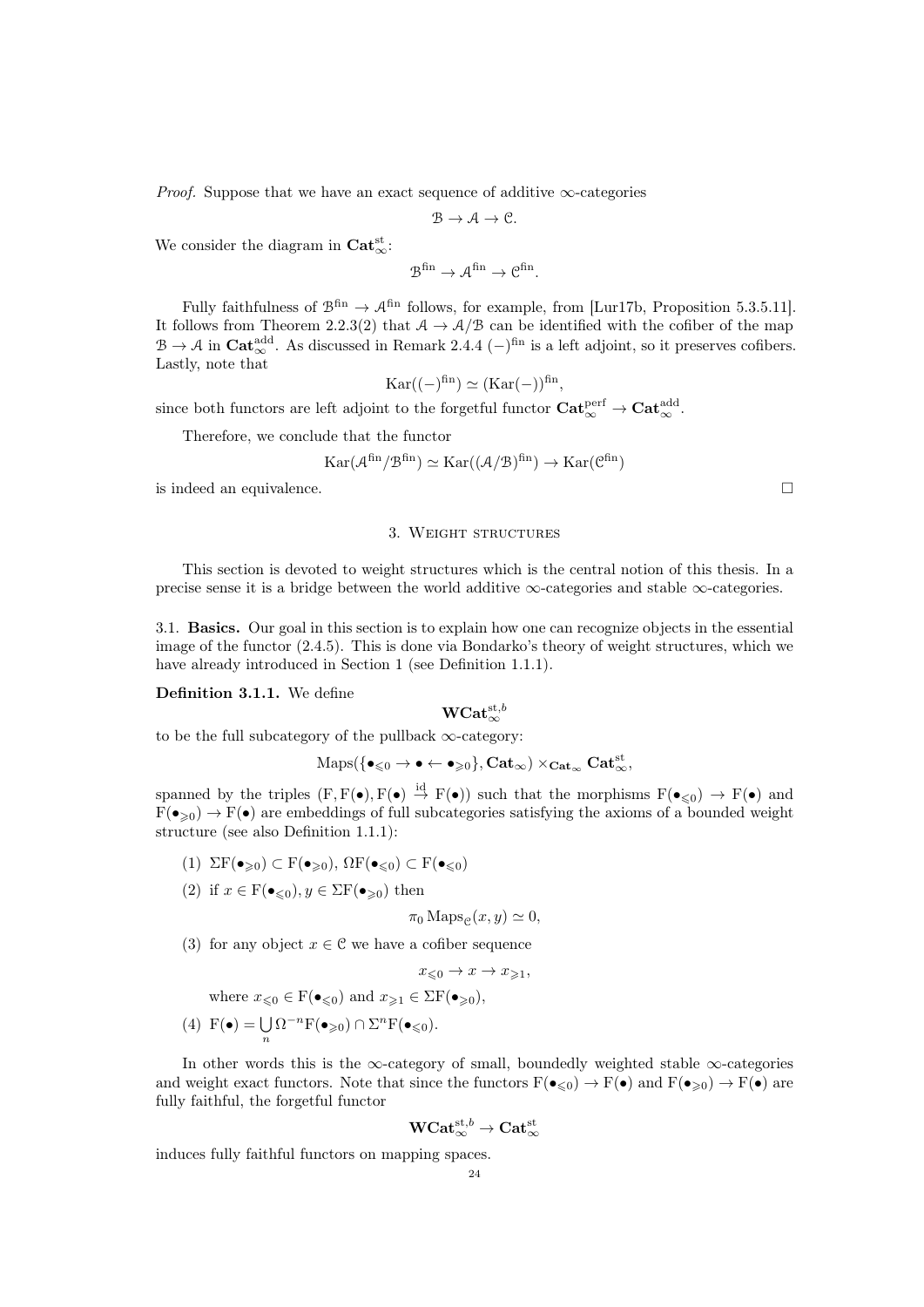*Proof.* Suppose that we have an exact sequence of additive $\infty$-categories

$$\mathcal{B} \to \mathcal{A} \to \mathcal{C}.$$

We consider the diagram in $\mathbf{Cat}_\infty^{\mathrm{st}}$:

$$\mathcal{B}^{\mathrm{fin}} \to \mathcal{A}^{\mathrm{fin}} \to \mathcal{C}^{\mathrm{fin}}.$$

Fully faithfulness of $\mathcal{B}^{\mathrm{fin}} \to \mathcal{A}^{\mathrm{fin}}$ follows, for example, from [Lur17b, Proposition 5.3.5.11]. It follows from Theorem 2.2.3(2) that $\mathcal{A} \to \mathcal{A}/\mathcal{B}$ can be identified with the cofiber of the map $\mathcal{B} \to \mathcal{A}$ in $\mathbf{Cat}_\infty^{\mathrm{add}}$. As discussed in Remark 2.4.4 $(-)^{\mathrm{fin}}$ is a left adjoint, so it preserves cofibers. Lastly, note that

$$\mathrm{Kar}((-)^{\mathrm{fin}}) \simeq (\mathrm{Kar}(-))^{\mathrm{fin}},$$

since both functors are left adjoint to the forgetful functor $\mathbf{Cat}_\infty^{\mathrm{perf}} \to \mathbf{Cat}_\infty^{\mathrm{add}}$.

Therefore, we conclude that the functor

$$\mathrm{Kar}(\mathcal{A}^{\mathrm{fin}}/\mathcal{B}^{\mathrm{fin}}) \simeq \mathrm{Kar}((\mathcal{A}/\mathcal{B})^{\mathrm{fin}}) \to \mathrm{Kar}(\mathcal{C}^{\mathrm{fin}})$$

is indeed an equivalence. $\square$

## 3. Weight structures

This section is devoted to weight structures which is the central notion of this thesis. In a precise sense it is a bridge between the world additive $\infty$-categories and stable $\infty$-categories.

### 3.1. Basics.

Our goal in this section is to explain how one can recognize objects in the essential image of the functor (2.4.5). This is done via Bondarko's theory of weight structures, which we have already introduced in Section 1 (see Definition 1.1.1).

**Definition 3.1.1.** We define

$$\mathbf{WCat}_\infty^{\mathrm{st},b}$$

to be the full subcategory of the pullback $\infty$-category:

$$\mathrm{Maps}(\{\bullet_{\leqslant 0} \to \bullet \leftarrow \bullet_{\geqslant 0}\}, \mathbf{Cat}_\infty) \times_{\mathbf{Cat}_\infty} \mathbf{Cat}_\infty^{\mathrm{st}},$$

spanned by the triples $(\mathrm{F}, \mathrm{F}(\bullet), \mathrm{F}(\bullet) \xrightarrow{\mathrm{id}} \mathrm{F}(\bullet))$ such that the morphisms $\mathrm{F}(\bullet_{\leqslant 0}) \to \mathrm{F}(\bullet)$ and $\mathrm{F}(\bullet_{\geqslant 0}) \to \mathrm{F}(\bullet)$ are embeddings of full subcategories satisfying the axioms of a bounded weight structure (see also Definition 1.1.1):

1. $\Sigma\mathrm{F}(\bullet_{\geqslant 0}) \subset \mathrm{F}(\bullet_{\geqslant 0})$, $\Omega\mathrm{F}(\bullet_{\leqslant 0}) \subset \mathrm{F}(\bullet_{\leqslant 0})$
2. if $x \in \mathrm{F}(\bullet_{\leqslant 0}), y \in \Sigma\mathrm{F}(\bullet_{\geqslant 0})$ then
$$\pi_0 \mathrm{Maps}_{\mathcal{C}}(x, y) \simeq 0,$$
3. for any object $x \in \mathcal{C}$ we have a cofiber sequence
$$x_{\leqslant 0} \to x \to x_{\geqslant 1},$$
where $x_{\leqslant 0} \in \mathrm{F}(\bullet_{\leqslant 0})$ and $x_{\geqslant 1} \in \Sigma\mathrm{F}(\bullet_{\geqslant 0})$,
4. $\mathrm{F}(\bullet) = \bigcup_n \Omega^{-n}\mathrm{F}(\bullet_{\geqslant 0}) \cap \Sigma^n\mathrm{F}(\bullet_{\leqslant 0})$.

In other words this is the $\infty$-category of small, boundedly weighted stable $\infty$-categories and weight exact functors. Note that since the functors $\mathrm{F}(\bullet_{\leqslant 0}) \to \mathrm{F}(\bullet)$ and $\mathrm{F}(\bullet_{\geqslant 0}) \to \mathrm{F}(\bullet)$ are fully faithful, the forgetful functor

$$\mathbf{WCat}_\infty^{\mathrm{st},b} \to \mathbf{Cat}_\infty^{\mathrm{st}}$$

induces fully faithful functors on mapping spaces.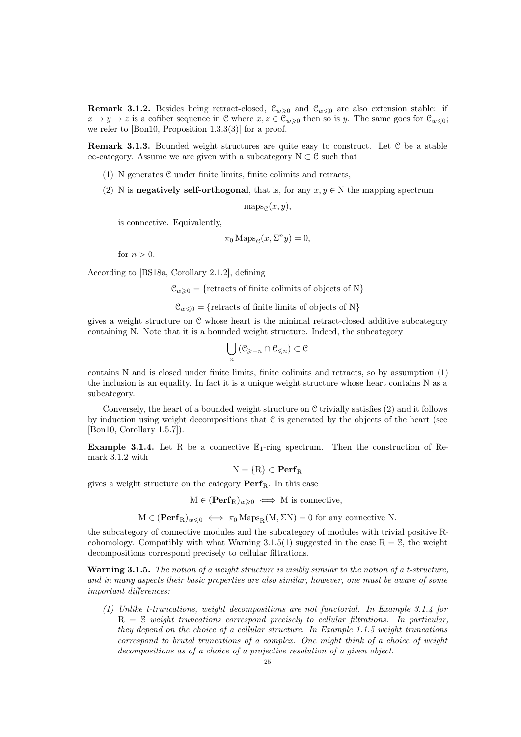**Remark 3.1.2.** Besides being retract-closed, $\mathcal{C}_{w\geqslant 0}$ and $\mathcal{C}_{w\leqslant 0}$ are also extension stable: if $x \to y \to z$ is a cofiber sequence in $\mathcal{C}$ where $x, z \in \mathcal{C}_{w\geqslant 0}$ then so is $y$. The same goes for $\mathcal{C}_{w\leqslant 0}$; we refer to [Bon10, Proposition 1.3.3(3)] for a proof.

**Remark 3.1.3.** Bounded weight structures are quite easy to construct. Let $\mathcal{C}$ be a stable $\infty$-category. Assume we are given with a subcategory $\mathrm{N} \subset \mathcal{C}$ such that

(1) N generates $\mathcal{C}$ under finite limits, finite colimits and retracts,

(2) N is **negatively self-orthogonal**, that is, for any $x, y \in \mathrm{N}$ the mapping spectrum

$$\mathrm{maps}_{\mathcal{C}}(x, y),$$

is connective. Equivalently,

$$\pi_0 \operatorname{Maps}_{\mathcal{C}}(x, \Sigma^n y) = 0,$$

for $n > 0$.

According to [BS18a, Corollary 2.1.2], defining

$$\mathcal{C}_{w\geqslant 0} = \{\text{retracts of finite colimits of objects of N}\}$$

$$\mathcal{C}_{w\leqslant 0} = \{\text{retracts of finite limits of objects of N}\}$$

gives a weight structure on $\mathcal{C}$ whose heart is the minimal retract-closed additive subcategory containing N. Note that it is a bounded weight structure. Indeed, the subcategory

$$\bigcup_n (\mathcal{C}_{\geqslant -n} \cap \mathcal{C}_{\leqslant n}) \subset \mathcal{C}$$

contains N and is closed under finite limits, finite colimits and retracts, so by assumption (1) the inclusion is an equality. In fact it is a unique weight structure whose heart contains N as a subcategory.

Conversely, the heart of a bounded weight structure on $\mathcal{C}$ trivially satisfies (2) and it follows by induction using weight decompositions that $\mathcal{C}$ is generated by the objects of the heart (see [Bon10, Corollary 1.5.7]).

**Example 3.1.4.** Let R be a connective $\mathbb{E}_1$-ring spectrum. Then the construction of Remark 3.1.2 with

$$\mathrm{N} = \{\mathrm{R}\} \subset \mathbf{Perf}_{\mathrm{R}}$$

gives a weight structure on the category $\mathbf{Perf}_{\mathrm{R}}$. In this case

$$\mathrm{M} \in (\mathbf{Perf}_{\mathrm{R}})_{w\geqslant 0} \iff \mathrm{M} \text{ is connective},$$

$$\mathrm{M} \in (\mathbf{Perf}_{\mathrm{R}})_{w\leqslant 0} \iff \pi_0 \operatorname{Maps}_{\mathrm{R}}(\mathrm{M}, \Sigma \mathrm{N}) = 0 \text{ for any connective N}.$$

the subcategory of connective modules and the subcategory of modules with trivial positive R-cohomology. Compatibly with what Warning 3.1.5(1) suggested in the case $\mathrm{R} = \mathbb{S}$, the weight decompositions correspond precisely to cellular filtrations.

**Warning 3.1.5.** *The notion of a weight structure is visibly similar to the notion of a t-structure, and in many aspects their basic properties are also similar, however, one must be aware of some important differences:*

*(1) Unlike t-truncations, weight decompositions are not functorial. In Example 3.1.4 for* $\mathrm{R} = \mathbb{S}$ *weight truncations correspond precisely to cellular filtrations. In particular, they depend on the choice of a cellular structure. In Example 1.1.5 weight truncations correspond to brutal truncations of a complex. One might think of a choice of weight decompositions as of a choice of a projective resolution of a given object.*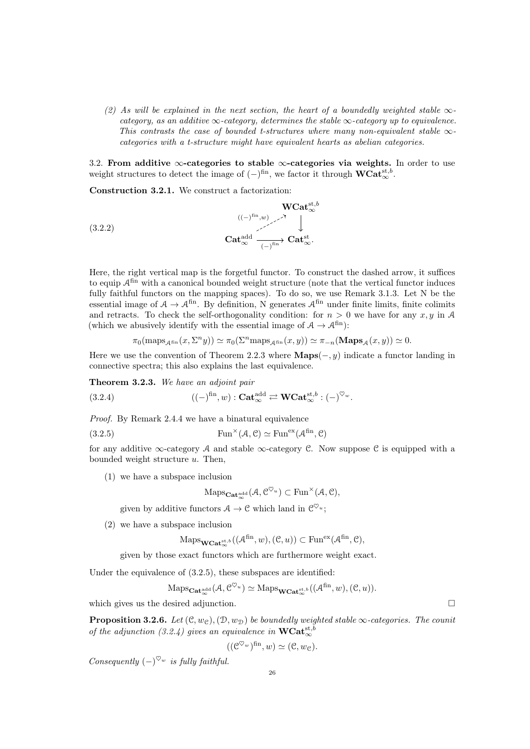(2) *As will be explained in the next section, the heart of a boundedly weighted stable $\infty$-category, as an additive $\infty$-category, determines the stable $\infty$-category up to equivalence. This contrasts the case of bounded t-structures where many non-equivalent stable $\infty$-categories with a t-structure might have equivalent hearts as abelian categories.*

## 3.2. From additive $\infty$-categories to stable $\infty$-categories via weights.

In order to use weight structures to detect the image of $(-)^{\mathrm{fin}}$, we factor it through $\mathbf{WCat}_\infty^{\mathrm{st},b}$.

**Construction 3.2.1.** We construct a factorization:

$$\begin{array}{ccc} & & \mathbf{WCat}_\infty^{\mathrm{st},b} \\ & {\scriptstyle ((-)^{\mathrm{fin}},w)} \nearrow & \downarrow \\ \mathbf{Cat}_\infty^{\mathrm{add}} & \xrightarrow[(-)^{\mathrm{fin}}]{} & \mathbf{Cat}_\infty^{\mathrm{st}}. \end{array} \tag{3.2.2}$$

Here, the right vertical map is the forgetful functor. To construct the dashed arrow, it suffices to equip $\mathcal{A}^{\mathrm{fin}}$ with a canonical bounded weight structure (note that the vertical functor induces fully faithful functors on the mapping spaces). To do so, we use Remark 3.1.3. Let N be the essential image of $\mathcal{A} \to \mathcal{A}^{\mathrm{fin}}$. By definition, N generates $\mathcal{A}^{\mathrm{fin}}$ under finite limits, finite colimits and retracts. To check the self-orthogonality condition: for $n > 0$ we have for any $x, y$ in $\mathcal{A}$ (which we abusively identify with the essential image of $\mathcal{A} \to \mathcal{A}^{\mathrm{fin}}$):

$$\pi_0(\mathrm{maps}_{\mathcal{A}^{\mathrm{fin}}}(x, \Sigma^n y)) \simeq \pi_0(\Sigma^n \mathrm{maps}_{\mathcal{A}^{\mathrm{fin}}}(x, y)) \simeq \pi_{-n}(\mathbf{Maps}_{\mathcal{A}}(x, y)) \simeq 0.$$

Here we use the convention of Theorem 2.2.3 where $\mathbf{Maps}(-, y)$ indicate a functor landing in connective spectra; this also explains the last equivalence.

**Theorem 3.2.3.** *We have an adjoint pair*

$$((-)^{\mathrm{fin}}, w) : \mathbf{Cat}_\infty^{\mathrm{add}} \rightleftarrows \mathbf{WCat}_\infty^{\mathrm{st},b} : (-)^{\heartsuit_w}. \tag{3.2.4}$$

*Proof.* By Remark 2.4.4 we have a binatural equivalence

$$\mathrm{Fun}^\times(\mathcal{A}, \mathcal{C}) \simeq \mathrm{Fun}^{\mathrm{ex}}(\mathcal{A}^{\mathrm{fin}}, \mathcal{C}) \tag{3.2.5}$$

for any additive $\infty$-category $\mathcal{A}$ and stable $\infty$-category $\mathcal{C}$. Now suppose $\mathcal{C}$ is equipped with a bounded weight structure $u$. Then,

(1) we have a subspace inclusion

$$\mathrm{Maps}_{\mathbf{Cat}_\infty^{\mathrm{add}}}(\mathcal{A}, \mathcal{C}^{\heartsuit_u}) \subset \mathrm{Fun}^\times(\mathcal{A}, \mathcal{C}),$$

given by additive functors $\mathcal{A} \to \mathcal{C}$ which land in $\mathcal{C}^{\heartsuit_u}$;

(2) we have a subspace inclusion

$$\mathrm{Maps}_{\mathbf{WCat}_\infty^{\mathrm{st},b}}((\mathcal{A}^{\mathrm{fin}}, w), (\mathcal{C}, u)) \subset \mathrm{Fun}^{\mathrm{ex}}(\mathcal{A}^{\mathrm{fin}}, \mathcal{C}),$$

given by those exact functors which are furthermore weight exact.

Under the equivalence of (3.2.5), these subspaces are identified:

$$\mathrm{Maps}_{\mathbf{Cat}_\infty^{\mathrm{add}}}(\mathcal{A}, \mathcal{C}^{\heartsuit_u}) \simeq \mathrm{Maps}_{\mathbf{WCat}_\infty^{\mathrm{st},b}}((\mathcal{A}^{\mathrm{fin}}, w), (\mathcal{C}, u)).$$

which gives us the desired adjunction. $\square$

**Proposition 3.2.6.** *Let $(\mathcal{C}, w_{\mathcal{C}}), (\mathcal{D}, w_{\mathcal{D}})$ be boundedly weighted stable $\infty$-categories. The counit of the adjunction (3.2.4) gives an equivalence in $\mathbf{WCat}_\infty^{\mathrm{st},b}$*

$$((\mathcal{C}^{\heartsuit_w})^{\mathrm{fin}}, w) \simeq (\mathcal{C}, w_{\mathcal{C}}).$$

*Consequently $(-)^{\heartsuit_w}$ is fully faithful.*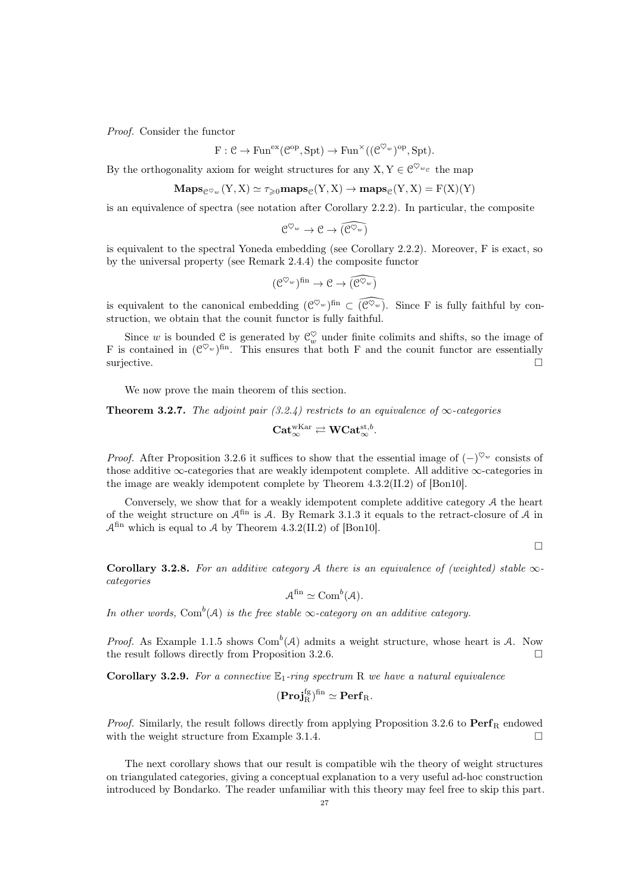*Proof.* Consider the functor

$$\mathrm{F} : \mathcal{C} \to \mathrm{Fun}^{\mathrm{ex}}(\mathcal{C}^{\mathrm{op}}, \mathrm{Spt}) \to \mathrm{Fun}^{\times}((\mathcal{C}^{\heartsuit_w})^{\mathrm{op}}, \mathrm{Spt}).$$

By the orthogonality axiom for weight structures for any $\mathrm{X}, \mathrm{Y} \in \mathcal{C}^{\heartsuit_{w_{\mathcal{C}}}}$ the map

$$\mathbf{Maps}_{\mathcal{C}^{\heartsuit_w}}(\mathrm{Y}, \mathrm{X}) \simeq \tau_{\geqslant 0}\mathbf{maps}_{\mathcal{C}}(\mathrm{Y}, \mathrm{X}) \to \mathbf{maps}_{\mathcal{C}}(\mathrm{Y}, \mathrm{X}) = \mathrm{F}(\mathrm{X})(\mathrm{Y})$$

is an equivalence of spectra (see notation after Corollary 2.2.2). In particular, the composite

$$\mathcal{C}^{\heartsuit_w} \to \mathcal{C} \to \widehat{(\mathcal{C}^{\heartsuit_w})}$$

is equivalent to the spectral Yoneda embedding (see Corollary 2.2.2). Moreover, F is exact, so by the universal property (see Remark 2.4.4) the composite functor

$$(\mathcal{C}^{\heartsuit_w})^{\mathrm{fin}} \to \mathcal{C} \to \widehat{(\mathcal{C}^{\heartsuit_w})}$$

is equivalent to the canonical embedding $(\mathcal{C}^{\heartsuit_w})^{\mathrm{fin}} \subset \widehat{(\mathcal{C}^{\heartsuit_w})}$. Since F is fully faithful by construction, we obtain that the counit functor is fully faithful.

Since $w$ is bounded $\mathcal{C}$ is generated by $\mathcal{C}_w^{\heartsuit}$ under finite colimits and shifts, so the image of F is contained in $(\mathcal{C}^{\heartsuit_w})^{\mathrm{fin}}$. This ensures that both F and the counit functor are essentially surjective. □

We now prove the main theorem of this section.

**Theorem 3.2.7.** *The adjoint pair (3.2.4) restricts to an equivalence of $\infty$-categories*

$$\mathbf{Cat}_{\infty}^{\mathrm{wKar}} \rightleftarrows \mathbf{WCat}_{\infty}^{\mathrm{st},b}.$$

*Proof.* After Proposition 3.2.6 it suffices to show that the essential image of $(-)^{\heartsuit_w}$ consists of those additive $\infty$-categories that are weakly idempotent complete. All additive $\infty$-categories in the image are weakly idempotent complete by Theorem 4.3.2(II.2) of [Bon10].

Conversely, we show that for a weakly idempotent complete additive category $\mathcal{A}$ the heart of the weight structure on $\mathcal{A}^{\mathrm{fin}}$ is $\mathcal{A}$. By Remark 3.1.3 it equals to the retract-closure of $\mathcal{A}$ in $\mathcal{A}^{\mathrm{fin}}$ which is equal to $\mathcal{A}$ by Theorem 4.3.2(II.2) of [Bon10].

□

**Corollary 3.2.8.** *For an additive category $\mathcal{A}$ there is an equivalence of (weighted) stable $\infty$-categories*

$$\mathcal{A}^{\mathrm{fin}} \simeq \mathrm{Com}^b(\mathcal{A}).$$

*In other words, $\mathrm{Com}^b(\mathcal{A})$ is the free stable $\infty$-category on an additive category.*

*Proof.* As Example 1.1.5 shows $\mathrm{Com}^b(\mathcal{A})$ admits a weight structure, whose heart is $\mathcal{A}$. Now the result follows directly from Proposition 3.2.6. □

**Corollary 3.2.9.** *For a connective $\mathbb{E}_1$-ring spectrum R we have a natural equivalence*

$$(\mathbf{Proj}_{\mathrm{R}}^{\mathrm{fg}})^{\mathrm{fin}} \simeq \mathbf{Perf}_{\mathrm{R}}.$$

*Proof.* Similarly, the result follows directly from applying Proposition 3.2.6 to $\mathbf{Perf}_{\mathrm{R}}$ endowed with the weight structure from Example 3.1.4. □

The next corollary shows that our result is compatible wih the theory of weight structures on triangulated categories, giving a conceptual explanation to a very useful ad-hoc construction introduced by Bondarko. The reader unfamiliar with this theory may feel free to skip this part.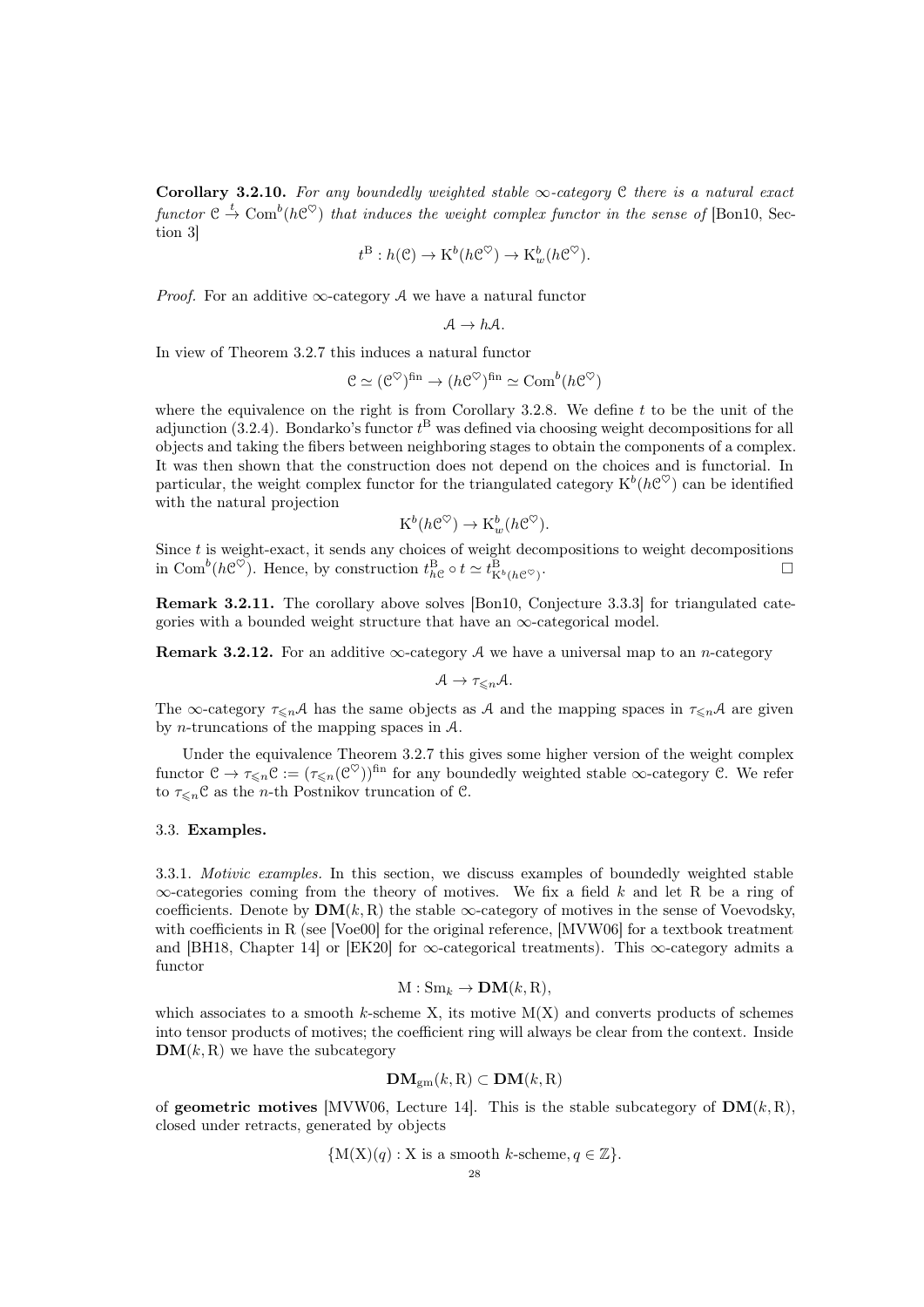**Corollary 3.2.10.** *For any boundedly weighted stable $\infty$-category $\mathcal{C}$ there is a natural exact functor $\mathcal{C} \xrightarrow{t} \mathrm{Com}^b(h\mathcal{C}^{\heartsuit})$ that induces the weight complex functor in the sense of* [Bon10, Section 3]

$$t^{\mathrm{B}} : h(\mathcal{C}) \to \mathrm{K}^b(h\mathcal{C}^{\heartsuit}) \to \mathrm{K}^b_w(h\mathcal{C}^{\heartsuit}).$$

*Proof.* For an additive $\infty$-category $\mathcal{A}$ we have a natural functor

$$\mathcal{A} \to h\mathcal{A}.$$

In view of Theorem 3.2.7 this induces a natural functor

$$\mathcal{C} \simeq (\mathcal{C}^{\heartsuit})^{\mathrm{fin}} \to (h\mathcal{C}^{\heartsuit})^{\mathrm{fin}} \simeq \mathrm{Com}^b(h\mathcal{C}^{\heartsuit})$$

where the equivalence on the right is from Corollary 3.2.8. We define $t$ to be the unit of the adjunction (3.2.4). Bondarko's functor $t^{\mathrm{B}}$ was defined via choosing weight decompositions for all objects and taking the fibers between neighboring stages to obtain the components of a complex. It was then shown that the construction does not depend on the choices and is functorial. In particular, the weight complex functor for the triangulated category $\mathrm{K}^b(h\mathcal{C}^{\heartsuit})$ can be identified with the natural projection

$$\mathrm{K}^b(h\mathcal{C}^{\heartsuit}) \to \mathrm{K}^b_w(h\mathcal{C}^{\heartsuit}).$$

Since $t$ is weight-exact, it sends any choices of weight decompositions to weight decompositions in $\mathrm{Com}^b(h\mathcal{C}^{\heartsuit})$. Hence, by construction $t^{\mathrm{B}}_{h\mathcal{C}} \circ t \simeq t^{\mathrm{B}}_{\mathrm{K}^b(h\mathcal{C}^{\heartsuit})}$. $\square$

**Remark 3.2.11.** The corollary above solves [Bon10, Conjecture 3.3.3] for triangulated categories with a bounded weight structure that have an $\infty$-categorical model.

**Remark 3.2.12.** For an additive $\infty$-category $\mathcal{A}$ we have a universal map to an $n$-category

$$\mathcal{A} \to \tau_{\leqslant n}\mathcal{A}.$$

The $\infty$-category $\tau_{\leqslant n}\mathcal{A}$ has the same objects as $\mathcal{A}$ and the mapping spaces in $\tau_{\leqslant n}\mathcal{A}$ are given by $n$-truncations of the mapping spaces in $\mathcal{A}$.

Under the equivalence Theorem 3.2.7 this gives some higher version of the weight complex functor $\mathcal{C} \to \tau_{\leqslant n}\mathcal{C} := (\tau_{\leqslant n}(\mathcal{C}^{\heartsuit}))^{\mathrm{fin}}$ for any boundedly weighted stable $\infty$-category $\mathcal{C}$. We refer to $\tau_{\leqslant n}\mathcal{C}$ as the $n$-th Postnikov truncation of $\mathcal{C}$.

## 3.3. Examples.

3.3.1. *Motivic examples.* In this section, we discuss examples of boundedly weighted stable $\infty$-categories coming from the theory of motives. We fix a field $k$ and let $\mathrm{R}$ be a ring of coefficients. Denote by $\mathbf{DM}(k, \mathrm{R})$ the stable $\infty$-category of motives in the sense of Voevodsky, with coefficients in $\mathrm{R}$ (see [Voe00] for the original reference, [MVW06] for a textbook treatment and [BH18, Chapter 14] or [EK20] for $\infty$-categorical treatments). This $\infty$-category admits a functor

$$\mathrm{M} : \mathrm{Sm}_k \to \mathbf{DM}(k, \mathrm{R}),$$

which associates to a smooth $k$-scheme $\mathrm{X}$, its motive $\mathrm{M}(\mathrm{X})$ and converts products of schemes into tensor products of motives; the coefficient ring will always be clear from the context. Inside $\mathbf{DM}(k, \mathrm{R})$ we have the subcategory

$$\mathbf{DM}_{\mathrm{gm}}(k, \mathrm{R}) \subset \mathbf{DM}(k, \mathrm{R})$$

of **geometric motives** [MVW06, Lecture 14]. This is the stable subcategory of $\mathbf{DM}(k, \mathrm{R})$, closed under retracts, generated by objects

$$\{\mathrm{M}(\mathrm{X})(q) : \mathrm{X} \text{ is a smooth } k\text{-scheme}, q \in \mathbb{Z}\}.$$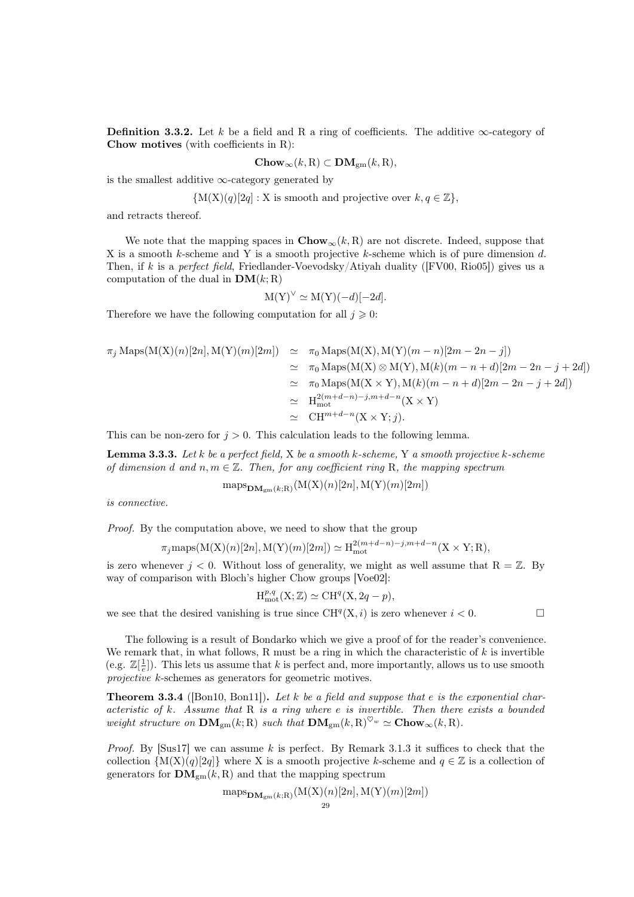**Definition 3.3.2.** Let $k$ be a field and R a ring of coefficients. The additive $\infty$-category of **Chow motives** (with coefficients in R):

$$\mathbf{Chow}_\infty(k, \mathrm{R}) \subset \mathbf{DM}_{\mathrm{gm}}(k, \mathrm{R}),$$

is the smallest additive $\infty$-category generated by

$$\{\mathrm{M}(\mathrm{X})(q)[2q] : \mathrm{X} \text{ is smooth and projective over } k, q \in \mathbb{Z}\},$$

and retracts thereof.

We note that the mapping spaces in $\mathbf{Chow}_\infty(k, \mathrm{R})$ are not discrete. Indeed, suppose that X is a smooth $k$-scheme and Y is a smooth projective $k$-scheme which is of pure dimension $d$. Then, if $k$ is a *perfect field*, Friedlander-Voevodsky/Atiyah duality ([FV00, Rio05]) gives us a computation of the dual in $\mathbf{DM}(k; \mathrm{R})$

$$\mathrm{M}(\mathrm{Y})^\vee \simeq \mathrm{M}(\mathrm{Y})(-d)[-2d].$$

Therefore we have the following computation for all $j \geqslant 0$:

$$\begin{aligned}
\pi_j \operatorname{Maps}(\mathrm{M}(\mathrm{X})(n)[2n], \mathrm{M}(\mathrm{Y})(m)[2m]) &\simeq \pi_0 \operatorname{Maps}(\mathrm{M}(\mathrm{X}), \mathrm{M}(\mathrm{Y})(m-n)[2m-2n-j]) \\
&\simeq \pi_0 \operatorname{Maps}(\mathrm{M}(\mathrm{X}) \otimes \mathrm{M}(\mathrm{Y}), \mathrm{M}(k)(m-n+d)[2m-2n-j+2d]) \\
&\simeq \pi_0 \operatorname{Maps}(\mathrm{M}(\mathrm{X} \times \mathrm{Y}), \mathrm{M}(k)(m-n+d)[2m-2n-j+2d]) \\
&\simeq \mathrm{H}^{2(m+d-n)-j, m+d-n}_{\mathrm{mot}}(\mathrm{X} \times \mathrm{Y}) \\
&\simeq \mathrm{CH}^{m+d-n}(\mathrm{X} \times \mathrm{Y}; j).
\end{aligned}$$

This can be non-zero for $j > 0$. This calculation leads to the following lemma.

**Lemma 3.3.3.** *Let $k$ be a perfect field, X be a smooth $k$-scheme, Y a smooth projective $k$-scheme of dimension $d$ and $n, m \in \mathbb{Z}$. Then, for any coefficient ring R, the mapping spectrum*

$$\operatorname{maps}_{\mathbf{DM}_{\mathrm{gm}}(k;\mathrm{R})}(\mathrm{M}(\mathrm{X})(n)[2n], \mathrm{M}(\mathrm{Y})(m)[2m])$$

*is connective.*

*Proof.* By the computation above, we need to show that the group

$$\pi_j \operatorname{maps}(\mathrm{M}(\mathrm{X})(n)[2n], \mathrm{M}(\mathrm{Y})(m)[2m]) \simeq \mathrm{H}^{2(m+d-n)-j, m+d-n}_{\mathrm{mot}}(\mathrm{X} \times \mathrm{Y}; \mathrm{R}),$$

is zero whenever $j < 0$. Without loss of generality, we might as well assume that $\mathrm{R} = \mathbb{Z}$. By way of comparison with Bloch's higher Chow groups [Voe02]:

$$\mathrm{H}^{p,q}_{\mathrm{mot}}(\mathrm{X}; \mathbb{Z}) \simeq \mathrm{CH}^q(\mathrm{X}, 2q - p),$$

we see that the desired vanishing is true since $\mathrm{CH}^q(\mathrm{X}, i)$ is zero whenever $i < 0$. $\square$

The following is a result of Bondarko which we give a proof of for the reader's convenience. We remark that, in what follows, R must be a ring in which the characteristic of $k$ is invertible (e.g. $\mathbb{Z}[\frac{1}{e}]$). This lets us assume that $k$ is perfect and, more importantly, allows us to use smooth *projective* $k$-schemes as generators for geometric motives.

**Theorem 3.3.4** ([Bon10, Bon11])**.** *Let $k$ be a field and suppose that $e$ is the exponential characteristic of $k$. Assume that R is a ring where $e$ is invertible. Then there exists a bounded weight structure on $\mathbf{DM}_{\mathrm{gm}}(k; \mathrm{R})$ such that $\mathbf{DM}_{\mathrm{gm}}(k, \mathrm{R})^{\heartsuit_w} \simeq \mathbf{Chow}_\infty(k, \mathrm{R})$.*

*Proof.* By [Sus17] we can assume $k$ is perfect. By Remark 3.1.3 it suffices to check that the collection $\{\mathrm{M}(\mathrm{X})(q)[2q]\}$ where X is a smooth projective $k$-scheme and $q \in \mathbb{Z}$ is a collection of generators for $\mathbf{DM}_{\mathrm{gm}}(k, \mathrm{R})$ and that the mapping spectrum

$$\operatorname{maps}_{\mathbf{DM}_{\mathrm{gm}}(k;\mathrm{R})}(\mathrm{M}(\mathrm{X})(n)[2n], \mathrm{M}(\mathrm{Y})(m)[2m])$$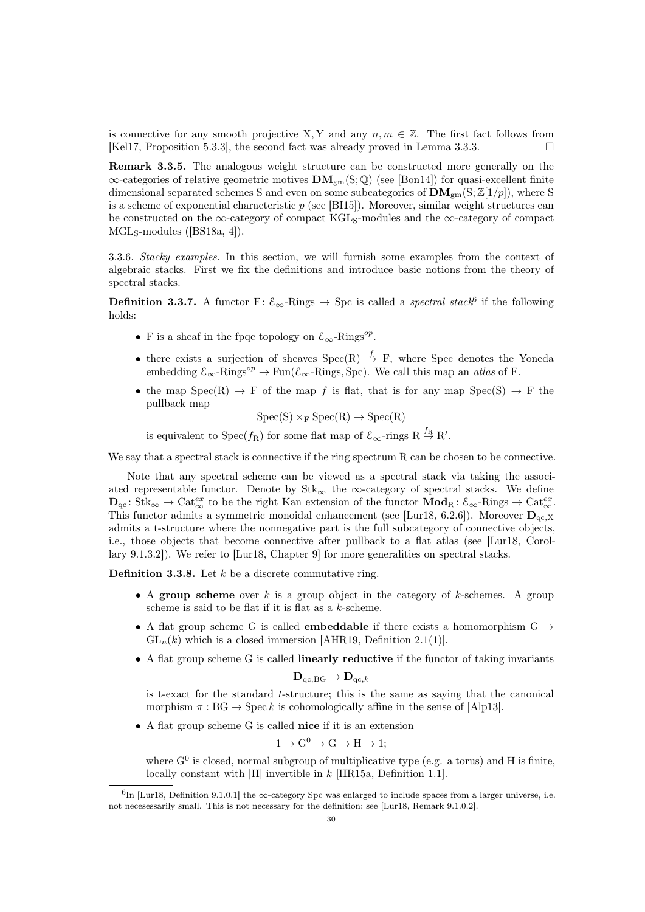is connective for any smooth projective X, Y and any $n, m \in \mathbb{Z}$. The first fact follows from [Kel17, Proposition 5.3.3], the second fact was already proved in Lemma 3.3.3. □

**Remark 3.3.5.** The analogous weight structure can be constructed more generally on the $\infty$-categories of relative geometric motives $\mathbf{DM}_{\mathrm{gm}}(\mathrm{S};\mathbb{Q})$ (see [Bon14]) for quasi-excellent finite dimensional separated schemes S and even on some subcategories of $\mathbf{DM}_{\mathrm{gm}}(\mathrm{S};\mathbb{Z}[1/p])$, where S is a scheme of exponential characteristic $p$ (see [BI15]). Moreover, similar weight structures can be constructed on the $\infty$-category of compact $\mathrm{KGL}_{\mathrm{S}}$-modules and the $\infty$-category of compact $\mathrm{MGL}_{\mathrm{S}}$-modules ([BS18a, 4]).

3.3.6. *Stacky examples.* In this section, we will furnish some examples from the context of algebraic stacks. First we fix the definitions and introduce basic notions from the theory of spectral stacks.

**Definition 3.3.7.** A functor $\mathrm{F}\colon \mathcal{E}_\infty\text{-Rings} \to \mathrm{Spc}$ is called a *spectral stack*[6] if the following holds:

- F is a sheaf in the fpqc topology on $\mathcal{E}_\infty\text{-Rings}^{op}$.
- there exists a surjection of sheaves $\mathrm{Spec}(\mathrm{R}) \xrightarrow{f} \mathrm{F}$, where Spec denotes the Yoneda embedding $\mathcal{E}_\infty\text{-Rings}^{op} \to \mathrm{Fun}(\mathcal{E}_\infty\text{-Rings}, \mathrm{Spc})$. We call this map an *atlas* of F.
- the map $\mathrm{Spec}(\mathrm{R}) \to \mathrm{F}$ of the map $f$ is flat, that is for any map $\mathrm{Spec}(\mathrm{S}) \to \mathrm{F}$ the pullback map
$$\mathrm{Spec}(\mathrm{S}) \times_{\mathrm{F}} \mathrm{Spec}(\mathrm{R}) \to \mathrm{Spec}(\mathrm{R})$$
is equivalent to $\mathrm{Spec}(f_{\mathrm{R}})$ for some flat map of $\mathcal{E}_\infty$-rings $\mathrm{R} \xrightarrow{f_{\mathrm{R}}} \mathrm{R}'$.

We say that a spectral stack is connective if the ring spectrum R can be chosen to be connective.

Note that any spectral scheme can be viewed as a spectral stack via taking the associated representable functor. Denote by $\mathrm{Stk}_\infty$ the $\infty$-category of spectral stacks. We define $\mathbf{D}_{\mathrm{qc}}\colon \mathrm{Stk}_\infty \to \mathrm{Cat}_\infty^{ex}$ to be the right Kan extension of the functor $\mathbf{Mod}_{\mathrm{R}}\colon \mathcal{E}_\infty\text{-Rings} \to \mathrm{Cat}_\infty^{ex}$. This functor admits a symmetric monoidal enhancement (see [Lur18, 6.2.6]). Moreover $\mathbf{D}_{\mathrm{qc},\mathrm{X}}$ admits a t-structure where the nonnegative part is the full subcategory of connective objects, i.e., those objects that become connective after pullback to a flat atlas (see [Lur18, Corollary 9.1.3.2]). We refer to [Lur18, Chapter 9] for more generalities on spectral stacks.

**Definition 3.3.8.** Let $k$ be a discrete commutative ring.

- A **group scheme** over $k$ is a group object in the category of $k$-schemes. A group scheme is said to be flat if it is flat as a $k$-scheme.
- A flat group scheme G is called **embeddable** if there exists a homomorphism $\mathrm{G} \to \mathrm{GL}_n(k)$ which is a closed immersion [AHR19, Definition 2.1(1)].
- A flat group scheme G is called **linearly reductive** if the functor of taking invariants
$$\mathbf{D}_{\mathrm{qc},\mathrm{BG}} \to \mathbf{D}_{\mathrm{qc},k}$$
is t-exact for the standard $t$-structure; this is the same as saying that the canonical morphism $\pi : \mathrm{BG} \to \mathrm{Spec}\, k$ is cohomologically affine in the sense of [Alp13].
- A flat group scheme G is called **nice** if it is an extension
$$1 \to \mathrm{G}^0 \to \mathrm{G} \to \mathrm{H} \to 1;$$
where $\mathrm{G}^0$ is closed, normal subgroup of multiplicative type (e.g. a torus) and H is finite, locally constant with $|\mathrm{H}|$ invertible in $k$ [HR15a, Definition 1.1].

[6] In [Lur18, Definition 9.1.0.1] the $\infty$-category Spc was enlarged to include spaces from a larger universe, i.e. not necesessarily small. This is not necessary for the definition; see [Lur18, Remark 9.1.0.2].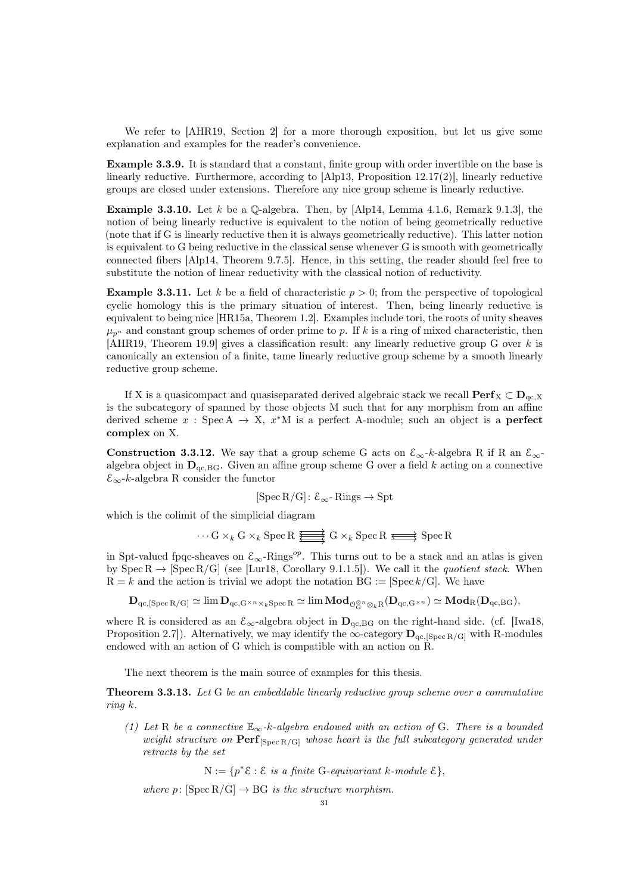We refer to [AHR19, Section 2] for a more thorough exposition, but let us give some explanation and examples for the reader's convenience.

**Example 3.3.9.** It is standard that a constant, finite group with order invertible on the base is linearly reductive. Furthermore, according to [Alp13, Proposition 12.17(2)], linearly reductive groups are closed under extensions. Therefore any nice group scheme is linearly reductive.

**Example 3.3.10.** Let $k$ be a $\mathbb{Q}$-algebra. Then, by [Alp14, Lemma 4.1.6, Remark 9.1.3], the notion of being linearly reductive is equivalent to the notion of being geometrically reductive (note that if G is linearly reductive then it is always geometrically reductive). This latter notion is equivalent to G being reductive in the classical sense whenever G is smooth with geometrically connected fibers [Alp14, Theorem 9.7.5]. Hence, in this setting, the reader should feel free to substitute the notion of linear reductivity with the classical notion of reductivity.

**Example 3.3.11.** Let $k$ be a field of characteristic $p > 0$; from the perspective of topological cyclic homology this is the primary situation of interest. Then, being linearly reductive is equivalent to being nice [HR15a, Theorem 1.2]. Examples include tori, the roots of unity sheaves $\mu_{p^n}$ and constant group schemes of order prime to $p$. If $k$ is a ring of mixed characteristic, then [AHR19, Theorem 19.9] gives a classification result: any linearly reductive group G over $k$ is canonically an extension of a finite, tame linearly reductive group scheme by a smooth linearly reductive group scheme.

If X is a quasicompact and quasiseparated derived algebraic stack we recall $\mathbf{Perf}_{\mathrm{X}} \subset \mathbf{D}_{\mathrm{qc,X}}$ is the subcategory of spanned by those objects M such that for any morphism from an affine derived scheme $x : \operatorname{Spec} \mathrm{A} \to \mathrm{X}$, $x^*\mathrm{M}$ is a perfect A-module; such an object is a **perfect complex** on X.

**Construction 3.3.12.** We say that a group scheme G acts on $\mathcal{E}_\infty$-$k$-algebra R if R an $\mathcal{E}_\infty$-algebra object in $\mathbf{D}_{\mathrm{qc,BG}}$. Given an affine group scheme G over a field $k$ acting on a connective $\mathcal{E}_\infty$-$k$-algebra R consider the functor

$$[\operatorname{Spec} \mathrm{R}/\mathrm{G}] \colon \mathcal{E}_\infty\text{-}\mathrm{Rings} \to \mathrm{Spt}$$

which is the colimit of the simplicial diagram

$$\cdots \mathrm{G} \times_k \mathrm{G} \times_k \operatorname{Spec} \mathrm{R} \;\substack{\longrightarrow\\[-1ex]\longrightarrow\\[-1ex]\longrightarrow}\; \mathrm{G} \times_k \operatorname{Spec} \mathrm{R} \;\substack{\longrightarrow\\[-1ex]\longrightarrow}\; \operatorname{Spec} \mathrm{R}$$

in Spt-valued fpqc-sheaves on $\mathcal{E}_\infty\text{-Rings}^{op}$. This turns out to be a stack and an atlas is given by $\operatorname{Spec} \mathrm{R} \to [\operatorname{Spec} \mathrm{R}/\mathrm{G}]$ (see [Lur18, Corollary 9.1.1.5]). We call it the *quotient stack*. When $\mathrm{R} = k$ and the action is trivial we adopt the notation $\mathrm{BG} := [\operatorname{Spec} k/\mathrm{G}]$. We have

$$\mathbf{D}_{\mathrm{qc},[\operatorname{Spec} \mathrm{R}/\mathrm{G}]} \simeq \lim \mathbf{D}_{\mathrm{qc},\mathrm{G}^{\times n} \times_k \operatorname{Spec} \mathrm{R}} \simeq \lim \mathbf{Mod}_{\mathcal{O}_{\mathrm{G}}^{\otimes n} \otimes_k \mathrm{R}}(\mathbf{D}_{\mathrm{qc},\mathrm{G}^{\times n}}) \simeq \mathbf{Mod}_{\mathrm{R}}(\mathbf{D}_{\mathrm{qc,BG}}),$$

where R is considered as an $\mathcal{E}_\infty$-algebra object in $\mathbf{D}_{\mathrm{qc,BG}}$ on the right-hand side. (cf. [Iwa18, Proposition 2.7]). Alternatively, we may identify the $\infty$-category $\mathbf{D}_{\mathrm{qc},[\operatorname{Spec} \mathrm{R}/\mathrm{G}]}$ with R-modules endowed with an action of G which is compatible with an action on R.

The next theorem is the main source of examples for this thesis.

**Theorem 3.3.13.** *Let* G *be an embeddable linearly reductive group scheme over a commutative ring* $k$.

*(1) Let* R *be a connective* $\mathbb{E}_\infty$*-*$k$*-algebra endowed with an action of* G*. There is a bounded weight structure on* $\mathbf{Perf}_{[\operatorname{Spec} \mathrm{R}/\mathrm{G}]}$ *whose heart is the full subcategory generated under retracts by the set*

$$\mathrm{N} := \{p^*\mathcal{E} : \mathcal{E} \text{ is a finite } \mathrm{G}\text{-equivariant } k\text{-module } \mathcal{E}\},$$

*where* $p \colon [\operatorname{Spec} \mathrm{R}/\mathrm{G}] \to \mathrm{BG}$ *is the structure morphism.*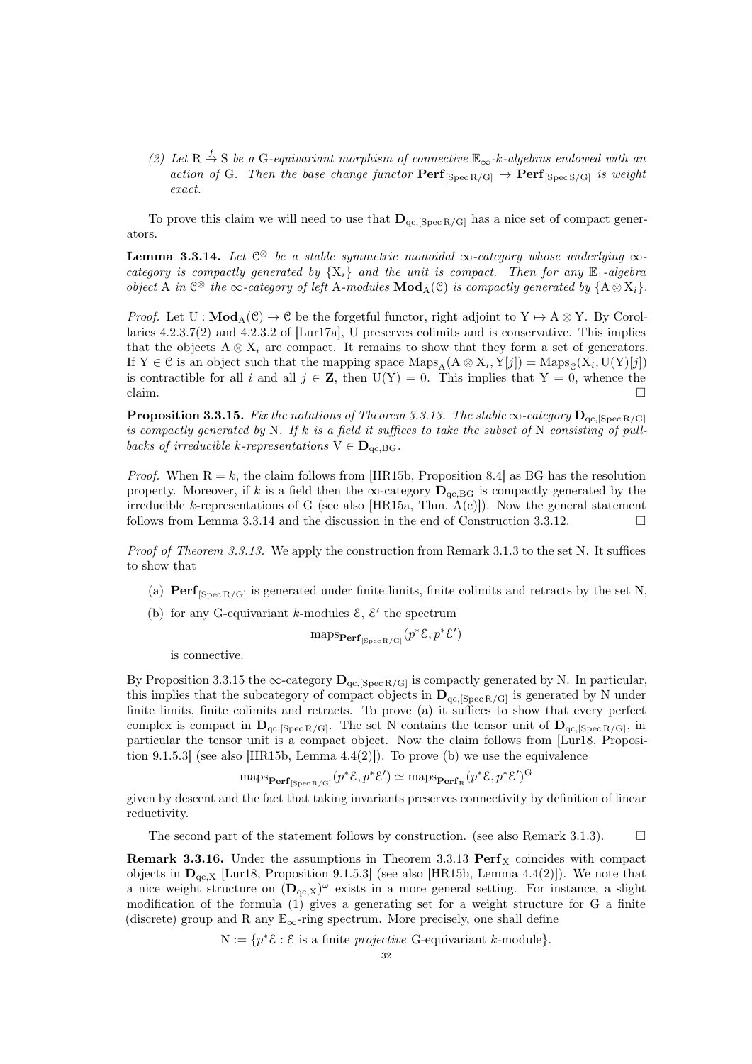(2) *Let* $\mathrm{R} \xrightarrow{f} \mathrm{S}$ *be a* $\mathrm{G}$*-equivariant morphism of connective* $\mathbb{E}_\infty$*-*$k$*-algebras endowed with an action of* $\mathrm{G}$*. Then the base change functor* $\mathbf{Perf}_{[\operatorname{Spec} \mathrm{R}/\mathrm{G}]} \to \mathbf{Perf}_{[\operatorname{Spec} \mathrm{S}/\mathrm{G}]}$ *is weight exact.*

To prove this claim we will need to use that $\mathbf{D}_{\mathrm{qc},[\operatorname{Spec} \mathrm{R}/\mathrm{G}]}$ has a nice set of compact generators.

**Lemma 3.3.14.** *Let* $\mathcal{C}^{\otimes}$ *be a stable symmetric monoidal* $\infty$*-category whose underlying* $\infty$*-category is compactly generated by* $\{\mathrm{X}_i\}$ *and the unit is compact. Then for any* $\mathbb{E}_1$*-algebra object* $\mathrm{A}$ *in* $\mathcal{C}^{\otimes}$ *the* $\infty$*-category of left* $\mathrm{A}$*-modules* $\mathbf{Mod}_{\mathrm{A}}(\mathcal{C})$ *is compactly generated by* $\{\mathrm{A} \otimes \mathrm{X}_i\}$*.*

*Proof.* Let $\mathrm{U} : \mathbf{Mod}_{\mathrm{A}}(\mathcal{C}) \to \mathcal{C}$ be the forgetful functor, right adjoint to $\mathrm{Y} \mapsto \mathrm{A} \otimes \mathrm{Y}$. By Corollaries 4.2.3.7(2) and 4.2.3.2 of [Lur17a], U preserves colimits and is conservative. This implies that the objects $\mathrm{A} \otimes \mathrm{X}_i$ are compact. It remains to show that they form a set of generators. If $\mathrm{Y} \in \mathcal{C}$ is an object such that the mapping space $\mathrm{Maps}_{\mathrm{A}}(\mathrm{A} \otimes \mathrm{X}_i, \mathrm{Y}[j]) = \mathrm{Maps}_{\mathcal{C}}(\mathrm{X}_i, \mathrm{U}(\mathrm{Y})[j])$ is contractible for all $i$ and all $j \in \mathbf{Z}$, then $\mathrm{U}(\mathrm{Y}) = 0$. This implies that $\mathrm{Y} = 0$, whence the claim. $\square$

**Proposition 3.3.15.** *Fix the notations of Theorem 3.3.13. The stable* $\infty$*-category* $\mathbf{D}_{\mathrm{qc},[\operatorname{Spec} \mathrm{R}/\mathrm{G}]}$ *is compactly generated by* $\mathrm{N}$*. If* $k$ *is a field it suffices to take the subset of* $\mathrm{N}$ *consisting of pullbacks of irreducible* $k$*-representations* $\mathrm{V} \in \mathbf{D}_{\mathrm{qc},\mathrm{BG}}$*.*

*Proof.* When $\mathrm{R} = k$, the claim follows from [HR15b, Proposition 8.4] as BG has the resolution property. Moreover, if $k$ is a field then the $\infty$-category $\mathbf{D}_{\mathrm{qc},\mathrm{BG}}$ is compactly generated by the irreducible $k$-representations of G (see also [HR15a, Thm. A(c)]). Now the general statement follows from Lemma 3.3.14 and the discussion in the end of Construction 3.3.12. $\square$

*Proof of Theorem 3.3.13.* We apply the construction from Remark 3.1.3 to the set N. It suffices to show that

(a) $\mathbf{Perf}_{[\operatorname{Spec} \mathrm{R}/\mathrm{G}]}$ is generated under finite limits, finite colimits and retracts by the set N,

(b) for any G-equivariant $k$-modules $\mathcal{E}$, $\mathcal{E}'$ the spectrum
$$\mathrm{maps}_{\mathbf{Perf}_{[\operatorname{Spec} \mathrm{R}/\mathrm{G}]}}(p^*\mathcal{E}, p^*\mathcal{E}')$$
is connective.

By Proposition 3.3.15 the $\infty$-category $\mathbf{D}_{\mathrm{qc},[\operatorname{Spec} \mathrm{R}/\mathrm{G}]}$ is compactly generated by N. In particular, this implies that the subcategory of compact objects in $\mathbf{D}_{\mathrm{qc},[\operatorname{Spec} \mathrm{R}/\mathrm{G}]}$ is generated by N under finite limits, finite colimits and retracts. To prove (a) it suffices to show that every perfect complex is compact in $\mathbf{D}_{\mathrm{qc},[\operatorname{Spec} \mathrm{R}/\mathrm{G}]}$. The set N contains the tensor unit of $\mathbf{D}_{\mathrm{qc},[\operatorname{Spec} \mathrm{R}/\mathrm{G}]}$, in particular the tensor unit is a compact object. Now the claim follows from [Lur18, Proposition 9.1.5.3] (see also [HR15b, Lemma 4.4(2)]). To prove (b) we use the equivalence
$$\mathrm{maps}_{\mathbf{Perf}_{[\operatorname{Spec} \mathrm{R}/\mathrm{G}]}}(p^*\mathcal{E}, p^*\mathcal{E}') \simeq \mathrm{maps}_{\mathbf{Perf}_{\mathrm{R}}}(p^*\mathcal{E}, p^*\mathcal{E}')^{\mathrm{G}}$$
given by descent and the fact that taking invariants preserves connectivity by definition of linear reductivity.

The second part of the statement follows by construction. (see also Remark 3.1.3). $\square$

**Remark 3.3.16.** Under the assumptions in Theorem 3.3.13 $\mathbf{Perf}_{\mathrm{X}}$ coincides with compact objects in $\mathbf{D}_{\mathrm{qc},\mathrm{X}}$ [Lur18, Proposition 9.1.5.3] (see also [HR15b, Lemma 4.4(2)]). We note that a nice weight structure on $(\mathbf{D}_{\mathrm{qc},\mathrm{X}})^{\omega}$ exists in a more general setting. For instance, a slight modification of the formula (1) gives a generating set for a weight structure for G a finite (discrete) group and R any $\mathbb{E}_\infty$-ring spectrum. More precisely, one shall define
$$\mathrm{N} := \{p^*\mathcal{E} : \mathcal{E} \text{ is a finite } \textit{projective} \text{ G-equivariant } k\text{-module}\}.$$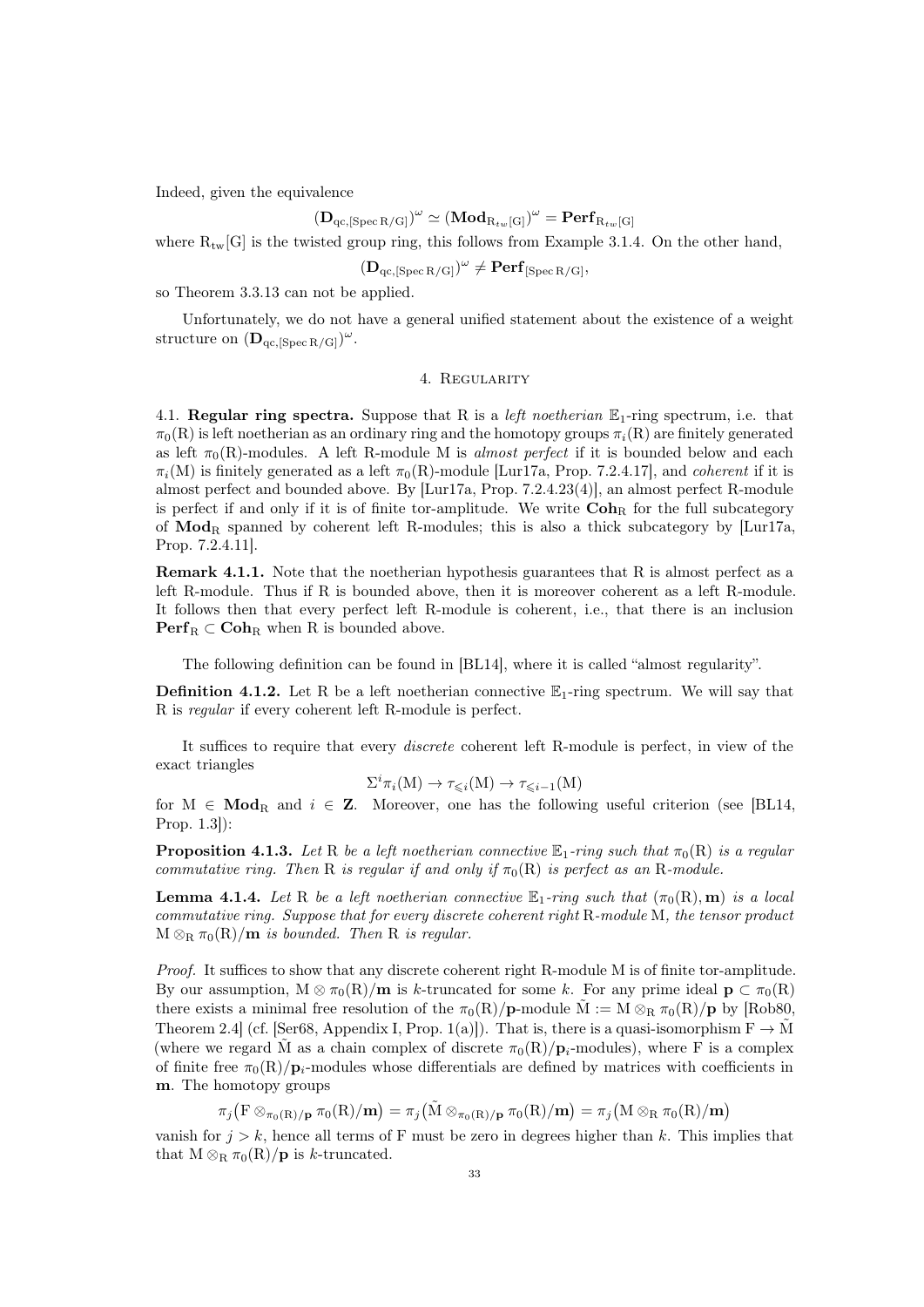Indeed, given the equivalence

$$(\mathbf{D}_{\mathrm{qc},[\operatorname{Spec} \mathrm{R}/\mathrm{G}]})^{\omega} \simeq (\mathbf{Mod}_{\mathrm{R}_{tw}[\mathrm{G}]})^{\omega} = \mathbf{Perf}_{\mathrm{R}_{tw}[\mathrm{G}]}$$

where $\mathrm{R}_{\mathrm{tw}}[\mathrm{G}]$ is the twisted group ring, this follows from Example 3.1.4. On the other hand,

$$(\mathbf{D}_{\mathrm{qc},[\operatorname{Spec} \mathrm{R}/\mathrm{G}]})^{\omega} \neq \mathbf{Perf}_{[\operatorname{Spec} \mathrm{R}/\mathrm{G}]},$$

so Theorem 3.3.13 can not be applied.

Unfortunately, we do not have a general unified statement about the existence of a weight structure on $(\mathbf{D}_{\mathrm{qc},[\operatorname{Spec} \mathrm{R}/\mathrm{G}]})^{\omega}$.

## 4. Regularity

4.1. **Regular ring spectra.** Suppose that R is a *left noetherian* $\mathbb{E}_1$-ring spectrum, i.e. that $\pi_0(\mathrm{R})$ is left noetherian as an ordinary ring and the homotopy groups $\pi_i(\mathrm{R})$ are finitely generated as left $\pi_0(\mathrm{R})$-modules. A left R-module M is *almost perfect* if it is bounded below and each $\pi_i(\mathrm{M})$ is finitely generated as a left $\pi_0(\mathrm{R})$-module [Lur17a, Prop. 7.2.4.17], and *coherent* if it is almost perfect and bounded above. By [Lur17a, Prop. 7.2.4.23(4)], an almost perfect R-module is perfect if and only if it is of finite tor-amplitude. We write $\mathbf{Coh}_{\mathrm{R}}$ for the full subcategory of $\mathbf{Mod}_{\mathrm{R}}$ spanned by coherent left R-modules; this is also a thick subcategory by [Lur17a, Prop. 7.2.4.11].

**Remark 4.1.1.** Note that the noetherian hypothesis guarantees that R is almost perfect as a left R-module. Thus if R is bounded above, then it is moreover coherent as a left R-module. It follows then that every perfect left R-module is coherent, i.e., that there is an inclusion $\mathbf{Perf}_{\mathrm{R}} \subset \mathbf{Coh}_{\mathrm{R}}$ when R is bounded above.

The following definition can be found in [BL14], where it is called "almost regularity".

**Definition 4.1.2.** Let R be a left noetherian connective $\mathbb{E}_1$-ring spectrum. We will say that R is *regular* if every coherent left R-module is perfect.

It suffices to require that every *discrete* coherent left R-module is perfect, in view of the exact triangles

$$\Sigma^i \pi_i(\mathrm{M}) \to \tau_{\leqslant i}(\mathrm{M}) \to \tau_{\leqslant i-1}(\mathrm{M})$$

for $\mathrm{M} \in \mathbf{Mod}_{\mathrm{R}}$ and $i \in \mathbf{Z}$. Moreover, one has the following useful criterion (see [BL14, Prop. 1.3]):

**Proposition 4.1.3.** *Let* R *be a left noetherian connective* $\mathbb{E}_1$*-ring such that* $\pi_0(\mathrm{R})$ *is a regular commutative ring. Then* R *is regular if and only if* $\pi_0(\mathrm{R})$ *is perfect as an* R*-module.*

**Lemma 4.1.4.** *Let* R *be a left noetherian connective* $\mathbb{E}_1$*-ring such that* $(\pi_0(\mathrm{R}), \mathbf{m})$ *is a local commutative ring. Suppose that for every discrete coherent right* R*-module* M*, the tensor product* $\mathrm{M} \otimes_{\mathrm{R}} \pi_0(\mathrm{R})/\mathbf{m}$ *is bounded. Then* R *is regular.*

*Proof.* It suffices to show that any discrete coherent right R-module M is of finite tor-amplitude. By our assumption, $\mathrm{M} \otimes \pi_0(\mathrm{R})/\mathbf{m}$ is $k$-truncated for some $k$. For any prime ideal $\mathbf{p} \subset \pi_0(\mathrm{R})$ there exists a minimal free resolution of the $\pi_0(\mathrm{R})/\mathbf{p}$-module $\tilde{\mathrm{M}} := \mathrm{M} \otimes_{\mathrm{R}} \pi_0(\mathrm{R})/\mathbf{p}$ by [Rob80, Theorem 2.4] (cf. [Ser68, Appendix I, Prop. 1(a)]). That is, there is a quasi-isomorphism $\mathrm{F} \to \tilde{\mathrm{M}}$ (where we regard $\tilde{\mathrm{M}}$ as a chain complex of discrete $\pi_0(\mathrm{R})/\mathbf{p}_i$-modules), where F is a complex of finite free $\pi_0(\mathrm{R})/\mathbf{p}_i$-modules whose differentials are defined by matrices with coefficients in $\mathbf{m}$. The homotopy groups

$$\pi_j\big(\mathrm{F} \otimes_{\pi_0(\mathrm{R})/\mathbf{p}} \pi_0(\mathrm{R})/\mathbf{m}\big) = \pi_j\big(\tilde{\mathrm{M}} \otimes_{\pi_0(\mathrm{R})/\mathbf{p}} \pi_0(\mathrm{R})/\mathbf{m}\big) = \pi_j\big(\mathrm{M} \otimes_{\mathrm{R}} \pi_0(\mathrm{R})/\mathbf{m}\big)$$

vanish for $j > k$, hence all terms of F must be zero in degrees higher than $k$. This implies that that $\mathrm{M} \otimes_{\mathrm{R}} \pi_0(\mathrm{R})/\mathbf{p}$ is $k$-truncated.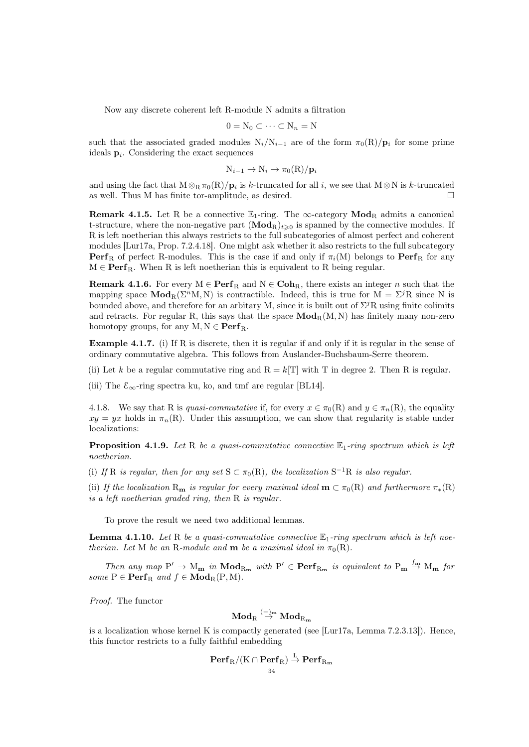Now any discrete coherent left R-module N admits a filtration

$$0 = \mathrm{N}_0 \subset \cdots \subset \mathrm{N}_n = \mathrm{N}$$

such that the associated graded modules $\mathrm{N}_i/\mathrm{N}_{i-1}$ are of the form $\pi_0(\mathrm{R})/\mathbf{p}_i$ for some prime ideals $\mathbf{p}_i$. Considering the exact sequences

$$\mathrm{N}_{i-1} \to \mathrm{N}_i \to \pi_0(\mathrm{R})/\mathbf{p}_i$$

and using the fact that $\mathrm{M} \otimes_{\mathrm{R}} \pi_0(\mathrm{R})/\mathbf{p}_i$ is $k$-truncated for all $i$, we see that $\mathrm{M} \otimes \mathrm{N}$ is $k$-truncated as well. Thus M has finite tor-amplitude, as desired. □

**Remark 4.1.5.** Let R be a connective $\mathbb{E}_1$-ring. The $\infty$-category $\mathbf{Mod}_{\mathrm{R}}$ admits a canonical t-structure, where the non-negative part $(\mathbf{Mod}_{\mathrm{R}})_{t \geqslant 0}$ is spanned by the connective modules. If R is left noetherian this always restricts to the full subcategories of almost perfect and coherent modules [Lur17a, Prop. 7.2.4.18]. One might ask whether it also restricts to the full subcategory $\mathbf{Perf}_{\mathrm{R}}$ of perfect R-modules. This is the case if and only if $\pi_i(\mathrm{M})$ belongs to $\mathbf{Perf}_{\mathrm{R}}$ for any $\mathrm{M} \in \mathbf{Perf}_{\mathrm{R}}$. When R is left noetherian this is equivalent to R being regular.

**Remark 4.1.6.** For every $\mathrm{M} \in \mathbf{Perf}_{\mathrm{R}}$ and $\mathrm{N} \in \mathbf{Coh}_{\mathrm{R}}$, there exists an integer $n$ such that the mapping space $\mathbf{Mod}_{\mathrm{R}}(\Sigma^n \mathrm{M}, \mathrm{N})$ is contractible. Indeed, this is true for $\mathrm{M} = \Sigma^j \mathrm{R}$ since N is bounded above, and therefore for an arbitary M, since it is built out of $\Sigma^j \mathrm{R}$ using finite colimits and retracts. For regular R, this says that the space $\mathbf{Mod}_{\mathrm{R}}(\mathrm{M}, \mathrm{N})$ has finitely many non-zero homotopy groups, for any $\mathrm{M}, \mathrm{N} \in \mathbf{Perf}_{\mathrm{R}}$.

**Example 4.1.7.** (i) If R is discrete, then it is regular if and only if it is regular in the sense of ordinary commutative algebra. This follows from Auslander-Buchsbaum-Serre theorem.

(ii) Let $k$ be a regular commutative ring and $\mathrm{R} = k[\mathrm{T}]$ with T in degree 2. Then R is regular.

(iii) The $\mathcal{E}_\infty$-ring spectra ku, ko, and tmf are regular [BL14].

4.1.8. We say that R is *quasi-commutative* if, for every $x \in \pi_0(\mathrm{R})$ and $y \in \pi_n(\mathrm{R})$, the equality $xy = yx$ holds in $\pi_n(\mathrm{R})$. Under this assumption, we can show that regularity is stable under localizations:

**Proposition 4.1.9.** *Let* R *be a quasi-commutative connective* $\mathbb{E}_1$*-ring spectrum which is left noetherian.*

(i) *If* R *is regular, then for any set* $\mathrm{S} \subset \pi_0(\mathrm{R})$*, the localization* $\mathrm{S}^{-1}\mathrm{R}$ *is also regular.*

(ii) *If the localization* $\mathrm{R}_{\mathbf{m}}$ *is regular for every maximal ideal* $\mathbf{m} \subset \pi_0(\mathrm{R})$ *and furthermore* $\pi_*(\mathrm{R})$ *is a left noetherian graded ring, then* R *is regular.*

To prove the result we need two additional lemmas.

**Lemma 4.1.10.** *Let* R *be a quasi-commutative connective* $\mathbb{E}_1$*-ring spectrum which is left noetherian. Let* M *be an* R*-module and* $\mathbf{m}$ *be a maximal ideal in* $\pi_0(\mathrm{R})$*.*

*Then any map* $\mathrm{P}' \to \mathrm{M}_{\mathbf{m}}$ *in* $\mathbf{Mod}_{\mathrm{R}_{\mathbf{m}}}$ *with* $\mathrm{P}' \in \mathbf{Perf}_{\mathrm{R}_{\mathbf{m}}}$ *is equivalent to* $\mathrm{P}_{\mathbf{m}} \xrightarrow{f_{\mathbf{m}}} \mathrm{M}_{\mathbf{m}}$ *for some* $\mathrm{P} \in \mathbf{Perf}_{\mathrm{R}}$ *and* $f \in \mathbf{Mod}_{\mathrm{R}}(\mathrm{P}, \mathrm{M})$*.*

*Proof.* The functor

$$\mathbf{Mod}_{\mathrm{R}} \xrightarrow{(-)_{\mathbf{m}}} \mathbf{Mod}_{\mathrm{R}_{\mathbf{m}}}$$

is a localization whose kernel K is compactly generated (see [Lur17a, Lemma 7.2.3.13]). Hence, this functor restricts to a fully faithful embedding

$$\mathbf{Perf}_{\mathrm{R}}/(\mathrm{K} \cap \mathbf{Perf}_{\mathrm{R}}) \xrightarrow{\mathrm{L}} \mathbf{Perf}_{\mathrm{R}_{\mathbf{m}}}$$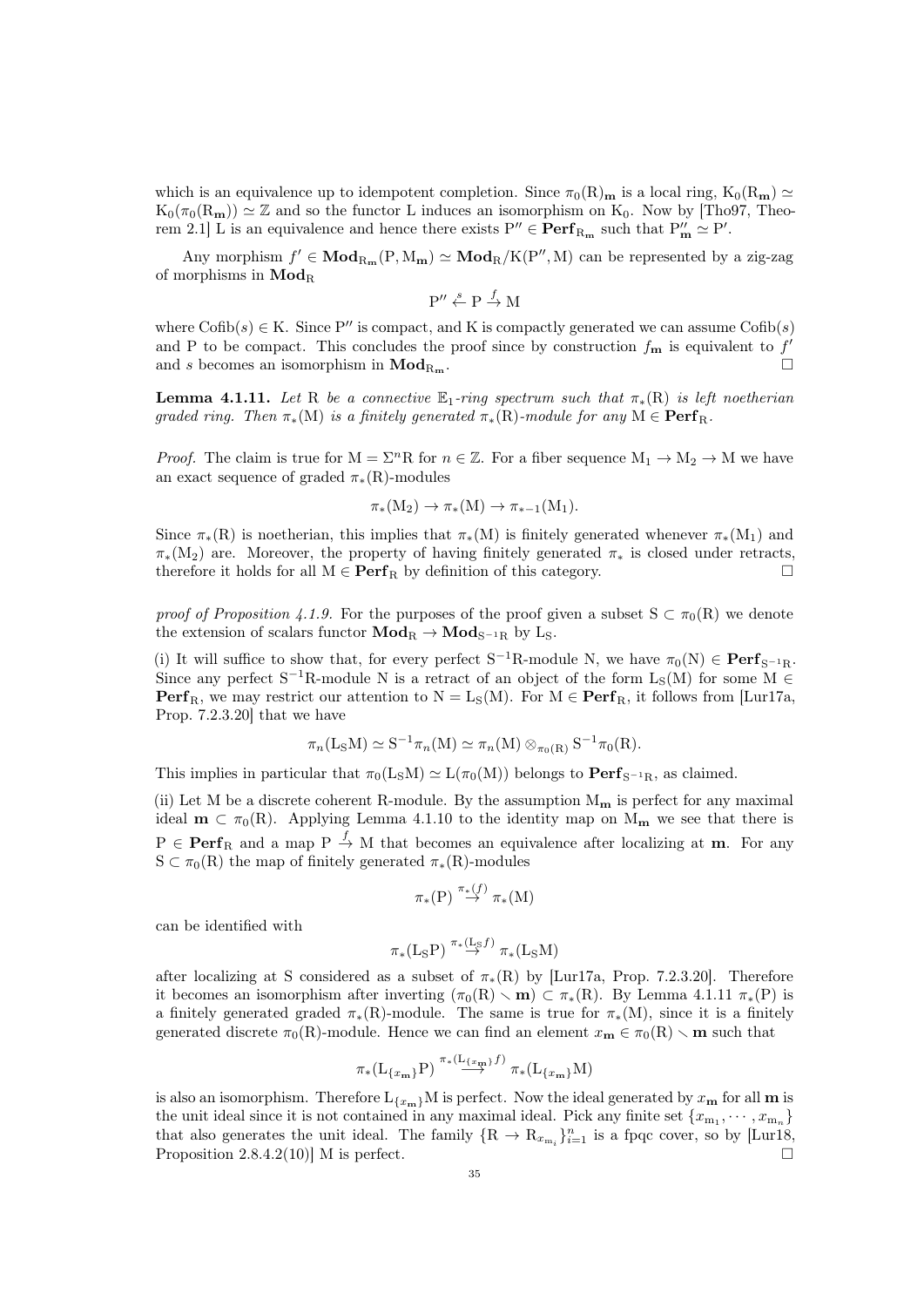which is an equivalence up to idempotent completion. Since $\pi_0(\mathrm{R})_{\mathbf{m}}$ is a local ring, $\mathrm{K}_0(\mathrm{R}_{\mathbf{m}}) \simeq \mathrm{K}_0(\pi_0(\mathrm{R}_{\mathbf{m}})) \simeq \mathbb{Z}$ and so the functor L induces an isomorphism on $\mathrm{K}_0$. Now by [Tho97, Theorem 2.1] L is an equivalence and hence there exists $\mathrm{P}'' \in \mathbf{Perf}_{\mathrm{R}_{\mathbf{m}}}$ such that $\mathrm{P}''_{\mathbf{m}} \simeq \mathrm{P}'$.

Any morphism $f' \in \mathbf{Mod}_{\mathrm{R}_{\mathbf{m}}}(\mathrm{P}, \mathrm{M}_{\mathbf{m}}) \simeq \mathbf{Mod}_{\mathrm{R}}/\mathrm{K}(\mathrm{P}'', \mathrm{M})$ can be represented by a zig-zag of morphisms in $\mathbf{Mod}_{\mathrm{R}}$

$$\mathrm{P}'' \stackrel{s}{\leftarrow} \mathrm{P} \stackrel{f}{\rightarrow} \mathrm{M}$$

where $\mathrm{Cofib}(s) \in \mathrm{K}$. Since $\mathrm{P}''$ is compact, and K is compactly generated we can assume $\mathrm{Cofib}(s)$ and P to be compact. This concludes the proof since by construction $f_{\mathbf{m}}$ is equivalent to $f'$ and $s$ becomes an isomorphism in $\mathbf{Mod}_{\mathrm{R}_{\mathbf{m}}}$. □

**Lemma 4.1.11.** *Let* R *be a connective* $\mathbb{E}_1$*-ring spectrum such that* $\pi_*(\mathrm{R})$ *is left noetherian graded ring. Then* $\pi_*(\mathrm{M})$ *is a finitely generated* $\pi_*(\mathrm{R})$*-module for any* $\mathrm{M} \in \mathbf{Perf}_{\mathrm{R}}$*.*

*Proof.* The claim is true for $\mathrm{M} = \Sigma^n \mathrm{R}$ for $n \in \mathbb{Z}$. For a fiber sequence $\mathrm{M}_1 \to \mathrm{M}_2 \to \mathrm{M}$ we have an exact sequence of graded $\pi_*(\mathrm{R})$-modules

$$\pi_*(\mathrm{M}_2) \to \pi_*(\mathrm{M}) \to \pi_{*-1}(\mathrm{M}_1).$$

Since $\pi_*(\mathrm{R})$ is noetherian, this implies that $\pi_*(\mathrm{M})$ is finitely generated whenever $\pi_*(\mathrm{M}_1)$ and $\pi_*(\mathrm{M}_2)$ are. Moreover, the property of having finitely generated $\pi_*$ is closed under retracts, therefore it holds for all $\mathrm{M} \in \mathbf{Perf}_{\mathrm{R}}$ by definition of this category. □

*proof of Proposition 4.1.9.* For the purposes of the proof given a subset $\mathrm{S} \subset \pi_0(\mathrm{R})$ we denote the extension of scalars functor $\mathbf{Mod}_{\mathrm{R}} \to \mathbf{Mod}_{\mathrm{S}^{-1}\mathrm{R}}$ by $\mathrm{L}_{\mathrm{S}}$.

(i) It will suffice to show that, for every perfect $\mathrm{S}^{-1}\mathrm{R}$-module N, we have $\pi_0(\mathrm{N}) \in \mathbf{Perf}_{\mathrm{S}^{-1}\mathrm{R}}$. Since any perfect $\mathrm{S}^{-1}\mathrm{R}$-module N is a retract of an object of the form $\mathrm{L}_{\mathrm{S}}(\mathrm{M})$ for some $\mathrm{M} \in \mathbf{Perf}_{\mathrm{R}}$, we may restrict our attention to $\mathrm{N} = \mathrm{L}_{\mathrm{S}}(\mathrm{M})$. For $\mathrm{M} \in \mathbf{Perf}_{\mathrm{R}}$, it follows from [Lur17a, Prop. 7.2.3.20] that we have

$$\pi_n(\mathrm{L}_{\mathrm{S}}\mathrm{M}) \simeq \mathrm{S}^{-1}\pi_n(\mathrm{M}) \simeq \pi_n(\mathrm{M}) \otimes_{\pi_0(\mathrm{R})} \mathrm{S}^{-1}\pi_0(\mathrm{R}).$$

This implies in particular that $\pi_0(\mathrm{L}_{\mathrm{S}}\mathrm{M}) \simeq \mathrm{L}(\pi_0(\mathrm{M}))$ belongs to $\mathbf{Perf}_{\mathrm{S}^{-1}\mathrm{R}}$, as claimed.

(ii) Let M be a discrete coherent R-module. By the assumption $\mathrm{M}_{\mathbf{m}}$ is perfect for any maximal ideal $\mathbf{m} \subset \pi_0(\mathrm{R})$. Applying Lemma 4.1.10 to the identity map on $\mathrm{M}_{\mathbf{m}}$ we see that there is $\mathrm{P} \in \mathbf{Perf}_{\mathrm{R}}$ and a map $\mathrm{P} \stackrel{f}{\to} \mathrm{M}$ that becomes an equivalence after localizing at $\mathbf{m}$. For any $\mathrm{S} \subset \pi_0(\mathrm{R})$ the map of finitely generated $\pi_*(\mathrm{R})$-modules

$$\pi_*(\mathrm{P}) \stackrel{\pi_*(f)}{\to} \pi_*(\mathrm{M})$$

can be identified with

$$\pi_*(\mathrm{L}_{\mathrm{S}}\mathrm{P}) \stackrel{\pi_*(\mathrm{L}_{\mathrm{S}}f)}{\to} \pi_*(\mathrm{L}_{\mathrm{S}}\mathrm{M})$$

after localizing at S considered as a subset of $\pi_*(\mathrm{R})$ by [Lur17a, Prop. 7.2.3.20]. Therefore it becomes an isomorphism after inverting $(\pi_0(\mathrm{R}) \smallsetminus \mathbf{m}) \subset \pi_*(\mathrm{R})$. By Lemma 4.1.11 $\pi_*(\mathrm{P})$ is a finitely generated graded $\pi_*(\mathrm{R})$-module. The same is true for $\pi_*(\mathrm{M})$, since it is a finitely generated discrete $\pi_0(\mathrm{R})$-module. Hence we can find an element $x_{\mathbf{m}} \in \pi_0(\mathrm{R}) \smallsetminus \mathbf{m}$ such that

$$\pi_*(\mathrm{L}_{\{x_{\mathbf{m}}\}}\mathrm{P}) \stackrel{\pi_*(\mathrm{L}_{\{x_{\mathbf{m}}\}}f)}{\longrightarrow} \pi_*(\mathrm{L}_{\{x_{\mathbf{m}}\}}\mathrm{M})$$

is also an isomorphism. Therefore $\mathrm{L}_{\{x_{\mathbf{m}}\}}\mathrm{M}$ is perfect. Now the ideal generated by $x_{\mathbf{m}}$ for all $\mathbf{m}$ is the unit ideal since it is not contained in any maximal ideal. Pick any finite set $\{x_{\mathrm{m}_1}, \cdots, x_{\mathrm{m}_n}\}$ that also generates the unit ideal. The family $\{\mathrm{R} \to \mathrm{R}_{x_{\mathrm{m}_i}}\}_{i=1}^n$ is a fpqc cover, so by [Lur18, Proposition 2.8.4.2(10)] M is perfect. □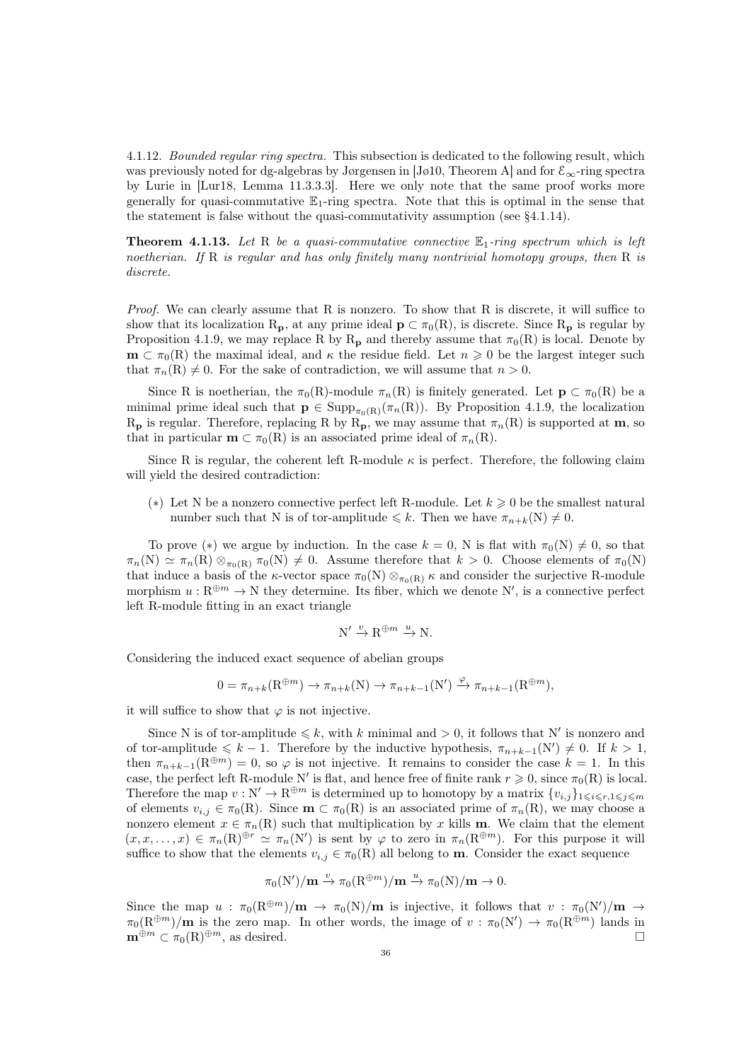4.1.12. *Bounded regular ring spectra.* This subsection is dedicated to the following result, which was previously noted for dg-algebras by Jørgensen in [Jø10, Theorem A] and for $\mathcal{E}_\infty$-ring spectra by Lurie in [Lur18, Lemma 11.3.3.3]. Here we only note that the same proof works more generally for quasi-commutative $\mathbb{E}_1$-ring spectra. Note that this is optimal in the sense that the statement is false without the quasi-commutativity assumption (see §4.1.14).

**Theorem 4.1.13.** *Let* $\mathrm{R}$ *be a quasi-commutative connective* $\mathbb{E}_1$*-ring spectrum which is left noetherian. If* $\mathrm{R}$ *is regular and has only finitely many nontrivial homotopy groups, then* $\mathrm{R}$ *is discrete.*

*Proof.* We can clearly assume that $\mathrm{R}$ is nonzero. To show that $\mathrm{R}$ is discrete, it will suffice to show that its localization $\mathrm{R}_{\mathbf{p}}$, at any prime ideal $\mathbf{p} \subset \pi_0(\mathrm{R})$, is discrete. Since $\mathrm{R}_{\mathbf{p}}$ is regular by Proposition 4.1.9, we may replace $\mathrm{R}$ by $\mathrm{R}_{\mathbf{p}}$ and thereby assume that $\pi_0(\mathrm{R})$ is local. Denote by $\mathbf{m} \subset \pi_0(\mathrm{R})$ the maximal ideal, and $\kappa$ the residue field. Let $n \geqslant 0$ be the largest integer such that $\pi_n(\mathrm{R}) \neq 0$. For the sake of contradiction, we will assume that $n > 0$.

Since $\mathrm{R}$ is noetherian, the $\pi_0(\mathrm{R})$-module $\pi_n(\mathrm{R})$ is finitely generated. Let $\mathbf{p} \subset \pi_0(\mathrm{R})$ be a minimal prime ideal such that $\mathbf{p} \in \mathrm{Supp}_{\pi_0(\mathrm{R})}(\pi_n(\mathrm{R}))$. By Proposition 4.1.9, the localization $\mathrm{R}_{\mathbf{p}}$ is regular. Therefore, replacing $\mathrm{R}$ by $\mathrm{R}_{\mathbf{p}}$, we may assume that $\pi_n(\mathrm{R})$ is supported at $\mathbf{m}$, so that in particular $\mathbf{m} \subset \pi_0(\mathrm{R})$ is an associated prime ideal of $\pi_n(\mathrm{R})$.

Since $\mathrm{R}$ is regular, the coherent left $\mathrm{R}$-module $\kappa$ is perfect. Therefore, the following claim will yield the desired contradiction:

($*$) Let $\mathrm{N}$ be a nonzero connective perfect left $\mathrm{R}$-module. Let $k \geqslant 0$ be the smallest natural number such that $\mathrm{N}$ is of tor-amplitude $\leqslant k$. Then we have $\pi_{n+k}(\mathrm{N}) \neq 0$.

To prove ($*$) we argue by induction. In the case $k = 0$, $\mathrm{N}$ is flat with $\pi_0(\mathrm{N}) \neq 0$, so that $\pi_n(\mathrm{N}) \simeq \pi_n(\mathrm{R}) \otimes_{\pi_0(\mathrm{R})} \pi_0(\mathrm{N}) \neq 0$. Assume therefore that $k > 0$. Choose elements of $\pi_0(\mathrm{N})$ that induce a basis of the $\kappa$-vector space $\pi_0(\mathrm{N}) \otimes_{\pi_0(\mathrm{R})} \kappa$ and consider the surjective $\mathrm{R}$-module morphism $u : \mathrm{R}^{\oplus m} \to \mathrm{N}$ they determine. Its fiber, which we denote $\mathrm{N}'$, is a connective perfect left $\mathrm{R}$-module fitting in an exact triangle

$$\mathrm{N}' \xrightarrow{v} \mathrm{R}^{\oplus m} \xrightarrow{u} \mathrm{N}.$$

Considering the induced exact sequence of abelian groups

$$0 = \pi_{n+k}(\mathrm{R}^{\oplus m}) \to \pi_{n+k}(\mathrm{N}) \to \pi_{n+k-1}(\mathrm{N}') \xrightarrow{\varphi} \pi_{n+k-1}(\mathrm{R}^{\oplus m}),$$

it will suffice to show that $\varphi$ is not injective.

Since $\mathrm{N}$ is of tor-amplitude $\leqslant k$, with $k$ minimal and $> 0$, it follows that $\mathrm{N}'$ is nonzero and of tor-amplitude $\leqslant k - 1$. Therefore by the inductive hypothesis, $\pi_{n+k-1}(\mathrm{N}') \neq 0$. If $k > 1$, then $\pi_{n+k-1}(\mathrm{R}^{\oplus m}) = 0$, so $\varphi$ is not injective. It remains to consider the case $k = 1$. In this case, the perfect left $\mathrm{R}$-module $\mathrm{N}'$ is flat, and hence free of finite rank $r \geqslant 0$, since $\pi_0(\mathrm{R})$ is local. Therefore the map $v : \mathrm{N}' \to \mathrm{R}^{\oplus m}$ is determined up to homotopy by a matrix $\{v_{i,j}\}_{1 \leqslant i \leqslant r, 1 \leqslant j \leqslant m}$ of elements $v_{i,j} \in \pi_0(\mathrm{R})$. Since $\mathbf{m} \subset \pi_0(\mathrm{R})$ is an associated prime of $\pi_n(\mathrm{R})$, we may choose a nonzero element $x \in \pi_n(\mathrm{R})$ such that multiplication by $x$ kills $\mathbf{m}$. We claim that the element $(x, x, \ldots, x) \in \pi_n(\mathrm{R})^{\oplus r} \simeq \pi_n(\mathrm{N}')$ is sent by $\varphi$ to zero in $\pi_n(\mathrm{R}^{\oplus m})$. For this purpose it will suffice to show that the elements $v_{i,j} \in \pi_0(\mathrm{R})$ all belong to $\mathbf{m}$. Consider the exact sequence

$$\pi_0(\mathrm{N}')/\mathbf{m} \xrightarrow{v} \pi_0(\mathrm{R}^{\oplus m})/\mathbf{m} \xrightarrow{u} \pi_0(\mathrm{N})/\mathbf{m} \to 0.$$

Since the map $u : \pi_0(\mathrm{R}^{\oplus m})/\mathbf{m} \to \pi_0(\mathrm{N})/\mathbf{m}$ is injective, it follows that $v : \pi_0(\mathrm{N}')/\mathbf{m} \to \pi_0(\mathrm{R}^{\oplus m})/\mathbf{m}$ is the zero map. In other words, the image of $v : \pi_0(\mathrm{N}') \to \pi_0(\mathrm{R}^{\oplus m})$ lands in $\mathbf{m}^{\oplus m} \subset \pi_0(\mathrm{R})^{\oplus m}$, as desired. $\square$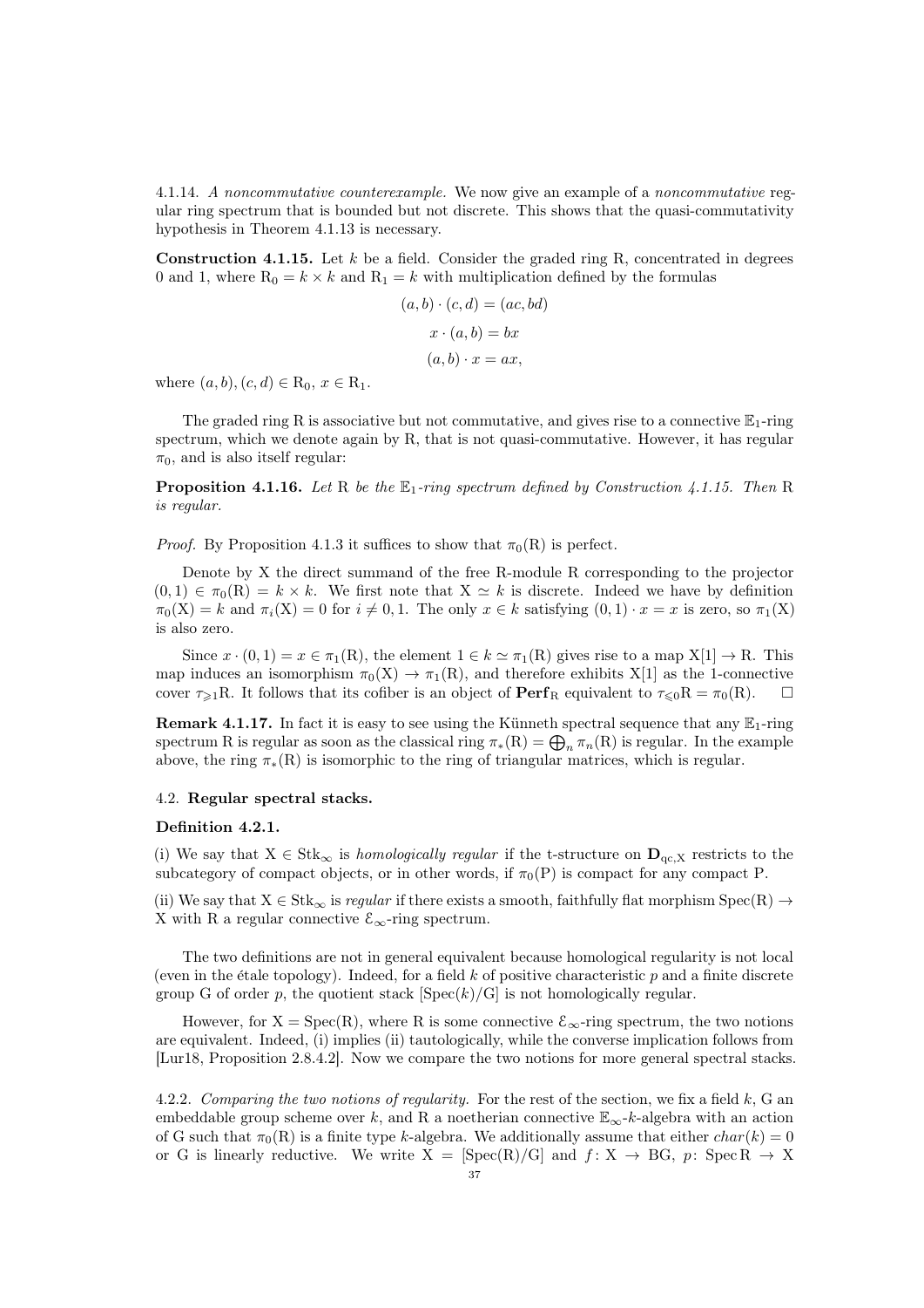4.1.14. *A noncommutative counterexample.* We now give an example of a *noncommutative* regular ring spectrum that is bounded but not discrete. This shows that the quasi-commutativity hypothesis in Theorem 4.1.13 is necessary.

**Construction 4.1.15.** Let $k$ be a field. Consider the graded ring R, concentrated in degrees 0 and 1, where $\mathrm{R}_0 = k \times k$ and $\mathrm{R}_1 = k$ with multiplication defined by the formulas

$$(a, b) \cdot (c, d) = (ac, bd)$$

$$x \cdot (a, b) = bx$$

$$(a, b) \cdot x = ax,$$

where $(a, b), (c, d) \in \mathrm{R}_0$, $x \in \mathrm{R}_1$.

The graded ring R is associative but not commutative, and gives rise to a connective $\mathbb{E}_1$-ring spectrum, which we denote again by R, that is not quasi-commutative. However, it has regular $\pi_0$, and is also itself regular:

**Proposition 4.1.16.** *Let* R *be the* $\mathbb{E}_1$*-ring spectrum defined by Construction 4.1.15. Then* R *is regular.*

*Proof.* By Proposition 4.1.3 it suffices to show that $\pi_0(\mathrm{R})$ is perfect.

Denote by X the direct summand of the free R-module R corresponding to the projector $(0, 1) \in \pi_0(\mathrm{R}) = k \times k$. We first note that $\mathrm{X} \simeq k$ is discrete. Indeed we have by definition $\pi_0(\mathrm{X}) = k$ and $\pi_i(\mathrm{X}) = 0$ for $i \neq 0, 1$. The only $x \in k$ satisfying $(0, 1) \cdot x = x$ is zero, so $\pi_1(\mathrm{X})$ is also zero.

Since $x \cdot (0, 1) = x \in \pi_1(\mathrm{R})$, the element $1 \in k \simeq \pi_1(\mathrm{R})$ gives rise to a map $\mathrm{X}[1] \to \mathrm{R}$. This map induces an isomorphism $\pi_0(\mathrm{X}) \to \pi_1(\mathrm{R})$, and therefore exhibits $\mathrm{X}[1]$ as the 1-connective cover $\tau_{\geqslant 1}\mathrm{R}$. It follows that its cofiber is an object of $\mathbf{Perf}_{\mathrm{R}}$ equivalent to $\tau_{\leqslant 0}\mathrm{R} = \pi_0(\mathrm{R})$. $\square$

**Remark 4.1.17.** In fact it is easy to see using the Künneth spectral sequence that any $\mathbb{E}_1$-ring spectrum R is regular as soon as the classical ring $\pi_*(\mathrm{R}) = \bigoplus_n \pi_n(\mathrm{R})$ is regular. In the example above, the ring $\pi_*(\mathrm{R})$ is isomorphic to the ring of triangular matrices, which is regular.

### 4.2. Regular spectral stacks.

**Definition 4.2.1.**

(i) We say that $\mathrm{X} \in \mathrm{Stk}_\infty$ is *homologically regular* if the t-structure on $\mathbf{D}_{\mathrm{qc},\mathrm{X}}$ restricts to the subcategory of compact objects, or in other words, if $\pi_0(\mathrm{P})$ is compact for any compact P.

(ii) We say that $\mathrm{X} \in \mathrm{Stk}_\infty$ is *regular* if there exists a smooth, faithfully flat morphism $\mathrm{Spec}(\mathrm{R}) \to \mathrm{X}$ with R a regular connective $\mathcal{E}_\infty$-ring spectrum.

The two definitions are not in general equivalent because homological regularity is not local (even in the étale topology). Indeed, for a field $k$ of positive characteristic $p$ and a finite discrete group G of order $p$, the quotient stack $[\mathrm{Spec}(k)/\mathrm{G}]$ is not homologically regular.

However, for $\mathrm{X} = \mathrm{Spec}(\mathrm{R})$, where R is some connective $\mathcal{E}_\infty$-ring spectrum, the two notions are equivalent. Indeed, (i) implies (ii) tautologically, while the converse implication follows from [Lur18, Proposition 2.8.4.2]. Now we compare the two notions for more general spectral stacks.

4.2.2. *Comparing the two notions of regularity.* For the rest of the section, we fix a field $k$, G an embeddable group scheme over $k$, and R a noetherian connective $\mathbb{E}_\infty$-$k$-algebra with an action of G such that $\pi_0(\mathrm{R})$ is a finite type $k$-algebra. We additionally assume that either $char(k) = 0$ or G is linearly reductive. We write $\mathrm{X} = [\mathrm{Spec}(\mathrm{R})/\mathrm{G}]$ and $f\colon \mathrm{X} \to \mathrm{BG}$, $p\colon \mathrm{Spec}\,\mathrm{R} \to \mathrm{X}$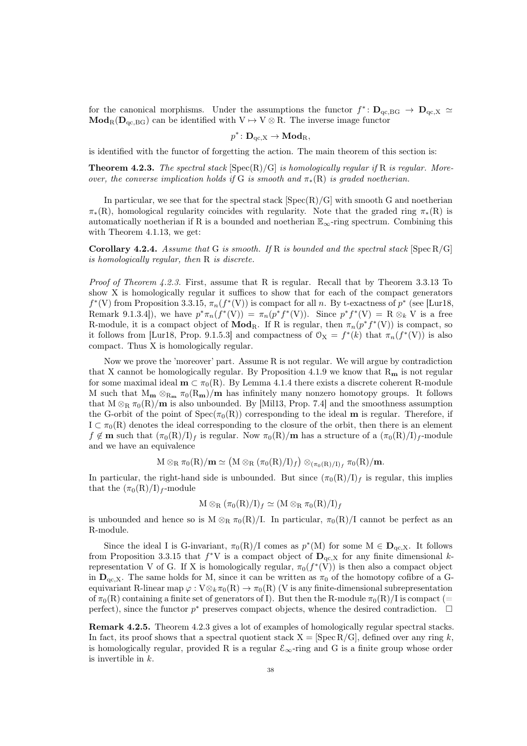for the canonical morphisms. Under the assumptions the functor $f^*\colon \mathbf{D}_{\mathrm{qc,BG}} \to \mathbf{D}_{\mathrm{qc,X}} \simeq \mathbf{Mod}_{\mathrm{R}}(\mathbf{D}_{\mathrm{qc,BG}})$ can be identified with $\mathrm{V} \mapsto \mathrm{V} \otimes \mathrm{R}$. The inverse image functor

$$p^*\colon \mathbf{D}_{\mathrm{qc,X}} \to \mathbf{Mod}_{\mathrm{R}},$$

is identified with the functor of forgetting the action. The main theorem of this section is:

**Theorem 4.2.3.** *The spectral stack* $[\mathrm{Spec(R)/G}]$ *is homologically regular if* R *is regular. Moreover, the converse implication holds if* G *is smooth and* $\pi_*(\mathrm{R})$ *is graded noetherian.*

In particular, we see that for the spectral stack $[\mathrm{Spec(R)/G}]$ with smooth G and noetherian $\pi_*(\mathrm{R})$, homological regularity coincides with regularity. Note that the graded ring $\pi_*(\mathrm{R})$ is automatically noetherian if R is a bounded and noetherian $\mathbb{E}_\infty$-ring spectrum. Combining this with Theorem 4.1.13, we get:

**Corollary 4.2.4.** *Assume that* G *is smooth. If* R *is bounded and the spectral stack* $[\mathrm{Spec\,R/G}]$ *is homologically regular, then* R *is discrete.*

*Proof of Theorem 4.2.3.* First, assume that R is regular. Recall that by Theorem 3.3.13 To show X is homologically regular it suffices to show that for each of the compact generators $f^*(\mathrm{V})$ from Proposition 3.3.15, $\pi_n(f^*(\mathrm{V}))$ is compact for all $n$. By t-exactness of $p^*$ (see [Lur18, Remark 9.1.3.4]), we have $p^*\pi_n(f^*(\mathrm{V})) = \pi_n(p^*f^*(\mathrm{V}))$. Since $p^*f^*(\mathrm{V}) = \mathrm{R} \otimes_k \mathrm{V}$ is a free R-module, it is a compact object of $\mathbf{Mod}_{\mathrm{R}}$. If R is regular, then $\pi_n(p^*f^*(\mathrm{V}))$ is compact, so it follows from [Lur18, Prop. 9.1.5.3] and compactness of $\mathcal{O}_{\mathrm{X}} = f^*(k)$ that $\pi_n(f^*(\mathrm{V}))$ is also compact. Thus X is homologically regular.

Now we prove the 'moreover' part. Assume R is not regular. We will argue by contradiction that X cannot be homologically regular. By Proposition 4.1.9 we know that $\mathrm{R}_{\mathbf{m}}$ is not regular for some maximal ideal $\mathbf{m} \subset \pi_0(\mathrm{R})$. By Lemma 4.1.4 there exists a discrete coherent R-module M such that $\mathrm{M}_{\mathbf{m}} \otimes_{\mathrm{R}_{\mathbf{m}}} \pi_0(\mathrm{R}_{\mathbf{m}})/\mathbf{m}$ has infinitely many nonzero homotopy groups. It follows that $\mathrm{M} \otimes_{\mathrm{R}} \pi_0(\mathrm{R})/\mathbf{m}$ is also unbounded. By [Mil13, Prop. 7.4] and the smoothness assumption the G-orbit of the point of $\mathrm{Spec}(\pi_0(\mathrm{R}))$ corresponding to the ideal $\mathbf{m}$ is regular. Therefore, if $\mathrm{I} \subset \pi_0(\mathrm{R})$ denotes the ideal corresponding to the closure of the orbit, then there is an element $f \notin \mathbf{m}$ such that $(\pi_0(\mathrm{R})/\mathrm{I})_f$ is regular. Now $\pi_0(\mathrm{R})/\mathbf{m}$ has a structure of a $(\pi_0(\mathrm{R})/\mathrm{I})_f$-module and we have an equivalence

$$\mathrm{M} \otimes_{\mathrm{R}} \pi_0(\mathrm{R})/\mathbf{m} \simeq \big(\mathrm{M} \otimes_{\mathrm{R}} (\pi_0(\mathrm{R})/\mathrm{I})_f\big) \otimes_{(\pi_0(\mathrm{R})/\mathrm{I})_f} \pi_0(\mathrm{R})/\mathbf{m}.$$

In particular, the right-hand side is unbounded. But since $(\pi_0(\mathrm{R})/\mathrm{I})_f$ is regular, this implies that the $(\pi_0(\mathrm{R})/\mathrm{I})_f$-module

$$\mathrm{M} \otimes_{\mathrm{R}} (\pi_0(\mathrm{R})/\mathrm{I})_f \simeq (\mathrm{M} \otimes_{\mathrm{R}} \pi_0(\mathrm{R})/\mathrm{I})_f$$

is unbounded and hence so is $\mathrm{M} \otimes_{\mathrm{R}} \pi_0(\mathrm{R})/\mathrm{I}$. In particular, $\pi_0(\mathrm{R})/\mathrm{I}$ cannot be perfect as an R-module.

Since the ideal I is G-invariant, $\pi_0(\mathrm{R})/\mathrm{I}$ comes as $p^*(\mathrm{M})$ for some $\mathrm{M} \in \mathbf{D}_{\mathrm{qc,X}}$. It follows from Proposition 3.3.15 that $f^*\mathrm{V}$ is a compact object of $\mathbf{D}_{\mathrm{qc,X}}$ for any finite dimensional $k$-representation V of G. If X is homologically regular, $\pi_0(f^*(\mathrm{V}))$ is then also a compact object in $\mathbf{D}_{\mathrm{qc,X}}$. The same holds for M, since it can be written as $\pi_0$ of the homotopy cofibre of a G-equivariant R-linear map $\varphi : \mathrm{V} \otimes_k \pi_0(\mathrm{R}) \to \pi_0(\mathrm{R})$ (V is any finite-dimensional subrepresentation of $\pi_0(\mathrm{R})$ containing a finite set of generators of I). But then the R-module $\pi_0(\mathrm{R})/\mathrm{I}$ is compact (= perfect), since the functor $p^*$ preserves compact objects, whence the desired contradiction. $\square$

**Remark 4.2.5.** Theorem 4.2.3 gives a lot of examples of homologically regular spectral stacks. In fact, its proof shows that a spectral quotient stack $\mathrm{X} = [\mathrm{Spec\,R/G}]$, defined over any ring $k$, is homologically regular, provided R is a regular $\mathcal{E}_\infty$-ring and G is a finite group whose order is invertible in $k$.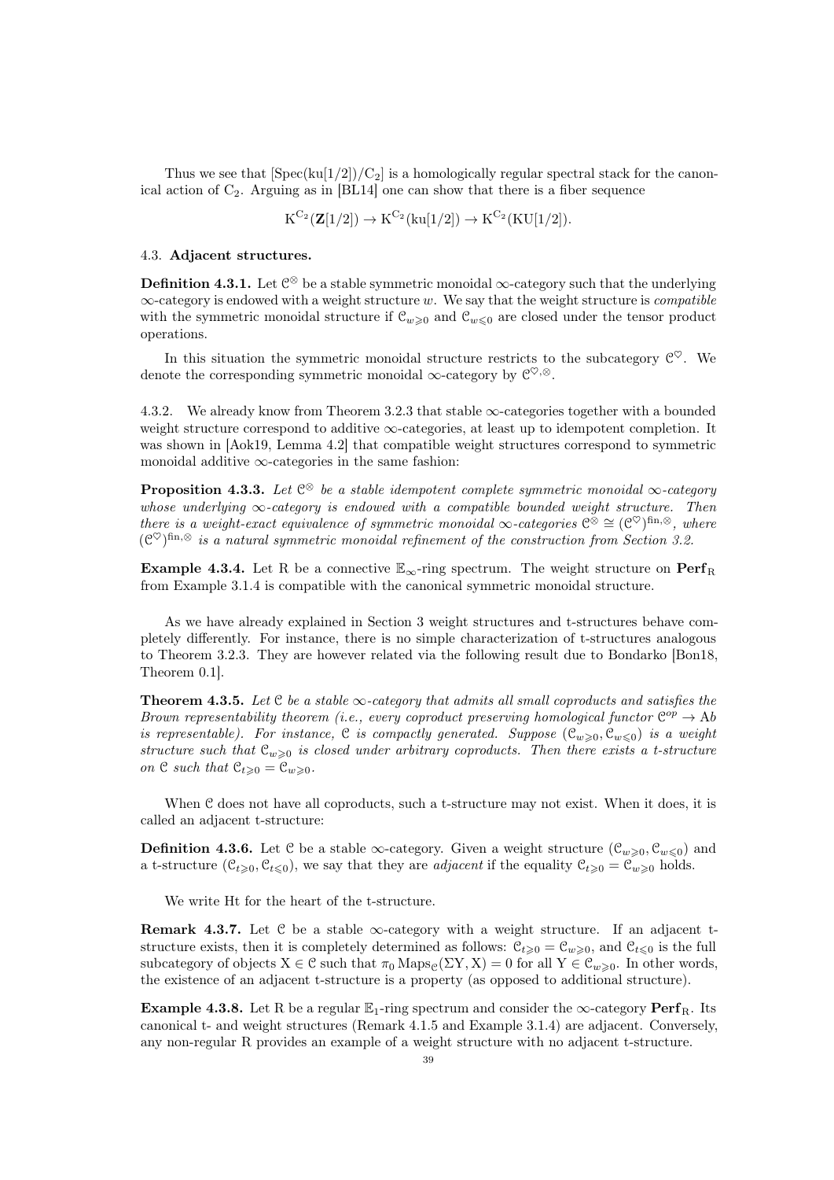Thus we see that $[\mathrm{Spec}(\mathrm{ku}[1/2])/\mathrm{C}_2]$ is a homologically regular spectral stack for the canonical action of $\mathrm{C}_2$. Arguing as in [BL14] one can show that there is a fiber sequence

$$\mathrm{K}^{\mathrm{C}_2}(\mathbf{Z}[1/2]) \to \mathrm{K}^{\mathrm{C}_2}(\mathrm{ku}[1/2]) \to \mathrm{K}^{\mathrm{C}_2}(\mathrm{KU}[1/2]).$$

### 4.3. **Adjacent structures.**

**Definition 4.3.1.** Let $\mathcal{C}^{\otimes}$ be a stable symmetric monoidal $\infty$-category such that the underlying $\infty$-category is endowed with a weight structure $w$. We say that the weight structure is *compatible* with the symmetric monoidal structure if $\mathcal{C}_{w\geqslant 0}$ and $\mathcal{C}_{w\leqslant 0}$ are closed under the tensor product operations.

In this situation the symmetric monoidal structure restricts to the subcategory $\mathcal{C}^{\heartsuit}$. We denote the corresponding symmetric monoidal $\infty$-category by $\mathcal{C}^{\heartsuit,\otimes}$.

4.3.2. We already know from Theorem 3.2.3 that stable $\infty$-categories together with a bounded weight structure correspond to additive $\infty$-categories, at least up to idempotent completion. It was shown in [Aok19, Lemma 4.2] that compatible weight structures correspond to symmetric monoidal additive $\infty$-categories in the same fashion:

**Proposition 4.3.3.** *Let $\mathcal{C}^{\otimes}$ be a stable idempotent complete symmetric monoidal $\infty$-category whose underlying $\infty$-category is endowed with a compatible bounded weight structure. Then there is a weight-exact equivalence of symmetric monoidal $\infty$-categories $\mathcal{C}^{\otimes} \cong (\mathcal{C}^{\heartsuit})^{\mathrm{fin},\otimes}$, where $(\mathcal{C}^{\heartsuit})^{\mathrm{fin},\otimes}$ is a natural symmetric monoidal refinement of the construction from Section 3.2.*

**Example 4.3.4.** Let R be a connective $\mathbb{E}_\infty$-ring spectrum. The weight structure on $\mathbf{Perf}_{\mathrm{R}}$ from Example 3.1.4 is compatible with the canonical symmetric monoidal structure.

As we have already explained in Section 3 weight structures and t-structures behave completely differently. For instance, there is no simple characterization of t-structures analogous to Theorem 3.2.3. They are however related via the following result due to Bondarko [Bon18, Theorem 0.1].

**Theorem 4.3.5.** *Let $\mathcal{C}$ be a stable $\infty$-category that admits all small coproducts and satisfies the Brown representability theorem (i.e., every coproduct preserving homological functor $\mathcal{C}^{op} \to \mathrm{Ab}$ is representable). For instance, $\mathcal{C}$ is compactly generated. Suppose $(\mathcal{C}_{w\geqslant 0}, \mathcal{C}_{w\leqslant 0})$ is a weight structure such that $\mathcal{C}_{w\geqslant 0}$ is closed under arbitrary coproducts. Then there exists a t-structure on $\mathcal{C}$ such that $\mathcal{C}_{t\geqslant 0} = \mathcal{C}_{w\geqslant 0}$.*

When $\mathcal{C}$ does not have all coproducts, such a t-structure may not exist. When it does, it is called an adjacent t-structure:

**Definition 4.3.6.** Let $\mathcal{C}$ be a stable $\infty$-category. Given a weight structure $(\mathcal{C}_{w\geqslant 0}, \mathcal{C}_{w\leqslant 0})$ and a t-structure $(\mathcal{C}_{t\geqslant 0}, \mathcal{C}_{t\leqslant 0})$, we say that they are *adjacent* if the equality $\mathcal{C}_{t\geqslant 0} = \mathcal{C}_{w\geqslant 0}$ holds.

We write Ht for the heart of the t-structure.

**Remark 4.3.7.** Let $\mathcal{C}$ be a stable $\infty$-category with a weight structure. If an adjacent t-structure exists, then it is completely determined as follows: $\mathcal{C}_{t\geqslant 0} = \mathcal{C}_{w\geqslant 0}$, and $\mathcal{C}_{t\leqslant 0}$ is the full subcategory of objects $\mathrm{X} \in \mathcal{C}$ such that $\pi_0 \operatorname{Maps}_{\mathcal{C}}(\Sigma \mathrm{Y}, \mathrm{X}) = 0$ for all $\mathrm{Y} \in \mathcal{C}_{w\geqslant 0}$. In other words, the existence of an adjacent t-structure is a property (as opposed to additional structure).

**Example 4.3.8.** Let R be a regular $\mathbb{E}_1$-ring spectrum and consider the $\infty$-category $\mathbf{Perf}_{\mathrm{R}}$. Its canonical t- and weight structures (Remark 4.1.5 and Example 3.1.4) are adjacent. Conversely, any non-regular R provides an example of a weight structure with no adjacent t-structure.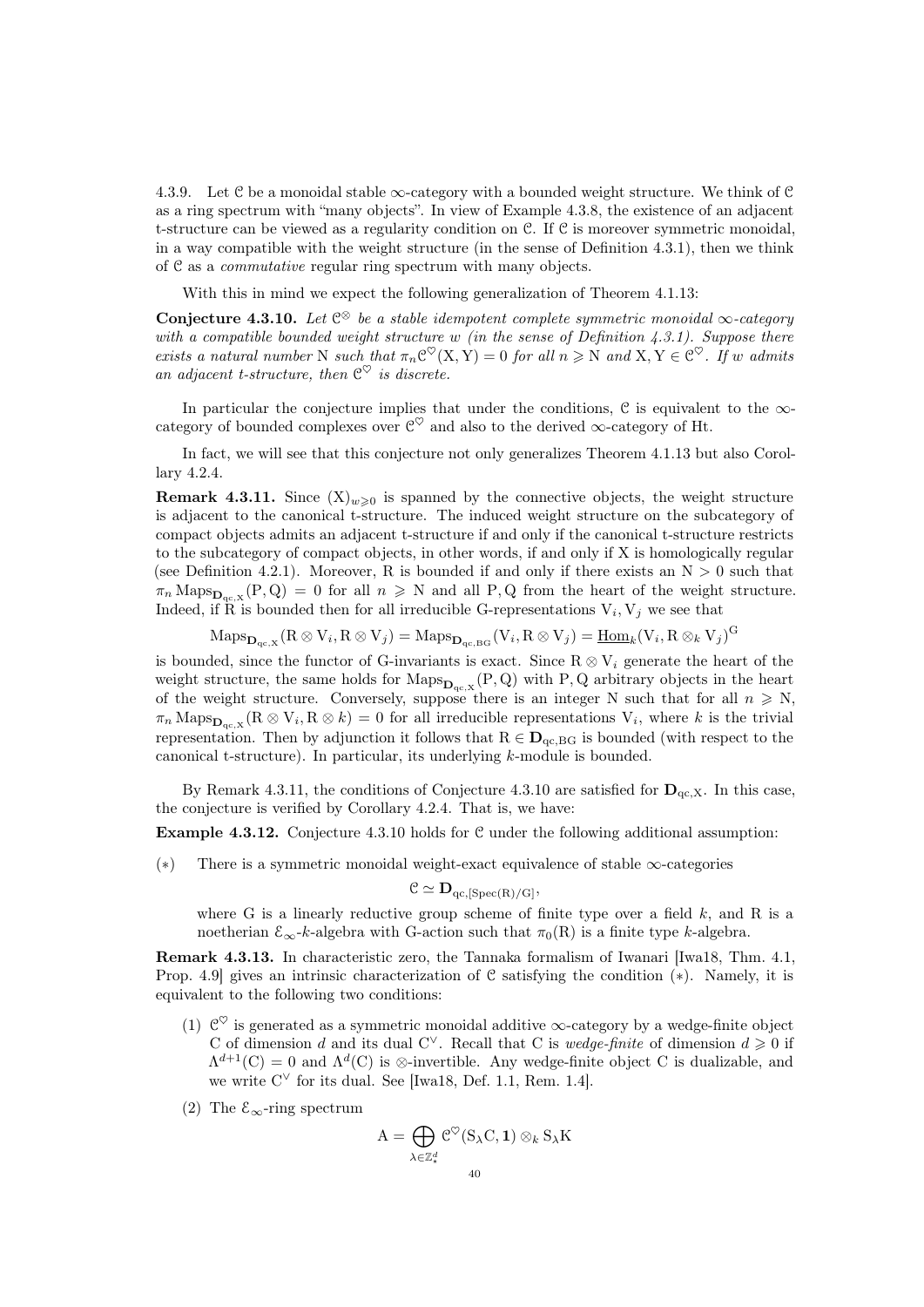4.3.9. Let $\mathcal{C}$ be a monoidal stable $\infty$-category with a bounded weight structure. We think of $\mathcal{C}$ as a ring spectrum with "many objects". In view of Example 4.3.8, the existence of an adjacent t-structure can be viewed as a regularity condition on $\mathcal{C}$. If $\mathcal{C}$ is moreover symmetric monoidal, in a way compatible with the weight structure (in the sense of Definition 4.3.1), then we think of $\mathcal{C}$ as a *commutative* regular ring spectrum with many objects.

With this in mind we expect the following generalization of Theorem 4.1.13:

**Conjecture 4.3.10.** *Let $\mathcal{C}^{\otimes}$ be a stable idempotent complete symmetric monoidal $\infty$-category with a compatible bounded weight structure $w$ (in the sense of Definition 4.3.1). Suppose there exists a natural number $\mathrm{N}$ such that $\pi_n \mathcal{C}^{\heartsuit}(\mathrm{X}, \mathrm{Y}) = 0$ for all $n \geqslant \mathrm{N}$ and $\mathrm{X}, \mathrm{Y} \in \mathcal{C}^{\heartsuit}$. If $w$ admits an adjacent t-structure, then $\mathcal{C}^{\heartsuit}$ is discrete.*

In particular the conjecture implies that under the conditions, $\mathcal{C}$ is equivalent to the $\infty$-category of bounded complexes over $\mathcal{C}^{\heartsuit}$ and also to the derived $\infty$-category of Ht.

In fact, we will see that this conjecture not only generalizes Theorem 4.1.13 but also Corollary 4.2.4.

**Remark 4.3.11.** Since $(\mathrm{X})_{w \geqslant 0}$ is spanned by the connective objects, the weight structure is adjacent to the canonical t-structure. The induced weight structure on the subcategory of compact objects admits an adjacent t-structure if and only if the canonical t-structure restricts to the subcategory of compact objects, in other words, if and only if X is homologically regular (see Definition 4.2.1). Moreover, R is bounded if and only if there exists an $\mathrm{N} > 0$ such that $\pi_n \operatorname{Maps}_{\mathbf{D}_{\mathrm{qc},\mathrm{X}}}(\mathrm{P}, \mathrm{Q}) = 0$ for all $n \geqslant \mathrm{N}$ and all P, Q from the heart of the weight structure. Indeed, if R is bounded then for all irreducible G-representations $\mathrm{V}_i, \mathrm{V}_j$ we see that

$$\operatorname{Maps}_{\mathbf{D}_{\mathrm{qc},\mathrm{X}}}(\mathrm{R} \otimes \mathrm{V}_i, \mathrm{R} \otimes \mathrm{V}_j) = \operatorname{Maps}_{\mathbf{D}_{\mathrm{qc},\mathrm{BG}}}(\mathrm{V}_i, \mathrm{R} \otimes \mathrm{V}_j) = \underline{\operatorname{Hom}}_k(\mathrm{V}_i, \mathrm{R} \otimes_k \mathrm{V}_j)^{\mathrm{G}}$$

is bounded, since the functor of G-invariants is exact. Since $\mathrm{R} \otimes \mathrm{V}_i$ generate the heart of the weight structure, the same holds for $\operatorname{Maps}_{\mathbf{D}_{\mathrm{qc},\mathrm{X}}}(\mathrm{P}, \mathrm{Q})$ with P, Q arbitrary objects in the heart of the weight structure. Conversely, suppose there is an integer N such that for all $n \geqslant \mathrm{N}$, $\pi_n \operatorname{Maps}_{\mathbf{D}_{\mathrm{qc},\mathrm{X}}}(\mathrm{R} \otimes \mathrm{V}_i, \mathrm{R} \otimes k) = 0$ for all irreducible representations $\mathrm{V}_i$, where $k$ is the trivial representation. Then by adjunction it follows that $\mathrm{R} \in \mathbf{D}_{\mathrm{qc},\mathrm{BG}}$ is bounded (with respect to the canonical t-structure). In particular, its underlying $k$-module is bounded.

By Remark 4.3.11, the conditions of Conjecture 4.3.10 are satisfied for $\mathbf{D}_{\mathrm{qc},\mathrm{X}}$. In this case, the conjecture is verified by Corollary 4.2.4. That is, we have:

**Example 4.3.12.** Conjecture 4.3.10 holds for $\mathcal{C}$ under the following additional assumption:

($*$) There is a symmetric monoidal weight-exact equivalence of stable $\infty$-categories

$$\mathcal{C} \simeq \mathbf{D}_{\mathrm{qc},[\mathrm{Spec}(\mathrm{R})/\mathrm{G}]},$$

where G is a linearly reductive group scheme of finite type over a field $k$, and R is a noetherian $\mathcal{E}_\infty$-$k$-algebra with G-action such that $\pi_0(\mathrm{R})$ is a finite type $k$-algebra.

**Remark 4.3.13.** In characteristic zero, the Tannaka formalism of Iwanari [Iwa18, Thm. 4.1, Prop. 4.9] gives an intrinsic characterization of $\mathcal{C}$ satisfying the condition ($*$). Namely, it is equivalent to the following two conditions:

(1) $\mathcal{C}^{\heartsuit}$ is generated as a symmetric monoidal additive $\infty$-category by a wedge-finite object C of dimension $d$ and its dual $\mathrm{C}^{\vee}$. Recall that C is *wedge-finite* of dimension $d \geqslant 0$ if $\Lambda^{d+1}(\mathrm{C}) = 0$ and $\Lambda^{d}(\mathrm{C})$ is $\otimes$-invertible. Any wedge-finite object C is dualizable, and we write $\mathrm{C}^{\vee}$ for its dual. See [Iwa18, Def. 1.1, Rem. 1.4].

(2) The $\mathcal{E}_\infty$-ring spectrum

$$\mathrm{A} = \bigoplus_{\lambda \in \mathbb{Z}^d_{\star}} \mathcal{C}^{\heartsuit}(\mathrm{S}_\lambda \mathrm{C}, \mathbf{1}) \otimes_k \mathrm{S}_\lambda \mathrm{K}$$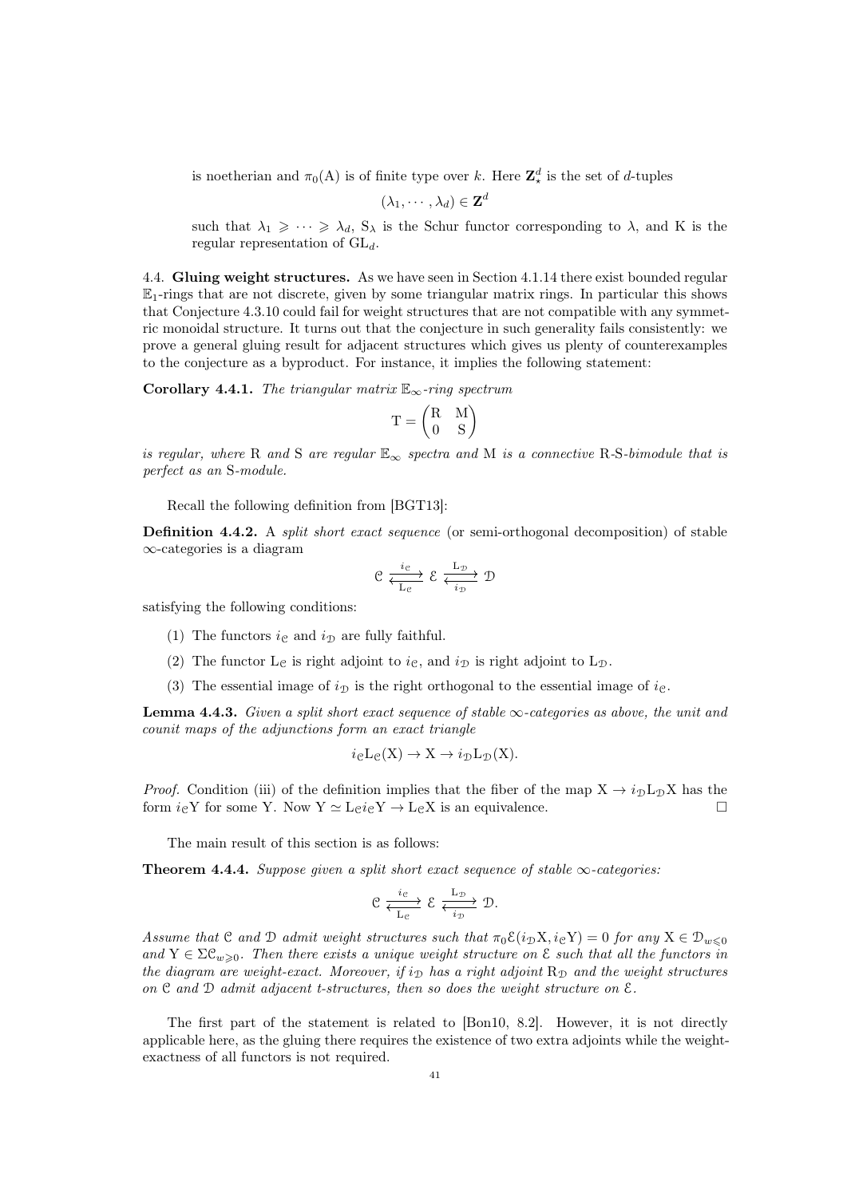is noetherian and $\pi_0(\mathrm{A})$ is of finite type over $k$. Here $\mathbf{Z}^d_\star$ is the set of $d$-tuples

$$(\lambda_1, \cdots, \lambda_d) \in \mathbf{Z}^d$$

such that $\lambda_1 \geqslant \cdots \geqslant \lambda_d$, $\mathrm{S}_\lambda$ is the Schur functor corresponding to $\lambda$, and K is the regular representation of $\mathrm{GL}_d$.

4.4. **Gluing weight structures.** As we have seen in Section 4.1.14 there exist bounded regular $\mathbb{E}_1$-rings that are not discrete, given by some triangular matrix rings. In particular this shows that Conjecture 4.3.10 could fail for weight structures that are not compatible with any symmetric monoidal structure. It turns out that the conjecture in such generality fails consistently: we prove a general gluing result for adjacent structures which gives us plenty of counterexamples to the conjecture as a byproduct. For instance, it implies the following statement:

**Corollary 4.4.1.** *The triangular matrix $\mathbb{E}_\infty$-ring spectrum*

$$\mathrm{T} = \begin{pmatrix} \mathrm{R} & \mathrm{M} \\ 0 & \mathrm{S} \end{pmatrix}$$

*is regular, where* R *and* S *are regular $\mathbb{E}_\infty$ spectra and* M *is a connective* R*-*S*-bimodule that is perfect as an* S*-module.*

Recall the following definition from [BGT13]:

**Definition 4.4.2.** A *split short exact sequence* (or semi-orthogonal decomposition) of stable $\infty$-categories is a diagram

$$\mathcal{C} \underset{\mathrm{L}_\mathcal{C}}{\overset{i_\mathcal{C}}{\rightleftarrows}} \mathcal{E} \underset{i_\mathcal{D}}{\overset{\mathrm{L}_\mathcal{D}}{\rightleftarrows}} \mathcal{D}$$

satisfying the following conditions:

(1) The functors $i_\mathcal{C}$ and $i_\mathcal{D}$ are fully faithful.

(2) The functor $\mathrm{L}_\mathcal{C}$ is right adjoint to $i_\mathcal{C}$, and $i_\mathcal{D}$ is right adjoint to $\mathrm{L}_\mathcal{D}$.

(3) The essential image of $i_\mathcal{D}$ is the right orthogonal to the essential image of $i_\mathcal{C}$.

**Lemma 4.4.3.** *Given a split short exact sequence of stable $\infty$-categories as above, the unit and counit maps of the adjunctions form an exact triangle*

$$i_\mathcal{C}\mathrm{L}_\mathcal{C}(\mathrm{X}) \to \mathrm{X} \to i_\mathcal{D}\mathrm{L}_\mathcal{D}(\mathrm{X}).$$

*Proof.* Condition (iii) of the definition implies that the fiber of the map $\mathrm{X} \to i_\mathcal{D}\mathrm{L}_\mathcal{D}\mathrm{X}$ has the form $i_\mathcal{C}\mathrm{Y}$ for some Y. Now $\mathrm{Y} \simeq \mathrm{L}_\mathcal{C} i_\mathcal{C}\mathrm{Y} \to \mathrm{L}_\mathcal{C}\mathrm{X}$ is an equivalence. □

The main result of this section is as follows:

**Theorem 4.4.4.** *Suppose given a split short exact sequence of stable $\infty$-categories:*

$$\mathcal{C} \underset{\mathrm{L}_\mathcal{C}}{\overset{i_\mathcal{C}}{\rightleftarrows}} \mathcal{E} \underset{i_\mathcal{D}}{\overset{\mathrm{L}_\mathcal{D}}{\rightleftarrows}} \mathcal{D}.$$

*Assume that $\mathcal{C}$ and $\mathcal{D}$ admit weight structures such that $\pi_0\mathcal{E}(i_\mathcal{D}\mathrm{X}, i_\mathcal{C}\mathrm{Y}) = 0$ for any $\mathrm{X} \in \mathcal{D}_{w\leqslant 0}$ and $\mathrm{Y} \in \Sigma\mathcal{C}_{w\geqslant 0}$. Then there exists a unique weight structure on $\mathcal{E}$ such that all the functors in the diagram are weight-exact. Moreover, if $i_\mathcal{D}$ has a right adjoint $\mathrm{R}_\mathcal{D}$ and the weight structures on $\mathcal{C}$ and $\mathcal{D}$ admit adjacent t-structures, then so does the weight structure on $\mathcal{E}$.*

The first part of the statement is related to [Bon10, 8.2]. However, it is not directly applicable here, as the gluing there requires the existence of two extra adjoints while the weight-exactness of all functors is not required.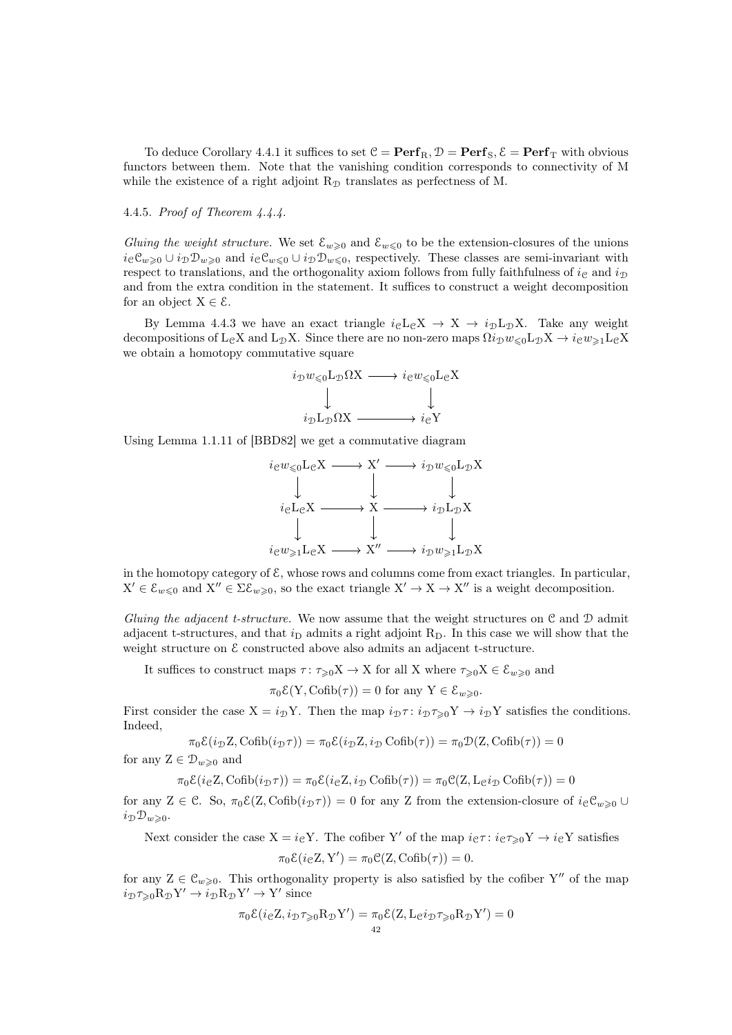To deduce Corollary 4.4.1 it suffices to set $\mathcal{C} = \mathbf{Perf}_{\mathrm{R}}$, $\mathcal{D} = \mathbf{Perf}_{\mathrm{S}}$, $\mathcal{E} = \mathbf{Perf}_{\mathrm{T}}$ with obvious functors between them. Note that the vanishing condition corresponds to connectivity of M while the existence of a right adjoint $\mathrm{R}_{\mathcal{D}}$ translates as perfectness of M.

4.4.5. *Proof of Theorem 4.4.4.*

*Gluing the weight structure.* We set $\mathcal{E}_{w\geqslant 0}$ and $\mathcal{E}_{w\leqslant 0}$ to be the extension-closures of the unions $i_{\mathcal{C}}\mathcal{C}_{w\geqslant 0} \cup i_{\mathcal{D}}\mathcal{D}_{w\geqslant 0}$ and $i_{\mathcal{C}}\mathcal{C}_{w\leqslant 0} \cup i_{\mathcal{D}}\mathcal{D}_{w\leqslant 0}$, respectively. These classes are semi-invariant with respect to translations, and the orthogonality axiom follows from fully faithfulness of $i_{\mathcal{C}}$ and $i_{\mathcal{D}}$ and from the extra condition in the statement. It suffices to construct a weight decomposition for an object $\mathrm{X} \in \mathcal{E}$.

By Lemma 4.4.3 we have an exact triangle $i_{\mathcal{C}}\mathrm{L}_{\mathcal{C}}\mathrm{X} \to \mathrm{X} \to i_{\mathcal{D}}\mathrm{L}_{\mathcal{D}}\mathrm{X}$. Take any weight decompositions of $\mathrm{L}_{\mathcal{C}}\mathrm{X}$ and $\mathrm{L}_{\mathcal{D}}\mathrm{X}$. Since there are no non-zero maps $\Omega i_{\mathcal{D}} w_{\leqslant 0}\mathrm{L}_{\mathcal{D}}\mathrm{X} \to i_{\mathcal{C}} w_{\geqslant 1}\mathrm{L}_{\mathcal{C}}\mathrm{X}$ we obtain a homotopy commutative square

$$\begin{array}{ccc}
i_{\mathcal{D}} w_{\leqslant 0}\mathrm{L}_{\mathcal{D}}\Omega\mathrm{X} & \longrightarrow & i_{\mathcal{C}} w_{\leqslant 0}\mathrm{L}_{\mathcal{C}}\mathrm{X} \\
\downarrow & & \downarrow \\
i_{\mathcal{D}}\mathrm{L}_{\mathcal{D}}\Omega\mathrm{X} & \longrightarrow & i_{\mathcal{C}}\mathrm{Y}
\end{array}$$

Using Lemma 1.1.11 of [BBD82] we get a commutative diagram

$$\begin{array}{ccccc}
i_{\mathcal{C}} w_{\leqslant 0}\mathrm{L}_{\mathcal{C}}\mathrm{X} & \longrightarrow & \mathrm{X}' & \longrightarrow & i_{\mathcal{D}} w_{\leqslant 0}\mathrm{L}_{\mathcal{D}}\mathrm{X} \\
\downarrow & & \downarrow & & \downarrow \\
i_{\mathcal{C}}\mathrm{L}_{\mathcal{C}}\mathrm{X} & \longrightarrow & \mathrm{X} & \longrightarrow & i_{\mathcal{D}}\mathrm{L}_{\mathcal{D}}\mathrm{X} \\
\downarrow & & \downarrow & & \downarrow \\
i_{\mathcal{C}} w_{\geqslant 1}\mathrm{L}_{\mathcal{C}}\mathrm{X} & \longrightarrow & \mathrm{X}'' & \longrightarrow & i_{\mathcal{D}} w_{\geqslant 1}\mathrm{L}_{\mathcal{D}}\mathrm{X}
\end{array}$$

in the homotopy category of $\mathcal{E}$, whose rows and columns come from exact triangles. In particular, $\mathrm{X}' \in \mathcal{E}_{w\leqslant 0}$ and $\mathrm{X}'' \in \Sigma\mathcal{E}_{w\geqslant 0}$, so the exact triangle $\mathrm{X}' \to \mathrm{X} \to \mathrm{X}''$ is a weight decomposition.

*Gluing the adjacent t-structure.* We now assume that the weight structures on $\mathcal{C}$ and $\mathcal{D}$ admit adjacent t-structures, and that $i_{\mathrm{D}}$ admits a right adjoint $\mathrm{R}_{\mathrm{D}}$. In this case we will show that the weight structure on $\mathcal{E}$ constructed above also admits an adjacent t-structure.

It suffices to construct maps $\tau\colon \tau_{\geqslant 0}\mathrm{X} \to \mathrm{X}$ for all X where $\tau_{\geqslant 0}\mathrm{X} \in \mathcal{E}_{w\geqslant 0}$ and

$$\pi_0\mathcal{E}(\mathrm{Y}, \mathrm{Cofib}(\tau)) = 0 \text{ for any } \mathrm{Y} \in \mathcal{E}_{w\geqslant 0}.$$

First consider the case $\mathrm{X} = i_{\mathcal{D}}\mathrm{Y}$. Then the map $i_{\mathcal{D}}\tau\colon i_{\mathcal{D}}\tau_{\geqslant 0}\mathrm{Y} \to i_{\mathcal{D}}\mathrm{Y}$ satisfies the conditions. Indeed,

$$\pi_0\mathcal{E}(i_{\mathcal{D}}\mathrm{Z}, \mathrm{Cofib}(i_{\mathcal{D}}\tau)) = \pi_0\mathcal{E}(i_{\mathcal{D}}\mathrm{Z}, i_{\mathcal{D}}\,\mathrm{Cofib}(\tau)) = \pi_0\mathcal{D}(\mathrm{Z}, \mathrm{Cofib}(\tau)) = 0$$

for any $\mathrm{Z} \in \mathcal{D}_{w\geqslant 0}$ and

$$\pi_0\mathcal{E}(i_{\mathcal{C}}\mathrm{Z}, \mathrm{Cofib}(i_{\mathcal{D}}\tau)) = \pi_0\mathcal{E}(i_{\mathcal{C}}\mathrm{Z}, i_{\mathcal{D}}\,\mathrm{Cofib}(\tau)) = \pi_0\mathcal{C}(\mathrm{Z}, \mathrm{L}_{\mathcal{C}} i_{\mathcal{D}}\,\mathrm{Cofib}(\tau)) = 0$$

for any $\mathrm{Z} \in \mathcal{C}$. So, $\pi_0\mathcal{E}(\mathrm{Z}, \mathrm{Cofib}(i_{\mathcal{D}}\tau)) = 0$ for any Z from the extension-closure of $i_{\mathcal{C}}\mathcal{C}_{w\geqslant 0} \cup i_{\mathcal{D}}\mathcal{D}_{w\geqslant 0}$.

Next consider the case $\mathrm{X} = i_{\mathcal{C}}\mathrm{Y}$. The cofiber $\mathrm{Y}'$ of the map $i_{\mathcal{C}}\tau\colon i_{\mathcal{C}}\tau_{\geqslant 0}\mathrm{Y} \to i_{\mathcal{C}}\mathrm{Y}$ satisfies

$$\pi_0\mathcal{E}(i_{\mathcal{C}}\mathrm{Z}, \mathrm{Y}') = \pi_0\mathcal{C}(\mathrm{Z}, \mathrm{Cofib}(\tau)) = 0.$$

for any $\mathrm{Z} \in \mathcal{C}_{w\geqslant 0}$. This orthogonality property is also satisfied by the cofiber $\mathrm{Y}''$ of the map $i_{\mathcal{D}}\tau_{\geqslant 0}\mathrm{R}_{\mathcal{D}}\mathrm{Y}' \to i_{\mathcal{D}}\mathrm{R}_{\mathcal{D}}\mathrm{Y}' \to \mathrm{Y}'$ since

$$\pi_0\mathcal{E}(i_{\mathcal{C}}\mathrm{Z}, i_{\mathcal{D}}\tau_{\geqslant 0}\mathrm{R}_{\mathcal{D}}\mathrm{Y}') = \pi_0\mathcal{E}(\mathrm{Z}, \mathrm{L}_{\mathcal{C}} i_{\mathcal{D}}\tau_{\geqslant 0}\mathrm{R}_{\mathcal{D}}\mathrm{Y}') = 0$$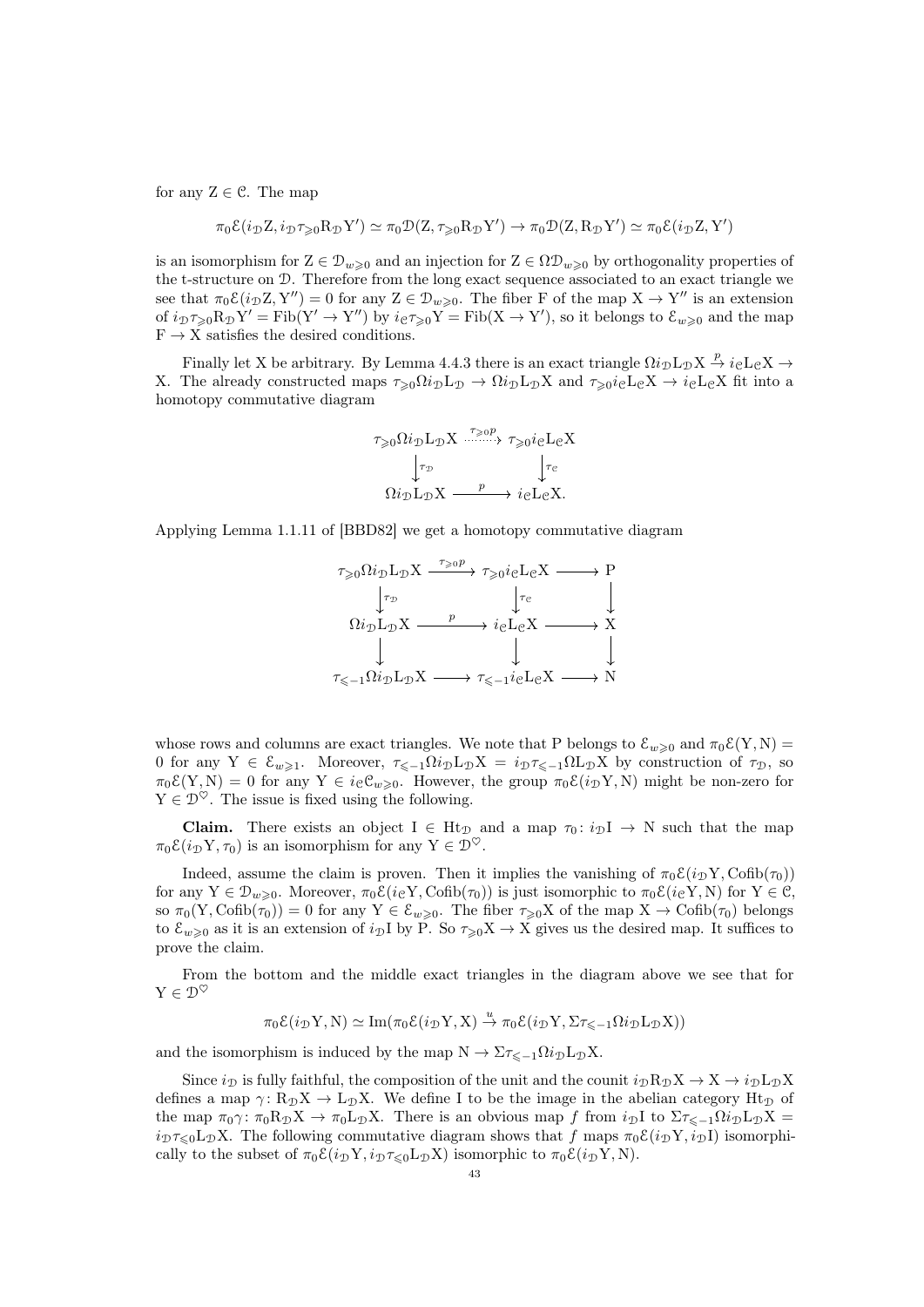for any $\mathrm{Z} \in \mathcal{C}$. The map

$$\pi_0\mathcal{E}(i_\mathcal{D}\mathrm{Z}, i_\mathcal{D}\tau_{\geqslant 0}\mathrm{R}_\mathcal{D}\mathrm{Y}') \simeq \pi_0\mathcal{D}(\mathrm{Z}, \tau_{\geqslant 0}\mathrm{R}_\mathcal{D}\mathrm{Y}') \to \pi_0\mathcal{D}(\mathrm{Z}, \mathrm{R}_\mathcal{D}\mathrm{Y}') \simeq \pi_0\mathcal{E}(i_\mathcal{D}\mathrm{Z}, \mathrm{Y}')$$

is an isomorphism for $\mathrm{Z} \in \mathcal{D}_{w\geqslant 0}$ and an injection for $\mathrm{Z} \in \Omega\mathcal{D}_{w\geqslant 0}$ by orthogonality properties of the t-structure on $\mathcal{D}$. Therefore from the long exact sequence associated to an exact triangle we see that $\pi_0\mathcal{E}(i_\mathcal{D}\mathrm{Z}, \mathrm{Y}'') = 0$ for any $\mathrm{Z} \in \mathcal{D}_{w\geqslant 0}$. The fiber $\mathrm{F}$ of the map $\mathrm{X} \to \mathrm{Y}''$ is an extension of $i_\mathcal{D}\tau_{\geqslant 0}\mathrm{R}_\mathcal{D}\mathrm{Y}' = \mathrm{Fib}(\mathrm{Y}' \to \mathrm{Y}'')$ by $i_\mathcal{C}\tau_{\geqslant 0}\mathrm{Y} = \mathrm{Fib}(\mathrm{X} \to \mathrm{Y}')$, so it belongs to $\mathcal{E}_{w\geqslant 0}$ and the map $\mathrm{F} \to \mathrm{X}$ satisfies the desired conditions.

Finally let $\mathrm{X}$ be arbitrary. By Lemma 4.4.3 there is an exact triangle $\Omega i_\mathcal{D}\mathrm{L}_\mathcal{D}\mathrm{X} \xrightarrow{p} i_\mathcal{C}\mathrm{L}_\mathcal{C}\mathrm{X} \to \mathrm{X}$. The already constructed maps $\tau_{\geqslant 0}\Omega i_\mathcal{D}\mathrm{L}_\mathcal{D} \to \Omega i_\mathcal{D}\mathrm{L}_\mathcal{D}\mathrm{X}$ and $\tau_{\geqslant 0} i_\mathcal{C}\mathrm{L}_\mathcal{C}\mathrm{X} \to i_\mathcal{C}\mathrm{L}_\mathcal{C}\mathrm{X}$ fit into a homotopy commutative diagram

$$\begin{array}{ccc}
\tau_{\geqslant 0}\Omega i_\mathcal{D}\mathrm{L}_\mathcal{D}\mathrm{X} & \xrightarrow{\tau_{\geqslant 0}p} & \tau_{\geqslant 0} i_\mathcal{C}\mathrm{L}_\mathcal{C}\mathrm{X} \\
\downarrow{\scriptstyle \tau_\mathcal{D}} & & \downarrow{\scriptstyle \tau_\mathcal{C}} \\
\Omega i_\mathcal{D}\mathrm{L}_\mathcal{D}\mathrm{X} & \xrightarrow{p} & i_\mathcal{C}\mathrm{L}_\mathcal{C}\mathrm{X}.
\end{array}$$

Applying Lemma 1.1.11 of [BBD82] we get a homotopy commutative diagram

$$\begin{array}{ccccc}
\tau_{\geqslant 0}\Omega i_\mathcal{D}\mathrm{L}_\mathcal{D}\mathrm{X} & \xrightarrow{\tau_{\geqslant 0}p} & \tau_{\geqslant 0} i_\mathcal{C}\mathrm{L}_\mathcal{C}\mathrm{X} & \longrightarrow & \mathrm{P} \\
\downarrow{\scriptstyle \tau_\mathcal{D}} & & \downarrow{\scriptstyle \tau_\mathcal{C}} & & \downarrow \\
\Omega i_\mathcal{D}\mathrm{L}_\mathcal{D}\mathrm{X} & \xrightarrow{p} & i_\mathcal{C}\mathrm{L}_\mathcal{C}\mathrm{X} & \longrightarrow & \mathrm{X} \\
\downarrow & & \downarrow & & \downarrow \\
\tau_{\leqslant -1}\Omega i_\mathcal{D}\mathrm{L}_\mathcal{D}\mathrm{X} & \longrightarrow & \tau_{\leqslant -1} i_\mathcal{C}\mathrm{L}_\mathcal{C}\mathrm{X} & \longrightarrow & \mathrm{N}
\end{array}$$

whose rows and columns are exact triangles. We note that $\mathrm{P}$ belongs to $\mathcal{E}_{w\geqslant 0}$ and $\pi_0\mathcal{E}(\mathrm{Y}, \mathrm{N}) = 0$ for any $\mathrm{Y} \in \mathcal{E}_{w\geqslant 1}$. Moreover, $\tau_{\leqslant -1}\Omega i_\mathcal{D}\mathrm{L}_\mathcal{D}\mathrm{X} = i_\mathcal{D}\tau_{\leqslant -1}\Omega\mathrm{L}_\mathcal{D}\mathrm{X}$ by construction of $\tau_\mathcal{D}$, so $\pi_0\mathcal{E}(\mathrm{Y}, \mathrm{N}) = 0$ for any $\mathrm{Y} \in i_\mathcal{C}\mathcal{C}_{w\geqslant 0}$. However, the group $\pi_0\mathcal{E}(i_\mathcal{D}\mathrm{Y}, \mathrm{N})$ might be non-zero for $\mathrm{Y} \in \mathcal{D}^\heartsuit$. The issue is fixed using the following.

**Claim.** There exists an object $\mathrm{I} \in \mathrm{Ht}_\mathcal{D}$ and a map $\tau_0 \colon i_\mathcal{D}\mathrm{I} \to \mathrm{N}$ such that the map $\pi_0\mathcal{E}(i_\mathcal{D}\mathrm{Y}, \tau_0)$ is an isomorphism for any $\mathrm{Y} \in \mathcal{D}^\heartsuit$.

Indeed, assume the claim is proven. Then it implies the vanishing of $\pi_0\mathcal{E}(i_\mathcal{D}\mathrm{Y}, \mathrm{Cofib}(\tau_0))$ for any $\mathrm{Y} \in \mathcal{D}_{w\geqslant 0}$. Moreover, $\pi_0\mathcal{E}(i_\mathcal{C}\mathrm{Y}, \mathrm{Cofib}(\tau_0))$ is just isomorphic to $\pi_0\mathcal{E}(i_\mathcal{C}\mathrm{Y}, \mathrm{N})$ for $\mathrm{Y} \in \mathcal{C}$, so $\pi_0(\mathrm{Y}, \mathrm{Cofib}(\tau_0)) = 0$ for any $\mathrm{Y} \in \mathcal{E}_{w\geqslant 0}$. The fiber $\tau_{\geqslant 0}\mathrm{X}$ of the map $\mathrm{X} \to \mathrm{Cofib}(\tau_0)$ belongs to $\mathcal{E}_{w\geqslant 0}$ as it is an extension of $i_\mathcal{D}\mathrm{I}$ by $\mathrm{P}$. So $\tau_{\geqslant 0}\mathrm{X} \to \mathrm{X}$ gives us the desired map. It suffices to prove the claim.

From the bottom and the middle exact triangles in the diagram above we see that for $\mathrm{Y} \in \mathcal{D}^\heartsuit$

$$\pi_0\mathcal{E}(i_\mathcal{D}\mathrm{Y}, \mathrm{N}) \simeq \mathrm{Im}(\pi_0\mathcal{E}(i_\mathcal{D}\mathrm{Y}, \mathrm{X}) \xrightarrow{u} \pi_0\mathcal{E}(i_\mathcal{D}\mathrm{Y}, \Sigma\tau_{\leqslant -1}\Omega i_\mathcal{D}\mathrm{L}_\mathcal{D}\mathrm{X}))$$

and the isomorphism is induced by the map $\mathrm{N} \to \Sigma\tau_{\leqslant -1}\Omega i_\mathcal{D}\mathrm{L}_\mathcal{D}\mathrm{X}$.

Since $i_\mathcal{D}$ is fully faithful, the composition of the unit and the counit $i_\mathcal{D}\mathrm{R}_\mathcal{D}\mathrm{X} \to \mathrm{X} \to i_\mathcal{D}\mathrm{L}_\mathcal{D}\mathrm{X}$ defines a map $\gamma \colon \mathrm{R}_\mathcal{D}\mathrm{X} \to \mathrm{L}_\mathcal{D}\mathrm{X}$. We define $\mathrm{I}$ to be the image in the abelian category $\mathrm{Ht}_\mathcal{D}$ of the map $\pi_0\gamma \colon \pi_0\mathrm{R}_\mathcal{D}\mathrm{X} \to \pi_0\mathrm{L}_\mathcal{D}\mathrm{X}$. There is an obvious map $f$ from $i_\mathcal{D}\mathrm{I}$ to $\Sigma\tau_{\leqslant -1}\Omega i_\mathcal{D}\mathrm{L}_\mathcal{D}\mathrm{X} = i_\mathcal{D}\tau_{\leqslant 0}\mathrm{L}_\mathcal{D}\mathrm{X}$. The following commutative diagram shows that $f$ maps $\pi_0\mathcal{E}(i_\mathcal{D}\mathrm{Y}, i_\mathcal{D}\mathrm{I})$ isomorphically to the subset of $\pi_0\mathcal{E}(i_\mathcal{D}\mathrm{Y}, i_\mathcal{D}\tau_{\leqslant 0}\mathrm{L}_\mathcal{D}\mathrm{X})$ isomorphic to $\pi_0\mathcal{E}(i_\mathcal{D}\mathrm{Y}, \mathrm{N})$.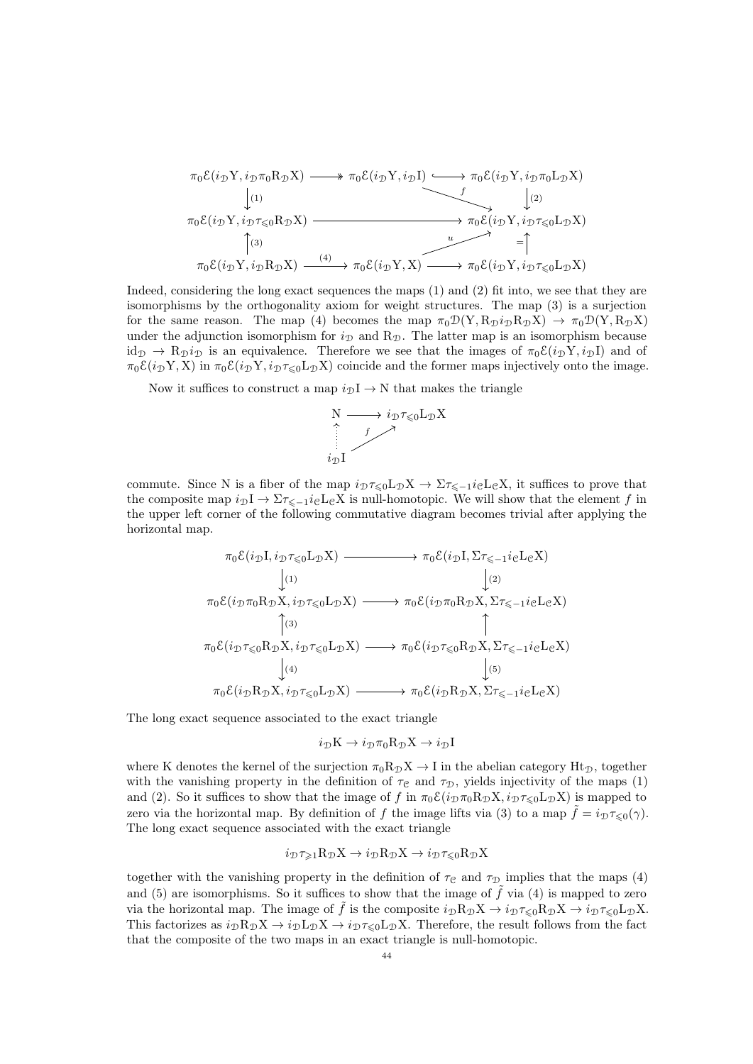$$
\begin{array}{ccccc}
\pi_0\mathcal{E}(i_{\mathcal{D}}\mathrm{Y}, i_{\mathcal{D}}\pi_0\mathrm{R}_{\mathcal{D}}\mathrm{X}) & \twoheadrightarrow & \pi_0\mathcal{E}(i_{\mathcal{D}}\mathrm{Y}, i_{\mathcal{D}}\mathrm{I}) & \hookrightarrow & \pi_0\mathcal{E}(i_{\mathcal{D}}\mathrm{Y}, i_{\mathcal{D}}\pi_0\mathrm{L}_{\mathcal{D}}\mathrm{X}) \\
\downarrow{\scriptstyle (1)} & & & \searrow^{f} & \downarrow{\scriptstyle (2)} \\
\pi_0\mathcal{E}(i_{\mathcal{D}}\mathrm{Y}, i_{\mathcal{D}}\tau_{\leqslant 0}\mathrm{R}_{\mathcal{D}}\mathrm{X}) & \longrightarrow & & & \pi_0\mathcal{E}(i_{\mathcal{D}}\mathrm{Y}, i_{\mathcal{D}}\tau_{\leqslant 0}\mathrm{L}_{\mathcal{D}}\mathrm{X}) \\
\uparrow{\scriptstyle (3)} & & & \nearrow^{u} & \uparrow{\scriptstyle =} \\
\pi_0\mathcal{E}(i_{\mathcal{D}}\mathrm{Y}, i_{\mathcal{D}}\mathrm{R}_{\mathcal{D}}\mathrm{X}) & \xrightarrow{(4)} & \pi_0\mathcal{E}(i_{\mathcal{D}}\mathrm{Y}, \mathrm{X}) & \longrightarrow & \pi_0\mathcal{E}(i_{\mathcal{D}}\mathrm{Y}, i_{\mathcal{D}}\tau_{\leqslant 0}\mathrm{L}_{\mathcal{D}}\mathrm{X})
\end{array}
$$

Indeed, considering the long exact sequences the maps (1) and (2) fit into, we see that they are isomorphisms by the orthogonality axiom for weight structures. The map (3) is a surjection for the same reason. The map (4) becomes the map $\pi_0\mathcal{D}(\mathrm{Y}, \mathrm{R}_{\mathcal{D}}i_{\mathcal{D}}\mathrm{R}_{\mathcal{D}}\mathrm{X}) \to \pi_0\mathcal{D}(\mathrm{Y}, \mathrm{R}_{\mathcal{D}}\mathrm{X})$ under the adjunction isomorphism for $i_{\mathcal{D}}$ and $\mathrm{R}_{\mathcal{D}}$. The latter map is an isomorphism because $\mathrm{id}_{\mathcal{D}} \to \mathrm{R}_{\mathcal{D}}i_{\mathcal{D}}$ is an equivalence. Therefore we see that the images of $\pi_0\mathcal{E}(i_{\mathcal{D}}\mathrm{Y}, i_{\mathcal{D}}\mathrm{I})$ and of $\pi_0\mathcal{E}(i_{\mathcal{D}}\mathrm{Y}, \mathrm{X})$ in $\pi_0\mathcal{E}(i_{\mathcal{D}}\mathrm{Y}, i_{\mathcal{D}}\tau_{\leqslant 0}\mathrm{L}_{\mathcal{D}}\mathrm{X})$ coincide and the former maps injectively onto the image.

Now it suffices to construct a map $i_{\mathcal{D}}\mathrm{I} \to \mathrm{N}$ that makes the triangle

$$
\begin{array}{ccc}
\mathrm{N} & \longrightarrow & i_{\mathcal{D}}\tau_{\leqslant 0}\mathrm{L}_{\mathcal{D}}\mathrm{X} \\
\vdots\uparrow & \nearrow_{f} & \\
i_{\mathcal{D}}\mathrm{I} & &
\end{array}
$$

commute. Since N is a fiber of the map $i_{\mathcal{D}}\tau_{\leqslant 0}\mathrm{L}_{\mathcal{D}}\mathrm{X} \to \Sigma\tau_{\leqslant -1}i_{\mathcal{C}}\mathrm{L}_{\mathcal{C}}\mathrm{X}$, it suffices to prove that the composite map $i_{\mathcal{D}}\mathrm{I} \to \Sigma\tau_{\leqslant -1}i_{\mathcal{C}}\mathrm{L}_{\mathcal{C}}\mathrm{X}$ is null-homotopic. We will show that the element $f$ in the upper left corner of the following commutative diagram becomes trivial after applying the horizontal map.

$$
\begin{array}{ccc}
\pi_0\mathcal{E}(i_{\mathcal{D}}\mathrm{I}, i_{\mathcal{D}}\tau_{\leqslant 0}\mathrm{L}_{\mathcal{D}}\mathrm{X}) & \longrightarrow & \pi_0\mathcal{E}(i_{\mathcal{D}}\mathrm{I}, \Sigma\tau_{\leqslant -1}i_{\mathcal{C}}\mathrm{L}_{\mathcal{C}}\mathrm{X}) \\
\downarrow{\scriptstyle (1)} & & \downarrow{\scriptstyle (2)} \\
\pi_0\mathcal{E}(i_{\mathcal{D}}\pi_0\mathrm{R}_{\mathcal{D}}\mathrm{X}, i_{\mathcal{D}}\tau_{\leqslant 0}\mathrm{L}_{\mathcal{D}}\mathrm{X}) & \longrightarrow & \pi_0\mathcal{E}(i_{\mathcal{D}}\pi_0\mathrm{R}_{\mathcal{D}}\mathrm{X}, \Sigma\tau_{\leqslant -1}i_{\mathcal{C}}\mathrm{L}_{\mathcal{C}}\mathrm{X}) \\
\uparrow{\scriptstyle (3)} & & \uparrow \\
\pi_0\mathcal{E}(i_{\mathcal{D}}\tau_{\leqslant 0}\mathrm{R}_{\mathcal{D}}\mathrm{X}, i_{\mathcal{D}}\tau_{\leqslant 0}\mathrm{L}_{\mathcal{D}}\mathrm{X}) & \longrightarrow & \pi_0\mathcal{E}(i_{\mathcal{D}}\tau_{\leqslant 0}\mathrm{R}_{\mathcal{D}}\mathrm{X}, \Sigma\tau_{\leqslant -1}i_{\mathcal{C}}\mathrm{L}_{\mathcal{C}}\mathrm{X}) \\
\downarrow{\scriptstyle (4)} & & \downarrow{\scriptstyle (5)} \\
\pi_0\mathcal{E}(i_{\mathcal{D}}\mathrm{R}_{\mathcal{D}}\mathrm{X}, i_{\mathcal{D}}\tau_{\leqslant 0}\mathrm{L}_{\mathcal{D}}\mathrm{X}) & \longrightarrow & \pi_0\mathcal{E}(i_{\mathcal{D}}\mathrm{R}_{\mathcal{D}}\mathrm{X}, \Sigma\tau_{\leqslant -1}i_{\mathcal{C}}\mathrm{L}_{\mathcal{C}}\mathrm{X})
\end{array}
$$

The long exact sequence associated to the exact triangle

$$i_{\mathcal{D}}\mathrm{K} \to i_{\mathcal{D}}\pi_0\mathrm{R}_{\mathcal{D}}\mathrm{X} \to i_{\mathcal{D}}\mathrm{I}$$

where K denotes the kernel of the surjection $\pi_0\mathrm{R}_{\mathcal{D}}\mathrm{X} \to \mathrm{I}$ in the abelian category $\mathrm{Ht}_{\mathcal{D}}$, together with the vanishing property in the definition of $\tau_{\mathcal{C}}$ and $\tau_{\mathcal{D}}$, yields injectivity of the maps (1) and (2). So it suffices to show that the image of $f$ in $\pi_0\mathcal{E}(i_{\mathcal{D}}\pi_0\mathrm{R}_{\mathcal{D}}\mathrm{X}, i_{\mathcal{D}}\tau_{\leqslant 0}\mathrm{L}_{\mathcal{D}}\mathrm{X})$ is mapped to zero via the horizontal map. By definition of $f$ the image lifts via (3) to a map $\tilde{f} = i_{\mathcal{D}}\tau_{\leqslant 0}(\gamma)$. The long exact sequence associated with the exact triangle

$$i_{\mathcal{D}}\tau_{\geqslant 1}\mathrm{R}_{\mathcal{D}}\mathrm{X} \to i_{\mathcal{D}}\mathrm{R}_{\mathcal{D}}\mathrm{X} \to i_{\mathcal{D}}\tau_{\leqslant 0}\mathrm{R}_{\mathcal{D}}\mathrm{X}$$

together with the vanishing property in the definition of $\tau_{\mathcal{C}}$ and $\tau_{\mathcal{D}}$ implies that the maps (4) and (5) are isomorphisms. So it suffices to show that the image of $\tilde{f}$ via (4) is mapped to zero via the horizontal map. The image of $\tilde{f}$ is the composite $i_{\mathcal{D}}\mathrm{R}_{\mathcal{D}}\mathrm{X} \to i_{\mathcal{D}}\tau_{\leqslant 0}\mathrm{R}_{\mathcal{D}}\mathrm{X} \to i_{\mathcal{D}}\tau_{\leqslant 0}\mathrm{L}_{\mathcal{D}}\mathrm{X}$. This factorizes as $i_{\mathcal{D}}\mathrm{R}_{\mathcal{D}}\mathrm{X} \to i_{\mathcal{D}}\mathrm{L}_{\mathcal{D}}\mathrm{X} \to i_{\mathcal{D}}\tau_{\leqslant 0}\mathrm{L}_{\mathcal{D}}\mathrm{X}$. Therefore, the result follows from the fact that the composite of the two maps in an exact triangle is null-homotopic.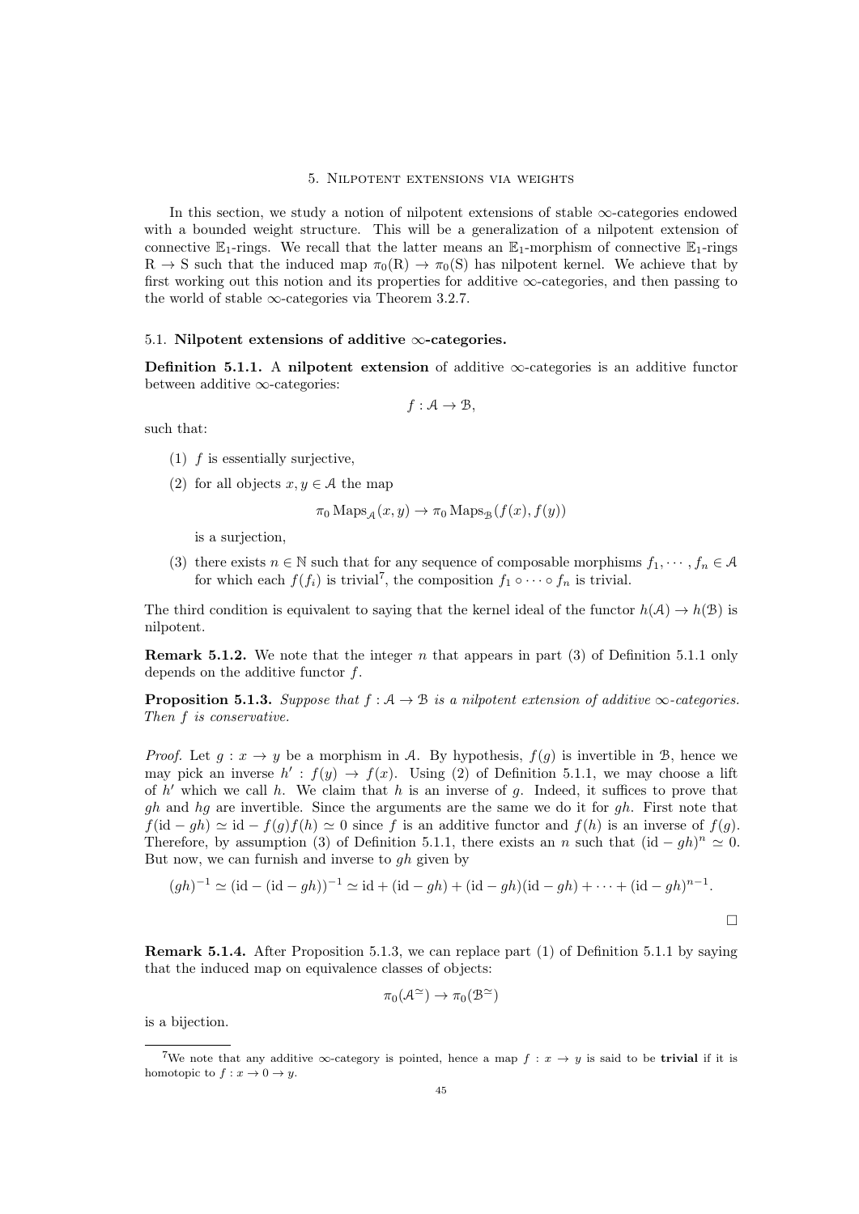## 5. Nilpotent extensions via weights

In this section, we study a notion of nilpotent extensions of stable $\infty$-categories endowed with a bounded weight structure. This will be a generalization of a nilpotent extension of connective $\mathbb{E}_1$-rings. We recall that the latter means an $\mathbb{E}_1$-morphism of connective $\mathbb{E}_1$-rings $\mathrm{R} \to \mathrm{S}$ such that the induced map $\pi_0(\mathrm{R}) \to \pi_0(\mathrm{S})$ has nilpotent kernel. We achieve that by first working out this notion and its properties for additive $\infty$-categories, and then passing to the world of stable $\infty$-categories via Theorem 3.2.7.

### 5.1. Nilpotent extensions of additive $\infty$-categories.

**Definition 5.1.1.** A **nilpotent extension** of additive $\infty$-categories is an additive functor between additive $\infty$-categories:

$$f : \mathcal{A} \to \mathcal{B},$$

such that:

1. $f$ is essentially surjective,
2. for all objects $x, y \in \mathcal{A}$ the map
$$\pi_0 \operatorname{Maps}_{\mathcal{A}}(x, y) \to \pi_0 \operatorname{Maps}_{\mathcal{B}}(f(x), f(y))$$
is a surjection,
3. there exists $n \in \mathbb{N}$ such that for any sequence of composable morphisms $f_1, \cdots, f_n \in \mathcal{A}$ for which each $f(f_i)$ is trivial[7], the composition $f_1 \circ \cdots \circ f_n$ is trivial.

The third condition is equivalent to saying that the kernel ideal of the functor $h(\mathcal{A}) \to h(\mathcal{B})$ is nilpotent.

**Remark 5.1.2.** We note that the integer $n$ that appears in part (3) of Definition 5.1.1 only depends on the additive functor $f$.

**Proposition 5.1.3.** *Suppose that $f : \mathcal{A} \to \mathcal{B}$ is a nilpotent extension of additive $\infty$-categories. Then $f$ is conservative.*

*Proof.* Let $g : x \to y$ be a morphism in $\mathcal{A}$. By hypothesis, $f(g)$ is invertible in $\mathcal{B}$, hence we may pick an inverse $h' : f(y) \to f(x)$. Using (2) of Definition 5.1.1, we may choose a lift of $h'$ which we call $h$. We claim that $h$ is an inverse of $g$. Indeed, it suffices to prove that $gh$ and $hg$ are invertible. Since the arguments are the same we do it for $gh$. First note that $f(\mathrm{id} - gh) \simeq \mathrm{id} - f(g)f(h) \simeq 0$ since $f$ is an additive functor and $f(h)$ is an inverse of $f(g)$. Therefore, by assumption (3) of Definition 5.1.1, there exists an $n$ such that $(\mathrm{id} - gh)^n \simeq 0$. But now, we can furnish and inverse to $gh$ given by

$$(gh)^{-1} \simeq (\mathrm{id} - (\mathrm{id} - gh))^{-1} \simeq \mathrm{id} + (\mathrm{id} - gh) + (\mathrm{id} - gh)(\mathrm{id} - gh) + \cdots + (\mathrm{id} - gh)^{n-1}.$$

$\square$

**Remark 5.1.4.** After Proposition 5.1.3, we can replace part (1) of Definition 5.1.1 by saying that the induced map on equivalence classes of objects:

$$\pi_0(\mathcal{A}^{\simeq}) \to \pi_0(\mathcal{B}^{\simeq})$$

is a bijection.

---

[7] We note that any additive $\infty$-category is pointed, hence a map $f : x \to y$ is said to be **trivial** if it is homotopic to $f : x \to 0 \to y$.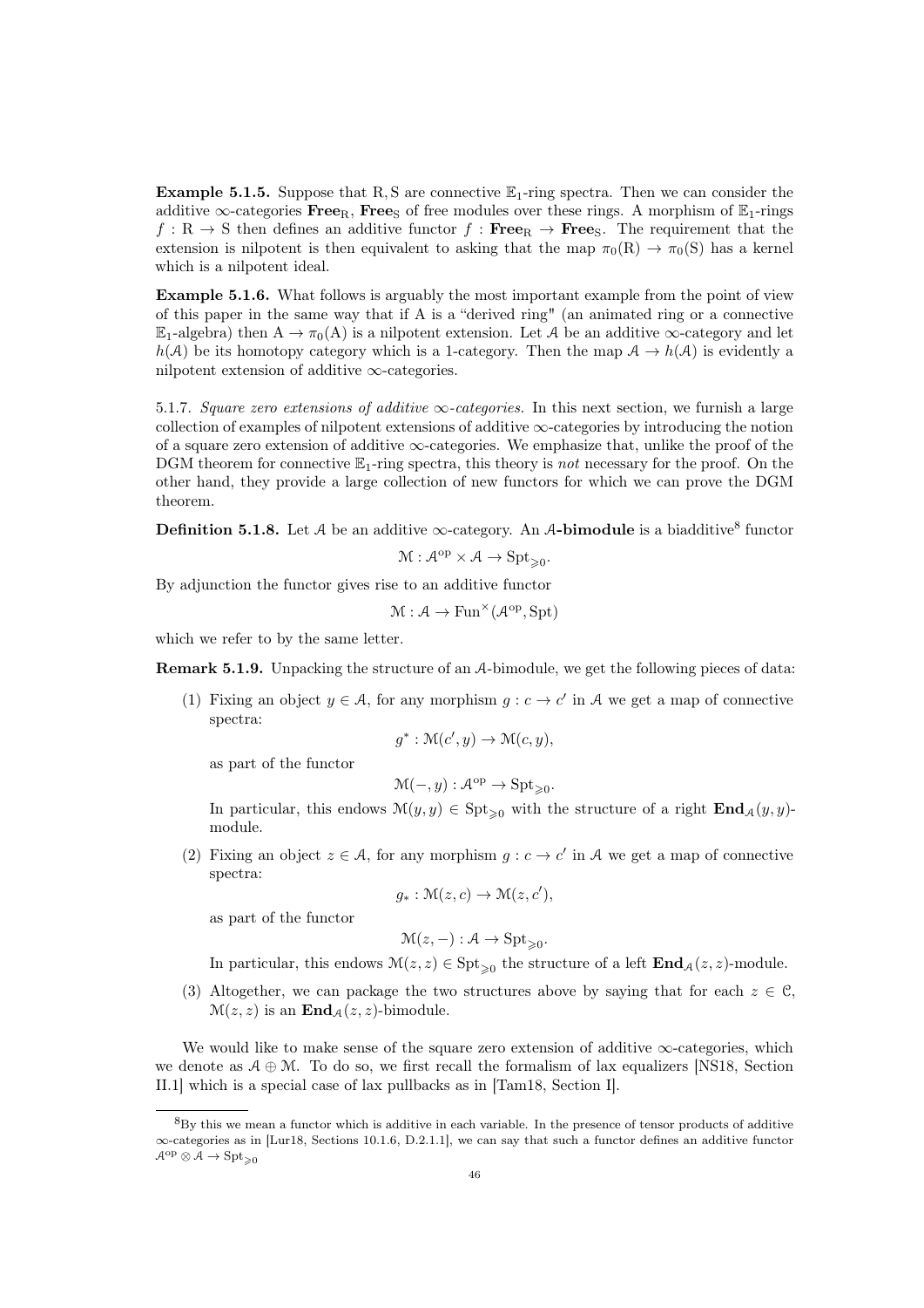**Example 5.1.5.** Suppose that R, S are connective $\mathbb{E}_1$-ring spectra. Then we can consider the additive $\infty$-categories $\mathbf{Free}_{\mathrm{R}}$, $\mathbf{Free}_{\mathrm{S}}$ of free modules over these rings. A morphism of $\mathbb{E}_1$-rings $f : \mathrm{R} \to \mathrm{S}$ then defines an additive functor $f : \mathbf{Free}_{\mathrm{R}} \to \mathbf{Free}_{\mathrm{S}}$. The requirement that the extension is nilpotent is then equivalent to asking that the map $\pi_0(\mathrm{R}) \to \pi_0(\mathrm{S})$ has a kernel which is a nilpotent ideal.

**Example 5.1.6.** What follows is arguably the most important example from the point of view of this paper in the same way that if A is a "derived ring" (an animated ring or a connective $\mathbb{E}_1$-algebra) then $\mathrm{A} \to \pi_0(\mathrm{A})$ is a nilpotent extension. Let $\mathcal{A}$ be an additive $\infty$-category and let $h(\mathcal{A})$ be its homotopy category which is a 1-category. Then the map $\mathcal{A} \to h(\mathcal{A})$ is evidently a nilpotent extension of additive $\infty$-categories.

5.1.7. *Square zero extensions of additive $\infty$-categories.* In this next section, we furnish a large collection of examples of nilpotent extensions of additive $\infty$-categories by introducing the notion of a square zero extension of additive $\infty$-categories. We emphasize that, unlike the proof of the DGM theorem for connective $\mathbb{E}_1$-ring spectra, this theory is *not* necessary for the proof. On the other hand, they provide a large collection of new functors for which we can prove the DGM theorem.

**Definition 5.1.8.** Let $\mathcal{A}$ be an additive $\infty$-category. An **$\mathcal{A}$-bimodule** is a biadditive[8] functor

$$\mathcal{M} : \mathcal{A}^{\mathrm{op}} \times \mathcal{A} \to \mathrm{Spt}_{\geqslant 0}.$$

By adjunction the functor gives rise to an additive functor

$$\mathcal{M} : \mathcal{A} \to \mathrm{Fun}^{\times}(\mathcal{A}^{\mathrm{op}}, \mathrm{Spt})$$

which we refer to by the same letter.

**Remark 5.1.9.** Unpacking the structure of an $\mathcal{A}$-bimodule, we get the following pieces of data:

(1) Fixing an object $y \in \mathcal{A}$, for any morphism $g : c \to c'$ in $\mathcal{A}$ we get a map of connective spectra:

$$g^* : \mathcal{M}(c', y) \to \mathcal{M}(c, y),$$

as part of the functor

$$\mathcal{M}(-, y) : \mathcal{A}^{\mathrm{op}} \to \mathrm{Spt}_{\geqslant 0}.$$

In particular, this endows $\mathcal{M}(y, y) \in \mathrm{Spt}_{\geqslant 0}$ with the structure of a right $\mathbf{End}_{\mathcal{A}}(y, y)$-module.

(2) Fixing an object $z \in \mathcal{A}$, for any morphism $g : c \to c'$ in $\mathcal{A}$ we get a map of connective spectra:

$$g_* : \mathcal{M}(z, c) \to \mathcal{M}(z, c'),$$

as part of the functor

$$\mathcal{M}(z, -) : \mathcal{A} \to \mathrm{Spt}_{\geqslant 0}.$$

In particular, this endows $\mathcal{M}(z, z) \in \mathrm{Spt}_{\geqslant 0}$ the structure of a left $\mathbf{End}_{\mathcal{A}}(z, z)$-module.

(3) Altogether, we can package the two structures above by saying that for each $z \in \mathcal{C}$, $\mathcal{M}(z, z)$ is an $\mathbf{End}_{\mathcal{A}}(z, z)$-bimodule.

We would like to make sense of the square zero extension of additive $\infty$-categories, which we denote as $\mathcal{A} \oplus \mathcal{M}$. To do so, we first recall the formalism of lax equalizers [NS18, Section II.1] which is a special case of lax pullbacks as in [Tam18, Section I].

[8] By this we mean a functor which is additive in each variable. In the presence of tensor products of additive $\infty$-categories as in [Lur18, Sections 10.1.6, D.2.1.1], we can say that such a functor defines an additive functor $\mathcal{A}^{\mathrm{op}} \otimes \mathcal{A} \to \mathrm{Spt}_{\geqslant 0}$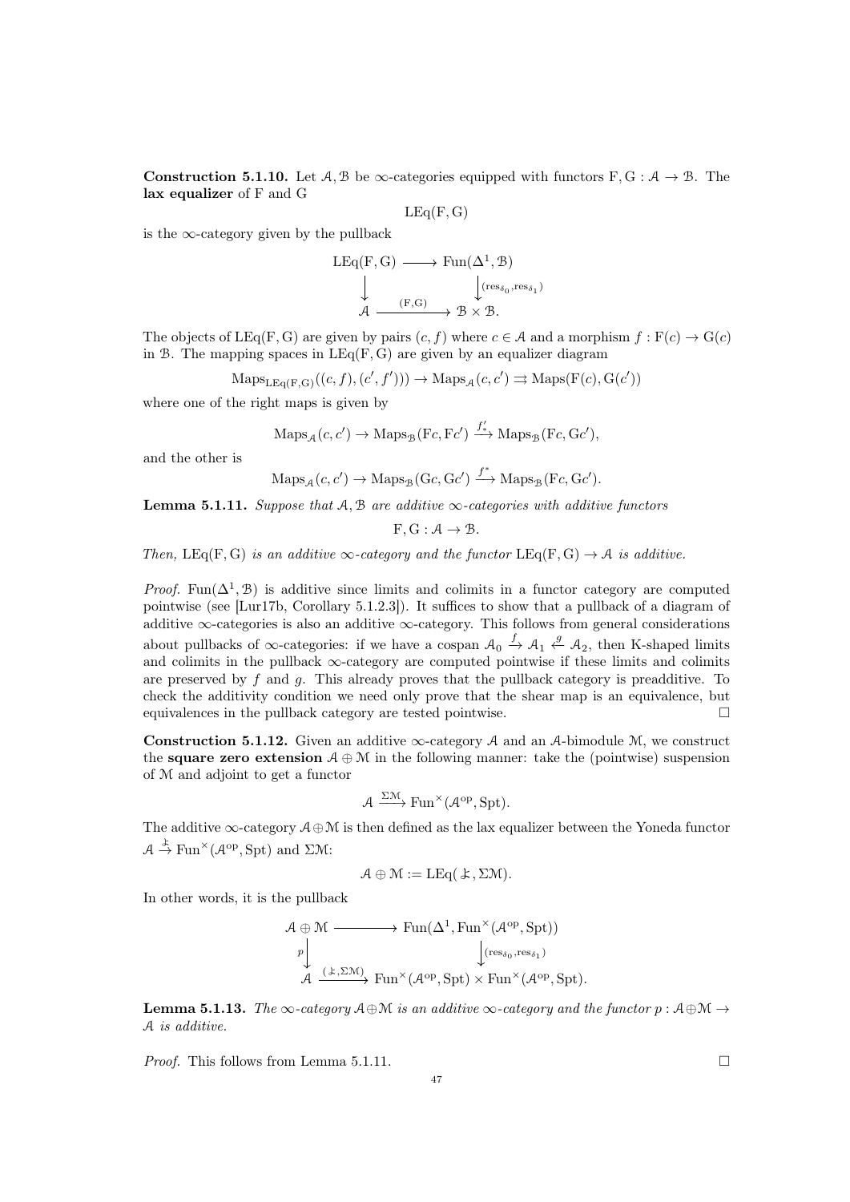**Construction 5.1.10.** Let $\mathcal{A}, \mathcal{B}$ be $\infty$-categories equipped with functors $\mathrm{F}, \mathrm{G} : \mathcal{A} \to \mathcal{B}$. The **lax equalizer** of F and G

$$\mathrm{LEq}(\mathrm{F}, \mathrm{G})$$

is the $\infty$-category given by the pullback

$$\begin{array}{ccc} \mathrm{LEq}(\mathrm{F}, \mathrm{G}) & \longrightarrow & \mathrm{Fun}(\Delta^1, \mathcal{B}) \\ \downarrow & & \downarrow{\scriptstyle (\mathrm{res}_{\delta_0}, \mathrm{res}_{\delta_1})} \\ \mathcal{A} & \xrightarrow{(\mathrm{F}, \mathrm{G})} & \mathcal{B} \times \mathcal{B}. \end{array}$$

The objects of $\mathrm{LEq}(\mathrm{F}, \mathrm{G})$ are given by pairs $(c, f)$ where $c \in \mathcal{A}$ and a morphism $f : \mathrm{F}(c) \to \mathrm{G}(c)$ in $\mathcal{B}$. The mapping spaces in $\mathrm{LEq}(\mathrm{F}, \mathrm{G})$ are given by an equalizer diagram

$$\mathrm{Maps}_{\mathrm{LEq}(\mathrm{F},\mathrm{G})}((c, f), (c', f'))) \to \mathrm{Maps}_{\mathcal{A}}(c, c') \rightrightarrows \mathrm{Maps}(\mathrm{F}(c), \mathrm{G}(c'))$$

where one of the right maps is given by

$$\mathrm{Maps}_{\mathcal{A}}(c, c') \to \mathrm{Maps}_{\mathcal{B}}(\mathrm{F}c, \mathrm{F}c') \xrightarrow{f'_*} \mathrm{Maps}_{\mathcal{B}}(\mathrm{F}c, \mathrm{G}c'),$$

and the other is

$$\mathrm{Maps}_{\mathcal{A}}(c, c') \to \mathrm{Maps}_{\mathcal{B}}(\mathrm{G}c, \mathrm{G}c') \xrightarrow{f^*} \mathrm{Maps}_{\mathcal{B}}(\mathrm{F}c, \mathrm{G}c').$$

**Lemma 5.1.11.** *Suppose that $\mathcal{A}, \mathcal{B}$ are additive $\infty$-categories with additive functors*

$$\mathrm{F}, \mathrm{G} : \mathcal{A} \to \mathcal{B}.$$

*Then, $\mathrm{LEq}(\mathrm{F}, \mathrm{G})$ is an additive $\infty$-category and the functor $\mathrm{LEq}(\mathrm{F}, \mathrm{G}) \to \mathcal{A}$ is additive.*

*Proof.* $\mathrm{Fun}(\Delta^1, \mathcal{B})$ is additive since limits and colimits in a functor category are computed pointwise (see [Lur17b, Corollary 5.1.2.3]). It suffices to show that a pullback of a diagram of additive $\infty$-categories is also an additive $\infty$-category. This follows from general considerations about pullbacks of $\infty$-categories: if we have a cospan $\mathcal{A}_0 \xrightarrow{f} \mathcal{A}_1 \xleftarrow{g} \mathcal{A}_2$, then K-shaped limits and colimits in the pullback $\infty$-category are computed pointwise if these limits and colimits are preserved by $f$ and $g$. This already proves that the pullback category is preadditive. To check the additivity condition we need only prove that the shear map is an equivalence, but equivalences in the pullback category are tested pointwise. $\square$

**Construction 5.1.12.** Given an additive $\infty$-category $\mathcal{A}$ and an $\mathcal{A}$-bimodule $\mathcal{M}$, we construct the **square zero extension** $\mathcal{A} \oplus \mathcal{M}$ in the following manner: take the (pointwise) suspension of $\mathcal{M}$ and adjoint to get a functor

$$\mathcal{A} \xrightarrow{\Sigma\mathcal{M}} \mathrm{Fun}^{\times}(\mathcal{A}^{\mathrm{op}}, \mathrm{Spt}).$$

The additive $\infty$-category $\mathcal{A} \oplus \mathcal{M}$ is then defined as the lax equalizer between the Yoneda functor $\mathcal{A} \xrightarrow{よ} \mathrm{Fun}^{\times}(\mathcal{A}^{\mathrm{op}}, \mathrm{Spt})$ and $\Sigma\mathcal{M}$:

$$\mathcal{A} \oplus \mathcal{M} := \mathrm{LEq}(よ, \Sigma\mathcal{M}).$$

In other words, it is the pullback

$$\begin{array}{ccc} \mathcal{A} \oplus \mathcal{M} & \longrightarrow & \mathrm{Fun}(\Delta^1, \mathrm{Fun}^{\times}(\mathcal{A}^{\mathrm{op}}, \mathrm{Spt})) \\ {\scriptstyle p}\downarrow & & \downarrow{\scriptstyle (\mathrm{res}_{\delta_0}, \mathrm{res}_{\delta_1})} \\ \mathcal{A} & \xrightarrow{(よ, \Sigma\mathcal{M})} & \mathrm{Fun}^{\times}(\mathcal{A}^{\mathrm{op}}, \mathrm{Spt}) \times \mathrm{Fun}^{\times}(\mathcal{A}^{\mathrm{op}}, \mathrm{Spt}). \end{array}$$

**Lemma 5.1.13.** *The $\infty$-category $\mathcal{A} \oplus \mathcal{M}$ is an additive $\infty$-category and the functor $p : \mathcal{A} \oplus \mathcal{M} \to \mathcal{A}$ is additive.*

*Proof.* This follows from Lemma 5.1.11. $\square$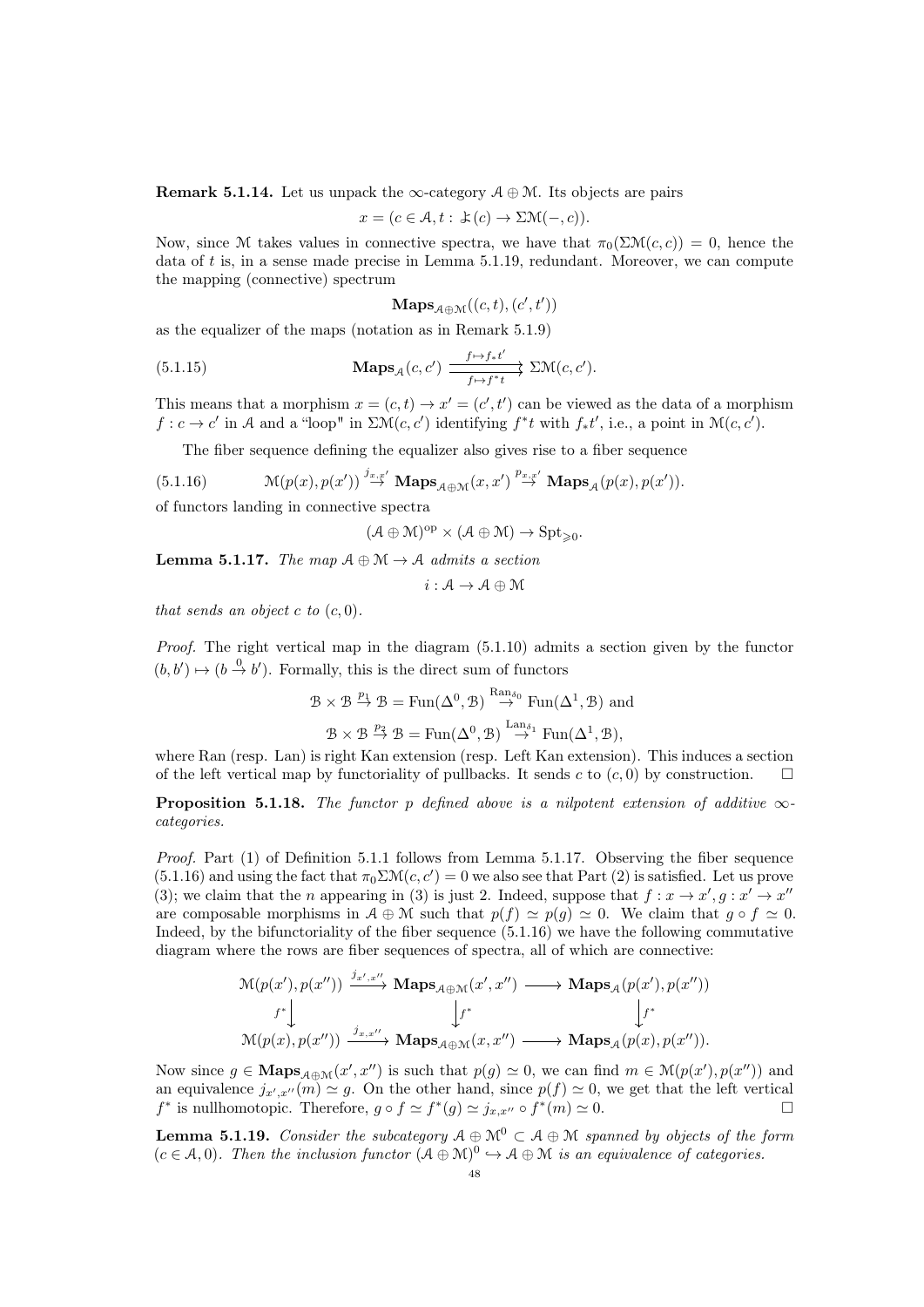**Remark 5.1.14.** Let us unpack the $\infty$-category $\mathcal{A} \oplus \mathcal{M}$. Its objects are pairs

$$x = (c \in \mathcal{A}, t : \text{よ}(c) \to \Sigma\mathcal{M}(-, c)).$$

Now, since $\mathcal{M}$ takes values in connective spectra, we have that $\pi_0(\Sigma\mathcal{M}(c,c)) = 0$, hence the data of $t$ is, in a sense made precise in Lemma 5.1.19, redundant. Moreover, we can compute the mapping (connective) spectrum

$$\mathbf{Maps}_{\mathcal{A}\oplus\mathcal{M}}((c,t),(c',t'))$$

as the equalizer of the maps (notation as in Remark 5.1.9)

$$\mathbf{Maps}_{\mathcal{A}}(c,c') \underset{f \mapsto f^* t}{\overset{f \mapsto f_* t'}{\rightrightarrows}} \Sigma\mathcal{M}(c,c'). \tag{5.1.15}$$

This means that a morphism $x = (c,t) \to x' = (c',t')$ can be viewed as the data of a morphism $f : c \to c'$ in $\mathcal{A}$ and a "loop" in $\Sigma\mathcal{M}(c,c')$ identifying $f^*t$ with $f_*t'$, i.e., a point in $\mathcal{M}(c,c')$.

The fiber sequence defining the equalizer also gives rise to a fiber sequence

$$\mathcal{M}(p(x),p(x')) \overset{j_{x,x'}}{\to} \mathbf{Maps}_{\mathcal{A}\oplus\mathcal{M}}(x,x') \overset{p_{x,x'}}{\to} \mathbf{Maps}_{\mathcal{A}}(p(x),p(x')). \tag{5.1.16}$$

of functors landing in connective spectra

$$(\mathcal{A}\oplus\mathcal{M})^{\mathrm{op}} \times (\mathcal{A}\oplus\mathcal{M}) \to \mathrm{Spt}_{\geqslant 0}.$$

**Lemma 5.1.17.** *The map $\mathcal{A}\oplus\mathcal{M} \to \mathcal{A}$ admits a section*

$$i : \mathcal{A} \to \mathcal{A}\oplus\mathcal{M}$$

*that sends an object $c$ to $(c, 0)$.*

*Proof.* The right vertical map in the diagram (5.1.10) admits a section given by the functor $(b, b') \mapsto (b \overset{0}{\to} b')$. Formally, this is the direct sum of functors

$$\mathcal{B}\times\mathcal{B} \overset{p_1}{\to} \mathcal{B} = \mathrm{Fun}(\Delta^0,\mathcal{B}) \overset{\mathrm{Ran}_{\delta_0}}{\to} \mathrm{Fun}(\Delta^1,\mathcal{B}) \text{ and}$$

$$\mathcal{B}\times\mathcal{B} \overset{p_2}{\to} \mathcal{B} = \mathrm{Fun}(\Delta^0,\mathcal{B}) \overset{\mathrm{Lan}_{\delta_1}}{\to} \mathrm{Fun}(\Delta^1,\mathcal{B}),$$

where Ran (resp. Lan) is right Kan extension (resp. Left Kan extension). This induces a section of the left vertical map by functoriality of pullbacks. It sends $c$ to $(c, 0)$ by construction. $\square$

**Proposition 5.1.18.** *The functor $p$ defined above is a nilpotent extension of additive $\infty$-categories.*

*Proof.* Part (1) of Definition 5.1.1 follows from Lemma 5.1.17. Observing the fiber sequence (5.1.16) and using the fact that $\pi_0\Sigma\mathcal{M}(c,c') = 0$ we also see that Part (2) is satisfied. Let us prove (3); we claim that the $n$ appearing in (3) is just 2. Indeed, suppose that $f : x \to x', g : x' \to x''$ are composable morphisms in $\mathcal{A}\oplus\mathcal{M}$ such that $p(f) \simeq p(g) \simeq 0$. We claim that $g \circ f \simeq 0$. Indeed, by the bifunctoriality of the fiber sequence (5.1.16) we have the following commutative diagram where the rows are fiber sequences of spectra, all of which are connective:

$$\begin{array}{ccccc}
\mathcal{M}(p(x'),p(x'')) & \xrightarrow{j_{x',x''}} & \mathbf{Maps}_{\mathcal{A}\oplus\mathcal{M}}(x',x'') & \longrightarrow & \mathbf{Maps}_{\mathcal{A}}(p(x'),p(x'')) \\
\downarrow{\scriptstyle f^*} & & \downarrow{\scriptstyle f^*} & & \downarrow{\scriptstyle f^*} \\
\mathcal{M}(p(x),p(x'')) & \xrightarrow{j_{x,x''}} & \mathbf{Maps}_{\mathcal{A}\oplus\mathcal{M}}(x,x'') & \longrightarrow & \mathbf{Maps}_{\mathcal{A}}(p(x),p(x'')).
\end{array}$$

Now since $g \in \mathbf{Maps}_{\mathcal{A}\oplus\mathcal{M}}(x',x'')$ is such that $p(g) \simeq 0$, we can find $m \in \mathcal{M}(p(x'),p(x''))$ and an equivalence $j_{x',x''}(m) \simeq g$. On the other hand, since $p(f) \simeq 0$, we get that the left vertical $f^*$ is nullhomotopic. Therefore, $g \circ f \simeq f^*(g) \simeq j_{x,x''} \circ f^*(m) \simeq 0$. $\square$

**Lemma 5.1.19.** *Consider the subcategory $\mathcal{A}\oplus\mathcal{M}^0 \subset \mathcal{A}\oplus\mathcal{M}$ spanned by objects of the form $(c \in \mathcal{A}, 0)$. Then the inclusion functor $(\mathcal{A}\oplus\mathcal{M})^0 \hookrightarrow \mathcal{A}\oplus\mathcal{M}$ is an equivalence of categories.*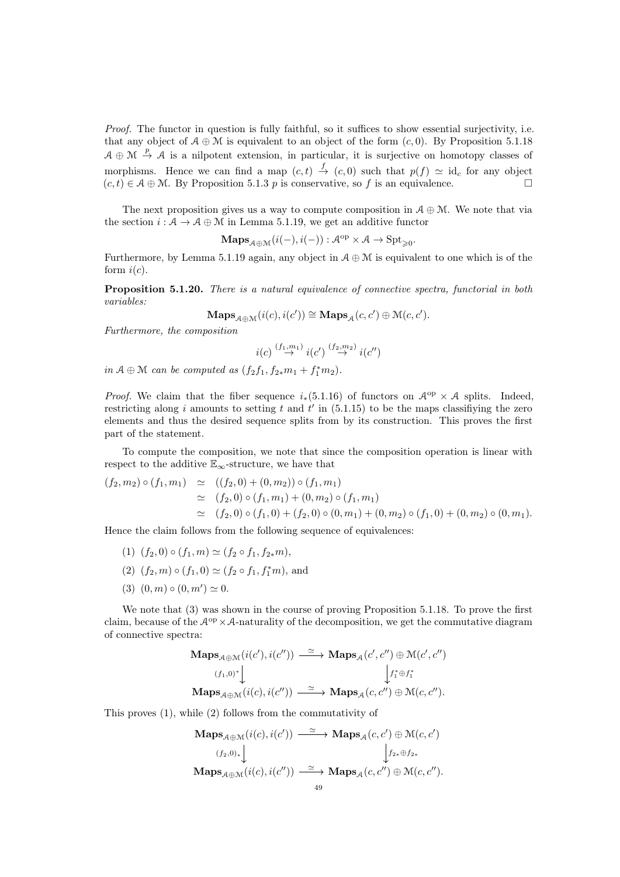*Proof.* The functor in question is fully faithful, so it suffices to show essential surjectivity, i.e. that any object of $\mathcal{A} \oplus \mathcal{M}$ is equivalent to an object of the form $(c, 0)$. By Proposition 5.1.18 $\mathcal{A} \oplus \mathcal{M} \xrightarrow{p} \mathcal{A}$ is a nilpotent extension, in particular, it is surjective on homotopy classes of morphisms. Hence we can find a map $(c,t) \xrightarrow{f} (c, 0)$ such that $p(f) \simeq \mathrm{id}_c$ for any object $(c,t) \in \mathcal{A} \oplus \mathcal{M}$. By Proposition 5.1.3 $p$ is conservative, so $f$ is an equivalence. $\square$

The next proposition gives us a way to compute composition in $\mathcal{A} \oplus \mathcal{M}$. We note that via the section $i : \mathcal{A} \to \mathcal{A} \oplus \mathcal{M}$ in Lemma 5.1.19, we get an additive functor

$$\mathbf{Maps}_{\mathcal{A}\oplus\mathcal{M}}(i(-), i(-)) : \mathcal{A}^{\mathrm{op}} \times \mathcal{A} \to \mathrm{Spt}_{\geqslant 0}.$$

Furthermore, by Lemma 5.1.19 again, any object in $\mathcal{A} \oplus \mathcal{M}$ is equivalent to one which is of the form $i(c)$.

**Proposition 5.1.20.** *There is a natural equivalence of connective spectra, functorial in both variables:*

$$\mathbf{Maps}_{\mathcal{A}\oplus\mathcal{M}}(i(c), i(c')) \cong \mathbf{Maps}_{\mathcal{A}}(c, c') \oplus \mathcal{M}(c, c').$$

*Furthermore, the composition*

$$i(c) \overset{(f_1,m_1)}{\to} i(c') \overset{(f_2,m_2)}{\to} i(c'')$$

*in $\mathcal{A} \oplus \mathcal{M}$ can be computed as $(f_2 f_1, f_{2*}m_1 + f_1^* m_2)$.*

*Proof.* We claim that the fiber sequence $i_*(5.1.16)$ of functors on $\mathcal{A}^{\mathrm{op}} \times \mathcal{A}$ splits. Indeed, restricting along $i$ amounts to setting $t$ and $t'$ in (5.1.15) to be the maps classifiying the zero elements and thus the desired sequence splits from by its construction. This proves the first part of the statement.

To compute the composition, we note that since the composition operation is linear with respect to the additive $\mathbb{E}_\infty$-structure, we have that

$$\begin{aligned}
(f_2, m_2) \circ (f_1, m_1) &\simeq ((f_2, 0) + (0, m_2)) \circ (f_1, m_1) \\
&\simeq (f_2, 0) \circ (f_1, m_1) + (0, m_2) \circ (f_1, m_1) \\
&\simeq (f_2, 0) \circ (f_1, 0) + (f_2, 0) \circ (0, m_1) + (0, m_2) \circ (f_1, 0) + (0, m_2) \circ (0, m_1).
\end{aligned}$$

Hence the claim follows from the following sequence of equivalences:

(1) $(f_2, 0) \circ (f_1, m) \simeq (f_2 \circ f_1, f_{2*}m)$,

(2) $(f_2, m) \circ (f_1, 0) \simeq (f_2 \circ f_1, f_1^* m)$, and

(3) $(0, m) \circ (0, m') \simeq 0$.

We note that (3) was shown in the course of proving Proposition 5.1.18. To prove the first claim, because of the $\mathcal{A}^{\mathrm{op}} \times \mathcal{A}$-naturality of the decomposition, we get the commutative diagram of connective spectra:

$$\begin{array}{ccc}
\mathbf{Maps}_{\mathcal{A}\oplus\mathcal{M}}(i(c'), i(c'')) & \xrightarrow{\simeq} & \mathbf{Maps}_{\mathcal{A}}(c', c'') \oplus \mathcal{M}(c', c'') \\
\Big\downarrow{\scriptstyle (f_1,0)^*} & & \Big\downarrow{\scriptstyle f_1^* \oplus f_1^*} \\
\mathbf{Maps}_{\mathcal{A}\oplus\mathcal{M}}(i(c), i(c'')) & \xrightarrow{\simeq} & \mathbf{Maps}_{\mathcal{A}}(c, c'') \oplus \mathcal{M}(c, c'').
\end{array}$$

This proves (1), while (2) follows from the commutativity of

$$\begin{array}{ccc}
\mathbf{Maps}_{\mathcal{A}\oplus\mathcal{M}}(i(c), i(c')) & \xrightarrow{\simeq} & \mathbf{Maps}_{\mathcal{A}}(c, c') \oplus \mathcal{M}(c, c') \\
\Big\downarrow{\scriptstyle (f_2,0)_*} & & \Big\downarrow{\scriptstyle f_{2*} \oplus f_{2*}} \\
\mathbf{Maps}_{\mathcal{A}\oplus\mathcal{M}}(i(c), i(c'')) & \xrightarrow{\simeq} & \mathbf{Maps}_{\mathcal{A}}(c, c'') \oplus \mathcal{M}(c, c'').
\end{array}$$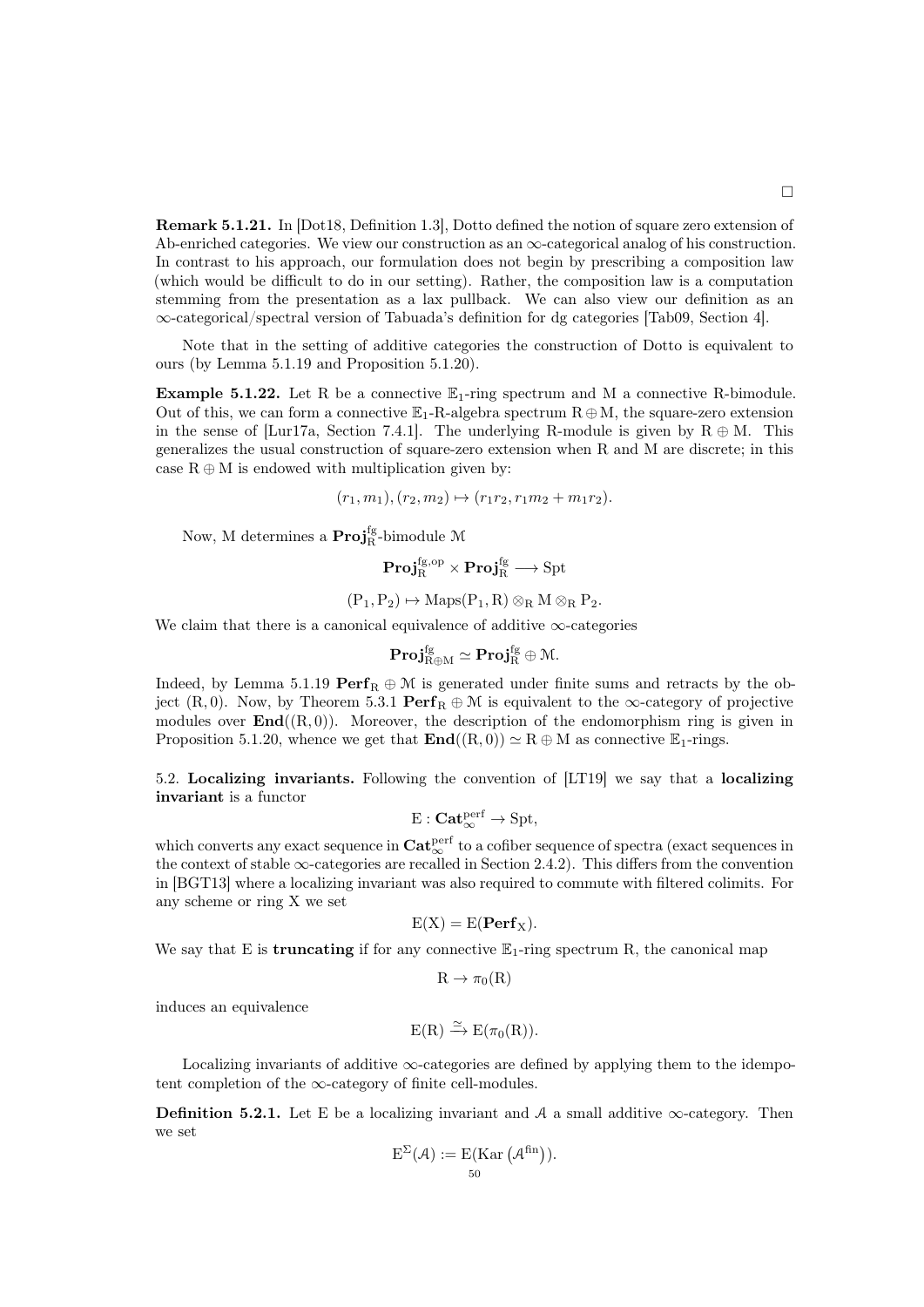□

**Remark 5.1.21.** In [Dot18, Definition 1.3], Dotto defined the notion of square zero extension of Ab-enriched categories. We view our construction as an $\infty$-categorical analog of his construction. In contrast to his approach, our formulation does not begin by prescribing a composition law (which would be difficult to do in our setting). Rather, the composition law is a computation stemming from the presentation as a lax pullback. We can also view our definition as an $\infty$-categorical/spectral version of Tabuada's definition for dg categories [Tab09, Section 4].

Note that in the setting of additive categories the construction of Dotto is equivalent to ours (by Lemma 5.1.19 and Proposition 5.1.20).

**Example 5.1.22.** Let R be a connective $\mathbb{E}_1$-ring spectrum and M a connective R-bimodule. Out of this, we can form a connective $\mathbb{E}_1$-R-algebra spectrum $\mathrm{R} \oplus \mathrm{M}$, the square-zero extension in the sense of [Lur17a, Section 7.4.1]. The underlying R-module is given by $\mathrm{R} \oplus \mathrm{M}$. This generalizes the usual construction of square-zero extension when R and M are discrete; in this case $\mathrm{R} \oplus \mathrm{M}$ is endowed with multiplication given by:

$$(r_1, m_1), (r_2, m_2) \mapsto (r_1 r_2, r_1 m_2 + m_1 r_2).$$

Now, M determines a $\mathbf{Proj}_{\mathrm{R}}^{\mathrm{fg}}$-bimodule $\mathcal{M}$

$$\mathbf{Proj}_{\mathrm{R}}^{\mathrm{fg,op}} \times \mathbf{Proj}_{\mathrm{R}}^{\mathrm{fg}} \longrightarrow \mathrm{Spt}$$

$$(\mathrm{P}_1, \mathrm{P}_2) \mapsto \mathrm{Maps}(\mathrm{P}_1, \mathrm{R}) \otimes_{\mathrm{R}} \mathrm{M} \otimes_{\mathrm{R}} \mathrm{P}_2.$$

We claim that there is a canonical equivalence of additive $\infty$-categories

$$\mathbf{Proj}_{\mathrm{R} \oplus \mathrm{M}}^{\mathrm{fg}} \simeq \mathbf{Proj}_{\mathrm{R}}^{\mathrm{fg}} \oplus \mathcal{M}.$$

Indeed, by Lemma 5.1.19 $\mathbf{Perf}_{\mathrm{R}} \oplus \mathcal{M}$ is generated under finite sums and retracts by the object $(\mathrm{R}, 0)$. Now, by Theorem 5.3.1 $\mathbf{Perf}_{\mathrm{R}} \oplus \mathcal{M}$ is equivalent to the $\infty$-category of projective modules over $\mathbf{End}((\mathrm{R}, 0))$. Moreover, the description of the endomorphism ring is given in Proposition 5.1.20, whence we get that $\mathbf{End}((\mathrm{R}, 0)) \simeq \mathrm{R} \oplus \mathrm{M}$ as connective $\mathbb{E}_1$-rings.

5.2. **Localizing invariants.** Following the convention of [LT19] we say that a **localizing invariant** is a functor

$$\mathrm{E} : \mathbf{Cat}_{\infty}^{\mathrm{perf}} \to \mathrm{Spt},$$

which converts any exact sequence in $\mathbf{Cat}_{\infty}^{\mathrm{perf}}$ to a cofiber sequence of spectra (exact sequences in the context of stable $\infty$-categories are recalled in Section 2.4.2). This differs from the convention in [BGT13] where a localizing invariant was also required to commute with filtered colimits. For any scheme or ring X we set

$$\mathrm{E}(\mathrm{X}) = \mathrm{E}(\mathbf{Perf}_{\mathrm{X}}).$$

We say that E is **truncating** if for any connective $\mathbb{E}_1$-ring spectrum R, the canonical map

$$\mathrm{R} \to \pi_0(\mathrm{R})$$

induces an equivalence

$$\mathrm{E}(\mathrm{R}) \xrightarrow{\simeq} \mathrm{E}(\pi_0(\mathrm{R})).$$

Localizing invariants of additive $\infty$-categories are defined by applying them to the idempotent completion of the $\infty$-category of finite cell-modules.

**Definition 5.2.1.** Let E be a localizing invariant and $\mathcal{A}$ a small additive $\infty$-category. Then we set

$$\mathrm{E}^{\Sigma}(\mathcal{A}) := \mathrm{E}(\mathrm{Kar}\left(\mathcal{A}^{\mathrm{fin}}\right)).$$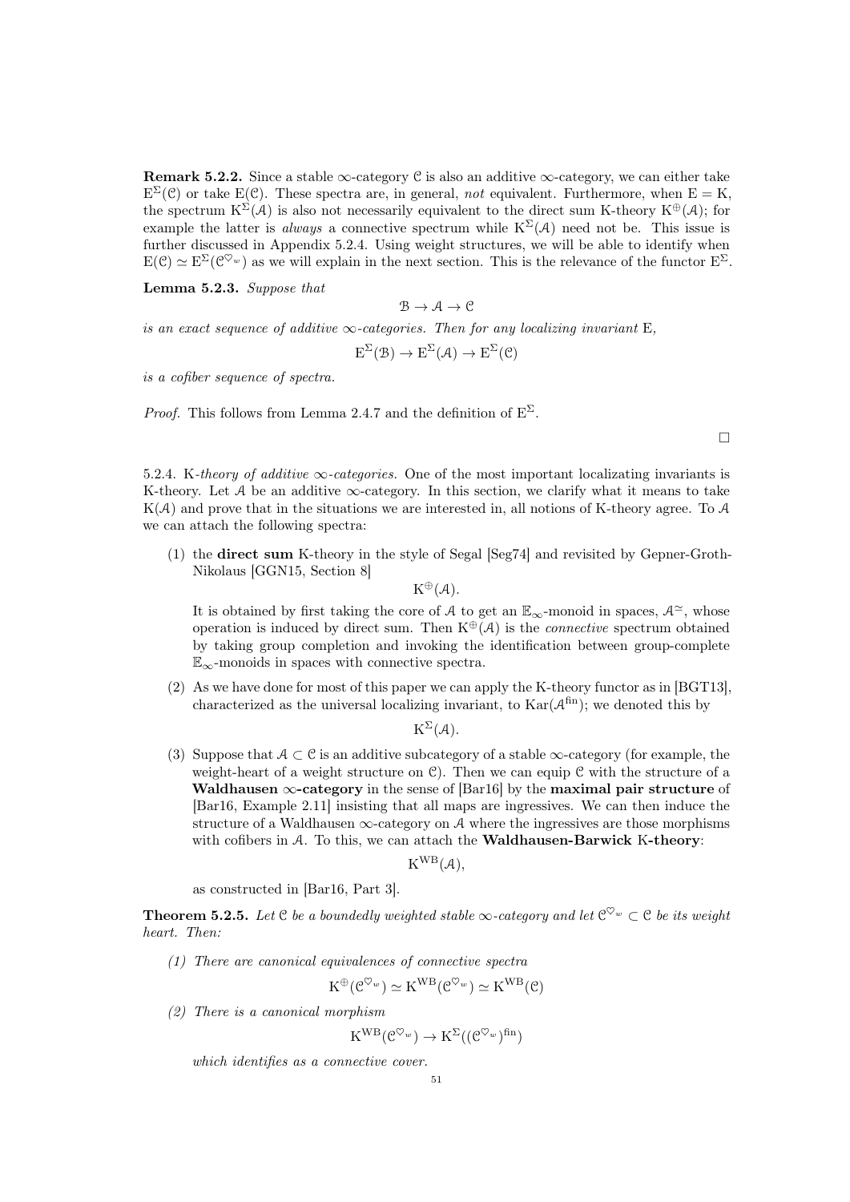**Remark 5.2.2.** Since a stable $\infty$-category $\mathcal{C}$ is also an additive $\infty$-category, we can either take $\mathrm{E}^{\Sigma}(\mathcal{C})$ or take $\mathrm{E}(\mathcal{C})$. These spectra are, in general, *not* equivalent. Furthermore, when $\mathrm{E} = \mathrm{K}$, the spectrum $\mathrm{K}^{\Sigma}(\mathcal{A})$ is also not necessarily equivalent to the direct sum K-theory $\mathrm{K}^{\oplus}(\mathcal{A})$; for example the latter is *always* a connective spectrum while $\mathrm{K}^{\Sigma}(\mathcal{A})$ need not be. This issue is further discussed in Appendix 5.2.4. Using weight structures, we will be able to identify when $\mathrm{E}(\mathcal{C}) \simeq \mathrm{E}^{\Sigma}(\mathcal{C}^{\heartsuit_w})$ as we will explain in the next section. This is the relevance of the functor $\mathrm{E}^{\Sigma}$.

**Lemma 5.2.3.** *Suppose that*

$$\mathcal{B} \to \mathcal{A} \to \mathcal{C}$$

*is an exact sequence of additive $\infty$-categories. Then for any localizing invariant* $\mathrm{E}$*,*

$$\mathrm{E}^{\Sigma}(\mathcal{B}) \to \mathrm{E}^{\Sigma}(\mathcal{A}) \to \mathrm{E}^{\Sigma}(\mathcal{C})$$

*is a cofiber sequence of spectra.*

*Proof.* This follows from Lemma 2.4.7 and the definition of $\mathrm{E}^{\Sigma}$. $\square$

5.2.4. K*-theory of additive $\infty$-categories.* One of the most important localizating invariants is K-theory. Let $\mathcal{A}$ be an additive $\infty$-category. In this section, we clarify what it means to take $\mathrm{K}(\mathcal{A})$ and prove that in the situations we are interested in, all notions of K-theory agree. To $\mathcal{A}$ we can attach the following spectra:

(1) the **direct sum** K-theory in the style of Segal [Seg74] and revisited by Gepner-Groth-Nikolaus [GGN15, Section 8]

$$\mathrm{K}^{\oplus}(\mathcal{A}).$$

It is obtained by first taking the core of $\mathcal{A}$ to get an $\mathbb{E}_{\infty}$-monoid in spaces, $\mathcal{A}^{\simeq}$, whose operation is induced by direct sum. Then $\mathrm{K}^{\oplus}(\mathcal{A})$ is the *connective* spectrum obtained by taking group completion and invoking the identification between group-complete $\mathbb{E}_{\infty}$-monoids in spaces with connective spectra.

(2) As we have done for most of this paper we can apply the K-theory functor as in [BGT13], characterized as the universal localizing invariant, to $\mathrm{Kar}(\mathcal{A}^{\mathrm{fin}})$; we denoted this by

$$\mathrm{K}^{\Sigma}(\mathcal{A}).$$

(3) Suppose that $\mathcal{A} \subset \mathcal{C}$ is an additive subcategory of a stable $\infty$-category (for example, the weight-heart of a weight structure on $\mathcal{C}$). Then we can equip $\mathcal{C}$ with the structure of a **Waldhausen $\infty$-category** in the sense of [Bar16] by the **maximal pair structure** of [Bar16, Example 2.11] insisting that all maps are ingressives. We can then induce the structure of a Waldhausen $\infty$-category on $\mathcal{A}$ where the ingressives are those morphisms with cofibers in $\mathcal{A}$. To this, we can attach the **Waldhausen-Barwick K-theory**:

$$\mathrm{K}^{\mathrm{WB}}(\mathcal{A}),$$

as constructed in [Bar16, Part 3].

**Theorem 5.2.5.** *Let $\mathcal{C}$ be a boundedly weighted stable $\infty$-category and let $\mathcal{C}^{\heartsuit_w} \subset \mathcal{C}$ be its weight heart. Then:*

*(1) There are canonical equivalences of connective spectra*

$$\mathrm{K}^{\oplus}(\mathcal{C}^{\heartsuit_w}) \simeq \mathrm{K}^{\mathrm{WB}}(\mathcal{C}^{\heartsuit_w}) \simeq \mathrm{K}^{\mathrm{WB}}(\mathcal{C})$$

*(2) There is a canonical morphism*

$$\mathrm{K}^{\mathrm{WB}}(\mathcal{C}^{\heartsuit_w}) \to \mathrm{K}^{\Sigma}((\mathcal{C}^{\heartsuit_w})^{\mathrm{fin}})$$

*which identifies as a connective cover.*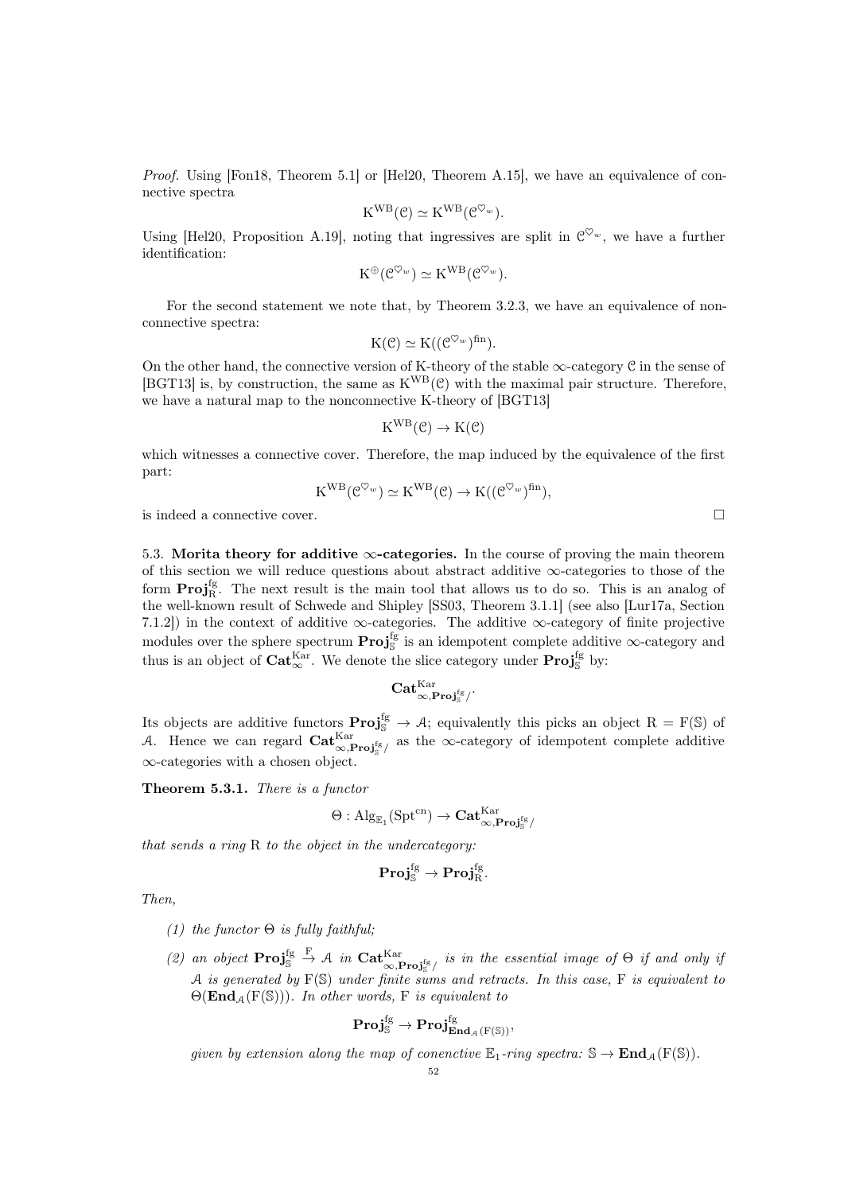*Proof.* Using [Fon18, Theorem 5.1] or [Hel20, Theorem A.15], we have an equivalence of connective spectra

$$\mathrm{K}^{\mathrm{WB}}(\mathcal{C}) \simeq \mathrm{K}^{\mathrm{WB}}(\mathcal{C}^{\heartsuit_w}).$$

Using [Hel20, Proposition A.19], noting that ingressives are split in $\mathcal{C}^{\heartsuit_w}$, we have a further identification:

$$\mathrm{K}^{\oplus}(\mathcal{C}^{\heartsuit_w}) \simeq \mathrm{K}^{\mathrm{WB}}(\mathcal{C}^{\heartsuit_w}).$$

For the second statement we note that, by Theorem 3.2.3, we have an equivalence of nonconnective spectra:

$$\mathrm{K}(\mathcal{C}) \simeq \mathrm{K}((\mathcal{C}^{\heartsuit_w})^{\mathrm{fin}}).$$

On the other hand, the connective version of K-theory of the stable $\infty$-category $\mathcal{C}$ in the sense of [BGT13] is, by construction, the same as $\mathrm{K}^{\mathrm{WB}}(\mathcal{C})$ with the maximal pair structure. Therefore, we have a natural map to the nonconnective K-theory of [BGT13]

$$\mathrm{K}^{\mathrm{WB}}(\mathcal{C}) \to \mathrm{K}(\mathcal{C})$$

which witnesses a connective cover. Therefore, the map induced by the equivalence of the first part:

$$\mathrm{K}^{\mathrm{WB}}(\mathcal{C}^{\heartsuit_w}) \simeq \mathrm{K}^{\mathrm{WB}}(\mathcal{C}) \to \mathrm{K}((\mathcal{C}^{\heartsuit_w})^{\mathrm{fin}}),$$

is indeed a connective cover. □

5.3. **Morita theory for additive $\infty$-categories.** In the course of proving the main theorem of this section we will reduce questions about abstract additive $\infty$-categories to those of the form $\mathbf{Proj}^{\mathrm{fg}}_{\mathrm{R}}$. The next result is the main tool that allows us to do so. This is an analog of the well-known result of Schwede and Shipley [SS03, Theorem 3.1.1] (see also [Lur17a, Section 7.1.2]) in the context of additive $\infty$-categories. The additive $\infty$-category of finite projective modules over the sphere spectrum $\mathbf{Proj}^{\mathrm{fg}}_{\mathbb{S}}$ is an idempotent complete additive $\infty$-category and thus is an object of $\mathbf{Cat}^{\mathrm{Kar}}_{\infty}$. We denote the slice category under $\mathbf{Proj}^{\mathrm{fg}}_{\mathbb{S}}$ by:

$$\mathbf{Cat}^{\mathrm{Kar}}_{\infty, \mathbf{Proj}^{\mathrm{fg}}_{\mathbb{S}}/}.$$

Its objects are additive functors $\mathbf{Proj}^{\mathrm{fg}}_{\mathbb{S}} \to \mathcal{A}$; equivalently this picks an object $\mathrm{R} = \mathrm{F}(\mathbb{S})$ of $\mathcal{A}$. Hence we can regard $\mathbf{Cat}^{\mathrm{Kar}}_{\infty, \mathbf{Proj}^{\mathrm{fg}}_{\mathbb{S}}/}$ as the $\infty$-category of idempotent complete additive $\infty$-categories with a chosen object.

**Theorem 5.3.1.** *There is a functor*

$$\Theta : \mathrm{Alg}_{\mathbb{E}_1}(\mathrm{Spt}^{\mathrm{cn}}) \to \mathbf{Cat}^{\mathrm{Kar}}_{\infty, \mathbf{Proj}^{\mathrm{fg}}_{\mathbb{S}}/}$$

*that sends a ring* $\mathrm{R}$ *to the object in the undercategory:*

$$\mathbf{Proj}^{\mathrm{fg}}_{\mathbb{S}} \to \mathbf{Proj}^{\mathrm{fg}}_{\mathrm{R}}.$$

*Then,*

1. *the functor* $\Theta$ *is fully faithful;*
2. *an object* $\mathbf{Proj}^{\mathrm{fg}}_{\mathbb{S}} \xrightarrow{\mathrm{F}} \mathcal{A}$ *in* $\mathbf{Cat}^{\mathrm{Kar}}_{\infty, \mathbf{Proj}^{\mathrm{fg}}_{\mathbb{S}}/}$ *is in the essential image of* $\Theta$ *if and only if* $\mathcal{A}$ *is generated by* $\mathrm{F}(\mathbb{S})$ *under finite sums and retracts. In this case,* $\mathrm{F}$ *is equivalent to* $\Theta(\mathbf{End}_{\mathcal{A}}(\mathrm{F}(\mathbb{S})))$*. In other words,* $\mathrm{F}$ *is equivalent to*

$$\mathbf{Proj}^{\mathrm{fg}}_{\mathbb{S}} \to \mathbf{Proj}^{\mathrm{fg}}_{\mathbf{End}_{\mathcal{A}}(\mathrm{F}(\mathbb{S}))},$$

*given by extension along the map of conenctive* $\mathbb{E}_1$*-ring spectra:* $\mathbb{S} \to \mathbf{End}_{\mathcal{A}}(\mathrm{F}(\mathbb{S}))$*.*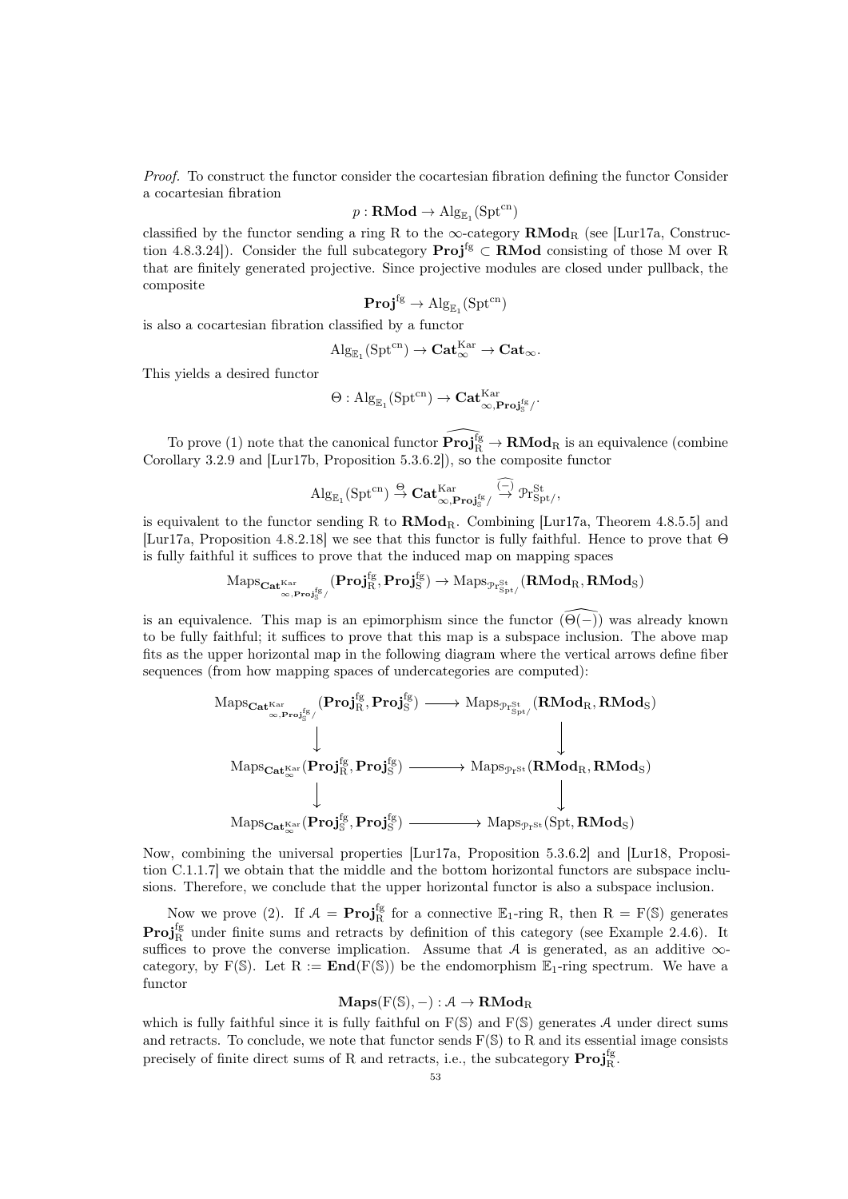*Proof.* To construct the functor consider the cocartesian fibration defining the functor Consider a cocartesian fibration

$$p : \mathbf{RMod} \to \mathrm{Alg}_{\mathbb{E}_1}(\mathrm{Spt}^{\mathrm{cn}})$$

classified by the functor sending a ring R to the $\infty$-category $\mathbf{RMod}_{\mathrm{R}}$ (see [Lur17a, Construction 4.8.3.24]). Consider the full subcategory $\mathbf{Proj}^{\mathrm{fg}} \subset \mathbf{RMod}$ consisting of those M over R that are finitely generated projective. Since projective modules are closed under pullback, the composite

$$\mathbf{Proj}^{\mathrm{fg}} \to \mathrm{Alg}_{\mathbb{E}_1}(\mathrm{Spt}^{\mathrm{cn}})$$

is also a cocartesian fibration classified by a functor

$$\mathrm{Alg}_{\mathbb{E}_1}(\mathrm{Spt}^{\mathrm{cn}}) \to \mathbf{Cat}_{\infty}^{\mathrm{Kar}} \to \mathbf{Cat}_{\infty}.$$

This yields a desired functor

$$\Theta : \mathrm{Alg}_{\mathbb{E}_1}(\mathrm{Spt}^{\mathrm{cn}}) \to \mathbf{Cat}^{\mathrm{Kar}}_{\infty, \mathbf{Proj}^{\mathrm{fg}}_{\mathbb{S}}/}.$$

To prove (1) note that the canonical functor $\widehat{\mathbf{Proj}^{\mathrm{fg}}_{\mathrm{R}}} \to \mathbf{RMod}_{\mathrm{R}}$ is an equivalence (combine Corollary 3.2.9 and [Lur17b, Proposition 5.3.6.2]), so the composite functor

$$\mathrm{Alg}_{\mathbb{E}_1}(\mathrm{Spt}^{\mathrm{cn}}) \xrightarrow{\Theta} \mathbf{Cat}^{\mathrm{Kar}}_{\infty, \mathbf{Proj}^{\mathrm{fg}}_{\mathbb{S}}/} \xrightarrow{\widehat{(-)}} \mathcal{P}\mathrm{r}^{\mathrm{St}}_{\mathrm{Spt}/},$$

is equivalent to the functor sending R to $\mathbf{RMod}_{\mathrm{R}}$. Combining [Lur17a, Theorem 4.8.5.5] and [Lur17a, Proposition 4.8.2.18] we see that this functor is fully faithful. Hence to prove that $\Theta$ is fully faithful it suffices to prove that the induced map on mapping spaces

$$\mathrm{Maps}_{\mathbf{Cat}^{\mathrm{Kar}}_{\infty, \mathbf{Proj}^{\mathrm{fg}}_{\mathbb{S}}/}}(\mathbf{Proj}^{\mathrm{fg}}_{\mathrm{R}}, \mathbf{Proj}^{\mathrm{fg}}_{\mathrm{S}}) \to \mathrm{Maps}_{\mathcal{P}\mathrm{r}^{\mathrm{St}}_{\mathrm{Spt}/}}(\mathbf{RMod}_{\mathrm{R}}, \mathbf{RMod}_{\mathrm{S}})$$

is an equivalence. This map is an epimorphism since the functor $\widehat{(\Theta(-))}$ was already known to be fully faithful; it suffices to prove that this map is a subspace inclusion. The above map fits as the upper horizontal map in the following diagram where the vertical arrows define fiber sequences (from how mapping spaces of undercategories are computed):

$$\begin{array}{ccc}
\mathrm{Maps}_{\mathbf{Cat}^{\mathrm{Kar}}_{\infty, \mathbf{Proj}^{\mathrm{fg}}_{\mathbb{S}}/}}(\mathbf{Proj}^{\mathrm{fg}}_{\mathrm{R}}, \mathbf{Proj}^{\mathrm{fg}}_{\mathrm{S}}) & \longrightarrow & \mathrm{Maps}_{\mathcal{P}\mathrm{r}^{\mathrm{St}}_{\mathrm{Spt}/}}(\mathbf{RMod}_{\mathrm{R}}, \mathbf{RMod}_{\mathrm{S}}) \\
\downarrow & & \downarrow \\
\mathrm{Maps}_{\mathbf{Cat}^{\mathrm{Kar}}_{\infty}}(\mathbf{Proj}^{\mathrm{fg}}_{\mathrm{R}}, \mathbf{Proj}^{\mathrm{fg}}_{\mathrm{S}}) & \longrightarrow & \mathrm{Maps}_{\mathcal{P}\mathrm{r}^{\mathrm{St}}}(\mathbf{RMod}_{\mathrm{R}}, \mathbf{RMod}_{\mathrm{S}}) \\
\downarrow & & \downarrow \\
\mathrm{Maps}_{\mathbf{Cat}^{\mathrm{Kar}}_{\infty}}(\mathbf{Proj}^{\mathrm{fg}}_{\mathbb{S}}, \mathbf{Proj}^{\mathrm{fg}}_{\mathrm{S}}) & \longrightarrow & \mathrm{Maps}_{\mathcal{P}\mathrm{r}^{\mathrm{St}}}(\mathrm{Spt}, \mathbf{RMod}_{\mathrm{S}})
\end{array}$$

Now, combining the universal properties [Lur17a, Proposition 5.3.6.2] and [Lur18, Proposition C.1.1.7] we obtain that the middle and the bottom horizontal functors are subspace inclusions. Therefore, we conclude that the upper horizontal functor is also a subspace inclusion.

Now we prove (2). If $\mathcal{A} = \mathbf{Proj}^{\mathrm{fg}}_{\mathrm{R}}$ for a connective $\mathbb{E}_1$-ring R, then $\mathrm{R} = \mathrm{F}(\mathbb{S})$ generates $\mathbf{Proj}^{\mathrm{fg}}_{\mathrm{R}}$ under finite sums and retracts by definition of this category (see Example 2.4.6). It suffices to prove the converse implication. Assume that $\mathcal{A}$ is generated, as an additive $\infty$-category, by $\mathrm{F}(\mathbb{S})$. Let $\mathrm{R} := \mathbf{End}(\mathrm{F}(\mathbb{S}))$ be the endomorphism $\mathbb{E}_1$-ring spectrum. We have a functor

$$\mathbf{Maps}(\mathrm{F}(\mathbb{S}), -) : \mathcal{A} \to \mathbf{RMod}_{\mathrm{R}}$$

which is fully faithful since it is fully faithful on $\mathrm{F}(\mathbb{S})$ and $\mathrm{F}(\mathbb{S})$ generates $\mathcal{A}$ under direct sums and retracts. To conclude, we note that functor sends $\mathrm{F}(\mathbb{S})$ to R and its essential image consists precisely of finite direct sums of R and retracts, i.e., the subcategory $\mathbf{Proj}^{\mathrm{fg}}_{\mathrm{R}}$.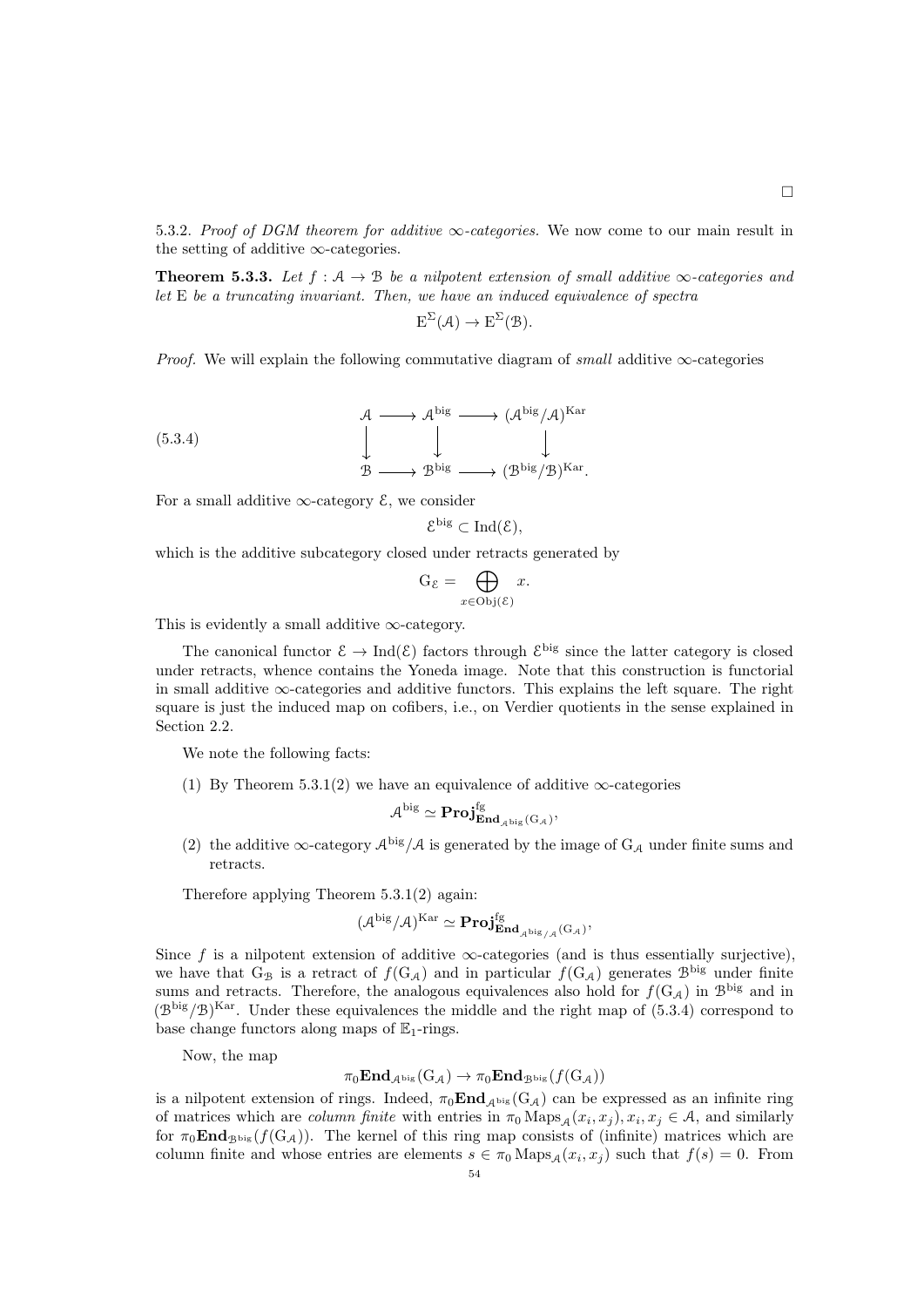□

5.3.2. *Proof of DGM theorem for additive ∞-categories.* We now come to our main result in the setting of additive ∞-categories.

**Theorem 5.3.3.** *Let $f : \mathcal{A} \to \mathcal{B}$ be a nilpotent extension of small additive ∞-categories and let* E *be a truncating invariant. Then, we have an induced equivalence of spectra*

$$\mathrm{E}^{\Sigma}(\mathcal{A}) \to \mathrm{E}^{\Sigma}(\mathcal{B}).$$

*Proof.* We will explain the following commutative diagram of *small* additive ∞-categories

$$\begin{array}{ccccc} \mathcal{A} & \longrightarrow & \mathcal{A}^{\mathrm{big}} & \longrightarrow & (\mathcal{A}^{\mathrm{big}}/\mathcal{A})^{\mathrm{Kar}} \\ \downarrow & & \downarrow & & \downarrow \\ \mathcal{B} & \longrightarrow & \mathcal{B}^{\mathrm{big}} & \longrightarrow & (\mathcal{B}^{\mathrm{big}}/\mathcal{B})^{\mathrm{Kar}}. \end{array} \tag{5.3.4}$$

For a small additive ∞-category $\mathcal{E}$, we consider

$$\mathcal{E}^{\mathrm{big}} \subset \mathrm{Ind}(\mathcal{E}),$$

which is the additive subcategory closed under retracts generated by

$$\mathrm{G}_{\mathcal{E}} = \bigoplus_{x \in \mathrm{Obj}(\mathcal{E})} x.$$

This is evidently a small additive ∞-category.

The canonical functor $\mathcal{E} \to \mathrm{Ind}(\mathcal{E})$ factors through $\mathcal{E}^{\mathrm{big}}$ since the latter category is closed under retracts, whence contains the Yoneda image. Note that this construction is functorial in small additive ∞-categories and additive functors. This explains the left square. The right square is just the induced map on cofibers, i.e., on Verdier quotients in the sense explained in Section 2.2.

We note the following facts:

(1) By Theorem 5.3.1(2) we have an equivalence of additive ∞-categories

$$\mathcal{A}^{\mathrm{big}} \simeq \mathbf{Proj}^{\mathrm{fg}}_{\mathbf{End}_{\mathcal{A}^{\mathrm{big}}}(\mathrm{G}_{\mathcal{A}})},$$

(2) the additive ∞-category $\mathcal{A}^{\mathrm{big}}/\mathcal{A}$ is generated by the image of $\mathrm{G}_{\mathcal{A}}$ under finite sums and retracts.

Therefore applying Theorem 5.3.1(2) again:

$$(\mathcal{A}^{\mathrm{big}}/\mathcal{A})^{\mathrm{Kar}} \simeq \mathbf{Proj}^{\mathrm{fg}}_{\mathbf{End}_{\mathcal{A}^{\mathrm{big}}/\mathcal{A}}(\mathrm{G}_{\mathcal{A}})},$$

Since $f$ is a nilpotent extension of additive ∞-categories (and is thus essentially surjective), we have that $\mathrm{G}_{\mathcal{B}}$ is a retract of $f(\mathrm{G}_{\mathcal{A}})$ and in particular $f(\mathrm{G}_{\mathcal{A}})$ generates $\mathcal{B}^{\mathrm{big}}$ under finite sums and retracts. Therefore, the analogous equivalences also hold for $f(\mathrm{G}_{\mathcal{A}})$ in $\mathcal{B}^{\mathrm{big}}$ and in $(\mathcal{B}^{\mathrm{big}}/\mathcal{B})^{\mathrm{Kar}}$. Under these equivalences the middle and the right map of (5.3.4) correspond to base change functors along maps of $\mathbb{E}_1$-rings.

Now, the map

$$\pi_0\mathbf{End}_{\mathcal{A}^{\mathrm{big}}}(\mathrm{G}_{\mathcal{A}}) \to \pi_0\mathbf{End}_{\mathcal{B}^{\mathrm{big}}}(f(\mathrm{G}_{\mathcal{A}}))$$

is a nilpotent extension of rings. Indeed, $\pi_0\mathbf{End}_{\mathcal{A}^{\mathrm{big}}}(\mathrm{G}_{\mathcal{A}})$ can be expressed as an infinite ring of matrices which are *column finite* with entries in $\pi_0 \operatorname{Maps}_{\mathcal{A}}(x_i, x_j), x_i, x_j \in \mathcal{A}$, and similarly for $\pi_0\mathbf{End}_{\mathcal{B}^{\mathrm{big}}}(f(\mathrm{G}_{\mathcal{A}}))$. The kernel of this ring map consists of (infinite) matrices which are column finite and whose entries are elements $s \in \pi_0 \operatorname{Maps}_{\mathcal{A}}(x_i, x_j)$ such that $f(s) = 0$. From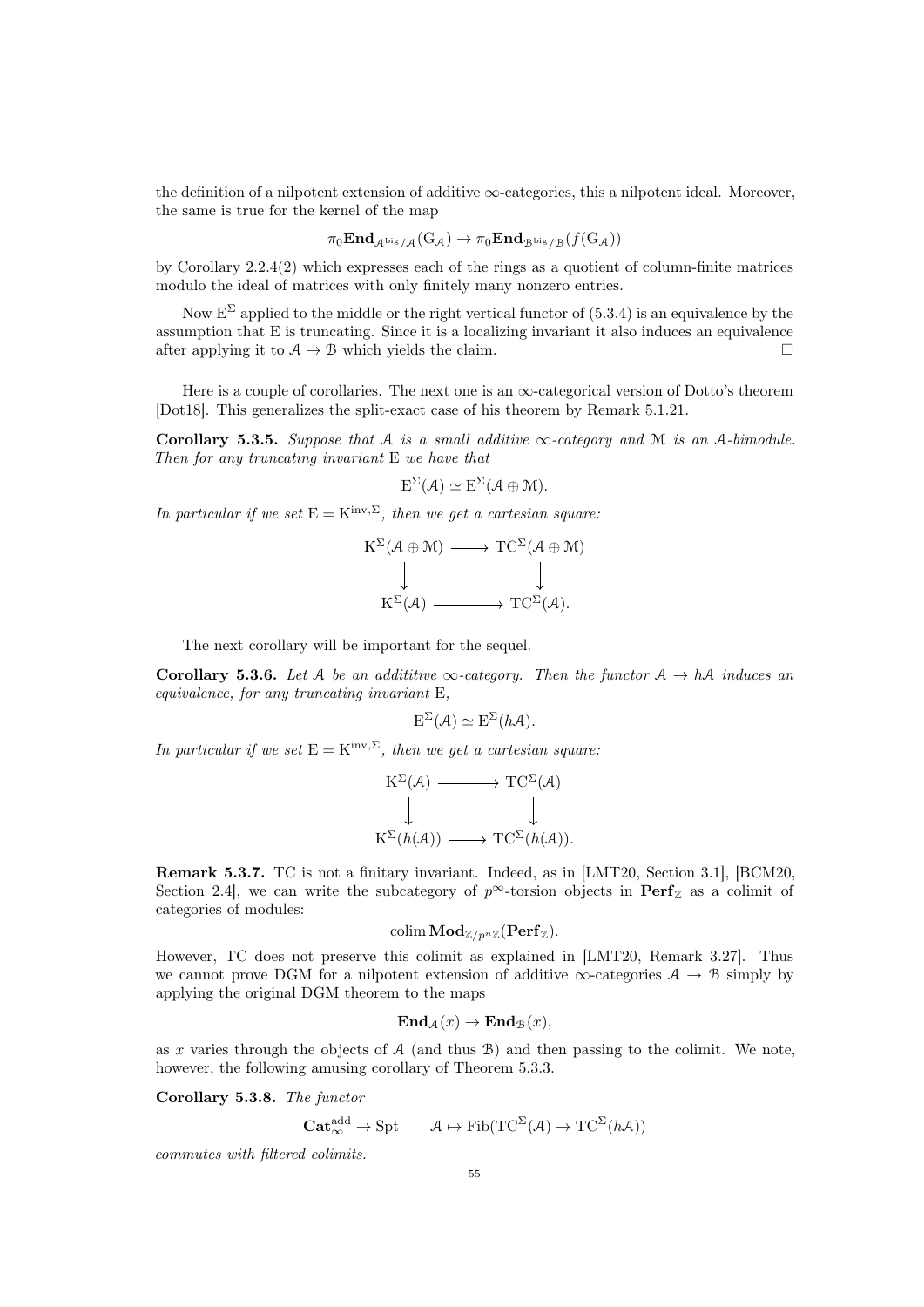the definition of a nilpotent extension of additive $\infty$-categories, this a nilpotent ideal. Moreover, the same is true for the kernel of the map

$$\pi_0\mathbf{End}_{\mathcal{A}^{\mathrm{big}}/\mathcal{A}}(\mathrm{G}_{\mathcal{A}}) \to \pi_0\mathbf{End}_{\mathcal{B}^{\mathrm{big}}/\mathcal{B}}(f(\mathrm{G}_{\mathcal{A}}))$$

by Corollary 2.2.4(2) which expresses each of the rings as a quotient of column-finite matrices modulo the ideal of matrices with only finitely many nonzero entries.

Now $\mathrm{E}^{\Sigma}$ applied to the middle or the right vertical functor of (5.3.4) is an equivalence by the assumption that E is truncating. Since it is a localizing invariant it also induces an equivalence after applying it to $\mathcal{A} \to \mathcal{B}$ which yields the claim. □

Here is a couple of corollaries. The next one is an $\infty$-categorical version of Dotto's theorem [Dot18]. This generalizes the split-exact case of his theorem by Remark 5.1.21.

**Corollary 5.3.5.** *Suppose that $\mathcal{A}$ is a small additive $\infty$-category and $\mathcal{M}$ is an $\mathcal{A}$-bimodule. Then for any truncating invariant* E *we have that*

$$\mathrm{E}^{\Sigma}(\mathcal{A}) \simeq \mathrm{E}^{\Sigma}(\mathcal{A} \oplus \mathcal{M}).$$

*In particular if we set $\mathrm{E} = \mathrm{K}^{\mathrm{inv},\Sigma}$, then we get a cartesian square:*

$$\begin{array}{ccc} \mathrm{K}^{\Sigma}(\mathcal{A} \oplus \mathcal{M}) & \longrightarrow & \mathrm{TC}^{\Sigma}(\mathcal{A} \oplus \mathcal{M}) \\ \big\downarrow & & \big\downarrow \\ \mathrm{K}^{\Sigma}(\mathcal{A}) & \longrightarrow & \mathrm{TC}^{\Sigma}(\mathcal{A}). \end{array}$$

The next corollary will be important for the sequel.

**Corollary 5.3.6.** *Let $\mathcal{A}$ be an addititive $\infty$-category. Then the functor $\mathcal{A} \to h\mathcal{A}$ induces an equivalence, for any truncating invariant* E,

$$\mathrm{E}^{\Sigma}(\mathcal{A}) \simeq \mathrm{E}^{\Sigma}(h\mathcal{A}).$$

*In particular if we set $\mathrm{E} = \mathrm{K}^{\mathrm{inv},\Sigma}$, then we get a cartesian square:*

$$\begin{array}{ccc} \mathrm{K}^{\Sigma}(\mathcal{A}) & \longrightarrow & \mathrm{TC}^{\Sigma}(\mathcal{A}) \\ \big\downarrow & & \big\downarrow \\ \mathrm{K}^{\Sigma}(h(\mathcal{A})) & \longrightarrow & \mathrm{TC}^{\Sigma}(h(\mathcal{A})). \end{array}$$

**Remark 5.3.7.** TC is not a finitary invariant. Indeed, as in [LMT20, Section 3.1], [BCM20, Section 2.4], we can write the subcategory of $p^{\infty}$-torsion objects in $\mathbf{Perf}_{\mathbb{Z}}$ as a colimit of categories of modules:

$$\operatorname{colim} \mathbf{Mod}_{\mathbb{Z}/p^n\mathbb{Z}}(\mathbf{Perf}_{\mathbb{Z}}).$$

However, TC does not preserve this colimit as explained in [LMT20, Remark 3.27]. Thus we cannot prove DGM for a nilpotent extension of additive $\infty$-categories $\mathcal{A} \to \mathcal{B}$ simply by applying the original DGM theorem to the maps

$$\mathbf{End}_{\mathcal{A}}(x) \to \mathbf{End}_{\mathcal{B}}(x),$$

as $x$ varies through the objects of $\mathcal{A}$ (and thus $\mathcal{B}$) and then passing to the colimit. We note, however, the following amusing corollary of Theorem 5.3.3.

**Corollary 5.3.8.** *The functor*

$$\mathbf{Cat}_{\infty}^{\mathrm{add}} \to \mathrm{Spt} \qquad \mathcal{A} \mapsto \mathrm{Fib}(\mathrm{TC}^{\Sigma}(\mathcal{A}) \to \mathrm{TC}^{\Sigma}(h\mathcal{A}))$$

*commutes with filtered colimits.*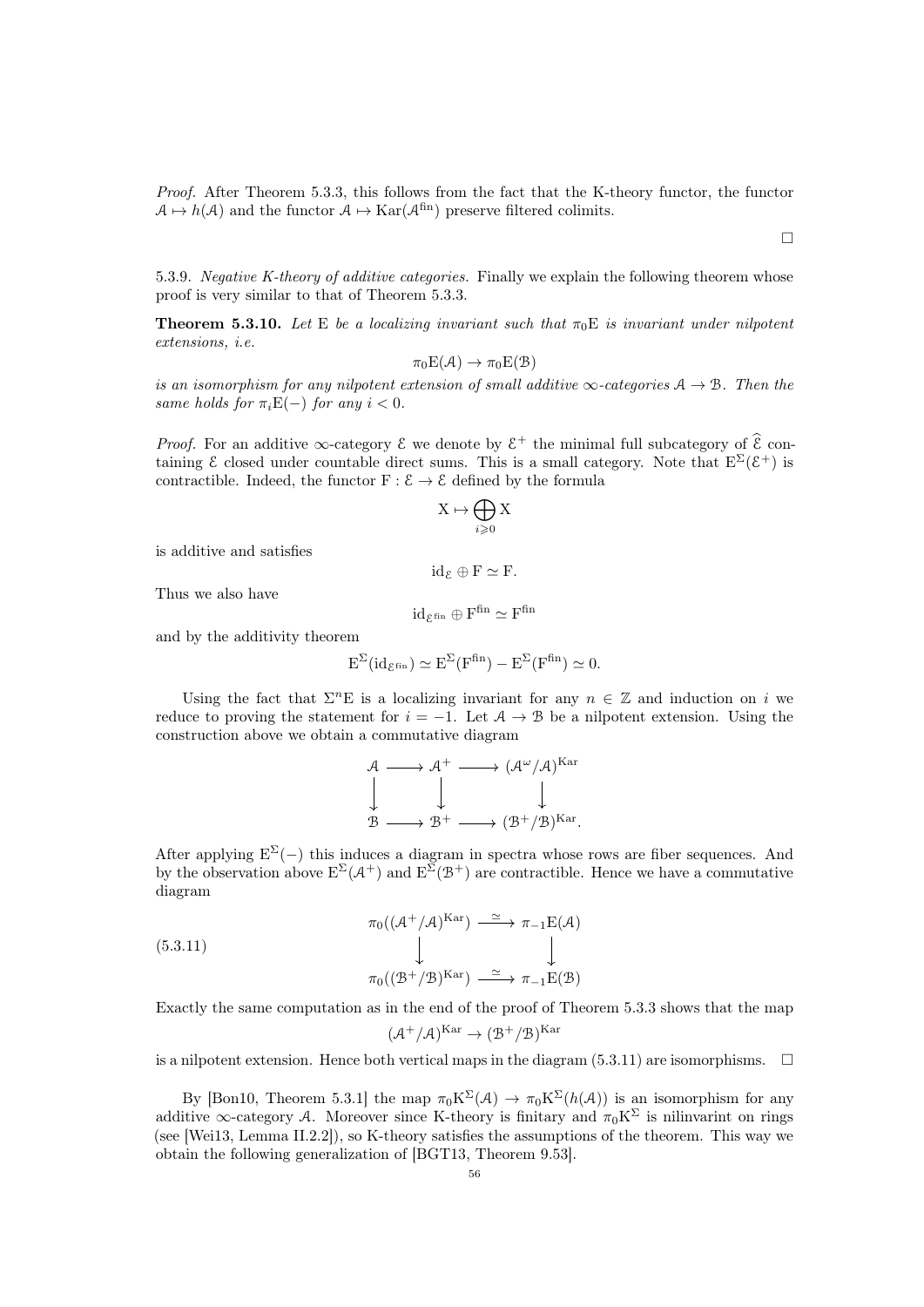*Proof.* After Theorem 5.3.3, this follows from the fact that the K-theory functor, the functor $\mathcal{A} \mapsto h(\mathcal{A})$ and the functor $\mathcal{A} \mapsto \mathrm{Kar}(\mathcal{A}^{\mathrm{fin}})$ preserve filtered colimits.

$\square$

5.3.9. *Negative K-theory of additive categories.* Finally we explain the following theorem whose proof is very similar to that of Theorem 5.3.3.

**Theorem 5.3.10.** *Let* $\mathrm{E}$ *be a localizing invariant such that* $\pi_0\mathrm{E}$ *is invariant under nilpotent extensions, i.e.*

$$\pi_0\mathrm{E}(\mathcal{A}) \to \pi_0\mathrm{E}(\mathcal{B})$$

*is an isomorphism for any nilpotent extension of small additive* $\infty$*-categories* $\mathcal{A} \to \mathcal{B}$*. Then the same holds for* $\pi_i\mathrm{E}(-)$ *for any* $i < 0$*.*

*Proof.* For an additive $\infty$-category $\mathcal{E}$ we denote by $\mathcal{E}^+$ the minimal full subcategory of $\widehat{\mathcal{E}}$ containing $\mathcal{E}$ closed under countable direct sums. This is a small category. Note that $\mathrm{E}^\Sigma(\mathcal{E}^+)$ is contractible. Indeed, the functor $\mathrm{F} : \mathcal{E} \to \mathcal{E}$ defined by the formula

$$\mathrm{X} \mapsto \bigoplus_{i \geqslant 0} \mathrm{X}$$

is additive and satisfies

$$\mathrm{id}_{\mathcal{E}} \oplus \mathrm{F} \simeq \mathrm{F}.$$

Thus we also have

$$\mathrm{id}_{\mathcal{E}^{\mathrm{fin}}} \oplus \mathrm{F}^{\mathrm{fin}} \simeq \mathrm{F}^{\mathrm{fin}}$$

and by the additivity theorem

$$\mathrm{E}^\Sigma(\mathrm{id}_{\mathcal{E}^{\mathrm{fin}}}) \simeq \mathrm{E}^\Sigma(\mathrm{F}^{\mathrm{fin}}) - \mathrm{E}^\Sigma(\mathrm{F}^{\mathrm{fin}}) \simeq 0.$$

Using the fact that $\Sigma^n\mathrm{E}$ is a localizing invariant for any $n \in \mathbb{Z}$ and induction on $i$ we reduce to proving the statement for $i = -1$. Let $\mathcal{A} \to \mathcal{B}$ be a nilpotent extension. Using the construction above we obtain a commutative diagram

$$\begin{array}{ccccc}
\mathcal{A} & \longrightarrow & \mathcal{A}^+ & \longrightarrow & (\mathcal{A}^\omega/\mathcal{A})^{\mathrm{Kar}} \\
\downarrow & & \downarrow & & \downarrow \\
\mathcal{B} & \longrightarrow & \mathcal{B}^+ & \longrightarrow & (\mathcal{B}^+/\mathcal{B})^{\mathrm{Kar}}.
\end{array}$$

After applying $\mathrm{E}^\Sigma(-)$ this induces a diagram in spectra whose rows are fiber sequences. And by the observation above $\mathrm{E}^\Sigma(\mathcal{A}^+)$ and $\mathrm{E}^\Sigma(\mathcal{B}^+)$ are contractible. Hence we have a commutative diagram

$$\begin{array}{ccc}
\pi_0((\mathcal{A}^+/\mathcal{A})^{\mathrm{Kar}}) & \xrightarrow{\ \simeq\ } & \pi_{-1}\mathrm{E}(\mathcal{A}) \\
\downarrow & & \downarrow \\
\pi_0((\mathcal{B}^+/\mathcal{B})^{\mathrm{Kar}}) & \xrightarrow{\ \simeq\ } & \pi_{-1}\mathrm{E}(\mathcal{B})
\end{array} \tag{5.3.11}$$

Exactly the same computation as in the end of the proof of Theorem 5.3.3 shows that the map

$$(\mathcal{A}^+/\mathcal{A})^{\mathrm{Kar}} \to (\mathcal{B}^+/\mathcal{B})^{\mathrm{Kar}}$$

is a nilpotent extension. Hence both vertical maps in the diagram (5.3.11) are isomorphisms. $\square$

By [Bon10, Theorem 5.3.1] the map $\pi_0\mathrm{K}^\Sigma(\mathcal{A}) \to \pi_0\mathrm{K}^\Sigma(h(\mathcal{A}))$ is an isomorphism for any additive $\infty$-category $\mathcal{A}$. Moreover since K-theory is finitary and $\pi_0\mathrm{K}^\Sigma$ is nilinvarint on rings (see [Wei13, Lemma II.2.2]), so K-theory satisfies the assumptions of the theorem. This way we obtain the following generalization of [BGT13, Theorem 9.53].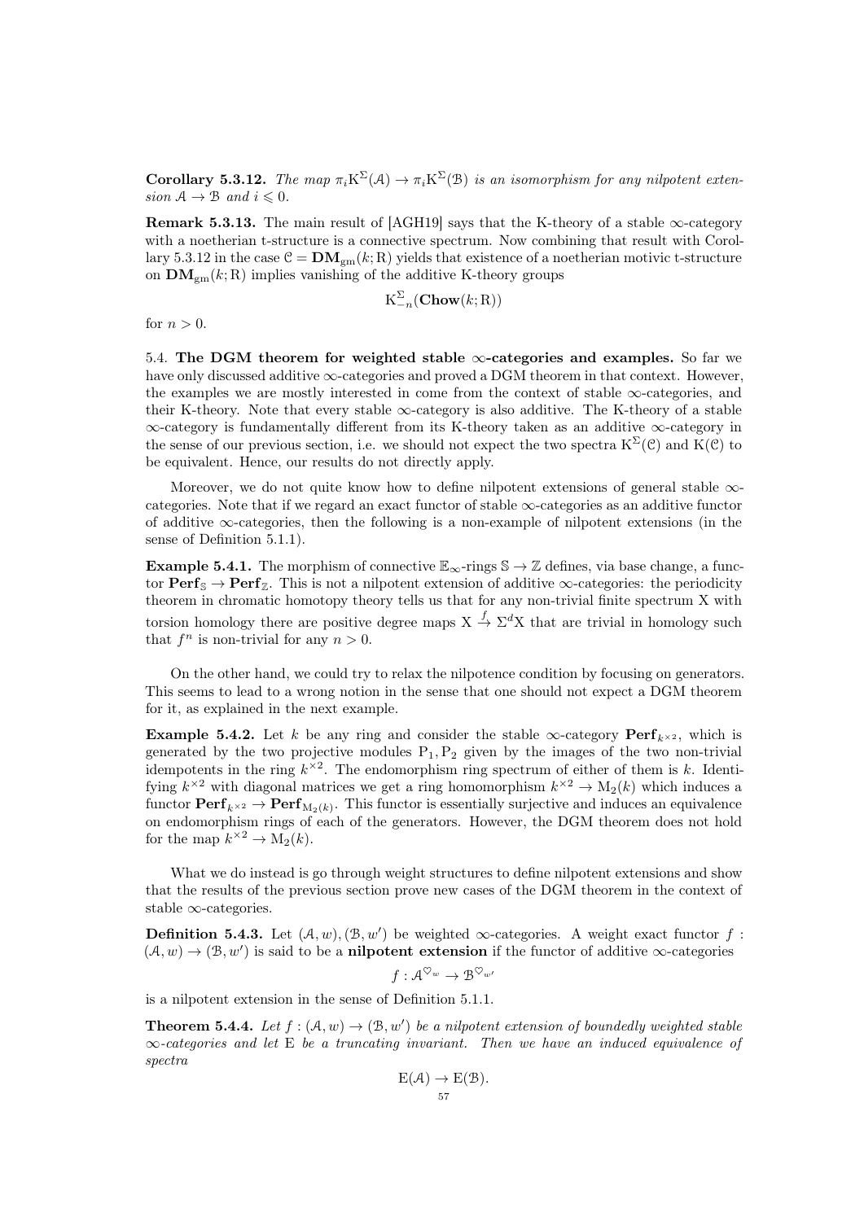**Corollary 5.3.12.** *The map $\pi_i \mathrm{K}^{\Sigma}(\mathcal{A}) \to \pi_i \mathrm{K}^{\Sigma}(\mathcal{B})$ is an isomorphism for any nilpotent extension $\mathcal{A} \to \mathcal{B}$ and $i \leqslant 0$.*

**Remark 5.3.13.** The main result of [AGH19] says that the K-theory of a stable $\infty$-category with a noetherian t-structure is a connective spectrum. Now combining that result with Corollary 5.3.12 in the case $\mathcal{C} = \mathbf{DM}_{\mathrm{gm}}(k;\mathrm{R})$ yields that existence of a noetherian motivic t-structure on $\mathbf{DM}_{\mathrm{gm}}(k;\mathrm{R})$ implies vanishing of the additive K-theory groups

$$\mathrm{K}^{\Sigma}_{-n}(\mathbf{Chow}(k;\mathrm{R}))$$

for $n > 0$.

5.4. **The DGM theorem for weighted stable $\infty$-categories and examples.** So far we have only discussed additive $\infty$-categories and proved a DGM theorem in that context. However, the examples we are mostly interested in come from the context of stable $\infty$-categories, and their K-theory. Note that every stable $\infty$-category is also additive. The K-theory of a stable $\infty$-category is fundamentally different from its K-theory taken as an additive $\infty$-category in the sense of our previous section, i.e. we should not expect the two spectra $\mathrm{K}^{\Sigma}(\mathcal{C})$ and $\mathrm{K}(\mathcal{C})$ to be equivalent. Hence, our results do not directly apply.

Moreover, we do not quite know how to define nilpotent extensions of general stable $\infty$-categories. Note that if we regard an exact functor of stable $\infty$-categories as an additive functor of additive $\infty$-categories, then the following is a non-example of nilpotent extensions (in the sense of Definition 5.1.1).

**Example 5.4.1.** The morphism of connective $\mathbb{E}_\infty$-rings $\mathbb{S} \to \mathbb{Z}$ defines, via base change, a functor $\mathbf{Perf}_{\mathbb{S}} \to \mathbf{Perf}_{\mathbb{Z}}$. This is not a nilpotent extension of additive $\infty$-categories: the periodicity theorem in chromatic homotopy theory tells us that for any non-trivial finite spectrum $\mathrm{X}$ with torsion homology there are positive degree maps $\mathrm{X} \xrightarrow{f} \Sigma^d \mathrm{X}$ that are trivial in homology such that $f^n$ is non-trivial for any $n > 0$.

On the other hand, we could try to relax the nilpotence condition by focusing on generators. This seems to lead to a wrong notion in the sense that one should not expect a DGM theorem for it, as explained in the next example.

**Example 5.4.2.** Let $k$ be any ring and consider the stable $\infty$-category $\mathbf{Perf}_{k^{\times 2}}$, which is generated by the two projective modules $\mathrm{P}_1, \mathrm{P}_2$ given by the images of the two non-trivial idempotents in the ring $k^{\times 2}$. The endomorphism ring spectrum of either of them is $k$. Identifying $k^{\times 2}$ with diagonal matrices we get a ring homomorphism $k^{\times 2} \to \mathrm{M}_2(k)$ which induces a functor $\mathbf{Perf}_{k^{\times 2}} \to \mathbf{Perf}_{\mathrm{M}_2(k)}$. This functor is essentially surjective and induces an equivalence on endomorphism rings of each of the generators. However, the DGM theorem does not hold for the map $k^{\times 2} \to \mathrm{M}_2(k)$.

What we do instead is go through weight structures to define nilpotent extensions and show that the results of the previous section prove new cases of the DGM theorem in the context of stable $\infty$-categories.

**Definition 5.4.3.** Let $(\mathcal{A}, w), (\mathcal{B}, w')$ be weighted $\infty$-categories. A weight exact functor $f : (\mathcal{A}, w) \to (\mathcal{B}, w')$ is said to be a **nilpotent extension** if the functor of additive $\infty$-categories

$$f : \mathcal{A}^{\heartsuit_w} \to \mathcal{B}^{\heartsuit_{w'}}$$

is a nilpotent extension in the sense of Definition 5.1.1.

**Theorem 5.4.4.** *Let $f : (\mathcal{A}, w) \to (\mathcal{B}, w')$ be a nilpotent extension of boundedly weighted stable $\infty$-categories and let $\mathrm{E}$ be a truncating invariant. Then we have an induced equivalence of spectra*

$$\mathrm{E}(\mathcal{A}) \to \mathrm{E}(\mathcal{B}).$$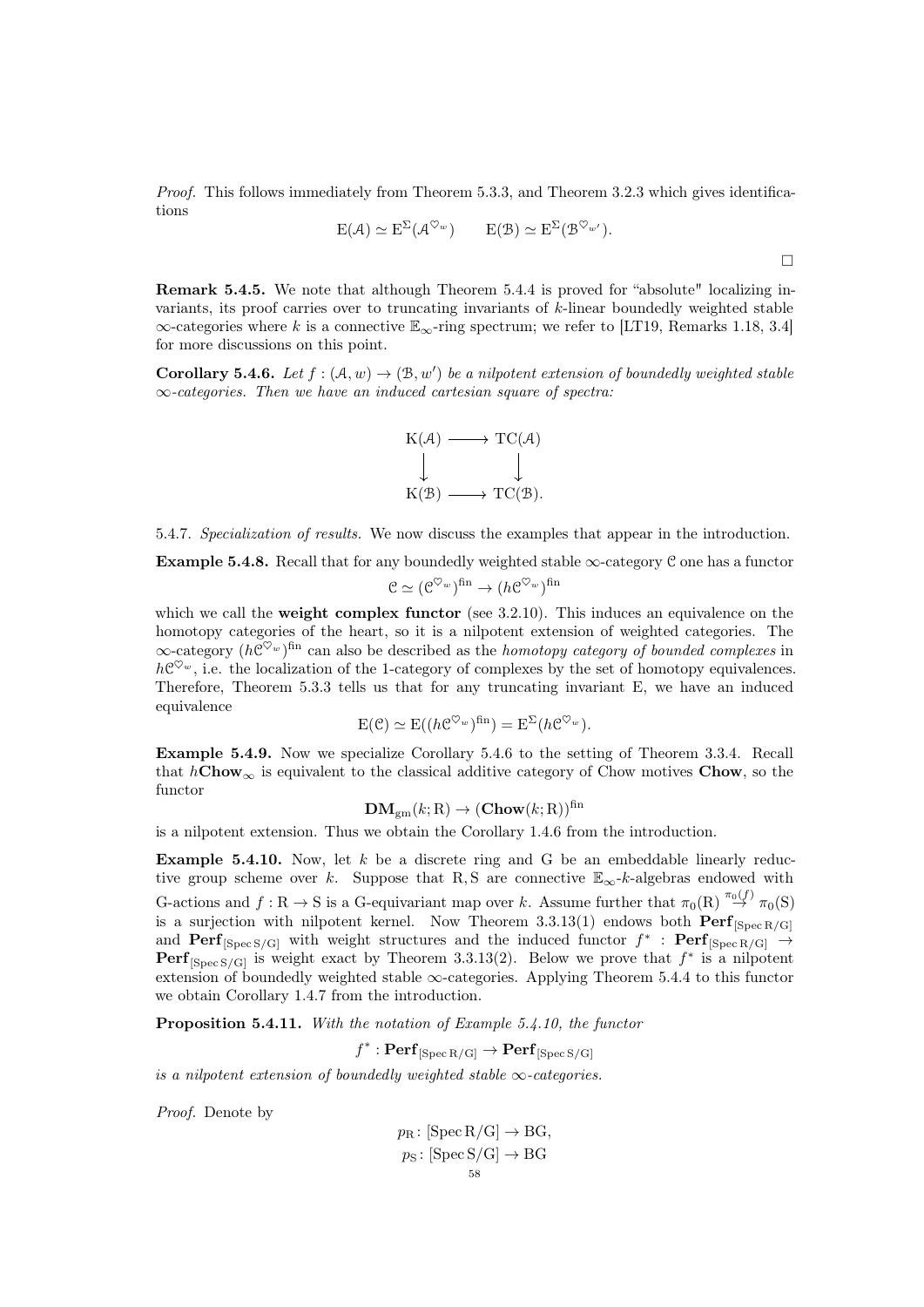*Proof.* This follows immediately from Theorem 5.3.3, and Theorem 3.2.3 which gives identifications

$$\mathrm{E}(\mathcal{A}) \simeq \mathrm{E}^{\Sigma}(\mathcal{A}^{\heartsuit_w}) \qquad \mathrm{E}(\mathcal{B}) \simeq \mathrm{E}^{\Sigma}(\mathcal{B}^{\heartsuit_{w'}}).$$

□

**Remark 5.4.5.** We note that although Theorem 5.4.4 is proved for "absolute" localizing invariants, its proof carries over to truncating invariants of $k$-linear boundedly weighted stable $\infty$-categories where $k$ is a connective $\mathbb{E}_\infty$-ring spectrum; we refer to [LT19, Remarks 1.18, 3.4] for more discussions on this point.

**Corollary 5.4.6.** *Let $f : (\mathcal{A}, w) \to (\mathcal{B}, w')$ be a nilpotent extension of boundedly weighted stable $\infty$-categories. Then we have an induced cartesian square of spectra:*

$$\begin{array}{ccc} \mathrm{K}(\mathcal{A}) & \longrightarrow & \mathrm{TC}(\mathcal{A}) \\ \big\downarrow & & \big\downarrow \\ \mathrm{K}(\mathcal{B}) & \longrightarrow & \mathrm{TC}(\mathcal{B}). \end{array}$$

5.4.7. *Specialization of results.* We now discuss the examples that appear in the introduction.

**Example 5.4.8.** Recall that for any boundedly weighted stable $\infty$-category $\mathcal{C}$ one has a functor

$$\mathcal{C} \simeq (\mathcal{C}^{\heartsuit_w})^{\mathrm{fin}} \to (h\mathcal{C}^{\heartsuit_w})^{\mathrm{fin}}$$

which we call the **weight complex functor** (see 3.2.10). This induces an equivalence on the homotopy categories of the heart, so it is a nilpotent extension of weighted categories. The $\infty$-category $(h\mathcal{C}^{\heartsuit_w})^{\mathrm{fin}}$ can also be described as the *homotopy category of bounded complexes* in $h\mathcal{C}^{\heartsuit_w}$, i.e. the localization of the 1-category of complexes by the set of homotopy equivalences. Therefore, Theorem 5.3.3 tells us that for any truncating invariant E, we have an induced equivalence

$$\mathrm{E}(\mathcal{C}) \simeq \mathrm{E}((h\mathcal{C}^{\heartsuit_w})^{\mathrm{fin}}) = \mathrm{E}^{\Sigma}(h\mathcal{C}^{\heartsuit_w}).$$

**Example 5.4.9.** Now we specialize Corollary 5.4.6 to the setting of Theorem 3.3.4. Recall that $h\mathbf{Chow}_\infty$ is equivalent to the classical additive category of Chow motives $\mathbf{Chow}$, so the functor

$$\mathbf{DM}_{\mathrm{gm}}(k; \mathrm{R}) \to (\mathbf{Chow}(k; \mathrm{R}))^{\mathrm{fin}}$$

is a nilpotent extension. Thus we obtain the Corollary 1.4.6 from the introduction.

**Example 5.4.10.** Now, let $k$ be a discrete ring and G be an embeddable linearly reductive group scheme over $k$. Suppose that R, S are connective $\mathbb{E}_\infty$-$k$-algebras endowed with G-actions and $f : \mathrm{R} \to \mathrm{S}$ is a G-equivariant map over $k$. Assume further that $\pi_0(\mathrm{R}) \overset{\pi_0(f)}{\to} \pi_0(\mathrm{S})$ is a surjection with nilpotent kernel. Now Theorem 3.3.13(1) endows both $\mathbf{Perf}_{[\mathrm{Spec}\,\mathrm{R}/\mathrm{G}]}$ and $\mathbf{Perf}_{[\mathrm{Spec}\,\mathrm{S}/\mathrm{G}]}$ with weight structures and the induced functor $f^* : \mathbf{Perf}_{[\mathrm{Spec}\,\mathrm{R}/\mathrm{G}]} \to \mathbf{Perf}_{[\mathrm{Spec}\,\mathrm{S}/\mathrm{G}]}$ is weight exact by Theorem 3.3.13(2). Below we prove that $f^*$ is a nilpotent extension of boundedly weighted stable $\infty$-categories. Applying Theorem 5.4.4 to this functor we obtain Corollary 1.4.7 from the introduction.

**Proposition 5.4.11.** *With the notation of Example 5.4.10, the functor*

$$f^* : \mathbf{Perf}_{[\mathrm{Spec}\,\mathrm{R}/\mathrm{G}]} \to \mathbf{Perf}_{[\mathrm{Spec}\,\mathrm{S}/\mathrm{G}]}$$

*is a nilpotent extension of boundedly weighted stable $\infty$-categories.*

*Proof.* Denote by

$$p_{\mathrm{R}} \colon [\mathrm{Spec}\,\mathrm{R}/\mathrm{G}] \to \mathrm{BG},$$
$$p_{\mathrm{S}} \colon [\mathrm{Spec}\,\mathrm{S}/\mathrm{G}] \to \mathrm{BG}$$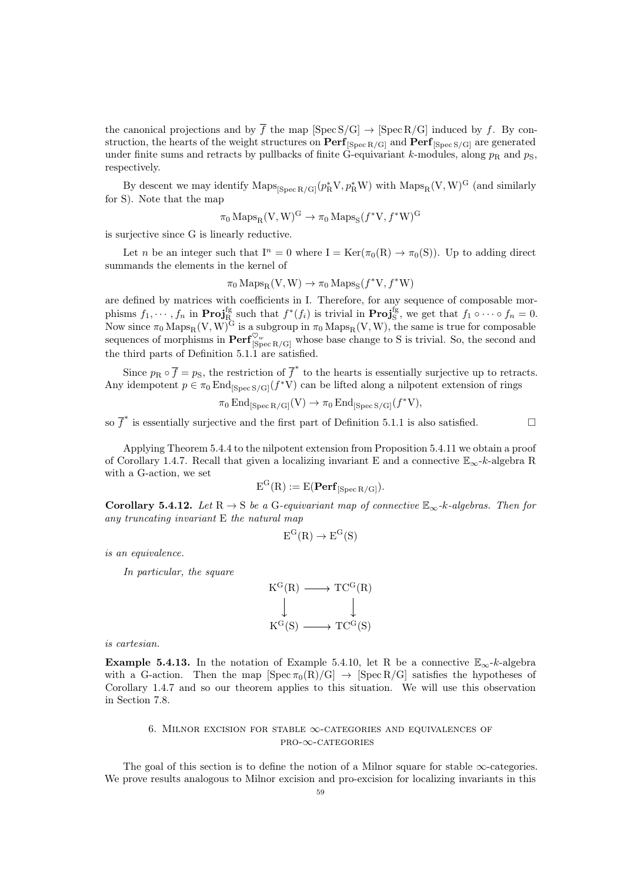the canonical projections and by $\overline{f}$ the map $[\mathrm{Spec}\, \mathrm{S}/\mathrm{G}] \to [\mathrm{Spec}\, \mathrm{R}/\mathrm{G}]$ induced by $f$. By construction, the hearts of the weight structures on $\mathbf{Perf}_{[\mathrm{Spec}\, \mathrm{R}/\mathrm{G}]}$ and $\mathbf{Perf}_{[\mathrm{Spec}\, \mathrm{S}/\mathrm{G}]}$ are generated under finite sums and retracts by pullbacks of finite G-equivariant $k$-modules, along $p_\mathrm{R}$ and $p_\mathrm{S}$, respectively.

By descent we may identify $\mathrm{Maps}_{[\mathrm{Spec}\, \mathrm{R}/\mathrm{G}]}(p_\mathrm{R}^*\mathrm{V}, p_\mathrm{R}^*\mathrm{W})$ with $\mathrm{Maps}_\mathrm{R}(\mathrm{V}, \mathrm{W})^\mathrm{G}$ (and similarly for S). Note that the map

$$\pi_0 \mathrm{Maps}_\mathrm{R}(\mathrm{V}, \mathrm{W})^\mathrm{G} \to \pi_0 \mathrm{Maps}_\mathrm{S}(f^*\mathrm{V}, f^*\mathrm{W})^\mathrm{G}$$

is surjective since G is linearly reductive.

Let $n$ be an integer such that $\mathrm{I}^n = 0$ where $\mathrm{I} = \mathrm{Ker}(\pi_0(\mathrm{R}) \to \pi_0(\mathrm{S}))$. Up to adding direct summands the elements in the kernel of

$$\pi_0 \mathrm{Maps}_\mathrm{R}(\mathrm{V}, \mathrm{W}) \to \pi_0 \mathrm{Maps}_\mathrm{S}(f^*\mathrm{V}, f^*\mathrm{W})$$

are defined by matrices with coefficients in I. Therefore, for any sequence of composable morphisms $f_1, \cdots, f_n$ in $\mathbf{Proj}_\mathrm{R}^{\mathrm{fg}}$ such that $f^*(f_i)$ is trivial in $\mathbf{Proj}_\mathrm{S}^{\mathrm{fg}}$, we get that $f_1 \circ \cdots \circ f_n = 0$. Now since $\pi_0 \mathrm{Maps}_\mathrm{R}(\mathrm{V}, \mathrm{W})^\mathrm{G}$ is a subgroup in $\pi_0 \mathrm{Maps}_\mathrm{R}(\mathrm{V}, \mathrm{W})$, the same is true for composable sequences of morphisms in $\mathbf{Perf}_{[\mathrm{Spec}\, \mathrm{R}/\mathrm{G}]}^{\heartsuit_w}$ whose base change to S is trivial. So, the second and the third parts of Definition 5.1.1 are satisfied.

Since $p_\mathrm{R} \circ \overline{f} = p_\mathrm{S}$, the restriction of $\overline{f}^*$ to the hearts is essentially surjective up to retracts. Any idempotent $p \in \pi_0 \mathrm{End}_{[\mathrm{Spec}\, \mathrm{S}/\mathrm{G}]}(f^*\mathrm{V})$ can be lifted along a nilpotent extension of rings

$$\pi_0 \mathrm{End}_{[\mathrm{Spec}\, \mathrm{R}/\mathrm{G}]}(\mathrm{V}) \to \pi_0 \mathrm{End}_{[\mathrm{Spec}\, \mathrm{S}/\mathrm{G}]}(f^*\mathrm{V}),$$

so $\overline{f}^*$ is essentially surjective and the first part of Definition 5.1.1 is also satisfied. □

Applying Theorem 5.4.4 to the nilpotent extension from Proposition 5.4.11 we obtain a proof of Corollary 1.4.7. Recall that given a localizing invariant E and a connective $\mathbb{E}_\infty$-$k$-algebra R with a G-action, we set

$$\mathrm{E}^\mathrm{G}(\mathrm{R}) := \mathrm{E}(\mathbf{Perf}_{[\mathrm{Spec}\, \mathrm{R}/\mathrm{G}]}).$$

**Corollary 5.4.12.** *Let* $\mathrm{R} \to \mathrm{S}$ *be a* G*-equivariant map of connective* $\mathbb{E}_\infty$*-$k$-algebras. Then for any truncating invariant* E *the natural map*

$$\mathrm{E}^\mathrm{G}(\mathrm{R}) \to \mathrm{E}^\mathrm{G}(\mathrm{S})$$

*is an equivalence.*

*In particular, the square*

$$\begin{array}{ccc} \mathrm{K}^\mathrm{G}(\mathrm{R}) & \longrightarrow & \mathrm{TC}^\mathrm{G}(\mathrm{R}) \\ \big\downarrow & & \big\downarrow \\ \mathrm{K}^\mathrm{G}(\mathrm{S}) & \longrightarrow & \mathrm{TC}^\mathrm{G}(\mathrm{S}) \end{array}$$

*is cartesian.*

**Example 5.4.13.** In the notation of Example 5.4.10, let R be a connective $\mathbb{E}_\infty$-$k$-algebra with a G-action. Then the map $[\mathrm{Spec}\, \pi_0(\mathrm{R})/\mathrm{G}] \to [\mathrm{Spec}\, \mathrm{R}/\mathrm{G}]$ satisfies the hypotheses of Corollary 1.4.7 and so our theorem applies to this situation. We will use this observation in Section 7.8.

## 6. Milnor excision for stable $\infty$-categories and equivalences of pro-$\infty$-categories

The goal of this section is to define the notion of a Milnor square for stable $\infty$-categories. We prove results analogous to Milnor excision and pro-excision for localizing invariants in this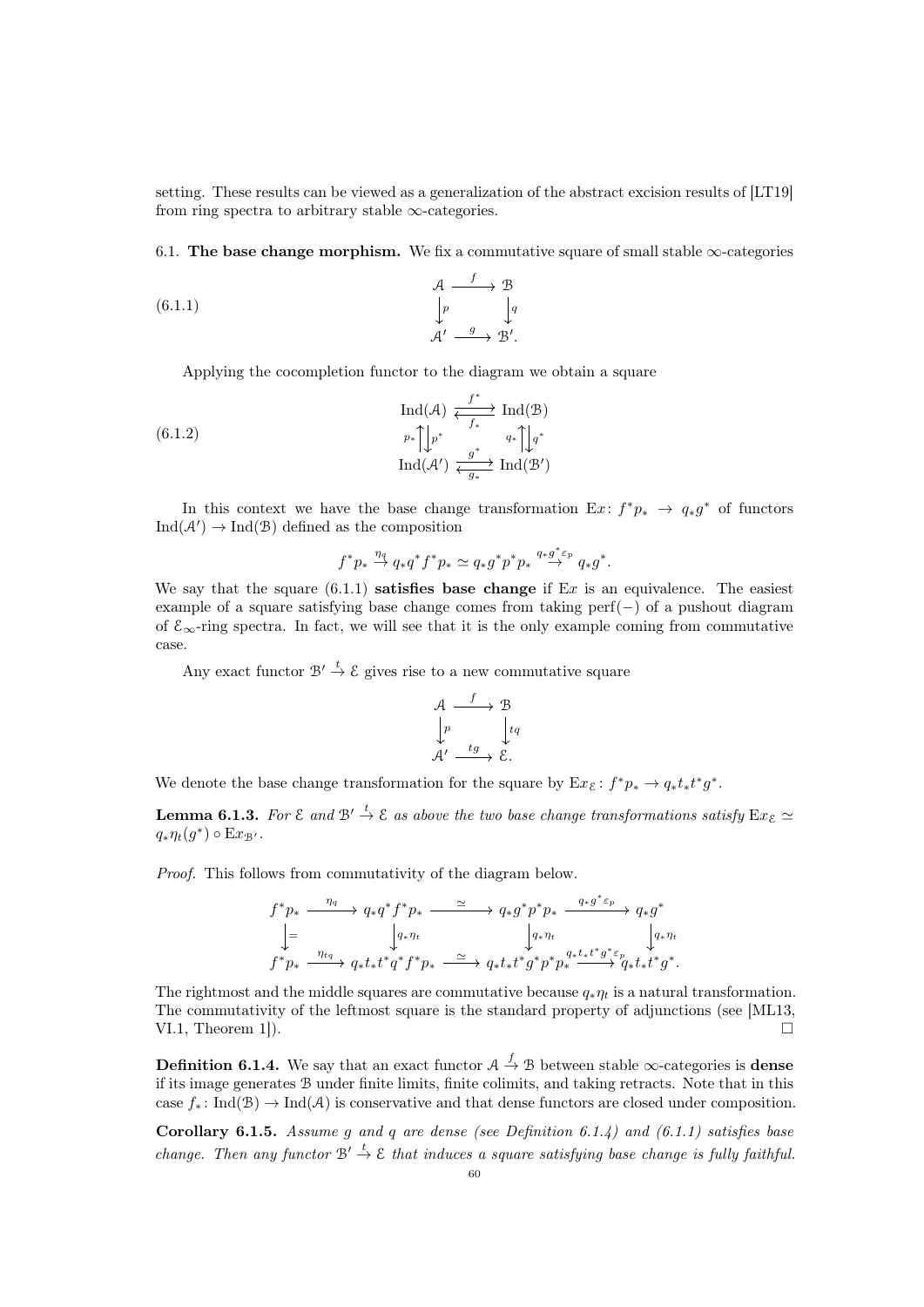setting. These results can be viewed as a generalization of the abstract excision results of [LT19] from ring spectra to arbitrary stable $\infty$-categories.

### 6.1. The base change morphism.

We fix a commutative square of small stable $\infty$-categories

$$\begin{array}{ccc} \mathcal{A} & \xrightarrow{f} & \mathcal{B} \\ \downarrow{\scriptstyle p} & & \downarrow{\scriptstyle q} \\ \mathcal{A}' & \xrightarrow{g} & \mathcal{B}'. \end{array} \tag{6.1.1}$$

Applying the cocompletion functor to the diagram we obtain a square

$$\begin{array}{ccc} \mathrm{Ind}(\mathcal{A}) & \underset{f_*}{\overset{f^*}{\rightleftarrows}} & \mathrm{Ind}(\mathcal{B}) \\ {\scriptstyle p_*}\uparrow\downarrow{\scriptstyle p^*} & & {\scriptstyle q_*}\uparrow\downarrow{\scriptstyle q^*} \\ \mathrm{Ind}(\mathcal{A}') & \underset{g_*}{\overset{g^*}{\rightleftarrows}} & \mathrm{Ind}(\mathcal{B}') \end{array} \tag{6.1.2}$$

In this context we have the base change transformation $\mathrm{E}x\colon f^*p_* \to q_*g^*$ of functors $\mathrm{Ind}(\mathcal{A}') \to \mathrm{Ind}(\mathcal{B})$ defined as the composition

$$f^*p_* \xrightarrow{\eta_q} q_*q^*f^*p_* \simeq q_*g^*p^*p_* \xrightarrow{q_*g^*\varepsilon_p} q_*g^*.$$

We say that the square (6.1.1) **satisfies base change** if $\mathrm{E}x$ is an equivalence. The easiest example of a square satisfying base change comes from taking $\mathrm{perf}(-)$ of a pushout diagram of $\mathcal{E}_\infty$-ring spectra. In fact, we will see that it is the only example coming from commutative case.

Any exact functor $\mathcal{B}' \xrightarrow{t} \mathcal{E}$ gives rise to a new commutative square

$$\begin{array}{ccc} \mathcal{A} & \xrightarrow{f} & \mathcal{B} \\ \downarrow{\scriptstyle p} & & \downarrow{\scriptstyle tq} \\ \mathcal{A}' & \xrightarrow{tg} & \mathcal{E}. \end{array}$$

We denote the base change transformation for the square by $\mathrm{E}x_{\mathcal{E}}\colon f^*p_* \to q_*t_*t^*g^*$.

**Lemma 6.1.3.** *For $\mathcal{E}$ and $\mathcal{B}' \xrightarrow{t} \mathcal{E}$ as above the two base change transformations satisfy $\mathrm{E}x_{\mathcal{E}} \simeq q_*\eta_t(g^*) \circ \mathrm{E}x_{\mathcal{B}'}$.*

*Proof.* This follows from commutativity of the diagram below.

$$\begin{array}{ccccccc} f^*p_* & \xrightarrow{\eta_q} & q_*q^*f^*p_* & \xrightarrow{\simeq} & q_*g^*p^*p_* & \xrightarrow{q_*g^*\varepsilon_p} & q_*g^* \\ \downarrow{\scriptstyle =} & & \downarrow{\scriptstyle q_*\eta_t} & & \downarrow{\scriptstyle q_*\eta_t} & & \downarrow{\scriptstyle q_*\eta_t} \\ f^*p_* & \xrightarrow{\eta_{tq}} & q_*t_*t^*q^*f^*p_* & \xrightarrow{\simeq} & q_*t_*t^*g^*p^*p_* & \xrightarrow{q_*t_*t^*g^*\varepsilon_p} & q_*t_*t^*g^*. \end{array}$$

The rightmost and the middle squares are commutative because $q_*\eta_t$ is a natural transformation. The commutativity of the leftmost square is the standard property of adjunctions (see [ML13, VI.1, Theorem 1]). $\square$

**Definition 6.1.4.** We say that an exact functor $\mathcal{A} \xrightarrow{f} \mathcal{B}$ between stable $\infty$-categories is **dense** if its image generates $\mathcal{B}$ under finite limits, finite colimits, and taking retracts. Note that in this case $f_*\colon \mathrm{Ind}(\mathcal{B}) \to \mathrm{Ind}(\mathcal{A})$ is conservative and that dense functors are closed under composition.

**Corollary 6.1.5.** *Assume $g$ and $q$ are dense (see Definition 6.1.4) and (6.1.1) satisfies base change. Then any functor $\mathcal{B}' \xrightarrow{t} \mathcal{E}$ that induces a square satisfying base change is fully faithful.*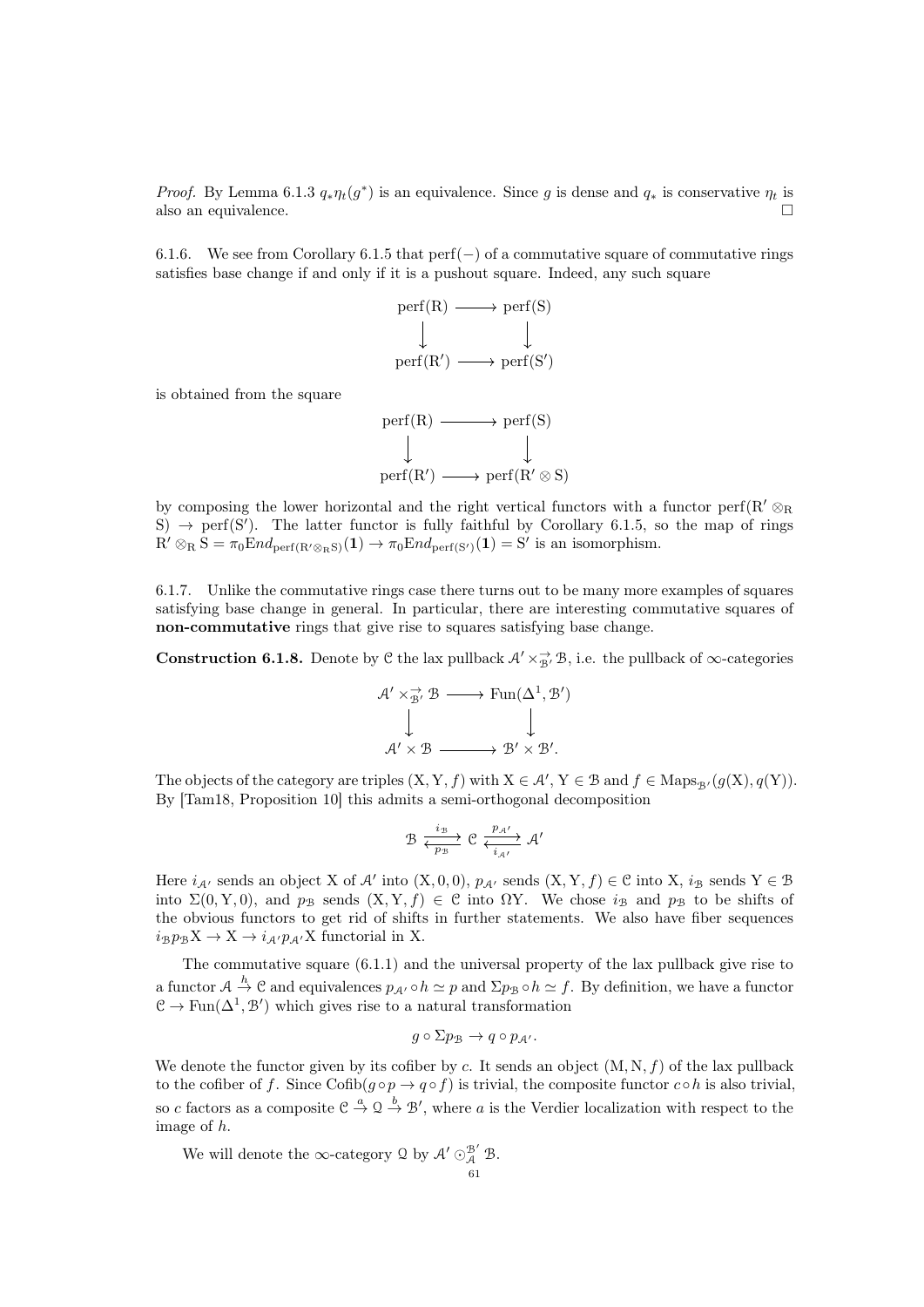*Proof.* By Lemma 6.1.3 $q_*\eta_t(g^*)$ is an equivalence. Since $g$ is dense and $q_*$ is conservative $\eta_t$ is also an equivalence. $\square$

6.1.6. We see from Corollary 6.1.5 that $\mathrm{perf}(-)$ of a commutative square of commutative rings satisfies base change if and only if it is a pushout square. Indeed, any such square

$$\begin{array}{ccc} \mathrm{perf}(\mathrm{R}) & \longrightarrow & \mathrm{perf}(\mathrm{S}) \\ \big\downarrow & & \big\downarrow \\ \mathrm{perf}(\mathrm{R}') & \longrightarrow & \mathrm{perf}(\mathrm{S}') \end{array}$$

is obtained from the square

$$\begin{array}{ccc} \mathrm{perf}(\mathrm{R}) & \longrightarrow & \mathrm{perf}(\mathrm{S}) \\ \big\downarrow & & \big\downarrow \\ \mathrm{perf}(\mathrm{R}') & \longrightarrow & \mathrm{perf}(\mathrm{R}' \otimes \mathrm{S}) \end{array}$$

by composing the lower horizontal and the right vertical functors with a functor $\mathrm{perf}(\mathrm{R}' \otimes_{\mathrm{R}} \mathrm{S}) \to \mathrm{perf}(\mathrm{S}')$. The latter functor is fully faithful by Corollary 6.1.5, so the map of rings $\mathrm{R}' \otimes_{\mathrm{R}} \mathrm{S} = \pi_0 \mathrm{E}nd_{\mathrm{perf}(\mathrm{R}' \otimes_{\mathrm{R}} \mathrm{S})}(\mathbf{1}) \to \pi_0 \mathrm{E}nd_{\mathrm{perf}(\mathrm{S}')}(\mathbf{1}) = \mathrm{S}'$ is an isomorphism.

6.1.7. Unlike the commutative rings case there turns out to be many more examples of squares satisfying base change in general. In particular, there are interesting commutative squares of **non-commutative** rings that give rise to squares satisfying base change.

**Construction 6.1.8.** Denote by $\mathcal{C}$ the lax pullback $\mathcal{A}' \times^{\rightarrow}_{\mathcal{B}'} \mathcal{B}$, i.e. the pullback of $\infty$-categories

$$\begin{array}{ccc} \mathcal{A}' \times^{\rightarrow}_{\mathcal{B}'} \mathcal{B} & \longrightarrow & \mathrm{Fun}(\Delta^1, \mathcal{B}') \\ \big\downarrow & & \big\downarrow \\ \mathcal{A}' \times \mathcal{B} & \longrightarrow & \mathcal{B}' \times \mathcal{B}'. \end{array}$$

The objects of the category are triples $(\mathrm{X}, \mathrm{Y}, f)$ with $\mathrm{X} \in \mathcal{A}'$, $\mathrm{Y} \in \mathcal{B}$ and $f \in \mathrm{Maps}_{\mathcal{B}'}(g(\mathrm{X}), q(\mathrm{Y}))$. By [Tam18, Proposition 10] this admits a semi-orthogonal decomposition

$$\mathcal{B} \underset{p_{\mathcal{B}}}{\overset{i_{\mathcal{B}}}{\rightleftarrows}} \mathcal{C} \underset{i_{\mathcal{A}'}}{\overset{p_{\mathcal{A}'}}{\rightleftarrows}} \mathcal{A}'$$

Here $i_{\mathcal{A}'}$ sends an object $\mathrm{X}$ of $\mathcal{A}'$ into $(\mathrm{X}, 0, 0)$, $p_{\mathcal{A}'}$ sends $(\mathrm{X}, \mathrm{Y}, f) \in \mathcal{C}$ into $\mathrm{X}$, $i_{\mathcal{B}}$ sends $\mathrm{Y} \in \mathcal{B}$ into $\Sigma(0, \mathrm{Y}, 0)$, and $p_{\mathcal{B}}$ sends $(\mathrm{X}, \mathrm{Y}, f) \in \mathcal{C}$ into $\Omega\mathrm{Y}$. We chose $i_{\mathcal{B}}$ and $p_{\mathcal{B}}$ to be shifts of the obvious functors to get rid of shifts in further statements. We also have fiber sequences $i_{\mathcal{B}} p_{\mathcal{B}} \mathrm{X} \to \mathrm{X} \to i_{\mathcal{A}'} p_{\mathcal{A}'} \mathrm{X}$ functorial in $\mathrm{X}$.

The commutative square (6.1.1) and the universal property of the lax pullback give rise to a functor $\mathcal{A} \xrightarrow{h} \mathcal{C}$ and equivalences $p_{\mathcal{A}'} \circ h \simeq p$ and $\Sigma p_{\mathcal{B}} \circ h \simeq f$. By definition, we have a functor $\mathcal{C} \to \mathrm{Fun}(\Delta^1, \mathcal{B}')$ which gives rise to a natural transformation

$$g \circ \Sigma p_{\mathcal{B}} \to q \circ p_{\mathcal{A}'}.$$

We denote the functor given by its cofiber by $c$. It sends an object $(\mathrm{M}, \mathrm{N}, f)$ of the lax pullback to the cofiber of $f$. Since $\mathrm{Cofib}(g \circ p \to q \circ f)$ is trivial, the composite functor $c \circ h$ is also trivial, so $c$ factors as a composite $\mathcal{C} \xrightarrow{a} \mathcal{Q} \xrightarrow{b} \mathcal{B}'$, where $a$ is the Verdier localization with respect to the image of $h$.

We will denote the $\infty$-category $\mathcal{Q}$ by $\mathcal{A}' \odot^{\mathcal{B}'}_{\mathcal{A}} \mathcal{B}$.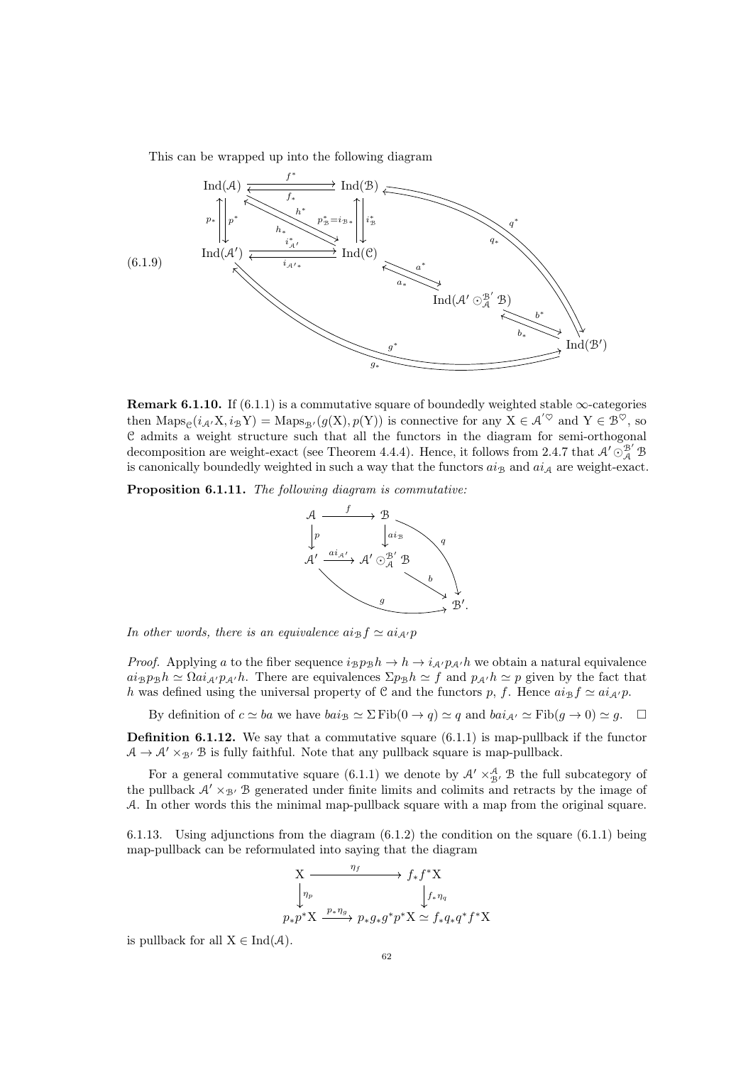This can be wrapped up into the following diagram

$$
\begin{array}{ccccc}
\mathrm{Ind}(\mathcal{A}) & \underset{f_*}{\overset{f^*}{\rightleftarrows}} & \mathrm{Ind}(\mathcal{B}) & & \\
{\scriptstyle p_*}\uparrow\downarrow{\scriptstyle p^*} & {\scriptstyle h^*,\ h_*} & {\scriptstyle p^*_{\mathcal{B}}=i_{\mathcal{B}*}}\uparrow\downarrow{\scriptstyle i^*_{\mathcal{B}}} & & {\scriptstyle q^*,\ q_*} \\
\mathrm{Ind}(\mathcal{A}') & \underset{i_{\mathcal{A}'*}}{\overset{i^*_{\mathcal{A}'}}{\rightleftarrows}} & \mathrm{Ind}(\mathcal{C}) & & \\
& & & \underset{a_*}{\overset{a^*}{\rightleftarrows}} \ \mathrm{Ind}(\mathcal{A}' \odot^{\mathcal{B}'}_{\mathcal{A}} \mathcal{B}) & \\
& & & & \underset{b_*}{\overset{b^*}{\rightleftarrows}} \ \mathrm{Ind}(\mathcal{B}') \\
& & {\scriptstyle g^*,\ g_*} & &
\end{array}
\tag{6.1.9}
$$

**Remark 6.1.10.** If (6.1.1) is a commutative square of boundedly weighted stable $\infty$-categories then $\mathrm{Maps}_{\mathcal{C}}(i_{\mathcal{A}'}\mathrm{X}, i_{\mathcal{B}}\mathrm{Y}) = \mathrm{Maps}_{\mathcal{B}'}(g(\mathrm{X}), p(\mathrm{Y}))$ is connective for any $\mathrm{X} \in \mathcal{A}'^{\heartsuit}$ and $\mathrm{Y} \in \mathcal{B}^{\heartsuit}$, so $\mathcal{C}$ admits a weight structure such that all the functors in the diagram for semi-orthogonal decomposition are weight-exact (see Theorem 4.4.4). Hence, it follows from 2.4.7 that $\mathcal{A}' \odot^{\mathcal{B}'}_{\mathcal{A}} \mathcal{B}$ is canonically boundedly weighted in such a way that the functors $ai_{\mathcal{B}}$ and $ai_{\mathcal{A}}$ are weight-exact.

**Proposition 6.1.11.** *The following diagram is commutative:*

$$
\begin{array}{ccccc}
\mathcal{A} & \xrightarrow{f} & \mathcal{B} & & \\
\downarrow{\scriptstyle p} & & \downarrow{\scriptstyle ai_{\mathcal{B}}} & \searrow{\scriptstyle q} & \\
\mathcal{A}' & \xrightarrow{ai_{\mathcal{A}'}} & \mathcal{A}' \odot^{\mathcal{B}'}_{\mathcal{A}} \mathcal{B} & & \\
& \searrow{\scriptstyle g} & & \searrow{\scriptstyle b} & \\
& & & & \mathcal{B}'.
\end{array}
$$

*In other words, there is an equivalence $ai_{\mathcal{B}}f \simeq ai_{\mathcal{A}'}p$*

*Proof.* Applying $a$ to the fiber sequence $i_{\mathcal{B}}p_{\mathcal{B}}h \to h \to i_{\mathcal{A}'}p_{\mathcal{A}'}h$ we obtain a natural equivalence $ai_{\mathcal{B}}p_{\mathcal{B}}h \simeq \Omega ai_{\mathcal{A}'}p_{\mathcal{A}'}h$. There are equivalences $\Sigma p_{\mathcal{B}}h \simeq f$ and $p_{\mathcal{A}'}h \simeq p$ given by the fact that $h$ was defined using the universal property of $\mathcal{C}$ and the functors $p$, $f$. Hence $ai_{\mathcal{B}}f \simeq ai_{\mathcal{A}'}p$.

By definition of $c \simeq ba$ we have $bai_{\mathcal{B}} \simeq \Sigma\,\mathrm{Fib}(0 \to q) \simeq q$ and $bai_{\mathcal{A}'} \simeq \mathrm{Fib}(g \to 0) \simeq g$. $\square$

**Definition 6.1.12.** We say that a commutative square (6.1.1) is map-pullback if the functor $\mathcal{A} \to \mathcal{A}' \times_{\mathcal{B}'} \mathcal{B}$ is fully faithful. Note that any pullback square is map-pullback.

For a general commutative square (6.1.1) we denote by $\mathcal{A}' \times^{\mathcal{A}}_{\mathcal{B}'} \mathcal{B}$ the full subcategory of the pullback $\mathcal{A}' \times_{\mathcal{B}'} \mathcal{B}$ generated under finite limits and colimits and retracts by the image of $\mathcal{A}$. In other words this the minimal map-pullback square with a map from the original square.

6.1.13. Using adjunctions from the diagram (6.1.2) the condition on the square (6.1.1) being map-pullback can be reformulated into saying that the diagram

$$
\begin{array}{ccc}
\mathrm{X} & \xrightarrow{\eta_f} & f_*f^*\mathrm{X} \\
\downarrow{\scriptstyle \eta_p} & & \downarrow{\scriptstyle f_*\eta_q} \\
p_*p^*\mathrm{X} & \xrightarrow{p_*\eta_g} & p_*g_*g^*p^*\mathrm{X} \simeq f_*q_*q^*f^*\mathrm{X}
\end{array}
$$

is pullback for all $\mathrm{X} \in \mathrm{Ind}(\mathcal{A})$.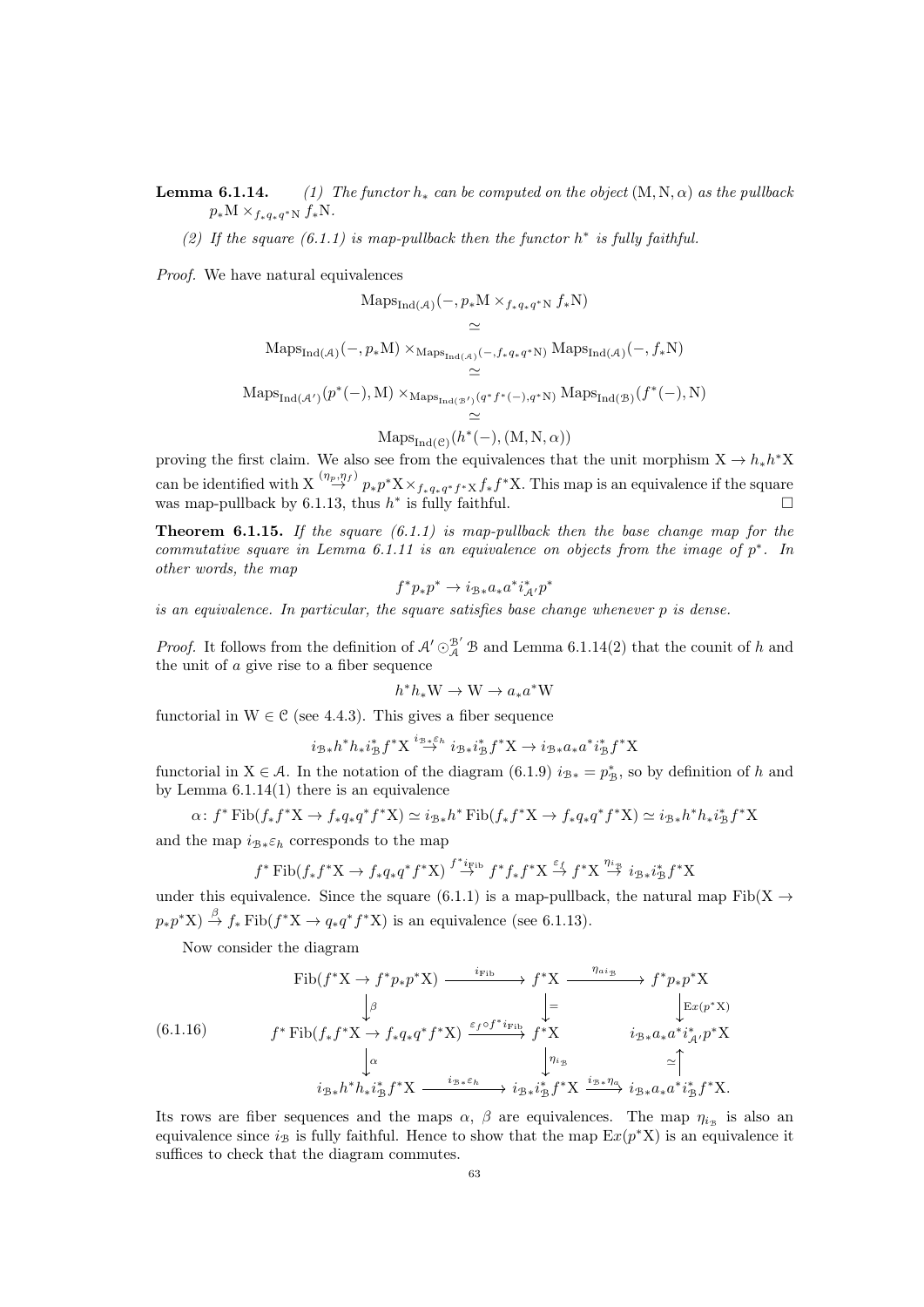**Lemma 6.1.14.** *(1) The functor $h_*$ can be computed on the object $(\mathrm{M},\mathrm{N},\alpha)$ as the pullback $p_*\mathrm{M}\times_{f_*q_*q^*\mathrm{N}} f_*\mathrm{N}$.*

*(2) If the square (6.1.1) is map-pullback then the functor $h^*$ is fully faithful.*

*Proof.* We have natural equivalences

$$\begin{gathered}\mathrm{Maps}_{\mathrm{Ind}(\mathcal{A})}(-, p_*\mathrm{M}\times_{f_*q_*q^*\mathrm{N}} f_*\mathrm{N}) \\ \simeq \\ \mathrm{Maps}_{\mathrm{Ind}(\mathcal{A})}(-, p_*\mathrm{M})\times_{\mathrm{Maps}_{\mathrm{Ind}(\mathcal{A})}(-,f_*q_*q^*\mathrm{N})}\mathrm{Maps}_{\mathrm{Ind}(\mathcal{A})}(-, f_*\mathrm{N}) \\ \simeq \\ \mathrm{Maps}_{\mathrm{Ind}(\mathcal{A}')}(p^*(-), \mathrm{M})\times_{\mathrm{Maps}_{\mathrm{Ind}(\mathcal{B}')}(q^*f^*(-),q^*\mathrm{N})}\mathrm{Maps}_{\mathrm{Ind}(\mathcal{B})}(f^*(-), \mathrm{N}) \\ \simeq \\ \mathrm{Maps}_{\mathrm{Ind}(\mathcal{C})}(h^*(-), (\mathrm{M},\mathrm{N},\alpha))\end{gathered}$$

proving the first claim. We also see from the equivalences that the unit morphism $\mathrm{X}\to h_*h^*\mathrm{X}$ can be identified with $\mathrm{X}\overset{(\eta_p,\eta_f)}{\to} p_*p^*\mathrm{X}\times_{f_*q_*q^*f^*\mathrm{X}} f_*f^*\mathrm{X}$. This map is an equivalence if the square was map-pullback by 6.1.13, thus $h^*$ is fully faithful. □

**Theorem 6.1.15.** *If the square (6.1.1) is map-pullback then the base change map for the commutative square in Lemma 6.1.11 is an equivalence on objects from the image of $p^*$. In other words, the map*

$$f^*p_*p^* \to i_{\mathcal{B}*}a_*a^*i^*_{\mathcal{A}'}p^*$$

*is an equivalence. In particular, the square satisfies base change whenever $p$ is dense.*

*Proof.* It follows from the definition of $\mathcal{A}'\odot^{\mathcal{B}'}_{\mathcal{A}}\mathcal{B}$ and Lemma 6.1.14(2) that the counit of $h$ and the unit of $a$ give rise to a fiber sequence

$$h^*h_*\mathrm{W}\to\mathrm{W}\to a_*a^*\mathrm{W}$$

functorial in $\mathrm{W}\in\mathcal{C}$ (see 4.4.3). This gives a fiber sequence

$$i_{\mathcal{B}*}h^*h_*i^*_{\mathcal{B}}f^*\mathrm{X}\overset{i_{\mathcal{B}*}\varepsilon_h}{\to} i_{\mathcal{B}*}i^*_{\mathcal{B}}f^*\mathrm{X}\to i_{\mathcal{B}*}a_*a^*i^*_{\mathcal{B}}f^*\mathrm{X}$$

functorial in $\mathrm{X}\in\mathcal{A}$. In the notation of the diagram (6.1.9) $i_{\mathcal{B}*}=p^*_{\mathcal{B}}$, so by definition of $h$ and by Lemma 6.1.14(1) there is an equivalence

$$\alpha\colon f^*\,\mathrm{Fib}(f_*f^*\mathrm{X}\to f_*q_*q^*f^*\mathrm{X})\simeq i_{\mathcal{B}*}h^*\,\mathrm{Fib}(f_*f^*\mathrm{X}\to f_*q_*q^*f^*\mathrm{X})\simeq i_{\mathcal{B}*}h^*h_*i^*_{\mathcal{B}}f^*\mathrm{X}$$

and the map $i_{\mathcal{B}*}\varepsilon_h$ corresponds to the map

$$f^*\,\mathrm{Fib}(f_*f^*\mathrm{X}\to f_*q_*q^*f^*\mathrm{X})\overset{f^*i_{\mathrm{Fib}}}{\to} f^*f_*f^*\mathrm{X}\overset{\varepsilon_f}{\to} f^*\mathrm{X}\overset{\eta_{i_{\mathcal{B}}}}{\to} i_{\mathcal{B}*}i^*_{\mathcal{B}}f^*\mathrm{X}$$

under this equivalence. Since the square (6.1.1) is a map-pullback, the natural map $\mathrm{Fib}(\mathrm{X}\to p_*p^*\mathrm{X})\overset{\beta}{\to} f_*\,\mathrm{Fib}(f^*\mathrm{X}\to q_*q^*f^*\mathrm{X})$ is an equivalence (see 6.1.13).

Now consider the diagram

$$\begin{array}{ccccc}
\mathrm{Fib}(f^*\mathrm{X}\to f^*p_*p^*\mathrm{X}) & \xrightarrow{\ i_{\mathrm{Fib}}\ } & f^*\mathrm{X} & \xrightarrow{\ \eta_{ai_{\mathcal{B}}}\ } & f^*p_*p^*\mathrm{X} \\
\downarrow{\scriptstyle\beta} & & \downarrow{\scriptstyle =} & & \downarrow{\scriptstyle \mathrm{Ex}(p^*\mathrm{X})} \\
f^*\,\mathrm{Fib}(f_*f^*\mathrm{X}\to f_*q_*q^*f^*\mathrm{X}) & \xrightarrow{\ \varepsilon_f\circ f^*i_{\mathrm{Fib}}\ } & f^*\mathrm{X} & & i_{\mathcal{B}*}a_*a^*i^*_{\mathcal{A}'}p^*\mathrm{X} \\
\downarrow{\scriptstyle\alpha} & & \downarrow{\scriptstyle \eta_{i_{\mathcal{B}}}} & & \uparrow{\scriptstyle\simeq} \\
i_{\mathcal{B}*}h^*h_*i^*_{\mathcal{B}}f^*\mathrm{X} & \xrightarrow{\ i_{\mathcal{B}*}\varepsilon_h\ } & i_{\mathcal{B}*}i^*_{\mathcal{B}}f^*\mathrm{X} & \xrightarrow{\ i_{\mathcal{B}*}\eta_a\ } & i_{\mathcal{B}*}a_*a^*i^*_{\mathcal{B}}f^*\mathrm{X}.
\end{array} \tag{6.1.16}$$

Its rows are fiber sequences and the maps $\alpha$, $\beta$ are equivalences. The map $\eta_{i_{\mathcal{B}}}$ is also an equivalence since $i_{\mathcal{B}}$ is fully faithful. Hence to show that the map $\mathrm{Ex}(p^*\mathrm{X})$ is an equivalence it suffices to check that the diagram commutes.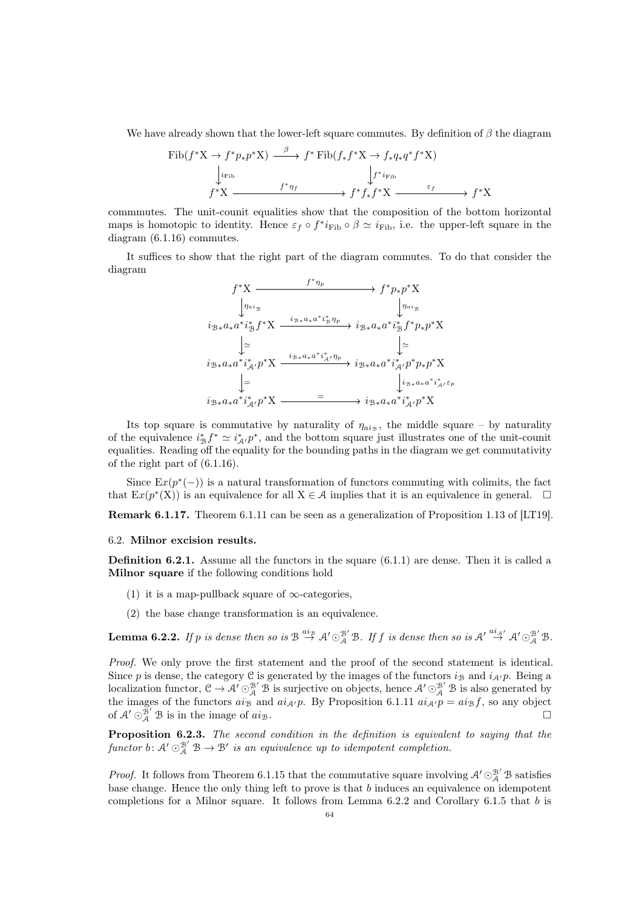We have already shown that the lower-left square commutes. By definition of $\beta$ the diagram

$$\begin{array}{ccccc}
\mathrm{Fib}(f^*\mathrm{X} \to f^*p_*p^*\mathrm{X}) & \xrightarrow{\beta} & f^*\,\mathrm{Fib}(f_*f^*\mathrm{X} \to f_*q_*q^*f^*\mathrm{X}) & & \\
\downarrow{\scriptstyle i_{\mathrm{Fib}}} & & \downarrow{\scriptstyle f^*i_{\mathrm{Fib}}} & & \\
f^*\mathrm{X} & \xrightarrow{f^*\eta_f} & f^*f_*f^*\mathrm{X} & \xrightarrow{\varepsilon_f} & f^*\mathrm{X}
\end{array}$$

commmutes. The unit-counit equalities show that the composition of the bottom horizontal maps is homotopic to identity. Hence $\varepsilon_f \circ f^*i_{\mathrm{Fib}} \circ \beta \simeq i_{\mathrm{Fib}}$, i.e. the upper-left square in the diagram (6.1.16) commutes.

It suffices to show that the right part of the diagram commutes. To do that consider the diagram

$$\begin{array}{ccc}
f^*\mathrm{X} & \xrightarrow{f^*\eta_p} & f^*p_*p^*\mathrm{X} \\
\downarrow{\scriptstyle \eta_{ai_{\mathcal{B}}}} & & \downarrow{\scriptstyle \eta_{ai_{\mathcal{B}}}} \\
i_{\mathcal{B}*}a_*a^*i_{\mathcal{B}}^*f^*\mathrm{X} & \xrightarrow{i_{\mathcal{B}*}a_*a^*i_{\mathcal{B}}^*\eta_p} & i_{\mathcal{B}*}a_*a^*i_{\mathcal{B}}^*f^*p_*p^*\mathrm{X} \\
\downarrow{\scriptstyle \simeq} & & \downarrow{\scriptstyle \simeq} \\
i_{\mathcal{B}*}a_*a^*i_{\mathcal{A}'}^*p^*\mathrm{X} & \xrightarrow{i_{\mathcal{B}*}a_*a^*i_{\mathcal{A}'}^*\eta_p} & i_{\mathcal{B}*}a_*a^*i_{\mathcal{A}'}^*p^*p_*p^*\mathrm{X} \\
\downarrow{\scriptstyle =} & & \downarrow{\scriptstyle i_{\mathcal{B}*}a_*a^*i_{\mathcal{A}'}^*\varepsilon_p} \\
i_{\mathcal{B}*}a_*a^*i_{\mathcal{A}'}^*p^*\mathrm{X} & \xrightarrow{=} & i_{\mathcal{B}*}a_*a^*i_{\mathcal{A}'}^*p^*\mathrm{X}
\end{array}$$

Its top square is commutative by naturality of $\eta_{ai_{\mathcal{B}}}$, the middle square – by naturality of the equivalence $i_{\mathcal{B}}^*f^* \simeq i_{\mathcal{A}'}^*p^*$, and the bottom square just illustrates one of the unit-counit equalities. Reading off the equality for the bounding paths in the diagram we get commutativity of the right part of (6.1.16).

Since $\mathrm{Ex}(p^*(-))$ is a natural transformation of functors commuting with colimits, the fact that $\mathrm{Ex}(p^*(\mathrm{X}))$ is an equivalence for all $\mathrm{X} \in \mathcal{A}$ implies that it is an equivalence in general. $\square$

**Remark 6.1.17.** Theorem 6.1.11 can be seen as a generalization of Proposition 1.13 of [LT19].

### 6.2. Milnor excision results.

**Definition 6.2.1.** Assume all the functors in the square (6.1.1) are dense. Then it is called a **Milnor square** if the following conditions hold

(1) it is a map-pullback square of $\infty$-categories,

(2) the base change transformation is an equivalence.

**Lemma 6.2.2.** *If $p$ is dense then so is $\mathcal{B} \overset{ai_{\mathcal{B}}}{\to} \mathcal{A}' \odot_{\mathcal{A}}^{\mathcal{B}'} \mathcal{B}$. If $f$ is dense then so is $\mathcal{A}' \overset{ai_{\mathcal{A}'}}{\to} \mathcal{A}' \odot_{\mathcal{A}}^{\mathcal{B}'} \mathcal{B}$.*

*Proof.* We only prove the first statement and the proof of the second statement is identical. Since $p$ is dense, the category $\mathcal{C}$ is generated by the images of the functors $i_{\mathcal{B}}$ and $i_{\mathcal{A}'}p$. Being a localization functor, $\mathcal{C} \to \mathcal{A}' \odot_{\mathcal{A}}^{\mathcal{B}'} \mathcal{B}$ is surjective on objects, hence $\mathcal{A}' \odot_{\mathcal{A}}^{\mathcal{B}'} \mathcal{B}$ is also generated by the images of the functors $ai_{\mathcal{B}}$ and $ai_{\mathcal{A}'}p$. By Proposition 6.1.11 $ai_{\mathcal{A}'}p = ai_{\mathcal{B}}f$, so any object of $\mathcal{A}' \odot_{\mathcal{A}}^{\mathcal{B}'} \mathcal{B}$ is in the image of $ai_{\mathcal{B}}$. $\square$

**Proposition 6.2.3.** *The second condition in the definition is equivalent to saying that the functor $b\colon \mathcal{A}' \odot_{\mathcal{A}}^{\mathcal{B}'} \mathcal{B} \to \mathcal{B}'$ is an equivalence up to idempotent completion.*

*Proof.* It follows from Theorem 6.1.15 that the commutative square involving $\mathcal{A}' \odot_{\mathcal{A}}^{\mathcal{B}'} \mathcal{B}$ satisfies base change. Hence the only thing left to prove is that $b$ induces an equivalence on idempotent completions for a Milnor square. It follows from Lemma 6.2.2 and Corollary 6.1.5 that $b$ is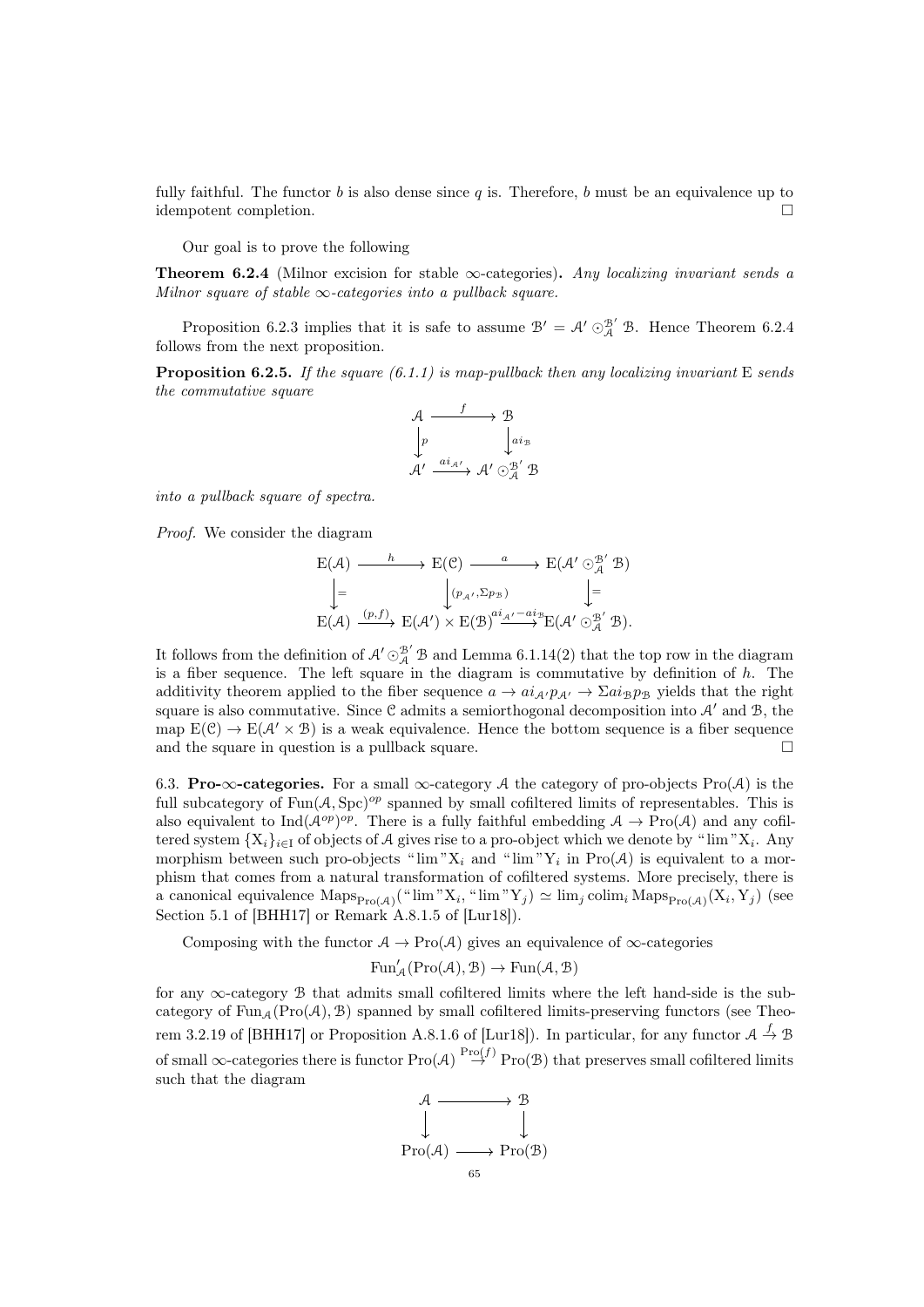fully faithful. The functor $b$ is also dense since $q$ is. Therefore, $b$ must be an equivalence up to idempotent completion. $\square$

Our goal is to prove the following

**Theorem 6.2.4** (Milnor excision for stable $\infty$-categories)**.** *Any localizing invariant sends a Milnor square of stable $\infty$-categories into a pullback square.*

Proposition 6.2.3 implies that it is safe to assume $\mathcal{B}' = \mathcal{A}' \odot_{\mathcal{A}}^{\mathcal{B}'} \mathcal{B}$. Hence Theorem 6.2.4 follows from the next proposition.

**Proposition 6.2.5.** *If the square (6.1.1) is map-pullback then any localizing invariant* $\mathrm{E}$ *sends the commutative square*

$$\begin{array}{ccc} \mathcal{A} & \xrightarrow{f} & \mathcal{B} \\ \Big\downarrow{\scriptstyle p} & & \Big\downarrow{\scriptstyle ai_{\mathcal{B}}} \\ \mathcal{A}' & \xrightarrow{ai_{\mathcal{A}'}} & \mathcal{A}' \odot_{\mathcal{A}}^{\mathcal{B}'} \mathcal{B} \end{array}$$

*into a pullback square of spectra.*

*Proof.* We consider the diagram

$$\begin{array}{ccccc} \mathrm{E}(\mathcal{A}) & \xrightarrow{h} & \mathrm{E}(\mathcal{C}) & \xrightarrow{a} & \mathrm{E}(\mathcal{A}' \odot_{\mathcal{A}}^{\mathcal{B}'} \mathcal{B}) \\ \Big\downarrow{\scriptstyle =} & & \Big\downarrow{\scriptstyle (p_{\mathcal{A}'}, \Sigma p_{\mathcal{B}})} & & \Big\downarrow{\scriptstyle =} \\ \mathrm{E}(\mathcal{A}) & \xrightarrow{(p,f)} & \mathrm{E}(\mathcal{A}') \times \mathrm{E}(\mathcal{B}) & \xrightarrow{ai_{\mathcal{A}'} - ai_{\mathcal{B}}} & \mathrm{E}(\mathcal{A}' \odot_{\mathcal{A}}^{\mathcal{B}'} \mathcal{B}). \end{array}$$

It follows from the definition of $\mathcal{A}' \odot_{\mathcal{A}}^{\mathcal{B}'} \mathcal{B}$ and Lemma 6.1.14(2) that the top row in the diagram is a fiber sequence. The left square in the diagram is commutative by definition of $h$. The additivity theorem applied to the fiber sequence $a \to ai_{\mathcal{A}'} p_{\mathcal{A}'} \to \Sigma ai_{\mathcal{B}} p_{\mathcal{B}}$ yields that the right square is also commutative. Since $\mathcal{C}$ admits a semiorthogonal decomposition into $\mathcal{A}'$ and $\mathcal{B}$, the map $\mathrm{E}(\mathcal{C}) \to \mathrm{E}(\mathcal{A}' \times \mathcal{B})$ is a weak equivalence. Hence the bottom sequence is a fiber sequence and the square in question is a pullback square. $\square$

6.3. **Pro-$\infty$-categories.** For a small $\infty$-category $\mathcal{A}$ the category of pro-objects $\mathrm{Pro}(\mathcal{A})$ is the full subcategory of $\mathrm{Fun}(\mathcal{A}, \mathrm{Spc})^{op}$ spanned by small cofiltered limits of representables. This is also equivalent to $\mathrm{Ind}(\mathcal{A}^{op})^{op}$. There is a fully faithful embedding $\mathcal{A} \to \mathrm{Pro}(\mathcal{A})$ and any cofiltered system $\{\mathrm{X}_i\}_{i \in \mathrm{I}}$ of objects of $\mathcal{A}$ gives rise to a pro-object which we denote by "$\lim$"$\mathrm{X}_i$. Any morphism between such pro-objects "$\lim$"$\mathrm{X}_i$ and "$\lim$"$\mathrm{Y}_i$ in $\mathrm{Pro}(\mathcal{A})$ is equivalent to a morphism that comes from a natural transformation of cofiltered systems. More precisely, there is a canonical equivalence $\mathrm{Maps}_{\mathrm{Pro}(\mathcal{A})}(\text{"}\lim\text{"}\mathrm{X}_i, \text{"}\lim\text{"}\mathrm{Y}_j) \simeq \lim_j \mathrm{colim}_i \mathrm{Maps}_{\mathrm{Pro}(\mathcal{A})}(\mathrm{X}_i, \mathrm{Y}_j)$ (see Section 5.1 of [BHH17] or Remark A.8.1.5 of [Lur18]).

Composing with the functor $\mathcal{A} \to \mathrm{Pro}(\mathcal{A})$ gives an equivalence of $\infty$-categories

$$\mathrm{Fun}'_{\mathcal{A}}(\mathrm{Pro}(\mathcal{A}), \mathcal{B}) \to \mathrm{Fun}(\mathcal{A}, \mathcal{B})$$

for any $\infty$-category $\mathcal{B}$ that admits small cofiltered limits where the left hand-side is the subcategory of $\mathrm{Fun}_{\mathcal{A}}(\mathrm{Pro}(\mathcal{A}), \mathcal{B})$ spanned by small cofiltered limits-preserving functors (see Theorem 3.2.19 of [BHH17] or Proposition A.8.1.6 of [Lur18]). In particular, for any functor $\mathcal{A} \xrightarrow{f} \mathcal{B}$ of small $\infty$-categories there is functor $\mathrm{Pro}(\mathcal{A}) \xrightarrow{\mathrm{Pro}(f)} \mathrm{Pro}(\mathcal{B})$ that preserves small cofiltered limits such that the diagram

$$\begin{array}{ccc} \mathcal{A} & \longrightarrow & \mathcal{B} \\ \Big\downarrow & & \Big\downarrow \\ \mathrm{Pro}(\mathcal{A}) & \longrightarrow & \mathrm{Pro}(\mathcal{B}) \end{array}$$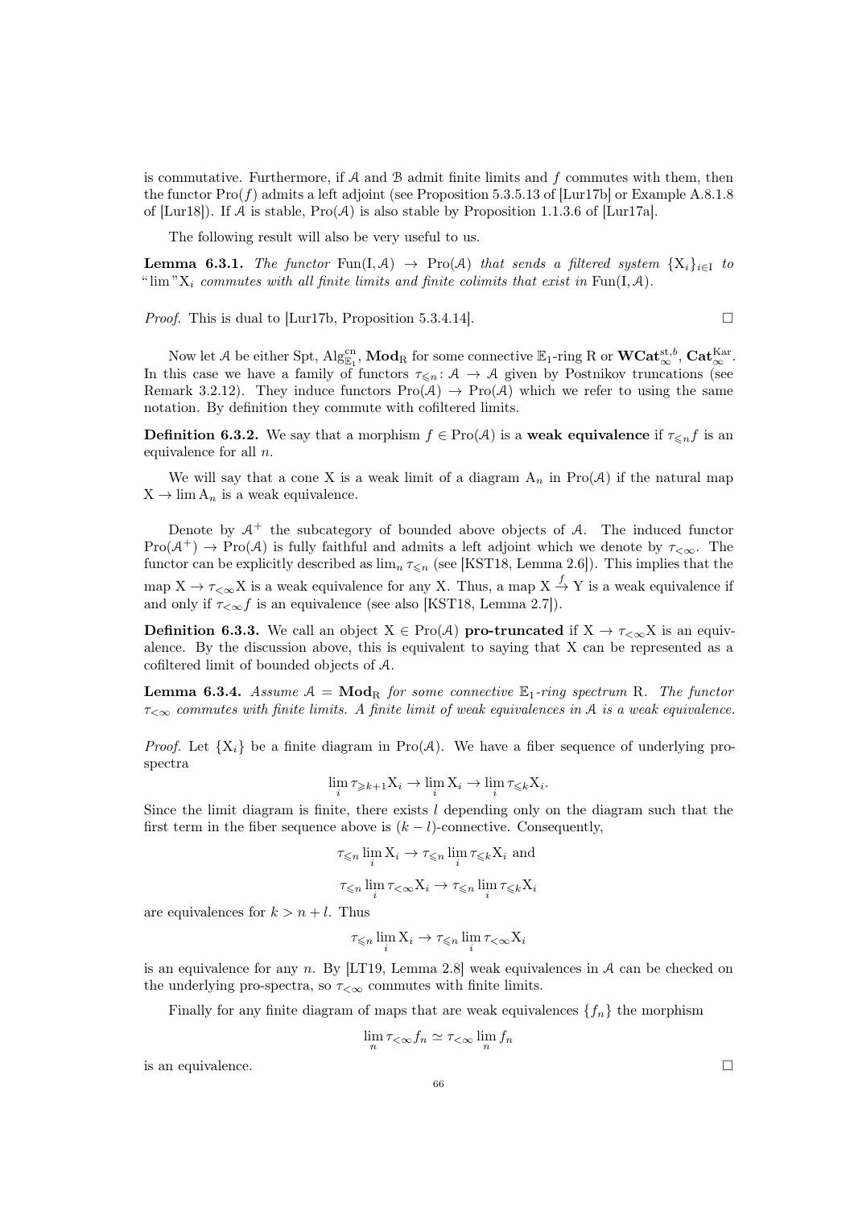is commutative. Furthermore, if $\mathcal{A}$ and $\mathcal{B}$ admit finite limits and $f$ commutes with them, then the functor $\mathrm{Pro}(f)$ admits a left adjoint (see Proposition 5.3.5.13 of [Lur17b] or Example A.8.1.8 of [Lur18]). If $\mathcal{A}$ is stable, $\mathrm{Pro}(\mathcal{A})$ is also stable by Proposition 1.1.3.6 of [Lur17a].

The following result will also be very useful to us.

**Lemma 6.3.1.** *The functor $\mathrm{Fun}(\mathrm{I}, \mathcal{A}) \to \mathrm{Pro}(\mathcal{A})$ that sends a filtered system $\{\mathrm{X}_i\}_{i\in \mathrm{I}}$ to "$\lim$"$\mathrm{X}_i$ commutes with all finite limits and finite colimits that exist in $\mathrm{Fun}(\mathrm{I}, \mathcal{A})$.*

*Proof.* This is dual to [Lur17b, Proposition 5.3.4.14]. □

Now let $\mathcal{A}$ be either Spt, $\mathrm{Alg}^{\mathrm{cn}}_{\mathbb{E}_1}$, $\mathbf{Mod}_{\mathrm{R}}$ for some connective $\mathbb{E}_1$-ring R or $\mathbf{WCat}^{\mathrm{st},b}_\infty$, $\mathbf{Cat}^{\mathrm{Kar}}_\infty$. In this case we have a family of functors $\tau_{\leqslant n} \colon \mathcal{A} \to \mathcal{A}$ given by Postnikov truncations (see Remark 3.2.12). They induce functors $\mathrm{Pro}(\mathcal{A}) \to \mathrm{Pro}(\mathcal{A})$ which we refer to using the same notation. By definition they commute with cofiltered limits.

**Definition 6.3.2.** We say that a morphism $f \in \mathrm{Pro}(\mathcal{A})$ is a **weak equivalence** if $\tau_{\leqslant n} f$ is an equivalence for all $n$.

We will say that a cone X is a weak limit of a diagram $\mathrm{A}_n$ in $\mathrm{Pro}(\mathcal{A})$ if the natural map $\mathrm{X} \to \lim \mathrm{A}_n$ is a weak equivalence.

Denote by $\mathcal{A}^+$ the subcategory of bounded above objects of $\mathcal{A}$. The induced functor $\mathrm{Pro}(\mathcal{A}^+) \to \mathrm{Pro}(\mathcal{A})$ is fully faithful and admits a left adjoint which we denote by $\tau_{<\infty}$. The functor can be explicitly described as $\lim_n \tau_{\leqslant n}$ (see [KST18, Lemma 2.6]). This implies that the map $\mathrm{X} \to \tau_{<\infty}\mathrm{X}$ is a weak equivalence for any X. Thus, a map $\mathrm{X} \xrightarrow{f} \mathrm{Y}$ is a weak equivalence if and only if $\tau_{<\infty} f$ is an equivalence (see also [KST18, Lemma 2.7]).

**Definition 6.3.3.** We call an object $\mathrm{X} \in \mathrm{Pro}(\mathcal{A})$ **pro-truncated** if $\mathrm{X} \to \tau_{<\infty}\mathrm{X}$ is an equivalence. By the discussion above, this is equivalent to saying that X can be represented as a cofiltered limit of bounded objects of $\mathcal{A}$.

**Lemma 6.3.4.** *Assume $\mathcal{A} = \mathbf{Mod}_{\mathrm{R}}$ for some connective $\mathbb{E}_1$-ring spectrum R. The functor $\tau_{<\infty}$ commutes with finite limits. A finite limit of weak equivalences in $\mathcal{A}$ is a weak equivalence.*

*Proof.* Let $\{\mathrm{X}_i\}$ be a finite diagram in $\mathrm{Pro}(\mathcal{A})$. We have a fiber sequence of underlying pro-spectra

$$\lim_i \tau_{\geqslant k+1}\mathrm{X}_i \to \lim_i \mathrm{X}_i \to \lim_i \tau_{\leqslant k}\mathrm{X}_i.$$

Since the limit diagram is finite, there exists $l$ depending only on the diagram such that the first term in the fiber sequence above is $(k-l)$-connective. Consequently,

$$\tau_{\leqslant n} \lim_i \mathrm{X}_i \to \tau_{\leqslant n} \lim_i \tau_{\leqslant k}\mathrm{X}_i \text{ and}$$

$$\tau_{\leqslant n} \lim_i \tau_{<\infty}\mathrm{X}_i \to \tau_{\leqslant n} \lim_i \tau_{\leqslant k}\mathrm{X}_i$$

are equivalences for $k > n + l$. Thus

$$\tau_{\leqslant n} \lim_i \mathrm{X}_i \to \tau_{\leqslant n} \lim_i \tau_{<\infty}\mathrm{X}_i$$

is an equivalence for any $n$. By [LT19, Lemma 2.8] weak equivalences in $\mathcal{A}$ can be checked on the underlying pro-spectra, so $\tau_{<\infty}$ commutes with finite limits.

Finally for any finite diagram of maps that are weak equivalences $\{f_n\}$ the morphism

$$\lim_n \tau_{<\infty} f_n \simeq \tau_{<\infty} \lim_n f_n$$

is an equivalence. □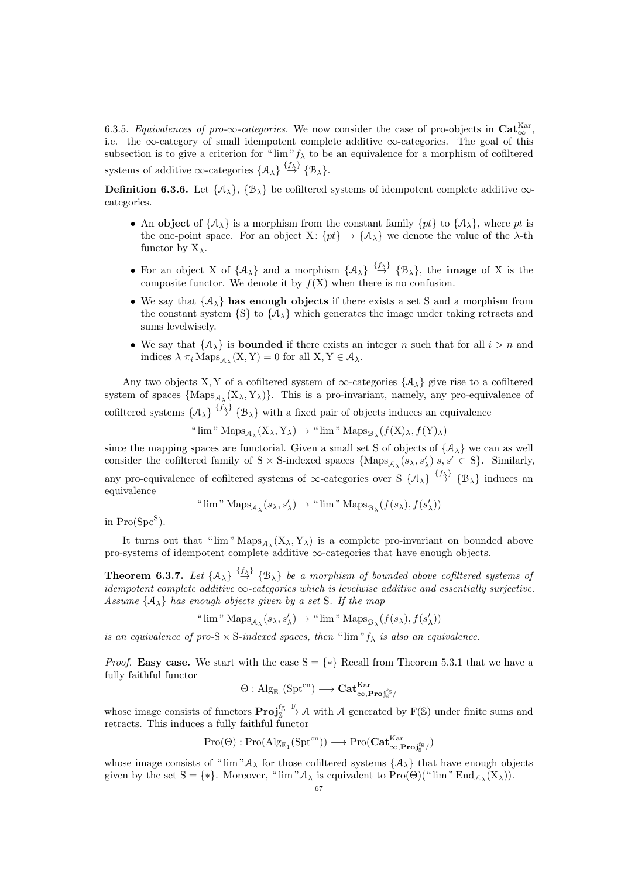6.3.5. *Equivalences of pro-∞-categories.* We now consider the case of pro-objects in $\mathbf{Cat}_\infty^{\mathrm{Kar}}$, i.e. the ∞-category of small idempotent complete additive ∞-categories. The goal of this subsection is to give a criterion for "lim"$f_\lambda$ to be an equivalence for a morphism of cofiltered systems of additive ∞-categories $\{\mathcal{A}_\lambda\} \overset{\{f_\lambda\}}{\to} \{\mathcal{B}_\lambda\}$.

**Definition 6.3.6.** Let $\{\mathcal{A}_\lambda\}$, $\{\mathcal{B}_\lambda\}$ be cofiltered systems of idempotent complete additive ∞-categories.

- An **object** of $\{\mathcal{A}_\lambda\}$ is a morphism from the constant family $\{pt\}$ to $\{\mathcal{A}_\lambda\}$, where $pt$ is the one-point space. For an object $\mathrm{X}\colon \{pt\} \to \{\mathcal{A}_\lambda\}$ we denote the value of the $\lambda$-th functor by $\mathrm{X}_\lambda$.
- For an object X of $\{\mathcal{A}_\lambda\}$ and a morphism $\{\mathcal{A}_\lambda\} \overset{\{f_\lambda\}}{\to} \{\mathcal{B}_\lambda\}$, the **image** of X is the composite functor. We denote it by $f(\mathrm{X})$ when there is no confusion.
- We say that $\{\mathcal{A}_\lambda\}$ **has enough objects** if there exists a set S and a morphism from the constant system $\{\mathrm{S}\}$ to $\{\mathcal{A}_\lambda\}$ which generates the image under taking retracts and sums levelwisely.
- We say that $\{\mathcal{A}_\lambda\}$ is **bounded** if there exists an integer $n$ such that for all $i > n$ and indices $\lambda$ $\pi_i \operatorname{Maps}_{\mathcal{A}_\lambda}(\mathrm{X}, \mathrm{Y}) = 0$ for all $\mathrm{X}, \mathrm{Y} \in \mathcal{A}_\lambda$.

Any two objects X, Y of a cofiltered system of ∞-categories $\{\mathcal{A}_\lambda\}$ give rise to a cofiltered system of spaces $\{\operatorname{Maps}_{\mathcal{A}_\lambda}(\mathrm{X}_\lambda, \mathrm{Y}_\lambda)\}$. This is a pro-invariant, namely, any pro-equivalence of cofiltered systems $\{\mathcal{A}_\lambda\} \overset{\{f_\lambda\}}{\to} \{\mathcal{B}_\lambda\}$ with a fixed pair of objects induces an equivalence

$$\text{“}\lim\text{”} \operatorname{Maps}_{\mathcal{A}_\lambda}(\mathrm{X}_\lambda, \mathrm{Y}_\lambda) \to \text{“}\lim\text{”} \operatorname{Maps}_{\mathcal{B}_\lambda}(f(\mathrm{X})_\lambda, f(\mathrm{Y})_\lambda)$$

since the mapping spaces are functorial. Given a small set S of objects of $\{\mathcal{A}_\lambda\}$ we can as well consider the cofiltered family of $\mathrm{S} \times \mathrm{S}$-indexed spaces $\{\operatorname{Maps}_{\mathcal{A}_\lambda}(s_\lambda, s'_\lambda) | s, s' \in \mathrm{S}\}$. Similarly, any pro-equivalence of cofiltered systems of ∞-categories over S $\{\mathcal{A}_\lambda\} \overset{\{f_\lambda\}}{\to} \{\mathcal{B}_\lambda\}$ induces an equivalence

$$\text{“}\lim\text{”} \operatorname{Maps}_{\mathcal{A}_\lambda}(s_\lambda, s'_\lambda) \to \text{“}\lim\text{”} \operatorname{Maps}_{\mathcal{B}_\lambda}(f(s_\lambda), f(s'_\lambda))$$

in $\operatorname{Pro}(\mathrm{Spc}^{\mathrm{S}})$.

It turns out that "lim"$\operatorname{Maps}_{\mathcal{A}_\lambda}(\mathrm{X}_\lambda, \mathrm{Y}_\lambda)$ is a complete pro-invariant on bounded above pro-systems of idempotent complete additive ∞-categories that have enough objects.

**Theorem 6.3.7.** *Let $\{\mathcal{A}_\lambda\} \overset{\{f_\lambda\}}{\to} \{\mathcal{B}_\lambda\}$ be a morphism of bounded above cofiltered systems of idempotent complete additive ∞-categories which is levelwise additive and essentially surjective. Assume $\{\mathcal{A}_\lambda\}$ has enough objects given by a set* S*. If the map*

$$\text{“}\lim\text{”} \operatorname{Maps}_{\mathcal{A}_\lambda}(s_\lambda, s'_\lambda) \to \text{“}\lim\text{”} \operatorname{Maps}_{\mathcal{B}_\lambda}(f(s_\lambda), f(s'_\lambda))$$

*is an equivalence of pro-*$\mathrm{S} \times \mathrm{S}$*-indexed spaces, then "lim"$f_\lambda$ is also an equivalence.*

*Proof.* **Easy case.** We start with the case $\mathrm{S} = \{*\}$ Recall from Theorem 5.3.1 that we have a fully faithful functor

$$\Theta : \mathrm{Alg}_{\mathbb{E}_1}(\mathrm{Spt}^{\mathrm{cn}}) \longrightarrow \mathbf{Cat}^{\mathrm{Kar}}_{\infty, \mathbf{Proj}^{\mathrm{fg}}_{\mathbb{S}}/}$$

whose image consists of functors $\mathbf{Proj}^{\mathrm{fg}}_{\mathbb{S}} \overset{\mathrm{F}}{\to} \mathcal{A}$ with $\mathcal{A}$ generated by $\mathrm{F}(\mathbb{S})$ under finite sums and retracts. This induces a fully faithful functor

$$\operatorname{Pro}(\Theta) : \operatorname{Pro}(\mathrm{Alg}_{\mathbb{E}_1}(\mathrm{Spt}^{\mathrm{cn}})) \longrightarrow \operatorname{Pro}(\mathbf{Cat}^{\mathrm{Kar}}_{\infty, \mathbf{Proj}^{\mathrm{fg}}_{\mathbb{S}}/})$$

whose image consists of "lim"$\mathcal{A}_\lambda$ for those cofiltered systems $\{\mathcal{A}_\lambda\}$ that have enough objects given by the set $\mathrm{S} = \{*\}$. Moreover, "lim"$\mathcal{A}_\lambda$ is equivalent to $\operatorname{Pro}(\Theta)(\text{“}\lim\text{”} \operatorname{End}_{\mathcal{A}_\lambda}(\mathrm{X}_\lambda))$.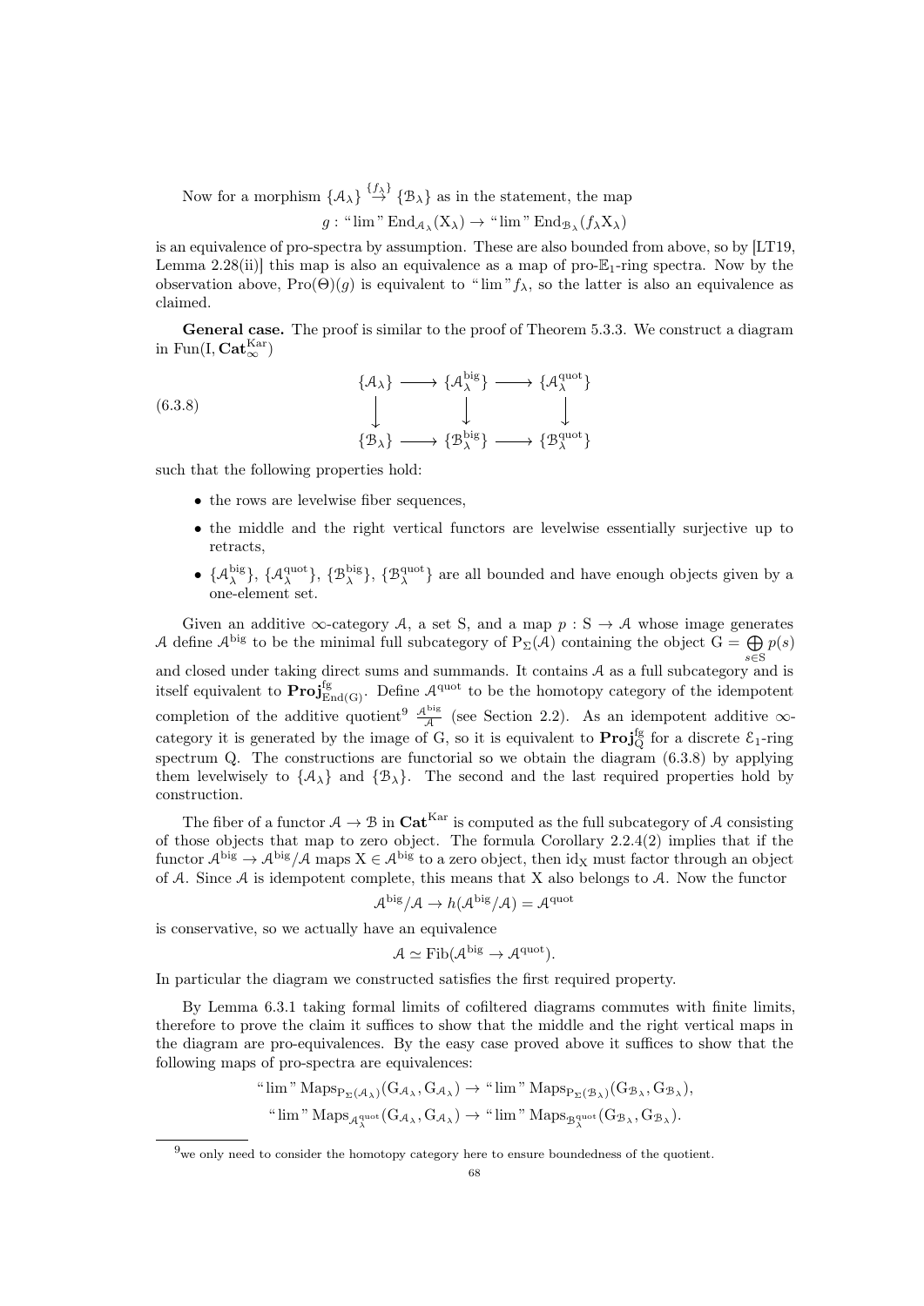Now for a morphism $\{\mathcal{A}_\lambda\} \overset{\{f_\lambda\}}{\to} \{\mathcal{B}_\lambda\}$ as in the statement, the map

$$g : \text{“}\lim\text{''}\,\mathrm{End}_{\mathcal{A}_\lambda}(\mathrm{X}_\lambda) \to \text{“}\lim\text{''}\,\mathrm{End}_{\mathcal{B}_\lambda}(f_\lambda \mathrm{X}_\lambda)$$

is an equivalence of pro-spectra by assumption. These are also bounded from above, so by [LT19, Lemma 2.28(ii)] this map is also an equivalence as a map of pro-$\mathbb{E}_1$-ring spectra. Now by the observation above, $\mathrm{Pro}(\Theta)(g)$ is equivalent to “$\lim$”$f_\lambda$, so the latter is also an equivalence as claimed.

**General case.** The proof is similar to the proof of Theorem 5.3.3. We construct a diagram in $\mathrm{Fun}(\mathrm{I}, \mathbf{Cat}_\infty^{\mathrm{Kar}})$

$$
\begin{array}{ccccc}
\{\mathcal{A}_\lambda\} & \longrightarrow & \{\mathcal{A}_\lambda^{\mathrm{big}}\} & \longrightarrow & \{\mathcal{A}_\lambda^{\mathrm{quot}}\} \\
\big\downarrow & & \big\downarrow & & \big\downarrow \\
\{\mathcal{B}_\lambda\} & \longrightarrow & \{\mathcal{B}_\lambda^{\mathrm{big}}\} & \longrightarrow & \{\mathcal{B}_\lambda^{\mathrm{quot}}\}
\end{array}
\tag{6.3.8}
$$

such that the following properties hold:

- the rows are levelwise fiber sequences,
- the middle and the right vertical functors are levelwise essentially surjective up to retracts,
- $\{\mathcal{A}_\lambda^{\mathrm{big}}\}$, $\{\mathcal{A}_\lambda^{\mathrm{quot}}\}$, $\{\mathcal{B}_\lambda^{\mathrm{big}}\}$, $\{\mathcal{B}_\lambda^{\mathrm{quot}}\}$ are all bounded and have enough objects given by a one-element set.

Given an additive $\infty$-category $\mathcal{A}$, a set S, and a map $p : \mathrm{S} \to \mathcal{A}$ whose image generates $\mathcal{A}$ define $\mathcal{A}^{\mathrm{big}}$ to be the minimal full subcategory of $\mathrm{P}_\Sigma(\mathcal{A})$ containing the object $\mathrm{G} = \bigoplus_{s \in \mathrm{S}} p(s)$ and closed under taking direct sums and summands. It contains $\mathcal{A}$ as a full subcategory and is itself equivalent to $\mathbf{Proj}^{\mathrm{fg}}_{\mathrm{End(G)}}$. Define $\mathcal{A}^{\mathrm{quot}}$ to be the homotopy category of the idempotent completion of the additive quotient[9] $\frac{\mathcal{A}^{\mathrm{big}}}{\mathcal{A}}$ (see Section 2.2). As an idempotent additive $\infty$-category it is generated by the image of G, so it is equivalent to $\mathbf{Proj}^{\mathrm{fg}}_{\mathrm{Q}}$ for a discrete $\mathcal{E}_1$-ring spectrum Q. The constructions are functorial so we obtain the diagram (6.3.8) by applying them levelwisely to $\{\mathcal{A}_\lambda\}$ and $\{\mathcal{B}_\lambda\}$. The second and the last required properties hold by construction.

The fiber of a functor $\mathcal{A} \to \mathcal{B}$ in $\mathbf{Cat}^{\mathrm{Kar}}$ is computed as the full subcategory of $\mathcal{A}$ consisting of those objects that map to zero object. The formula Corollary 2.2.4(2) implies that if the functor $\mathcal{A}^{\mathrm{big}} \to \mathcal{A}^{\mathrm{big}}/\mathcal{A}$ maps $\mathrm{X} \in \mathcal{A}^{\mathrm{big}}$ to a zero object, then $\mathrm{id}_\mathrm{X}$ must factor through an object of $\mathcal{A}$. Since $\mathcal{A}$ is idempotent complete, this means that X also belongs to $\mathcal{A}$. Now the functor

$$\mathcal{A}^{\mathrm{big}}/\mathcal{A} \to h(\mathcal{A}^{\mathrm{big}}/\mathcal{A}) = \mathcal{A}^{\mathrm{quot}}$$

is conservative, so we actually have an equivalence

$$\mathcal{A} \simeq \mathrm{Fib}(\mathcal{A}^{\mathrm{big}} \to \mathcal{A}^{\mathrm{quot}}).$$

In particular the diagram we constructed satisfies the first required property.

By Lemma 6.3.1 taking formal limits of cofiltered diagrams commutes with finite limits, therefore to prove the claim it suffices to show that the middle and the right vertical maps in the diagram are pro-equivalences. By the easy case proved above it suffices to show that the following maps of pro-spectra are equivalences:

$$\text{“}\lim\text{''}\,\mathrm{Maps}_{\mathrm{P}_\Sigma(\mathcal{A}_\lambda)}(\mathrm{G}_{\mathcal{A}_\lambda}, \mathrm{G}_{\mathcal{A}_\lambda}) \to \text{“}\lim\text{''}\,\mathrm{Maps}_{\mathrm{P}_\Sigma(\mathcal{B}_\lambda)}(\mathrm{G}_{\mathcal{B}_\lambda}, \mathrm{G}_{\mathcal{B}_\lambda}),$$

$$\text{“}\lim\text{''}\,\mathrm{Maps}_{\mathcal{A}_\lambda^{\mathrm{quot}}}(\mathrm{G}_{\mathcal{A}_\lambda}, \mathrm{G}_{\mathcal{A}_\lambda}) \to \text{“}\lim\text{''}\,\mathrm{Maps}_{\mathcal{B}_\lambda^{\mathrm{quot}}}(\mathrm{G}_{\mathcal{B}_\lambda}, \mathrm{G}_{\mathcal{B}_\lambda}).$$

[9] we only need to consider the homotopy category here to ensure boundedness of the quotient.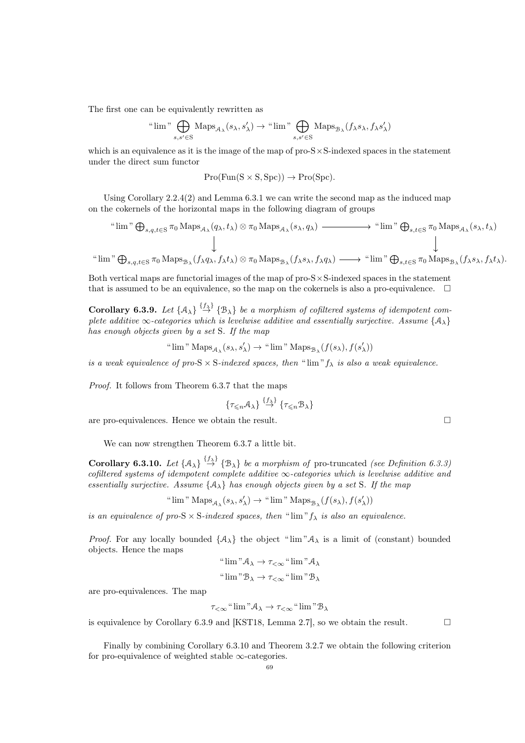The first one can be equivalently rewritten as

$$\text{“}\lim\text{”} \bigoplus_{s,s' \in \mathrm{S}} \mathrm{Maps}_{\mathcal{A}_\lambda}(s_\lambda, s'_\lambda) \to \text{“}\lim\text{”} \bigoplus_{s,s' \in \mathrm{S}} \mathrm{Maps}_{\mathcal{B}_\lambda}(f_\lambda s_\lambda, f_\lambda s'_\lambda)$$

which is an equivalence as it is the image of the map of pro-$\mathrm{S}\times\mathrm{S}$-indexed spaces in the statement under the direct sum functor

$$\mathrm{Pro}(\mathrm{Fun}(\mathrm{S}\times\mathrm{S}, \mathrm{Spc})) \to \mathrm{Pro}(\mathrm{Spc}).$$

Using Corollary 2.2.4(2) and Lemma 6.3.1 we can write the second map as the induced map on the cokernels of the horizontal maps in the following diagram of groups

$$\begin{array}{ccc}
\text{“}\lim\text{”} \bigoplus_{s,q,t \in \mathrm{S}} \pi_0 \mathrm{Maps}_{\mathcal{A}_\lambda}(q_\lambda, t_\lambda) \otimes \pi_0 \mathrm{Maps}_{\mathcal{A}_\lambda}(s_\lambda, q_\lambda) & \longrightarrow & \text{“}\lim\text{”} \bigoplus_{s,t \in \mathrm{S}} \pi_0 \mathrm{Maps}_{\mathcal{A}_\lambda}(s_\lambda, t_\lambda) \\
\downarrow & & \downarrow \\
\text{“}\lim\text{”} \bigoplus_{s,q,t \in \mathrm{S}} \pi_0 \mathrm{Maps}_{\mathcal{B}_\lambda}(f_\lambda q_\lambda, f_\lambda t_\lambda) \otimes \pi_0 \mathrm{Maps}_{\mathcal{B}_\lambda}(f_\lambda s_\lambda, f_\lambda q_\lambda) & \longrightarrow & \text{“}\lim\text{”} \bigoplus_{s,t \in \mathrm{S}} \pi_0 \mathrm{Maps}_{\mathcal{B}_\lambda}(f_\lambda s_\lambda, f_\lambda t_\lambda).
\end{array}$$

Both vertical maps are functorial images of the map of pro-$\mathrm{S}\times\mathrm{S}$-indexed spaces in the statement that is assumed to be an equivalence, so the map on the cokernels is also a pro-equivalence. □

**Corollary 6.3.9.** *Let $\{\mathcal{A}_\lambda\} \overset{\{f_\lambda\}}{\to} \{\mathcal{B}_\lambda\}$ be a morphism of cofiltered systems of idempotent complete additive $\infty$-categories which is levelwise additive and essentially surjective. Assume $\{\mathcal{A}_\lambda\}$ has enough objects given by a set* S. *If the map*

$$\text{“}\lim\text{”} \mathrm{Maps}_{\mathcal{A}_\lambda}(s_\lambda, s'_\lambda) \to \text{“}\lim\text{”} \mathrm{Maps}_{\mathcal{B}_\lambda}(f(s_\lambda), f(s'_\lambda))$$

*is a weak equivalence of pro-$\mathrm{S}\times\mathrm{S}$-indexed spaces, then “$\lim$”$f_\lambda$ is also a weak equivalence.*

*Proof.* It follows from Theorem 6.3.7 that the maps

$$\{\tau_{\leqslant n}\mathcal{A}_\lambda\} \overset{\{f_\lambda\}}{\to} \{\tau_{\leqslant n}\mathcal{B}_\lambda\}$$

are pro-equivalences. Hence we obtain the result. □

We can now strengthen Theorem 6.3.7 a little bit.

**Corollary 6.3.10.** *Let $\{\mathcal{A}_\lambda\} \overset{\{f_\lambda\}}{\to} \{\mathcal{B}_\lambda\}$ be a morphism of* pro-truncated *(see Definition 6.3.3) cofiltered systems of idempotent complete additive $\infty$-categories which is levelwise additive and essentially surjective. Assume $\{\mathcal{A}_\lambda\}$ has enough objects given by a set* S. *If the map*

$$\text{“}\lim\text{”} \mathrm{Maps}_{\mathcal{A}_\lambda}(s_\lambda, s'_\lambda) \to \text{“}\lim\text{”} \mathrm{Maps}_{\mathcal{B}_\lambda}(f(s_\lambda), f(s'_\lambda))$$

*is an equivalence of pro-$\mathrm{S}\times\mathrm{S}$-indexed spaces, then “$\lim$”$f_\lambda$ is also an equivalence.*

*Proof.* For any locally bounded $\{\mathcal{A}_\lambda\}$ the object “$\lim$”$\mathcal{A}_\lambda$ is a limit of (constant) bounded objects. Hence the maps

$$\text{“}\lim\text{”}\mathcal{A}_\lambda \to \tau_{<\infty}\text{“}\lim\text{”}\mathcal{A}_\lambda$$

$$\text{“}\lim\text{”}\mathcal{B}_\lambda \to \tau_{<\infty}\text{“}\lim\text{”}\mathcal{B}_\lambda$$

are pro-equivalences. The map

$$\tau_{<\infty}\text{“}\lim\text{”}\mathcal{A}_\lambda \to \tau_{<\infty}\text{“}\lim\text{”}\mathcal{B}_\lambda$$

is equivalence by Corollary 6.3.9 and [KST18, Lemma 2.7], so we obtain the result. □

Finally by combining Corollary 6.3.10 and Theorem 3.2.7 we obtain the following criterion for pro-equivalence of weighted stable $\infty$-categories.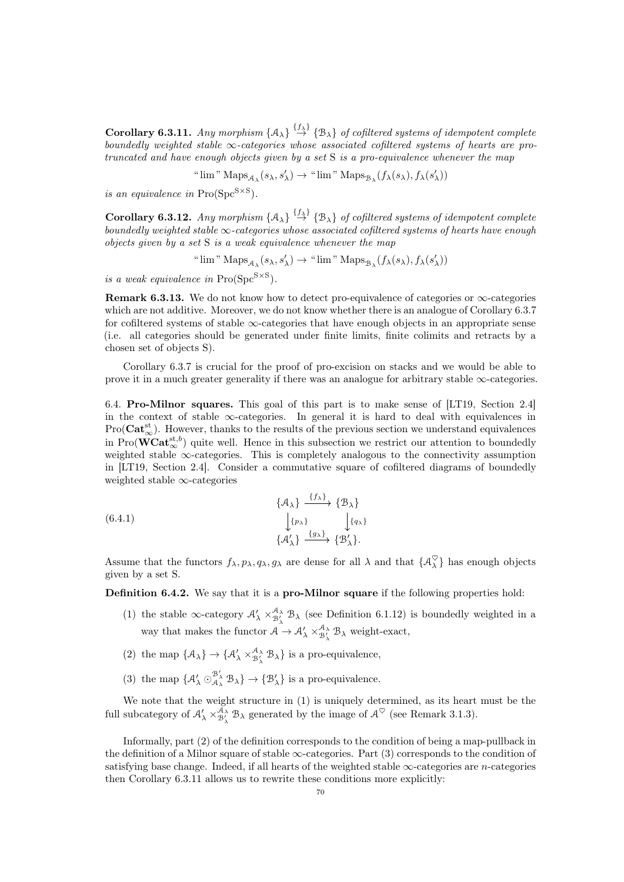**Corollary 6.3.11.** *Any morphism* $\{\mathcal{A}_\lambda\} \overset{\{f_\lambda\}}{\to} \{\mathcal{B}_\lambda\}$ *of cofiltered systems of idempotent complete boundedly weighted stable* $\infty$*-categories whose associated cofiltered systems of hearts are pro-truncated and have enough objects given by a set* $\mathrm{S}$ *is a pro-equivalence whenever the map*

$$\text{“}\lim\text{”}\,\mathrm{Maps}_{\mathcal{A}_\lambda}(s_\lambda, s'_\lambda) \to \text{“}\lim\text{”}\,\mathrm{Maps}_{\mathcal{B}_\lambda}(f_\lambda(s_\lambda), f_\lambda(s'_\lambda))$$

*is an equivalence in* $\mathrm{Pro}(\mathrm{Spc}^{\mathrm{S}\times\mathrm{S}})$.

**Corollary 6.3.12.** *Any morphism* $\{\mathcal{A}_\lambda\} \overset{\{f_\lambda\}}{\to} \{\mathcal{B}_\lambda\}$ *of cofiltered systems of idempotent complete boundedly weighted stable* $\infty$*-categories whose associated cofiltered systems of hearts have enough objects given by a set* $\mathrm{S}$ *is a weak equivalence whenever the map*

$$\text{“}\lim\text{”}\,\mathrm{Maps}_{\mathcal{A}_\lambda}(s_\lambda, s'_\lambda) \to \text{“}\lim\text{”}\,\mathrm{Maps}_{\mathcal{B}_\lambda}(f_\lambda(s_\lambda), f_\lambda(s'_\lambda))$$

*is a weak equivalence in* $\mathrm{Pro}(\mathrm{Spc}^{\mathrm{S}\times\mathrm{S}})$.

**Remark 6.3.13.** We do not know how to detect pro-equivalence of categories or $\infty$-categories which are not additive. Moreover, we do not know whether there is an analogue of Corollary 6.3.7 for cofiltered systems of stable $\infty$-categories that have enough objects in an appropriate sense (i.e. all categories should be generated under finite limits, finite colimits and retracts by a chosen set of objects S).

Corollary 6.3.7 is crucial for the proof of pro-excision on stacks and we would be able to prove it in a much greater generality if there was an analogue for arbitrary stable $\infty$-categories.

6.4. **Pro-Milnor squares.** This goal of this part is to make sense of [LT19, Section 2.4] in the context of stable $\infty$-categories. In general it is hard to deal with equivalences in $\mathrm{Pro}(\mathbf{Cat}^{\mathrm{st}}_\infty)$. However, thanks to the results of the previous section we understand equivalences in $\mathrm{Pro}(\mathbf{WCat}^{\mathrm{st},b}_\infty)$ quite well. Hence in this subsection we restrict our attention to boundedly weighted stable $\infty$-categories. This is completely analogous to the connectivity assumption in [LT19, Section 2.4]. Consider a commutative square of cofiltered diagrams of boundedly weighted stable $\infty$-categories

$$\begin{array}{ccc} \{\mathcal{A}_\lambda\} & \xrightarrow{\{f_\lambda\}} & \{\mathcal{B}_\lambda\} \\ \Big\downarrow{\scriptstyle \{p_\lambda\}} & & \Big\downarrow{\scriptstyle \{q_\lambda\}} \\ \{\mathcal{A}'_\lambda\} & \xrightarrow{\{g_\lambda\}} & \{\mathcal{B}'_\lambda\}. \end{array} \tag{6.4.1}$$

Assume that the functors $f_\lambda, p_\lambda, q_\lambda, g_\lambda$ are dense for all $\lambda$ and that $\{\mathcal{A}^\heartsuit_\lambda\}$ has enough objects given by a set S.

**Definition 6.4.2.** We say that it is a **pro-Milnor square** if the following properties hold:

1. the stable $\infty$-category $\mathcal{A}'_\lambda \times^{\mathcal{A}_\lambda}_{\mathcal{B}'_\lambda} \mathcal{B}_\lambda$ (see Definition 6.1.12) is boundedly weighted in a way that makes the functor $\mathcal{A} \to \mathcal{A}'_\lambda \times^{\mathcal{A}_\lambda}_{\mathcal{B}'_\lambda} \mathcal{B}_\lambda$ weight-exact,
2. the map $\{\mathcal{A}_\lambda\} \to \{\mathcal{A}'_\lambda \times^{\mathcal{A}_\lambda}_{\mathcal{B}'_\lambda} \mathcal{B}_\lambda\}$ is a pro-equivalence,
3. the map $\{\mathcal{A}'_\lambda \odot^{\mathcal{B}'_\lambda}_{\mathcal{A}_\lambda} \mathcal{B}_\lambda\} \to \{\mathcal{B}'_\lambda\}$ is a pro-equivalence.

We note that the weight structure in (1) is uniquely determined, as its heart must be the full subcategory of $\mathcal{A}'_\lambda \times^{\mathcal{A}_\lambda}_{\mathcal{B}'_\lambda} \mathcal{B}_\lambda$ generated by the image of $\mathcal{A}^\heartsuit$ (see Remark 3.1.3).

Informally, part (2) of the definition corresponds to the condition of being a map-pullback in the definition of a Milnor square of stable $\infty$-categories. Part (3) corresponds to the condition of satisfying base change. Indeed, if all hearts of the weighted stable $\infty$-categories are $n$-categories then Corollary 6.3.11 allows us to rewrite these conditions more explicitly: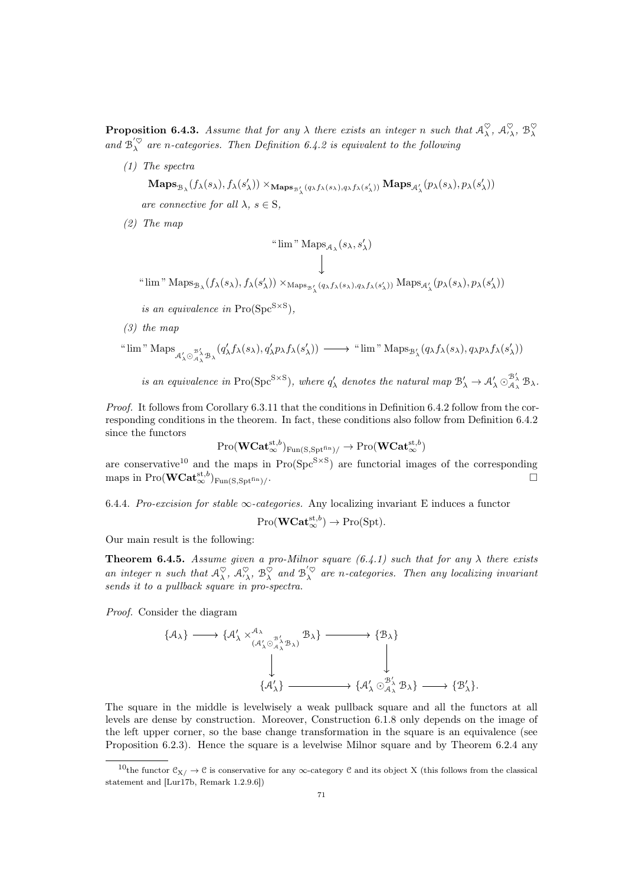**Proposition 6.4.3.** *Assume that for any $\lambda$ there exists an integer $n$ such that $\mathcal{A}_\lambda^\heartsuit$, $\mathcal{A}'^\heartsuit_\lambda$, $\mathcal{B}_\lambda^\heartsuit$ and $\mathcal{B}'^\heartsuit_\lambda$ are $n$-categories. Then Definition 6.4.2 is equivalent to the following*

*(1) The spectra*

$$\mathbf{Maps}_{\mathcal{B}_\lambda}(f_\lambda(s_\lambda), f_\lambda(s'_\lambda)) \times_{\mathbf{Maps}_{\mathcal{B}'_\lambda}(q_\lambda f_\lambda(s_\lambda), q_\lambda f_\lambda(s'_\lambda))} \mathbf{Maps}_{\mathcal{A}'_\lambda}(p_\lambda(s_\lambda), p_\lambda(s'_\lambda))$$

*are connective for all $\lambda$, $s \in \mathrm{S}$,*

*(2) The map*

$$\begin{array}{c} \text{“}\lim\text{”}\, \mathrm{Maps}_{\mathcal{A}_\lambda}(s_\lambda, s'_\lambda) \\ \downarrow \\ \text{“}\lim\text{”}\, \mathrm{Maps}_{\mathcal{B}_\lambda}(f_\lambda(s_\lambda), f_\lambda(s'_\lambda)) \times_{\mathrm{Maps}_{\mathcal{B}'_\lambda}(q_\lambda f_\lambda(s_\lambda), q_\lambda f_\lambda(s'_\lambda))} \mathrm{Maps}_{\mathcal{A}'_\lambda}(p_\lambda(s_\lambda), p_\lambda(s'_\lambda)) \end{array}$$

*is an equivalence in $\mathrm{Pro}(\mathrm{Spc}^{\mathrm{S}\times\mathrm{S}})$,*

*(3) the map*

$$\text{“}\lim\text{”}\, \mathrm{Maps}_{\mathcal{A}'_\lambda \odot_{\mathcal{A}_\lambda}^{\mathcal{B}'_\lambda} \mathcal{B}_\lambda}(q'_\lambda f_\lambda(s_\lambda), q'_\lambda p_\lambda f_\lambda(s'_\lambda)) \longrightarrow \text{“}\lim\text{”}\, \mathrm{Maps}_{\mathcal{B}'_\lambda}(q_\lambda f_\lambda(s_\lambda), q_\lambda p_\lambda f_\lambda(s'_\lambda))$$

*is an equivalence in $\mathrm{Pro}(\mathrm{Spc}^{\mathrm{S}\times\mathrm{S}})$, where $q'_\lambda$ denotes the natural map $\mathcal{B}'_\lambda \to \mathcal{A}'_\lambda \odot_{\mathcal{A}_\lambda}^{\mathcal{B}'_\lambda} \mathcal{B}_\lambda$.*

*Proof.* It follows from Corollary 6.3.11 that the conditions in Definition 6.4.2 follow from the corresponding conditions in the theorem. In fact, these conditions also follow from Definition 6.4.2 since the functors

$$\mathrm{Pro}(\mathbf{WCat}_\infty^{\mathrm{st},b})_{\mathrm{Fun}(\mathrm{S},\mathrm{Spt}^{\mathrm{fin}})/} \to \mathrm{Pro}(\mathbf{WCat}_\infty^{\mathrm{st},b})$$

are conservative[10] and the maps in $\mathrm{Pro}(\mathrm{Spc}^{\mathrm{S}\times\mathrm{S}})$ are functorial images of the corresponding maps in $\mathrm{Pro}(\mathbf{WCat}_\infty^{\mathrm{st},b})_{\mathrm{Fun}(\mathrm{S},\mathrm{Spt}^{\mathrm{fin}})/}$. $\square$

6.4.4. *Pro-excision for stable $\infty$-categories.* Any localizing invariant E induces a functor

$$\mathrm{Pro}(\mathbf{WCat}_\infty^{\mathrm{st},b}) \to \mathrm{Pro}(\mathrm{Spt}).$$

Our main result is the following:

**Theorem 6.4.5.** *Assume given a pro-Milnor square (6.4.1) such that for any $\lambda$ there exists an integer $n$ such that $\mathcal{A}_\lambda^\heartsuit$, $\mathcal{A}'^\heartsuit_\lambda$, $\mathcal{B}_\lambda^\heartsuit$ and $\mathcal{B}'^\heartsuit_\lambda$ are $n$-categories. Then any localizing invariant sends it to a pullback square in pro-spectra.*

*Proof.* Consider the diagram

$$\begin{array}{ccccc} \{\mathcal{A}_\lambda\} & \longrightarrow & \{\mathcal{A}'_\lambda \times^{\mathcal{A}_\lambda}_{(\mathcal{A}'_\lambda \odot_{\mathcal{A}_\lambda}^{\mathcal{B}'_\lambda} \mathcal{B}_\lambda)} \mathcal{B}_\lambda\} & \longrightarrow & \{\mathcal{B}_\lambda\} \\ & & \downarrow & & \downarrow \\ & & \{\mathcal{A}'_\lambda\} & \longrightarrow & \{\mathcal{A}'_\lambda \odot_{\mathcal{A}_\lambda}^{\mathcal{B}'_\lambda} \mathcal{B}_\lambda\} \longrightarrow \{\mathcal{B}'_\lambda\}. \end{array}$$

The square in the middle is levelwisely a weak pullback square and all the functors at all levels are dense by construction. Moreover, Construction 6.1.8 only depends on the image of the left upper corner, so the base change transformation in the square is an equivalence (see Proposition 6.2.3). Hence the square is a levelwise Milnor square and by Theorem 6.2.4 any

[10] the functor $\mathcal{C}_{\mathrm{X}/} \to \mathcal{C}$ is conservative for any $\infty$-category $\mathcal{C}$ and its object X (this follows from the classical statement and [Lur17b, Remark 1.2.9.6])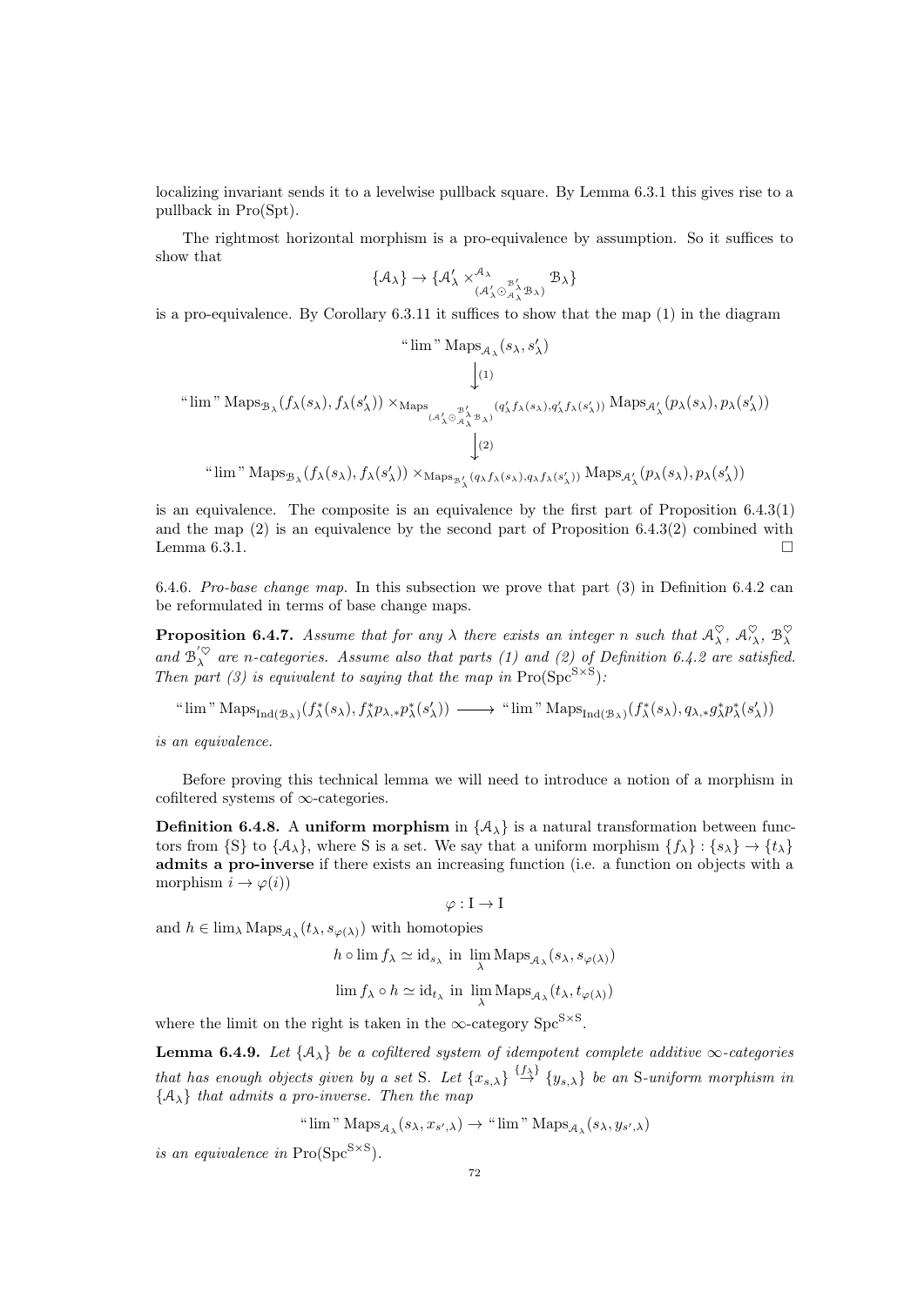localizing invariant sends it to a levelwise pullback square. By Lemma 6.3.1 this gives rise to a pullback in Pro(Spt).

The rightmost horizontal morphism is a pro-equivalence by assumption. So it suffices to show that

$$\{\mathcal{A}_\lambda\} \to \{\mathcal{A}'_\lambda \times^{\mathcal{A}_\lambda}_{(\mathcal{A}'_\lambda \odot^{\mathcal{B}'_\lambda}_{\mathcal{A}_\lambda} \mathcal{B}_\lambda)} \mathcal{B}_\lambda\}$$

is a pro-equivalence. By Corollary 6.3.11 it suffices to show that the map (1) in the diagram

$$\begin{array}{c}
\text{“}\lim\text{''}\, \mathrm{Maps}_{\mathcal{A}_\lambda}(s_\lambda, s'_\lambda) \\
\big\downarrow{\scriptstyle (1)} \\
\text{“}\lim\text{''}\, \mathrm{Maps}_{\mathcal{B}_\lambda}(f_\lambda(s_\lambda), f_\lambda(s'_\lambda)) \times_{\mathrm{Maps}_{(\mathcal{A}'_\lambda \odot^{\mathcal{B}'_\lambda}_{\mathcal{A}_\lambda} \mathcal{B}_\lambda)}(q'_\lambda f_\lambda(s_\lambda), q'_\lambda f_\lambda(s'_\lambda))} \mathrm{Maps}_{\mathcal{A}'_\lambda}(p_\lambda(s_\lambda), p_\lambda(s'_\lambda)) \\
\big\downarrow{\scriptstyle (2)} \\
\text{“}\lim\text{''}\, \mathrm{Maps}_{\mathcal{B}_\lambda}(f_\lambda(s_\lambda), f_\lambda(s'_\lambda)) \times_{\mathrm{Maps}_{\mathcal{B}'_\lambda}(q_\lambda f_\lambda(s_\lambda), q_\lambda f_\lambda(s'_\lambda))} \mathrm{Maps}_{\mathcal{A}'_\lambda}(p_\lambda(s_\lambda), p_\lambda(s'_\lambda))
\end{array}$$

is an equivalence. The composite is an equivalence by the first part of Proposition 6.4.3(1) and the map (2) is an equivalence by the second part of Proposition 6.4.3(2) combined with Lemma 6.3.1. □

6.4.6. *Pro-base change map.* In this subsection we prove that part (3) in Definition 6.4.2 can be reformulated in terms of base change maps.

**Proposition 6.4.7.** *Assume that for any $\lambda$ there exists an integer $n$ such that $\mathcal{A}^{\heartsuit}_\lambda$, $\mathcal{A}'^{\heartsuit}_\lambda$, $\mathcal{B}^{\heartsuit}_\lambda$ and $\mathcal{B}'^{\heartsuit}_\lambda$ are $n$-categories. Assume also that parts (1) and (2) of Definition 6.4.2 are satisfied. Then part (3) is equivalent to saying that the map in $\mathrm{Pro}(\mathrm{Spc}^{\mathrm{S}\times\mathrm{S}})$:*

$$\text{“}\lim\text{''}\, \mathrm{Maps}_{\mathrm{Ind}(\mathcal{B}_\lambda)}(f^*_\lambda(s_\lambda), f^*_\lambda p_{\lambda,*} p^*_\lambda(s'_\lambda)) \longrightarrow \text{“}\lim\text{''}\, \mathrm{Maps}_{\mathrm{Ind}(\mathcal{B}_\lambda)}(f^*_\lambda(s_\lambda), q_{\lambda,*} g^*_\lambda p^*_\lambda(s'_\lambda))$$

*is an equivalence.*

Before proving this technical lemma we will need to introduce a notion of a morphism in cofiltered systems of $\infty$-categories.

**Definition 6.4.8.** A **uniform morphism** in $\{\mathcal{A}_\lambda\}$ is a natural transformation between functors from $\{\mathrm{S}\}$ to $\{\mathcal{A}_\lambda\}$, where S is a set. We say that a uniform morphism $\{f_\lambda\} : \{s_\lambda\} \to \{t_\lambda\}$ **admits a pro-inverse** if there exists an increasing function (i.e. a function on objects with a morphism $i \to \varphi(i)$)

$$\varphi : \mathrm{I} \to \mathrm{I}$$

and $h \in \lim_\lambda \mathrm{Maps}_{\mathcal{A}_\lambda}(t_\lambda, s_{\varphi(\lambda)})$ with homotopies

$$h \circ \lim f_\lambda \simeq \mathrm{id}_{s_\lambda} \text{ in } \lim_\lambda \mathrm{Maps}_{\mathcal{A}_\lambda}(s_\lambda, s_{\varphi(\lambda)})$$

$$\lim f_\lambda \circ h \simeq \mathrm{id}_{t_\lambda} \text{ in } \lim_\lambda \mathrm{Maps}_{\mathcal{A}_\lambda}(t_\lambda, t_{\varphi(\lambda)})$$

where the limit on the right is taken in the $\infty$-category $\mathrm{Spc}^{\mathrm{S}\times\mathrm{S}}$.

**Lemma 6.4.9.** *Let $\{\mathcal{A}_\lambda\}$ be a cofiltered system of idempotent complete additive $\infty$-categories that has enough objects given by a set S. Let $\{x_{s,\lambda}\} \overset{\{f_\lambda\}}{\to} \{y_{s,\lambda}\}$ be an S-uniform morphism in $\{\mathcal{A}_\lambda\}$ that admits a pro-inverse. Then the map*

$$\text{“}\lim\text{''}\, \mathrm{Maps}_{\mathcal{A}_\lambda}(s_\lambda, x_{s',\lambda}) \to \text{“}\lim\text{''}\, \mathrm{Maps}_{\mathcal{A}_\lambda}(s_\lambda, y_{s',\lambda})$$

*is an equivalence in $\mathrm{Pro}(\mathrm{Spc}^{\mathrm{S}\times\mathrm{S}})$.*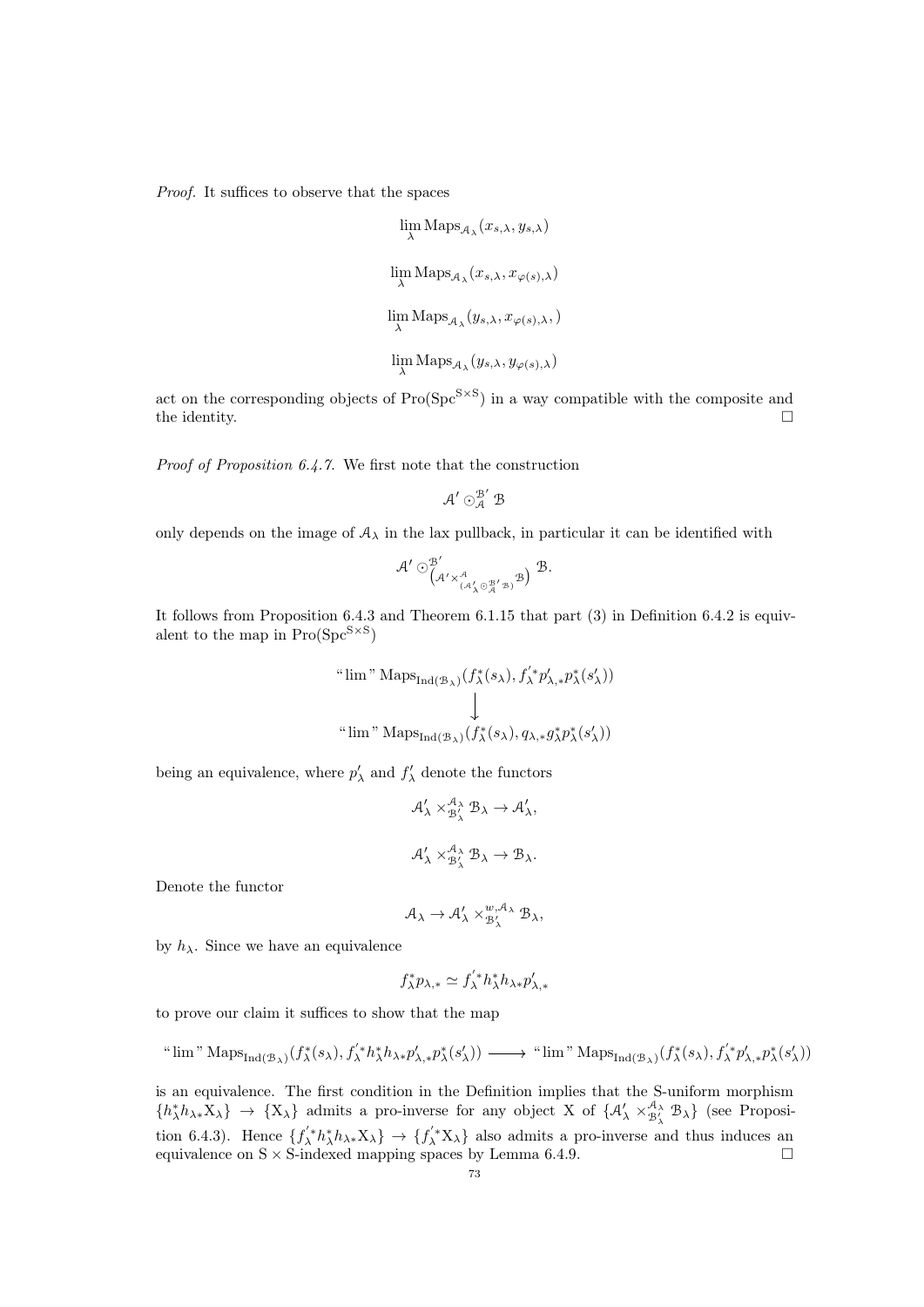*Proof.* It suffices to observe that the spaces

$$\lim_{\lambda} \operatorname{Maps}_{\mathcal{A}_\lambda}(x_{s,\lambda}, y_{s,\lambda})$$

$$\lim_{\lambda} \operatorname{Maps}_{\mathcal{A}_\lambda}(x_{s,\lambda}, x_{\varphi(s),\lambda})$$

$$\lim_{\lambda} \operatorname{Maps}_{\mathcal{A}_\lambda}(y_{s,\lambda}, x_{\varphi(s),\lambda},)$$

$$\lim_{\lambda} \operatorname{Maps}_{\mathcal{A}_\lambda}(y_{s,\lambda}, y_{\varphi(s),\lambda})$$

act on the corresponding objects of $\operatorname{Pro}(\operatorname{Spc}^{\mathrm{S}\times\mathrm{S}})$ in a way compatible with the composite and the identity. □

*Proof of Proposition 6.4.7.* We first note that the construction

$$\mathcal{A}' \odot_{\mathcal{A}}^{\mathcal{B}'} \mathcal{B}$$

only depends on the image of $\mathcal{A}_\lambda$ in the lax pullback, in particular it can be identified with

$$\mathcal{A}' \odot^{\mathcal{B}'}_{\left(\mathcal{A}' \times^{\mathcal{A}}_{(\mathcal{A}'_\lambda \odot^{\mathcal{B}'}_{\mathcal{A}} \mathcal{B})} \mathcal{B}\right)} \mathcal{B}.$$

It follows from Proposition 6.4.3 and Theorem 6.1.15 that part (3) in Definition 6.4.2 is equivalent to the map in $\operatorname{Pro}(\operatorname{Spc}^{\mathrm{S}\times\mathrm{S}})$

$$\begin{array}{c} \text{“}\lim\text{''} \operatorname{Maps}_{\operatorname{Ind}(\mathcal{B}_\lambda)}(f^*_\lambda(s_\lambda), f'^*_\lambda p'_{\lambda,*} p^*_\lambda(s'_\lambda)) \\ \big\downarrow \\ \text{“}\lim\text{''} \operatorname{Maps}_{\operatorname{Ind}(\mathcal{B}_\lambda)}(f^*_\lambda(s_\lambda), q_{\lambda,*} g^*_\lambda p^*_\lambda(s'_\lambda)) \end{array}$$

being an equivalence, where $p'_\lambda$ and $f'_\lambda$ denote the functors

$$\mathcal{A}'_\lambda \times^{\mathcal{A}_\lambda}_{\mathcal{B}'_\lambda} \mathcal{B}_\lambda \to \mathcal{A}'_\lambda,$$

$$\mathcal{A}'_\lambda \times^{\mathcal{A}_\lambda}_{\mathcal{B}'_\lambda} \mathcal{B}_\lambda \to \mathcal{B}_\lambda.$$

Denote the functor

$$\mathcal{A}_\lambda \to \mathcal{A}'_\lambda \times^{w,\mathcal{A}_\lambda}_{\mathcal{B}'_\lambda} \mathcal{B}_\lambda,$$

by $h_\lambda$. Since we have an equivalence

$$f^*_\lambda p_{\lambda,*} \simeq f'^*_\lambda h^*_\lambda h_{\lambda *} p'_{\lambda,*}$$

to prove our claim it suffices to show that the map

$$\text{“}\lim\text{''} \operatorname{Maps}_{\operatorname{Ind}(\mathcal{B}_\lambda)}(f^*_\lambda(s_\lambda), f'^*_\lambda h^*_\lambda h_{\lambda *} p'_{\lambda,*} p^*_\lambda(s'_\lambda)) \longrightarrow \text{“}\lim\text{''} \operatorname{Maps}_{\operatorname{Ind}(\mathcal{B}_\lambda)}(f^*_\lambda(s_\lambda), f'^*_\lambda p'_{\lambda,*} p^*_\lambda(s'_\lambda))$$

is an equivalence. The first condition in the Definition implies that the S-uniform morphism $\{h^*_\lambda h_{\lambda *} \mathrm{X}_\lambda\} \to \{\mathrm{X}_\lambda\}$ admits a pro-inverse for any object X of $\{\mathcal{A}'_\lambda \times^{\mathcal{A}_\lambda}_{\mathcal{B}'_\lambda} \mathcal{B}_\lambda\}$ (see Proposition 6.4.3). Hence $\{f'^*_\lambda h^*_\lambda h_{\lambda *} \mathrm{X}_\lambda\} \to \{f'^*_\lambda \mathrm{X}_\lambda\}$ also admits a pro-inverse and thus induces an equivalence on $\mathrm{S} \times \mathrm{S}$-indexed mapping spaces by Lemma 6.4.9. □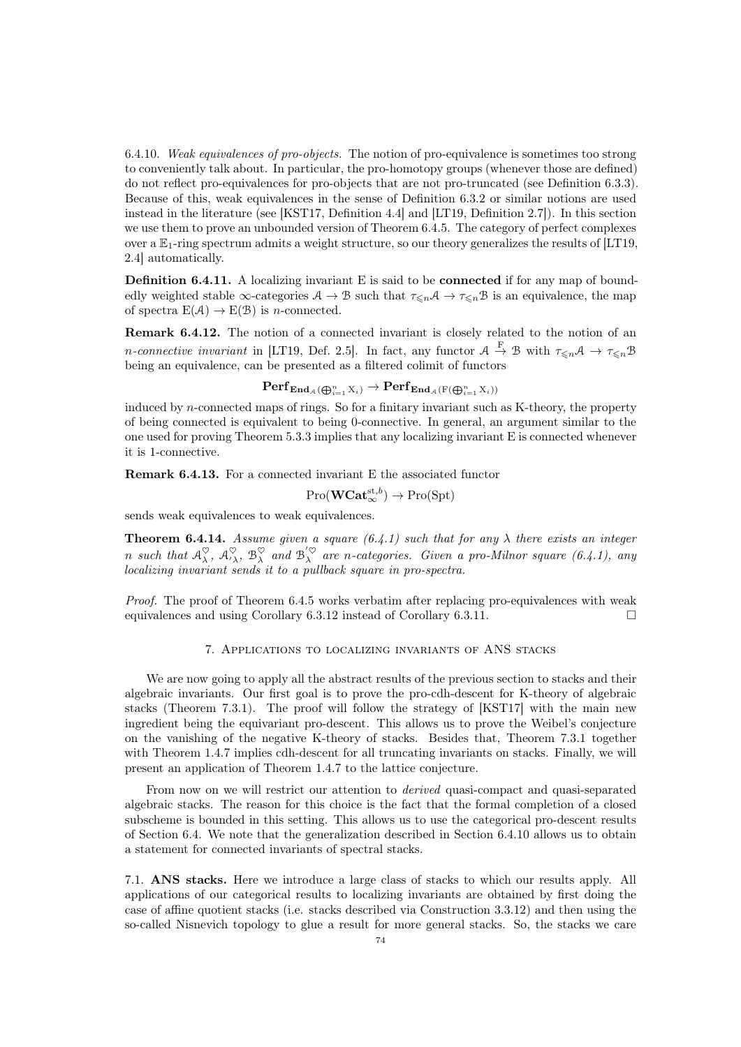6.4.10. *Weak equivalences of pro-objects.* The notion of pro-equivalence is sometimes too strong to conveniently talk about. In particular, the pro-homotopy groups (whenever those are defined) do not reflect pro-equivalences for pro-objects that are not pro-truncated (see Definition 6.3.3). Because of this, weak equivalences in the sense of Definition 6.3.2 or similar notions are used instead in the literature (see [KST17, Definition 4.4] and [LT19, Definition 2.7]). In this section we use them to prove an unbounded version of Theorem 6.4.5. The category of perfect complexes over a $\mathbb{E}_1$-ring spectrum admits a weight structure, so our theory generalizes the results of [LT19, 2.4] automatically.

**Definition 6.4.11.** A localizing invariant E is said to be **connected** if for any map of boundedly weighted stable $\infty$-categories $\mathcal{A} \to \mathcal{B}$ such that $\tau_{\leqslant n}\mathcal{A} \to \tau_{\leqslant n}\mathcal{B}$ is an equivalence, the map of spectra $\mathrm{E}(\mathcal{A}) \to \mathrm{E}(\mathcal{B})$ is $n$-connected.

**Remark 6.4.12.** The notion of a connected invariant is closely related to the notion of an *n-connective invariant* in [LT19, Def. 2.5]. In fact, any functor $\mathcal{A} \xrightarrow{\mathrm{F}} \mathcal{B}$ with $\tau_{\leqslant n}\mathcal{A} \to \tau_{\leqslant n}\mathcal{B}$ being an equivalence, can be presented as a filtered colimit of functors

$$\mathbf{Perf}_{\mathbf{End}_{\mathcal{A}}(\bigoplus_{i=1}^{n} \mathrm{X}_i)} \to \mathbf{Perf}_{\mathbf{End}_{\mathcal{A}}(\mathrm{F}(\bigoplus_{i=1}^{n} \mathrm{X}_i))}$$

induced by $n$-connected maps of rings. So for a finitary invariant such as K-theory, the property of being connected is equivalent to being 0-connective. In general, an argument similar to the one used for proving Theorem 5.3.3 implies that any localizing invariant E is connected whenever it is 1-connective.

**Remark 6.4.13.** For a connected invariant E the associated functor

$$\mathrm{Pro}(\mathbf{WCat}_{\infty}^{\mathrm{st},b}) \to \mathrm{Pro}(\mathrm{Spt})$$

sends weak equivalences to weak equivalences.

**Theorem 6.4.14.** *Assume given a square (6.4.1) such that for any $\lambda$ there exists an integer $n$ such that $\mathcal{A}_{\lambda}^{\heartsuit}$, $\mathcal{A'}_{\lambda}^{\heartsuit}$, $\mathcal{B}_{\lambda}^{\heartsuit}$ and $\mathcal{B}_{\lambda}^{'\heartsuit}$ are $n$-categories. Given a pro-Milnor square (6.4.1), any localizing invariant sends it to a pullback square in pro-spectra.*

*Proof.* The proof of Theorem 6.4.5 works verbatim after replacing pro-equivalences with weak equivalences and using Corollary 6.3.12 instead of Corollary 6.3.11. □

## 7. Applications to localizing invariants of ANS stacks

We are now going to apply all the abstract results of the previous section to stacks and their algebraic invariants. Our first goal is to prove the pro-cdh-descent for K-theory of algebraic stacks (Theorem 7.3.1). The proof will follow the strategy of [KST17] with the main new ingredient being the equivariant pro-descent. This allows us to prove the Weibel's conjecture on the vanishing of the negative K-theory of stacks. Besides that, Theorem 7.3.1 together with Theorem 1.4.7 implies cdh-descent for all truncating invariants on stacks. Finally, we will present an application of Theorem 1.4.7 to the lattice conjecture.

From now on we will restrict our attention to *derived* quasi-compact and quasi-separated algebraic stacks. The reason for this choice is the fact that the formal completion of a closed subscheme is bounded in this setting. This allows us to use the categorical pro-descent results of Section 6.4. We note that the generalization described in Section 6.4.10 allows us to obtain a statement for connected invariants of spectral stacks.

7.1. **ANS stacks.** Here we introduce a large class of stacks to which our results apply. All applications of our categorical results to localizing invariants are obtained by first doing the case of affine quotient stacks (i.e. stacks described via Construction 3.3.12) and then using the so-called Nisnevich topology to glue a result for more general stacks. So, the stacks we care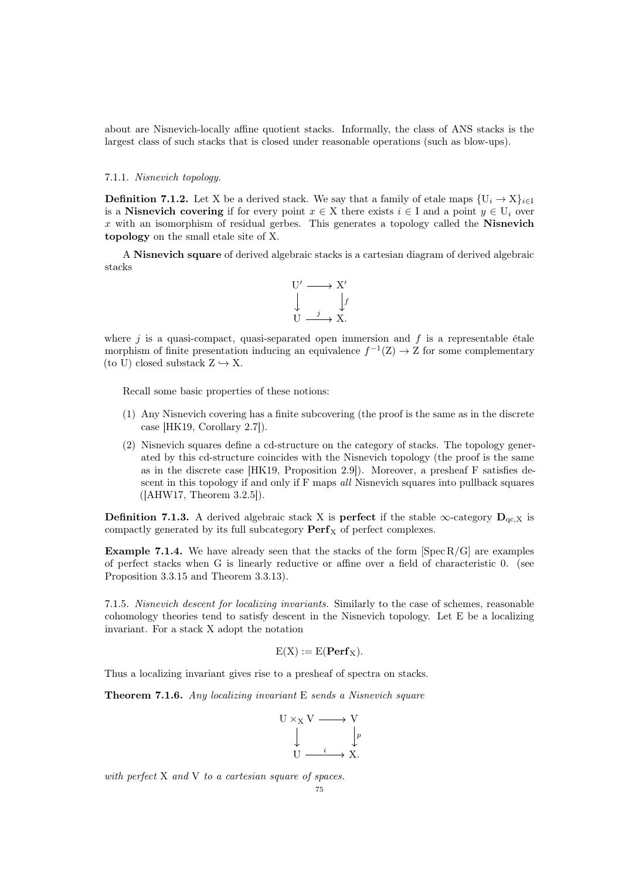about are Nisnevich-locally affine quotient stacks. Informally, the class of ANS stacks is the largest class of such stacks that is closed under reasonable operations (such as blow-ups).

7.1.1. *Nisnevich topology.*

**Definition 7.1.2.** Let X be a derived stack. We say that a family of etale maps $\{U_i \to X\}_{i \in I}$ is a **Nisnevich covering** if for every point $x \in X$ there exists $i \in I$ and a point $y \in U_i$ over $x$ with an isomorphism of residual gerbes. This generates a topology called the **Nisnevich topology** on the small etale site of X.

A **Nisnevich square** of derived algebraic stacks is a cartesian diagram of derived algebraic stacks

$$\begin{array}{ccc} U' & \longrightarrow & X' \\ \downarrow & & \downarrow f \\ U & \xrightarrow{\ j\ } & X. \end{array}$$

where $j$ is a quasi-compact, quasi-separated open immersion and $f$ is a representable étale morphism of finite presentation inducing an equivalence $f^{-1}(Z) \to Z$ for some complementary (to U) closed substack $Z \hookrightarrow X$.

Recall some basic properties of these notions:

(1) Any Nisnevich covering has a finite subcovering (the proof is the same as in the discrete case [HK19, Corollary 2.7]).

(2) Nisnevich squares define a cd-structure on the category of stacks. The topology generated by this cd-structure coincides with the Nisnevich topology (the proof is the same as in the discrete case [HK19, Proposition 2.9]). Moreover, a presheaf F satisfies descent in this topology if and only if F maps *all* Nisnevich squares into pullback squares ([AHW17, Theorem 3.2.5]).

**Definition 7.1.3.** A derived algebraic stack X is **perfect** if the stable $\infty$-category $\mathbf{D}_{qc,X}$ is compactly generated by its full subcategory $\mathbf{Perf}_X$ of perfect complexes.

**Example 7.1.4.** We have already seen that the stacks of the form $[\operatorname{Spec} R/G]$ are examples of perfect stacks when G is linearly reductive or affine over a field of characteristic 0. (see Proposition 3.3.15 and Theorem 3.3.13).

7.1.5. *Nisnevich descent for localizing invariants.* Similarly to the case of schemes, reasonable cohomology theories tend to satisfy descent in the Nisnevich topology. Let E be a localizing invariant. For a stack X adopt the notation

$$E(X) := E(\mathbf{Perf}_X).$$

Thus a localizing invariant gives rise to a presheaf of spectra on stacks.

**Theorem 7.1.6.** *Any localizing invariant* E *sends a Nisnevich square*

$$\begin{array}{ccc} U \times_X V & \longrightarrow & V \\ \downarrow & & \downarrow p \\ U & \xrightarrow{\ i\ } & X. \end{array}$$

*with perfect* X *and* V *to a cartesian square of spaces.*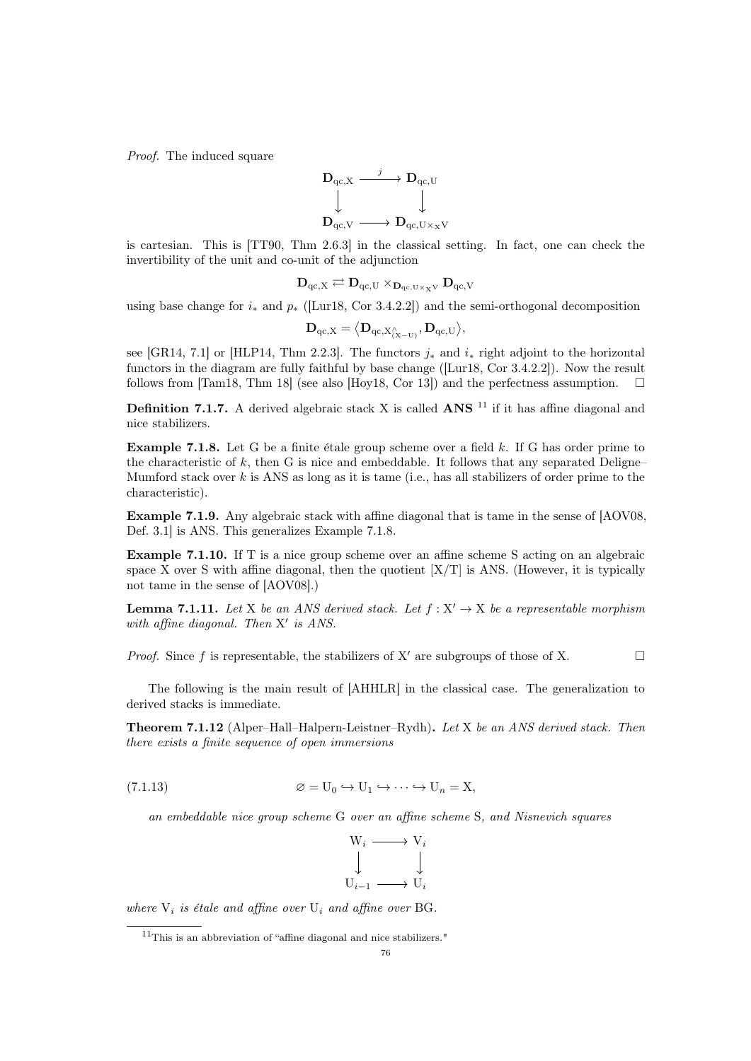*Proof.* The induced square

$$\begin{array}{ccc} \mathbf{D}_{\mathrm{qc},\mathrm{X}} & \xrightarrow{j} & \mathbf{D}_{\mathrm{qc},\mathrm{U}} \\ \downarrow & & \downarrow \\ \mathbf{D}_{\mathrm{qc},\mathrm{V}} & \longrightarrow & \mathbf{D}_{\mathrm{qc},\mathrm{U}\times_{\mathrm{X}}\mathrm{V}} \end{array}$$

is cartesian. This is [TT90, Thm 2.6.3] in the classical setting. In fact, one can check the invertibility of the unit and co-unit of the adjunction

$$\mathbf{D}_{\mathrm{qc},\mathrm{X}} \rightleftarrows \mathbf{D}_{\mathrm{qc},\mathrm{U}} \times_{\mathbf{D}_{\mathrm{qc},\mathrm{U}\times_{\mathrm{X}}\mathrm{V}}} \mathbf{D}_{\mathrm{qc},\mathrm{V}}$$

using base change for $i_*$ and $p_*$ ([Lur18, Cor 3.4.2.2]) and the semi-orthogonal decomposition

$$\mathbf{D}_{\mathrm{qc},\mathrm{X}} = \langle \mathbf{D}_{\mathrm{qc},\mathrm{X}^{\wedge}_{(\mathrm{X}-\mathrm{U})}}, \mathbf{D}_{\mathrm{qc},\mathrm{U}} \rangle,$$

see [GR14, 7.1] or [HLP14, Thm 2.2.3]. The functors $j_*$ and $i_*$ right adjoint to the horizontal functors in the diagram are fully faithful by base change ([Lur18, Cor 3.4.2.2]). Now the result follows from [Tam18, Thm 18] (see also [Hoy18, Cor 13]) and the perfectness assumption. □

**Definition 7.1.7.** A derived algebraic stack X is called **ANS** [11] if it has affine diagonal and nice stabilizers.

**Example 7.1.8.** Let G be a finite étale group scheme over a field $k$. If G has order prime to the characteristic of $k$, then G is nice and embeddable. It follows that any separated Deligne–Mumford stack over $k$ is ANS as long as it is tame (i.e., has all stabilizers of order prime to the characteristic).

**Example 7.1.9.** Any algebraic stack with affine diagonal that is tame in the sense of [AOV08, Def. 3.1] is ANS. This generalizes Example 7.1.8.

**Example 7.1.10.** If T is a nice group scheme over an affine scheme S acting on an algebraic space X over S with affine diagonal, then the quotient [X/T] is ANS. (However, it is typically not tame in the sense of [AOV08].)

**Lemma 7.1.11.** *Let* X *be an ANS derived stack. Let* $f : \mathrm{X}' \to \mathrm{X}$ *be a representable morphism with affine diagonal. Then* X′ *is ANS.*

*Proof.* Since $f$ is representable, the stabilizers of X′ are subgroups of those of X. □

The following is the main result of [AHHLR] in the classical case. The generalization to derived stacks is immediate.

**Theorem 7.1.12** (Alper–Hall–Halpern-Leistner–Rydh)**.** *Let* X *be an ANS derived stack. Then there exists a finite sequence of open immersions*

$$\varnothing = \mathrm{U}_0 \hookrightarrow \mathrm{U}_1 \hookrightarrow \cdots \hookrightarrow \mathrm{U}_n = \mathrm{X}, \tag{7.1.13}$$

*an embeddable nice group scheme* G *over an affine scheme* S*, and Nisnevich squares*

$$\begin{array}{ccc} \mathrm{W}_i & \longrightarrow & \mathrm{V}_i \\ \downarrow & & \downarrow \\ \mathrm{U}_{i-1} & \longrightarrow & \mathrm{U}_i \end{array}$$

*where* $\mathrm{V}_i$ *is étale and affine over* $\mathrm{U}_i$ *and affine over* BG*.*

[11] This is an abbreviation of "affine diagonal and nice stabilizers."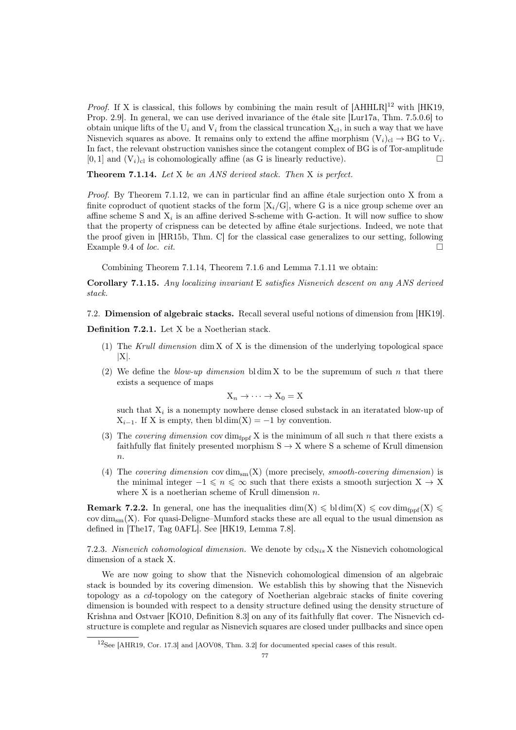*Proof.* If X is classical, this follows by combining the main result of [AHHLR][12] with [HK19, Prop. 2.9]. In general, we can use derived invariance of the étale site [Lur17a, Thm. 7.5.0.6] to obtain unique lifts of the $U_i$ and $V_i$ from the classical truncation $X_{cl}$, in such a way that we have Nisnevich squares as above. It remains only to extend the affine morphism $(V_i)_{cl} \to BG$ to $V_i$. In fact, the relevant obstruction vanishes since the cotangent complex of BG is of Tor-amplitude $[0, 1]$ and $(V_i)_{cl}$ is cohomologically affine (as G is linearly reductive). □

**Theorem 7.1.14.** *Let X be an ANS derived stack. Then X is perfect.*

*Proof.* By Theorem 7.1.12, we can in particular find an affine étale surjection onto X from a finite coproduct of quotient stacks of the form $[X_i/G]$, where G is a nice group scheme over an affine scheme S and $X_i$ is an affine derived S-scheme with G-action. It will now suffice to show that the property of crispness can be detected by affine étale surjections. Indeed, we note that the proof given in [HR15b, Thm. C] for the classical case generalizes to our setting, following Example 9.4 of *loc. cit.* □

Combining Theorem 7.1.14, Theorem 7.1.6 and Lemma 7.1.11 we obtain:

**Corollary 7.1.15.** *Any localizing invariant E satisfies Nisnevich descent on any ANS derived stack.*

## 7.2. Dimension of algebraic stacks.

Recall several useful notions of dimension from [HK19].

**Definition 7.2.1.** Let X be a Noetherian stack.

1. The *Krull dimension* $\dim X$ of X is the dimension of the underlying topological space $|X|$.
2. We define the *blow-up dimension* $\operatorname{bl}\dim X$ to be the supremum of such $n$ that there exists a sequence of maps
$$X_n \to \cdots \to X_0 = X$$
such that $X_i$ is a nonempty nowhere dense closed substack in an iteratated blow-up of $X_{i-1}$. If X is empty, then $\operatorname{bl}\dim(X) = -1$ by convention.
3. The *covering dimension* $\operatorname{cov}\dim_{\mathrm{fppf}} X$ is the minimum of all such $n$ that there exists a faithfully flat finitely presented morphism $S \to X$ where S a scheme of Krull dimension $n$.
4. The *covering dimension* $\operatorname{cov}\dim_{\mathrm{sm}}(X)$ (more precisely, *smooth-covering dimension*) is the minimal integer $-1 \leqslant n \leqslant \infty$ such that there exists a smooth surjection $X \to X$ where X is a noetherian scheme of Krull dimension $n$.

**Remark 7.2.2.** In general, one has the inequalities $\dim(X) \leqslant \operatorname{bl}\dim(X) \leqslant \operatorname{cov}\dim_{\mathrm{fppf}}(X) \leqslant \operatorname{cov}\dim_{\mathrm{sm}}(X)$. For quasi-Deligne–Mumford stacks these are all equal to the usual dimension as defined in [The17, Tag 0AFL]. See [HK19, Lemma 7.8].

7.2.3. *Nisnevich cohomological dimension.* We denote by $\mathrm{cd}_{\mathrm{Nis}}\, X$ the Nisnevich cohomological dimension of a stack X.

We are now going to show that the Nisnevich cohomological dimension of an algebraic stack is bounded by its covering dimension. We establish this by showing that the Nisnevich topology as a *cd*-topology on the category of Noetherian algebraic stacks of finite covering dimension is bounded with respect to a density structure defined using the density structure of Krishna and Ostvaer [KO10, Definition 8.3] on any of its faithfully flat cover. The Nisnevich cd-structure is complete and regular as Nisnevich squares are closed under pullbacks and since open

[12] See [AHR19, Cor. 17.3] and [AOV08, Thm. 3.2] for documented special cases of this result.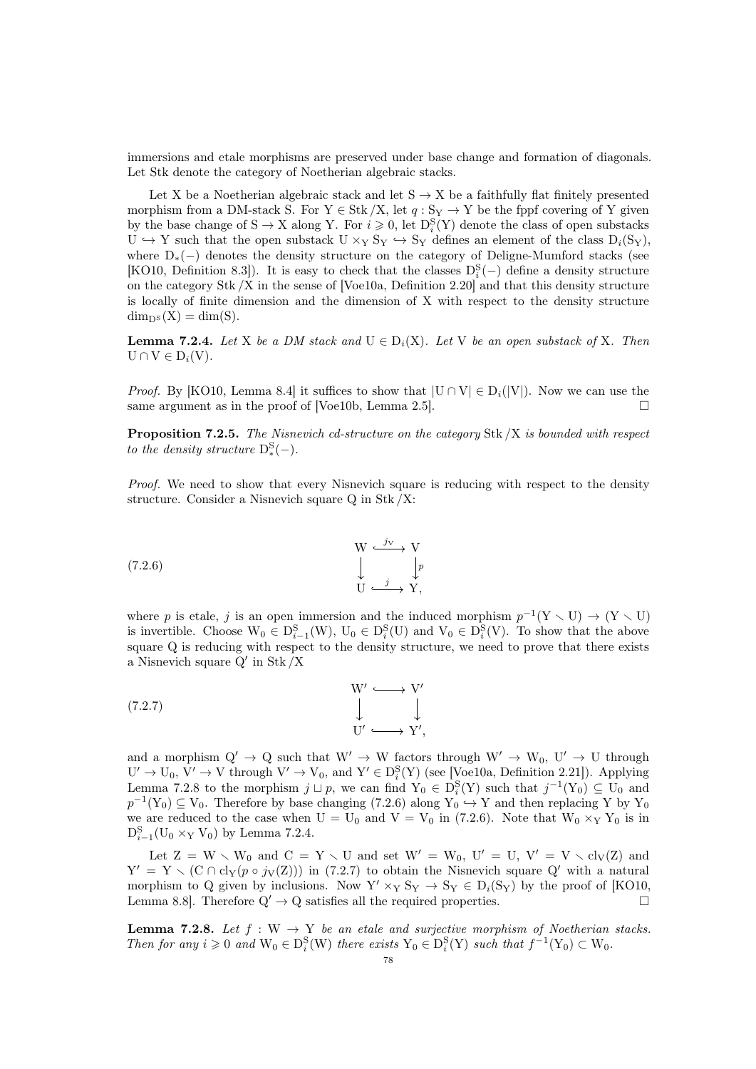immersions and etale morphisms are preserved under base change and formation of diagonals. Let Stk denote the category of Noetherian algebraic stacks.

Let X be a Noetherian algebraic stack and let $S \to X$ be a faithfully flat finitely presented morphism from a DM-stack S. For $Y \in \mathrm{Stk}/X$, let $q : S_Y \to Y$ be the fppf covering of Y given by the base change of $S \to X$ along Y. For $i \geqslant 0$, let $D_i^S(Y)$ denote the class of open substacks $U \hookrightarrow Y$ such that the open substack $U \times_Y S_Y \hookrightarrow S_Y$ defines an element of the class $D_i(S_Y)$, where $D_*(-)$ denotes the density structure on the category of Deligne-Mumford stacks (see [KO10, Definition 8.3]). It is easy to check that the classes $D_i^S(-)$ define a density structure on the category $\mathrm{Stk}/X$ in the sense of [Voe10a, Definition 2.20] and that this density structure is locally of finite dimension and the dimension of X with respect to the density structure $\dim_{D^S}(X) = \dim(S)$.

**Lemma 7.2.4.** *Let* X *be a DM stack and* $U \in D_i(X)$. *Let* V *be an open substack of* X. *Then* $U \cap V \in D_i(V)$.

*Proof.* By [KO10, Lemma 8.4] it suffices to show that $|U \cap V| \in D_i(|V|)$. Now we can use the same argument as in the proof of [Voe10b, Lemma 2.5]. □

**Proposition 7.2.5.** *The Nisnevich cd-structure on the category* $\mathrm{Stk}/X$ *is bounded with respect to the density structure* $D_*^S(-)$.

*Proof.* We need to show that every Nisnevich square is reducing with respect to the density structure. Consider a Nisnevich square Q in $\mathrm{Stk}/X$:

$$\begin{array}{ccc} W & \xrightarrow{j_V} & V \\ \downarrow & & \downarrow p \\ U & \xrightarrow{j} & Y, \end{array} \tag{7.2.6}$$

where p is etale, j is an open immersion and the induced morphism $p^{-1}(Y \smallsetminus U) \to (Y \smallsetminus U)$ is invertible. Choose $W_0 \in D_{i-1}^S(W)$, $U_0 \in D_i^S(U)$ and $V_0 \in D_i^S(V)$. To show that the above square Q is reducing with respect to the density structure, we need to prove that there exists a Nisnevich square Q′ in $\mathrm{Stk}/X$

$$\begin{array}{ccc} W' & \hookrightarrow & V' \\ \downarrow & & \downarrow \\ U' & \hookrightarrow & Y', \end{array} \tag{7.2.7}$$

and a morphism $Q' \to Q$ such that $W' \to W$ factors through $W' \to W_0$, $U' \to U$ through $U' \to U_0$, $V' \to V$ through $V' \to V_0$, and $Y' \in D_i^S(Y)$ (see [Voe10a, Definition 2.21]). Applying Lemma 7.2.8 to the morphism $j \sqcup p$, we can find $Y_0 \in D_i^S(Y)$ such that $j^{-1}(Y_0) \subseteq U_0$ and $p^{-1}(Y_0) \subseteq V_0$. Therefore by base changing (7.2.6) along $Y_0 \hookrightarrow Y$ and then replacing Y by $Y_0$ we are reduced to the case when $U = U_0$ and $V = V_0$ in (7.2.6). Note that $W_0 \times_Y Y_0$ is in $D_{i-1}^S(U_0 \times_Y V_0)$ by Lemma 7.2.4.

Let $Z = W \smallsetminus W_0$ and $C = Y \smallsetminus U$ and set $W' = W_0$, $U' = U$, $V' = V \smallsetminus \mathrm{cl}_V(Z)$ and $Y' = Y \smallsetminus (C \cap \mathrm{cl}_Y(p \circ j_V(Z)))$ in (7.2.7) to obtain the Nisnevich square Q′ with a natural morphism to Q given by inclusions. Now $Y' \times_Y S_Y \to S_Y \in D_i(S_Y)$ by the proof of [KO10, Lemma 8.8]. Therefore $Q' \to Q$ satisfies all the required properties. □

**Lemma 7.2.8.** *Let* $f : W \to Y$ *be an etale and surjective morphism of Noetherian stacks. Then for any* $i \geqslant 0$ *and* $W_0 \in D_i^S(W)$ *there exists* $Y_0 \in D_i^S(Y)$ *such that* $f^{-1}(Y_0) \subset W_0$.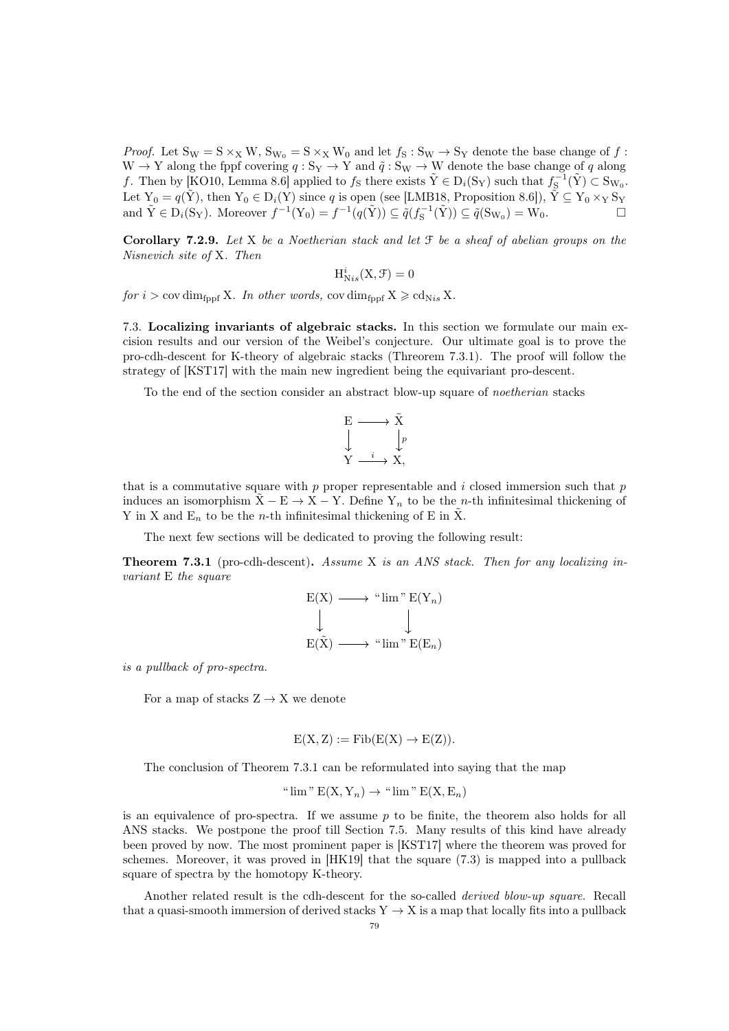*Proof.* Let $\mathrm{S_W} = \mathrm{S} \times_{\mathrm{X}} \mathrm{W}$, $\mathrm{S_{W_0}} = \mathrm{S} \times_{\mathrm{X}} \mathrm{W_0}$ and let $f_{\mathrm{S}} : \mathrm{S_W} \to \mathrm{S_Y}$ denote the base change of $f : \mathrm{W} \to \mathrm{Y}$ along the fppf covering $q : \mathrm{S_Y} \to \mathrm{Y}$ and $\tilde{q} : \mathrm{S_W} \to \mathrm{W}$ denote the base change of $q$ along $f$. Then by [KO10, Lemma 8.6] applied to $f_{\mathrm{S}}$ there exists $\tilde{\mathrm{Y}} \in \mathrm{D}_i(\mathrm{S_Y})$ such that $f_{\mathrm{S}}^{-1}(\tilde{\mathrm{Y}}) \subset \mathrm{S_{W_0}}$. Let $\mathrm{Y_0} = q(\tilde{\mathrm{Y}})$, then $\mathrm{Y_0} \in \mathrm{D}_i(\mathrm{Y})$ since $q$ is open (see [LMB18, Proposition 8.6]), $\tilde{\mathrm{Y}} \subseteq \mathrm{Y_0} \times_{\mathrm{Y}} \mathrm{S_Y}$ and $\tilde{\mathrm{Y}} \in \mathrm{D}_i(\mathrm{S_Y})$. Moreover $f^{-1}(\mathrm{Y_0}) = f^{-1}(q(\tilde{\mathrm{Y}})) \subseteq \tilde{q}(f_{\mathrm{S}}^{-1}(\tilde{\mathrm{Y}})) \subseteq \tilde{q}(\mathrm{S_{W_0}}) = \mathrm{W_0}$. □

**Corollary 7.2.9.** *Let* X *be a Noetherian stack and let* $\mathcal{F}$ *be a sheaf of abelian groups on the Nisnevich site of* X. *Then*

$$\mathrm{H}^i_{\mathrm{N}is}(\mathrm{X}, \mathcal{F}) = 0$$

*for* $i > \operatorname{cov}\dim_{\mathrm{fppf}} \mathrm{X}$. *In other words,* $\operatorname{cov}\dim_{\mathrm{fppf}} \mathrm{X} \geqslant \mathrm{cd}_{\mathrm{N}is} \mathrm{X}$.

7.3. **Localizing invariants of algebraic stacks.** In this section we formulate our main excision results and our version of the Weibel's conjecture. Our ultimate goal is to prove the pro-cdh-descent for K-theory of algebraic stacks (Threorem 7.3.1). The proof will follow the strategy of [KST17] with the main new ingredient being the equivariant pro-descent.

To the end of the section consider an abstract blow-up square of *noetherian* stacks

$$\begin{array}{ccc} \mathrm{E} & \longrightarrow & \tilde{\mathrm{X}} \\ \downarrow & & \downarrow p \\ \mathrm{Y} & \xrightarrow{i} & \mathrm{X}, \end{array}$$

that is a commutative square with $p$ proper representable and $i$ closed immersion such that $p$ induces an isomorphism $\tilde{\mathrm{X}} - \mathrm{E} \to \mathrm{X} - \mathrm{Y}$. Define $\mathrm{Y}_n$ to be the $n$-th infinitesimal thickening of Y in X and $\mathrm{E}_n$ to be the $n$-th infinitesimal thickening of E in $\tilde{\mathrm{X}}$.

The next few sections will be dedicated to proving the following result:

**Theorem 7.3.1** (pro-cdh-descent)**.** *Assume* X *is an ANS stack. Then for any localizing invariant* E *the square*

$$\begin{array}{ccc} \mathrm{E}(\mathrm{X}) & \longrightarrow & \text{“}\lim\text{”}\, \mathrm{E}(\mathrm{Y}_n) \\ \downarrow & & \downarrow \\ \mathrm{E}(\tilde{\mathrm{X}}) & \longrightarrow & \text{“}\lim\text{”}\, \mathrm{E}(\mathrm{E}_n) \end{array}$$

*is a pullback of pro-spectra.*

For a map of stacks $\mathrm{Z} \to \mathrm{X}$ we denote

$$\mathrm{E}(\mathrm{X}, \mathrm{Z}) := \mathrm{Fib}(\mathrm{E}(\mathrm{X}) \to \mathrm{E}(\mathrm{Z})).$$

The conclusion of Theorem 7.3.1 can be reformulated into saying that the map

$$\text{“}\lim\text{”}\, \mathrm{E}(\mathrm{X}, \mathrm{Y}_n) \to \text{“}\lim\text{”}\, \mathrm{E}(\mathrm{X}, \mathrm{E}_n)$$

is an equivalence of pro-spectra. If we assume $p$ to be finite, the theorem also holds for all ANS stacks. We postpone the proof till Section 7.5. Many results of this kind have already been proved by now. The most prominent paper is [KST17] where the theorem was proved for schemes. Moreover, it was proved in [HK19] that the square (7.3) is mapped into a pullback square of spectra by the homotopy K-theory.

Another related result is the cdh-descent for the so-called *derived blow-up square*. Recall that a quasi-smooth immersion of derived stacks $\mathrm{Y} \to \mathrm{X}$ is a map that locally fits into a pullback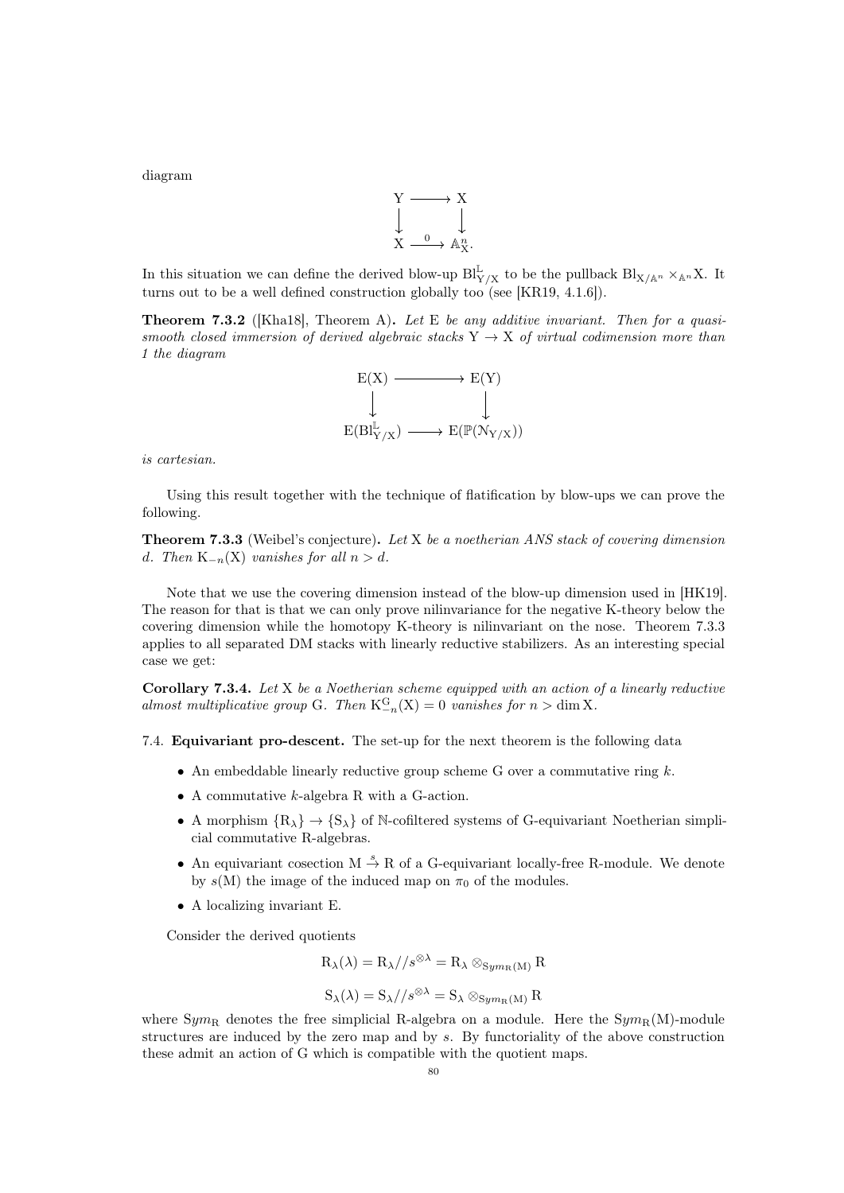diagram

$$
\begin{array}{ccc}
\mathrm{Y} & \longrightarrow & \mathrm{X} \\
\downarrow & & \downarrow \\
\mathrm{X} & \xrightarrow{0} & \mathbb{A}^n_{\mathrm{X}}.
\end{array}
$$

In this situation we can define the derived blow-up $\mathrm{Bl}^{\mathbb{L}}_{\mathrm{Y}/\mathrm{X}}$ to be the pullback $\mathrm{Bl}_{\mathrm{X}/\mathbb{A}^n} \times_{\mathbb{A}^n} \mathrm{X}$. It turns out to be a well defined construction globally too (see [KR19, 4.1.6]).

**Theorem 7.3.2** ([Kha18], Theorem A)**.** *Let* E *be any additive invariant. Then for a quasi-smooth closed immersion of derived algebraic stacks* $\mathrm{Y} \to \mathrm{X}$ *of virtual codimension more than 1 the diagram*

$$
\begin{array}{ccc}
\mathrm{E}(\mathrm{X}) & \longrightarrow & \mathrm{E}(\mathrm{Y}) \\
\downarrow & & \downarrow \\
\mathrm{E}(\mathrm{Bl}^{\mathbb{L}}_{\mathrm{Y}/\mathrm{X}}) & \longrightarrow & \mathrm{E}(\mathbb{P}(\mathcal{N}_{\mathrm{Y}/\mathrm{X}}))
\end{array}
$$

*is cartesian.*

Using this result together with the technique of flatification by blow-ups we can prove the following.

**Theorem 7.3.3** (Weibel's conjecture)**.** *Let* X *be a noetherian ANS stack of covering dimension* $d$*. Then* $\mathrm{K}_{-n}(\mathrm{X})$ *vanishes for all* $n > d$*.*

Note that we use the covering dimension instead of the blow-up dimension used in [HK19]. The reason for that is that we can only prove nilinvariance for the negative K-theory below the covering dimension while the homotopy K-theory is nilinvariant on the nose. Theorem 7.3.3 applies to all separated DM stacks with linearly reductive stabilizers. As an interesting special case we get:

**Corollary 7.3.4.** *Let* X *be a Noetherian scheme equipped with an action of a linearly reductive almost multiplicative group* G*. Then* $\mathrm{K}^{\mathrm{G}}_{-n}(\mathrm{X}) = 0$ *vanishes for* $n > \dim \mathrm{X}$*.*

7.4. **Equivariant pro-descent.** The set-up for the next theorem is the following data

- An embeddable linearly reductive group scheme G over a commutative ring $k$.
- A commutative $k$-algebra R with a G-action.
- A morphism $\{\mathrm{R}_\lambda\} \to \{\mathrm{S}_\lambda\}$ of $\mathbb{N}$-cofiltered systems of G-equivariant Noetherian simplicial commutative R-algebras.
- An equivariant cosection $\mathrm{M} \xrightarrow{s} \mathrm{R}$ of a G-equivariant locally-free R-module. We denote by $s(\mathrm{M})$ the image of the induced map on $\pi_0$ of the modules.
- A localizing invariant E.

Consider the derived quotients

$$\mathrm{R}_\lambda(\lambda) = \mathrm{R}_\lambda // s^{\otimes\lambda} = \mathrm{R}_\lambda \otimes_{\mathrm{S}ym_{\mathrm{R}}(\mathrm{M})} \mathrm{R}$$

$$\mathrm{S}_\lambda(\lambda) = \mathrm{S}_\lambda // s^{\otimes\lambda} = \mathrm{S}_\lambda \otimes_{\mathrm{S}ym_{\mathrm{R}}(\mathrm{M})} \mathrm{R}$$

where $\mathrm{S}ym_{\mathrm{R}}$ denotes the free simplicial R-algebra on a module. Here the $\mathrm{S}ym_{\mathrm{R}}(\mathrm{M})$-module structures are induced by the zero map and by $s$. By functoriality of the above construction these admit an action of G which is compatible with the quotient maps.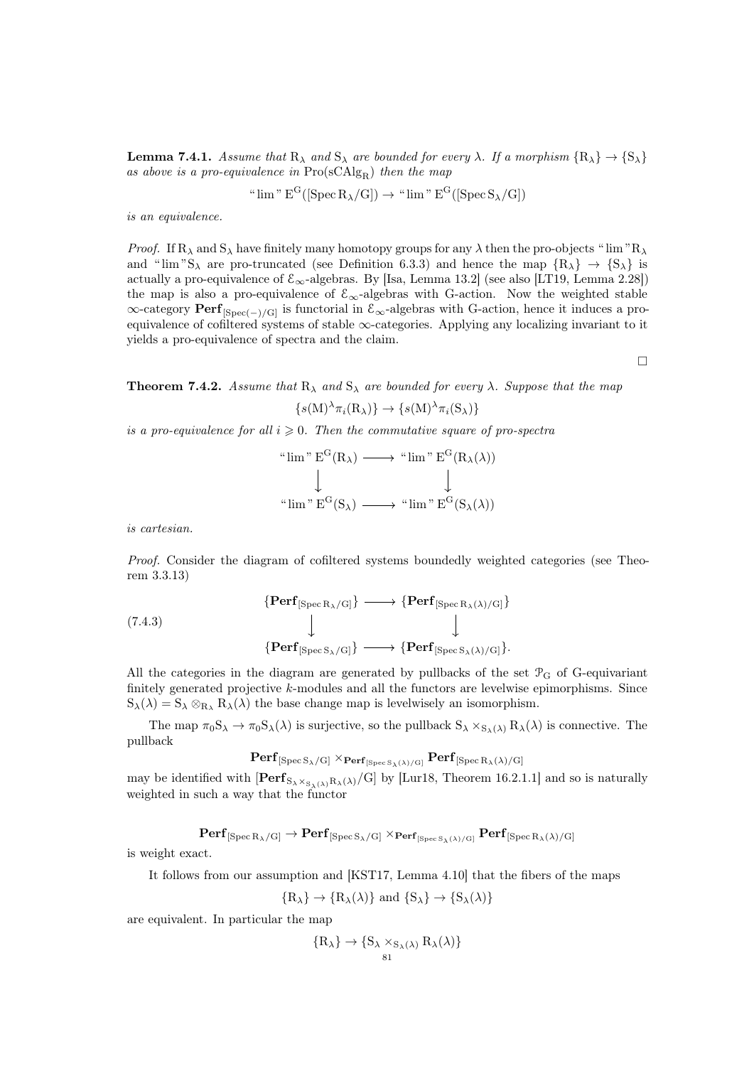**Lemma 7.4.1.** *Assume that* $R_\lambda$ *and* $S_\lambda$ *are bounded for every* $\lambda$*. If a morphism* $\{R_\lambda\} \to \{S_\lambda\}$ *as above is a pro-equivalence in* $\mathrm{Pro}(\mathrm{sCAlg}_R)$ *then the map*

$$\text{“}\lim\text{”}\, E^G([\operatorname{Spec} R_\lambda/G]) \to \text{“}\lim\text{”}\, E^G([\operatorname{Spec} S_\lambda/G])$$

*is an equivalence.*

*Proof.* If $R_\lambda$ and $S_\lambda$ have finitely many homotopy groups for any $\lambda$ then the pro-objects “lim”$R_\lambda$ and “lim”$S_\lambda$ are pro-truncated (see Definition 6.3.3) and hence the map $\{R_\lambda\} \to \{S_\lambda\}$ is actually a pro-equivalence of $\mathcal{E}_\infty$-algebras. By [Isa, Lemma 13.2] (see also [LT19, Lemma 2.28]) the map is also a pro-equivalence of $\mathcal{E}_\infty$-algebras with G-action. Now the weighted stable $\infty$-category $\mathbf{Perf}_{[\operatorname{Spec}(-)/G]}$ is functorial in $\mathcal{E}_\infty$-algebras with G-action, hence it induces a pro-equivalence of cofiltered systems of stable $\infty$-categories. Applying any localizing invariant to it yields a pro-equivalence of spectra and the claim.

$\square$

**Theorem 7.4.2.** *Assume that* $R_\lambda$ *and* $S_\lambda$ *are bounded for every* $\lambda$*. Suppose that the map*

$$\{s(M)^\lambda \pi_i(R_\lambda)\} \to \{s(M)^\lambda \pi_i(S_\lambda)\}$$

*is a pro-equivalence for all* $i \geqslant 0$*. Then the commutative square of pro-spectra*

$$\begin{array}{ccc}
\text{“}\lim\text{”}\, E^G(R_\lambda) & \longrightarrow & \text{“}\lim\text{”}\, E^G(R_\lambda(\lambda)) \\
\big\downarrow & & \big\downarrow \\
\text{“}\lim\text{”}\, E^G(S_\lambda) & \longrightarrow & \text{“}\lim\text{”}\, E^G(S_\lambda(\lambda))
\end{array}$$

*is cartesian.*

*Proof.* Consider the diagram of cofiltered systems boundedly weighted categories (see Theorem 3.3.13)

$$\begin{array}{ccc}
\{\mathbf{Perf}_{[\operatorname{Spec} R_\lambda/G]}\} & \longrightarrow & \{\mathbf{Perf}_{[\operatorname{Spec} R_\lambda(\lambda)/G]}\} \\
\big\downarrow & & \big\downarrow \\
\{\mathbf{Perf}_{[\operatorname{Spec} S_\lambda/G]}\} & \longrightarrow & \{\mathbf{Perf}_{[\operatorname{Spec} S_\lambda(\lambda)/G]}\}.
\end{array} \tag{7.4.3}$$

All the categories in the diagram are generated by pullbacks of the set $\mathcal{P}_G$ of G-equivariant finitely generated projective $k$-modules and all the functors are levelwise epimorphisms. Since $S_\lambda(\lambda) = S_\lambda \otimes_{R_\lambda} R_\lambda(\lambda)$ the base change map is levelwisely an isomorphism.

The map $\pi_0 S_\lambda \to \pi_0 S_\lambda(\lambda)$ is surjective, so the pullback $S_\lambda \times_{S_\lambda(\lambda)} R_\lambda(\lambda)$ is connective. The pullback

$$\mathbf{Perf}_{[\operatorname{Spec} S_\lambda/G]} \times_{\mathbf{Perf}_{[\operatorname{Spec} S_\lambda(\lambda)/G]}} \mathbf{Perf}_{[\operatorname{Spec} R_\lambda(\lambda)/G]}$$

may be identified with $[\mathbf{Perf}_{S_\lambda \times_{S_\lambda(\lambda)} R_\lambda(\lambda)}/G]$ by [Lur18, Theorem 16.2.1.1] and so is naturally weighted in such a way that the functor

$$\mathbf{Perf}_{[\operatorname{Spec} R_\lambda/G]} \to \mathbf{Perf}_{[\operatorname{Spec} S_\lambda/G]} \times_{\mathbf{Perf}_{[\operatorname{Spec} S_\lambda(\lambda)/G]}} \mathbf{Perf}_{[\operatorname{Spec} R_\lambda(\lambda)/G]}$$

is weight exact.

It follows from our assumption and [KST17, Lemma 4.10] that the fibers of the maps

$$\{R_\lambda\} \to \{R_\lambda(\lambda)\} \text{ and } \{S_\lambda\} \to \{S_\lambda(\lambda)\}$$

are equivalent. In particular the map

$$\{R_\lambda\} \to \{S_\lambda \times_{S_\lambda(\lambda)} R_\lambda(\lambda)\}$$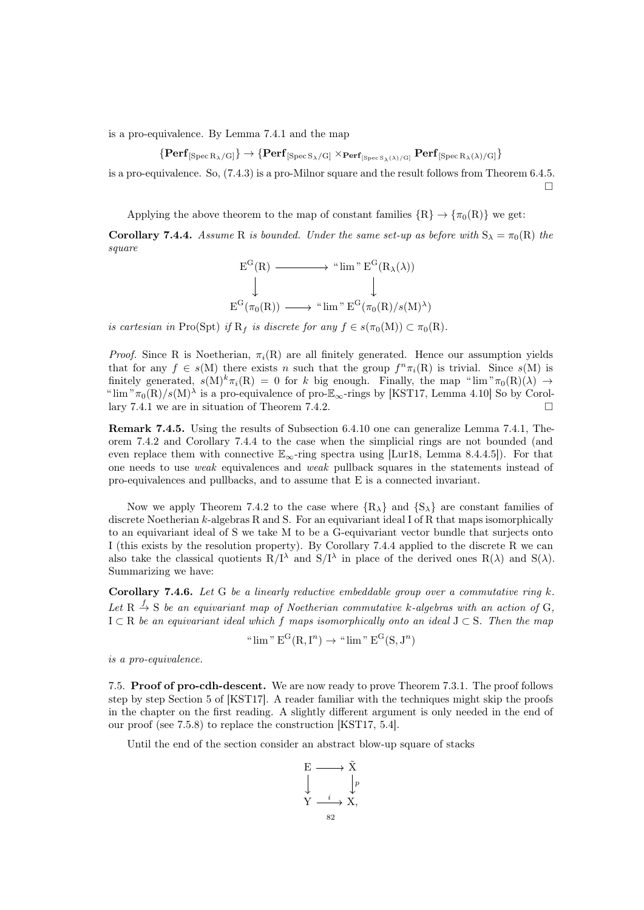is a pro-equivalence. By Lemma 7.4.1 and the map

$$\{\mathbf{Perf}_{[\mathrm{Spec}\,\mathrm{R}_\lambda/\mathrm{G}]}\} \to \{\mathbf{Perf}_{[\mathrm{Spec}\,\mathrm{S}_\lambda/\mathrm{G}]} \times_{\mathbf{Perf}_{[\mathrm{Spec}\,\mathrm{S}_\lambda(\lambda)/\mathrm{G}]}} \mathbf{Perf}_{[\mathrm{Spec}\,\mathrm{R}_\lambda(\lambda)/\mathrm{G}]}\}$$

is a pro-equivalence. So, (7.4.3) is a pro-Milnor square and the result follows from Theorem 6.4.5. □

Applying the above theorem to the map of constant families $\{\mathrm{R}\} \to \{\pi_0(\mathrm{R})\}$ we get:

**Corollary 7.4.4.** *Assume* R *is bounded. Under the same set-up as before with* $\mathrm{S}_\lambda = \pi_0(\mathrm{R})$ *the square*

$$\begin{array}{ccc} \mathrm{E}^{\mathrm{G}}(\mathrm{R}) & \longrightarrow & \text{“}\lim\text{”}\, \mathrm{E}^{\mathrm{G}}(\mathrm{R}_\lambda(\lambda)) \\ \big\downarrow & & \big\downarrow \\ \mathrm{E}^{\mathrm{G}}(\pi_0(\mathrm{R})) & \longrightarrow & \text{“}\lim\text{”}\, \mathrm{E}^{\mathrm{G}}(\pi_0(\mathrm{R})/s(\mathrm{M})^\lambda) \end{array}$$

*is cartesian in* $\mathrm{Pro}(\mathrm{Spt})$ *if* $\mathrm{R}_f$ *is discrete for any* $f \in s(\pi_0(\mathrm{M})) \subset \pi_0(\mathrm{R})$.

*Proof.* Since R is Noetherian, $\pi_i(\mathrm{R})$ are all finitely generated. Hence our assumption yields that for any $f \in s(\mathrm{M})$ there exists $n$ such that the group $f^n\pi_i(\mathrm{R})$ is trivial. Since $s(\mathrm{M})$ is finitely generated, $s(\mathrm{M})^k\pi_i(\mathrm{R}) = 0$ for $k$ big enough. Finally, the map “$\lim$”$\pi_0(\mathrm{R})(\lambda) \to$ “$\lim$”$\pi_0(\mathrm{R})/s(\mathrm{M})^\lambda$ is a pro-equivalence of pro-$\mathbb{E}_\infty$-rings by [KST17, Lemma 4.10] So by Corollary 7.4.1 we are in situation of Theorem 7.4.2. □

**Remark 7.4.5.** Using the results of Subsection 6.4.10 one can generalize Lemma 7.4.1, Theorem 7.4.2 and Corollary 7.4.4 to the case when the simplicial rings are not bounded (and even replace them with connective $\mathbb{E}_\infty$-ring spectra using [Lur18, Lemma 8.4.4.5]). For that one needs to use *weak* equivalences and *weak* pullback squares in the statements instead of pro-equivalences and pullbacks, and to assume that E is a connected invariant.

Now we apply Theorem 7.4.2 to the case where $\{\mathrm{R}_\lambda\}$ and $\{\mathrm{S}_\lambda\}$ are constant families of discrete Noetherian $k$-algebras R and S. For an equivariant ideal I of R that maps isomorphically to an equivariant ideal of S we take M to be a G-equivariant vector bundle that surjects onto I (this exists by the resolution property). By Corollary 7.4.4 applied to the discrete R we can also take the classical quotients $\mathrm{R}/\mathrm{I}^\lambda$ and $\mathrm{S}/\mathrm{I}^\lambda$ in place of the derived ones $\mathrm{R}(\lambda)$ and $\mathrm{S}(\lambda)$. Summarizing we have:

**Corollary 7.4.6.** *Let* G *be a linearly reductive embeddable group over a commutative ring* $k$*. Let* $\mathrm{R} \xrightarrow{f} \mathrm{S}$ *be an equivariant map of Noetherian commutative* $k$*-algebras with an action of* G*,* $\mathrm{I} \subset \mathrm{R}$ *be an equivariant ideal which* $f$ *maps isomorphically onto an ideal* $\mathrm{J} \subset \mathrm{S}$*. Then the map*

$$\text{“}\lim\text{”}\, \mathrm{E}^{\mathrm{G}}(\mathrm{R}, \mathrm{I}^n) \to \text{“}\lim\text{”}\, \mathrm{E}^{\mathrm{G}}(\mathrm{S}, \mathrm{J}^n)$$

*is a pro-equivalence.*

7.5. **Proof of pro-cdh-descent.** We are now ready to prove Theorem 7.3.1. The proof follows step by step Section 5 of [KST17]. A reader familiar with the techniques might skip the proofs in the chapter on the first reading. A slightly different argument is only needed in the end of our proof (see 7.5.8) to replace the construction [KST17, 5.4].

Until the end of the section consider an abstract blow-up square of stacks

$$\begin{array}{ccc} \mathrm{E} & \longrightarrow & \tilde{\mathrm{X}} \\ \big\downarrow & & \big\downarrow{\scriptstyle p} \\ \mathrm{Y} & \xrightarrow{\;i\;} & \mathrm{X}, \end{array}$$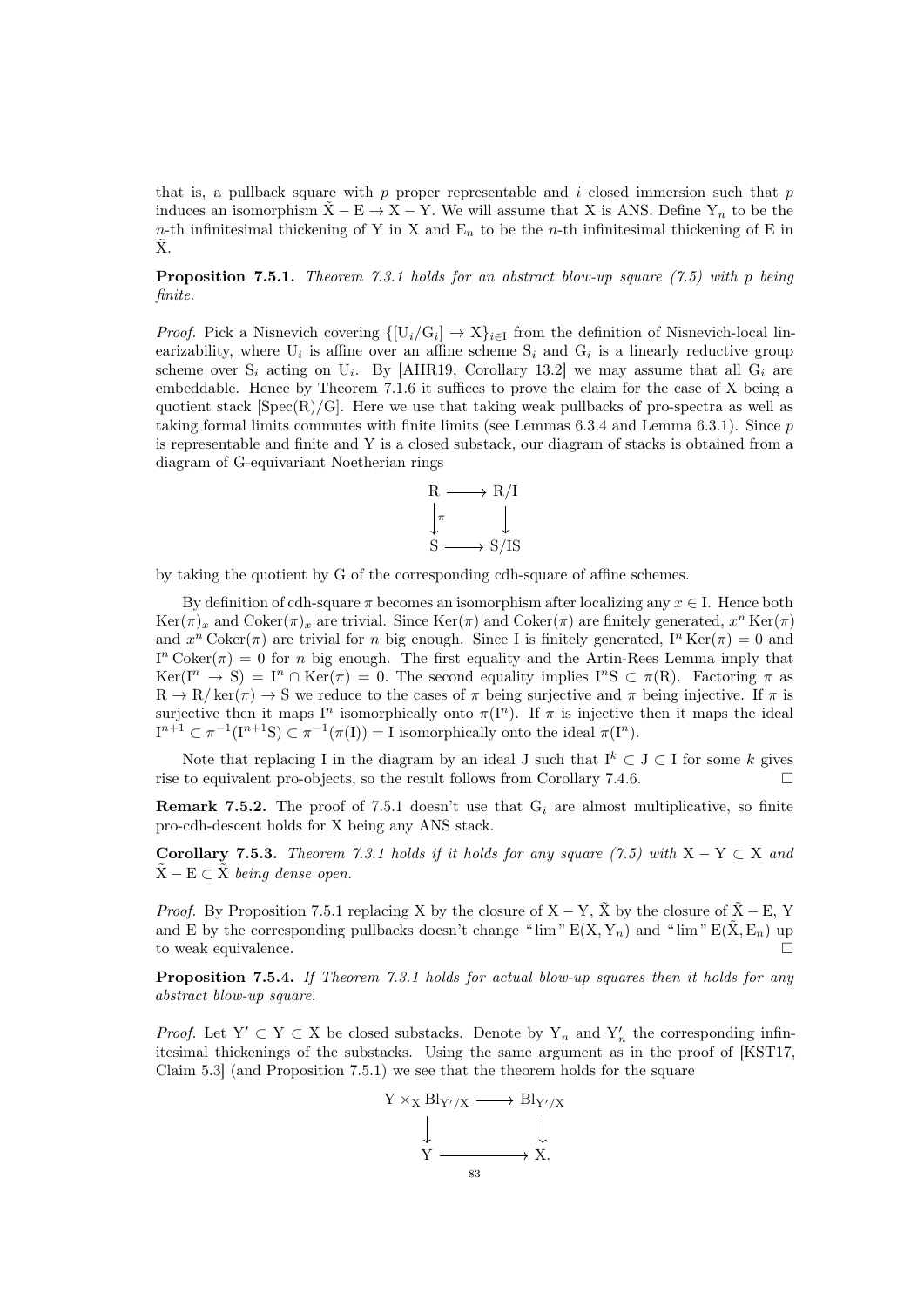that is, a pullback square with $p$ proper representable and $i$ closed immersion such that $p$ induces an isomorphism $\tilde{X} - E \to X - Y$. We will assume that X is ANS. Define $Y_n$ to be the $n$-th infinitesimal thickening of Y in X and $E_n$ to be the $n$-th infinitesimal thickening of E in $\tilde{X}$.

**Proposition 7.5.1.** *Theorem 7.3.1 holds for an abstract blow-up square (7.5) with p being finite.*

*Proof.* Pick a Nisnevich covering $\{[U_i/G_i] \to X\}_{i \in I}$ from the definition of Nisnevich-local linearizability, where $U_i$ is affine over an affine scheme $S_i$ and $G_i$ is a linearly reductive group scheme over $S_i$ acting on $U_i$. By [AHR19, Corollary 13.2] we may assume that all $G_i$ are embeddable. Hence by Theorem 7.1.6 it suffices to prove the claim for the case of X being a quotient stack $[\mathrm{Spec}(R)/G]$. Here we use that taking weak pullbacks of pro-spectra as well as taking formal limits commutes with finite limits (see Lemmas 6.3.4 and Lemma 6.3.1). Since $p$ is representable and finite and Y is a closed substack, our diagram of stacks is obtained from a diagram of G-equivariant Noetherian rings

$$\begin{array}{ccc} R & \longrightarrow & R/I \\ \downarrow{\scriptstyle \pi} & & \downarrow \\ S & \longrightarrow & S/IS \end{array}$$

by taking the quotient by G of the corresponding cdh-square of affine schemes.

By definition of cdh-square $\pi$ becomes an isomorphism after localizing any $x \in I$. Hence both $\mathrm{Ker}(\pi)_x$ and $\mathrm{Coker}(\pi)_x$ are trivial. Since $\mathrm{Ker}(\pi)$ and $\mathrm{Coker}(\pi)$ are finitely generated, $x^n \mathrm{Ker}(\pi)$ and $x^n \mathrm{Coker}(\pi)$ are trivial for $n$ big enough. Since I is finitely generated, $I^n \mathrm{Ker}(\pi) = 0$ and $I^n \mathrm{Coker}(\pi) = 0$ for $n$ big enough. The first equality and the Artin-Rees Lemma imply that $\mathrm{Ker}(I^n \to S) = I^n \cap \mathrm{Ker}(\pi) = 0$. The second equality implies $I^n S \subset \pi(R)$. Factoring $\pi$ as $R \to R/\ker(\pi) \to S$ we reduce to the cases of $\pi$ being surjective and $\pi$ being injective. If $\pi$ is surjective then it maps $I^n$ isomorphically onto $\pi(I^n)$. If $\pi$ is injective then it maps the ideal $I^{n+1} \subset \pi^{-1}(I^{n+1}S) \subset \pi^{-1}(\pi(I)) = I$ isomorphically onto the ideal $\pi(I^n)$.

Note that replacing I in the diagram by an ideal J such that $I^k \subset J \subset I$ for some $k$ gives rise to equivalent pro-objects, so the result follows from Corollary 7.4.6. $\square$

**Remark 7.5.2.** The proof of 7.5.1 doesn't use that $G_i$ are almost multiplicative, so finite pro-cdh-descent holds for X being any ANS stack.

**Corollary 7.5.3.** *Theorem 7.3.1 holds if it holds for any square (7.5) with $X - Y \subset X$ and $\tilde{X} - E \subset \tilde{X}$ being dense open.*

*Proof.* By Proposition 7.5.1 replacing X by the closure of $X - Y$, $\tilde{X}$ by the closure of $\tilde{X} - E$, Y and E by the corresponding pullbacks doesn't change "$\lim$" $E(X, Y_n)$ and "$\lim$" $E(\tilde{X}, E_n)$ up to weak equivalence. $\square$

**Proposition 7.5.4.** *If Theorem 7.3.1 holds for actual blow-up squares then it holds for any abstract blow-up square.*

*Proof.* Let $Y' \subset Y \subset X$ be closed substacks. Denote by $Y_n$ and $Y'_n$ the corresponding infinitesimal thickenings of the substacks. Using the same argument as in the proof of [KST17, Claim 5.3] (and Proposition 7.5.1) we see that the theorem holds for the square

$$\begin{array}{ccc} Y \times_X \mathrm{Bl}_{Y'/X} & \longrightarrow & \mathrm{Bl}_{Y'/X} \\ \downarrow & & \downarrow \\ Y & \longrightarrow & X. \end{array}$$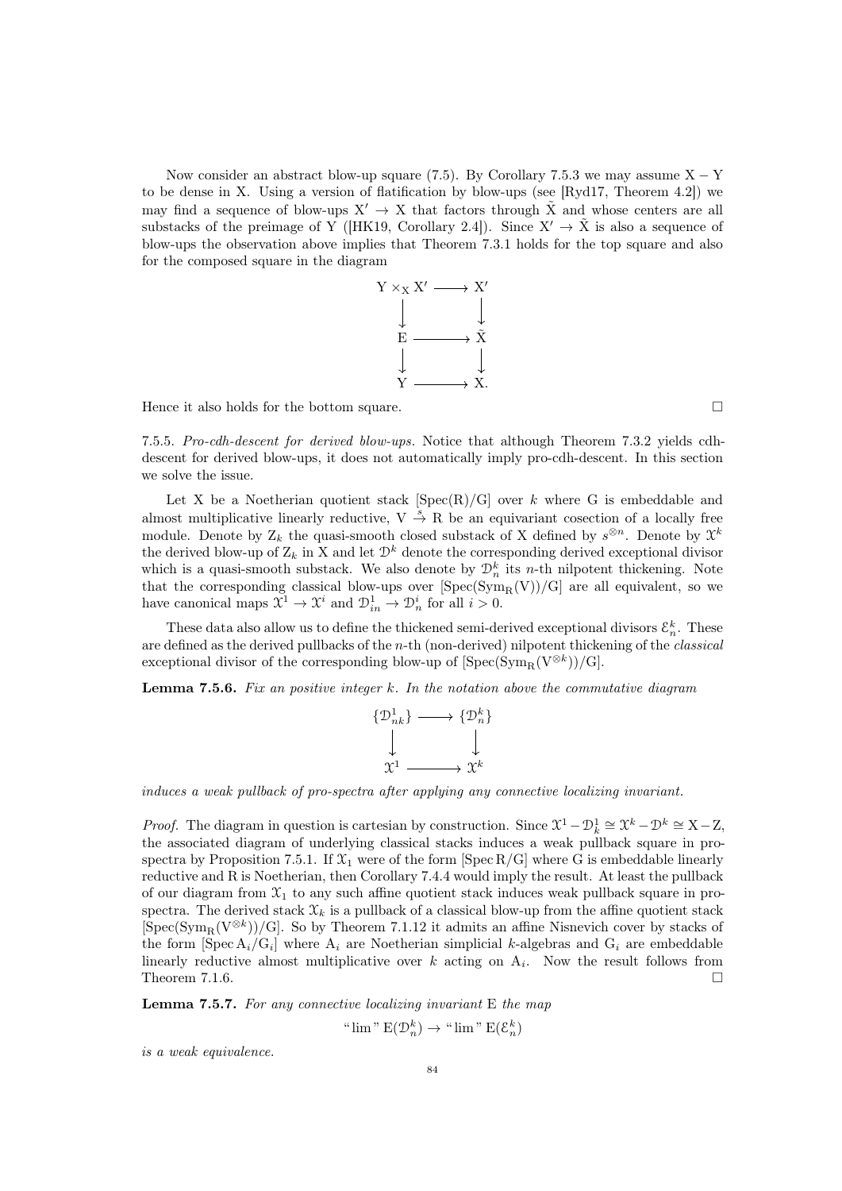Now consider an abstract blow-up square (7.5). By Corollary 7.5.3 we may assume $\mathrm{X} - \mathrm{Y}$ to be dense in X. Using a version of flatification by blow-ups (see [Ryd17, Theorem 4.2]) we may find a sequence of blow-ups $\mathrm{X}' \to \mathrm{X}$ that factors through $\tilde{\mathrm{X}}$ and whose centers are all substacks of the preimage of Y ([HK19, Corollary 2.4]). Since $\mathrm{X}' \to \tilde{\mathrm{X}}$ is also a sequence of blow-ups the observation above implies that Theorem 7.3.1 holds for the top square and also for the composed square in the diagram

$$\begin{array}{ccc} \mathrm{Y} \times_{\mathrm{X}} \mathrm{X}' & \longrightarrow & \mathrm{X}' \\ \downarrow & & \downarrow \\ \mathrm{E} & \longrightarrow & \tilde{\mathrm{X}} \\ \downarrow & & \downarrow \\ \mathrm{Y} & \longrightarrow & \mathrm{X}. \end{array}$$

Hence it also holds for the bottom square. □

7.5.5. *Pro-cdh-descent for derived blow-ups.* Notice that although Theorem 7.3.2 yields cdh-descent for derived blow-ups, it does not automatically imply pro-cdh-descent. In this section we solve the issue.

Let X be a Noetherian quotient stack $[\mathrm{Spec}(\mathrm{R})/\mathrm{G}]$ over $k$ where G is embeddable and almost multiplicative linearly reductive, $\mathrm{V} \xrightarrow{s} \mathrm{R}$ be an equivariant cosection of a locally free module. Denote by $\mathrm{Z}_k$ the quasi-smooth closed substack of X defined by $s^{\otimes n}$. Denote by $\mathcal{X}^k$ the derived blow-up of $\mathrm{Z}_k$ in X and let $\mathcal{D}^k$ denote the corresponding derived exceptional divisor which is a quasi-smooth substack. We also denote by $\mathcal{D}^k_n$ its $n$-th nilpotent thickening. Note that the corresponding classical blow-ups over $[\mathrm{Spec}(\mathrm{Sym}_\mathrm{R}(\mathrm{V}))/\mathrm{G}]$ are all equivalent, so we have canonical maps $\mathcal{X}^1 \to \mathcal{X}^i$ and $\mathcal{D}^1_{in} \to \mathcal{D}^i_n$ for all $i > 0$.

These data also allow us to define the thickened semi-derived exceptional divisors $\mathcal{E}^k_n$. These are defined as the derived pullbacks of the $n$-th (non-derived) nilpotent thickening of the *classical* exceptional divisor of the corresponding blow-up of $[\mathrm{Spec}(\mathrm{Sym}_\mathrm{R}(\mathrm{V}^{\otimes k}))/\mathrm{G}]$.

**Lemma 7.5.6.** *Fix an positive integer $k$. In the notation above the commutative diagram*

$$\begin{array}{ccc} \{\mathcal{D}^1_{nk}\} & \longrightarrow & \{\mathcal{D}^k_n\} \\ \downarrow & & \downarrow \\ \mathcal{X}^1 & \longrightarrow & \mathcal{X}^k \end{array}$$

*induces a weak pullback of pro-spectra after applying any connective localizing invariant.*

*Proof.* The diagram in question is cartesian by construction. Since $\mathcal{X}^1 - \mathcal{D}^1_k \cong \mathcal{X}^k - \mathcal{D}^k \cong \mathrm{X} - \mathrm{Z}$, the associated diagram of underlying classical stacks induces a weak pullback square in pro-spectra by Proposition 7.5.1. If $\mathcal{X}_1$ were of the form $[\mathrm{Spec}\,\mathrm{R}/\mathrm{G}]$ where G is embeddable linearly reductive and R is Noetherian, then Corollary 7.4.4 would imply the result. At least the pullback of our diagram from $\mathcal{X}_1$ to any such affine quotient stack induces weak pullback square in pro-spectra. The derived stack $\mathcal{X}_k$ is a pullback of a classical blow-up from the affine quotient stack $[\mathrm{Spec}(\mathrm{Sym}_\mathrm{R}(\mathrm{V}^{\otimes k}))/\mathrm{G}]$. So by Theorem 7.1.12 it admits an affine Nisnevich cover by stacks of the form $[\mathrm{Spec}\,\mathrm{A}_i/\mathrm{G}_i]$ where $\mathrm{A}_i$ are Noetherian simplicial $k$-algebras and $\mathrm{G}_i$ are embeddable linearly reductive almost multiplicative over $k$ acting on $\mathrm{A}_i$. Now the result follows from Theorem 7.1.6. □

**Lemma 7.5.7.** *For any connective localizing invariant E the map*

$$\text{“}\lim\text{”}\, \mathrm{E}(\mathcal{D}^k_n) \to \text{“}\lim\text{”}\, \mathrm{E}(\mathcal{E}^k_n)$$

*is a weak equivalence.*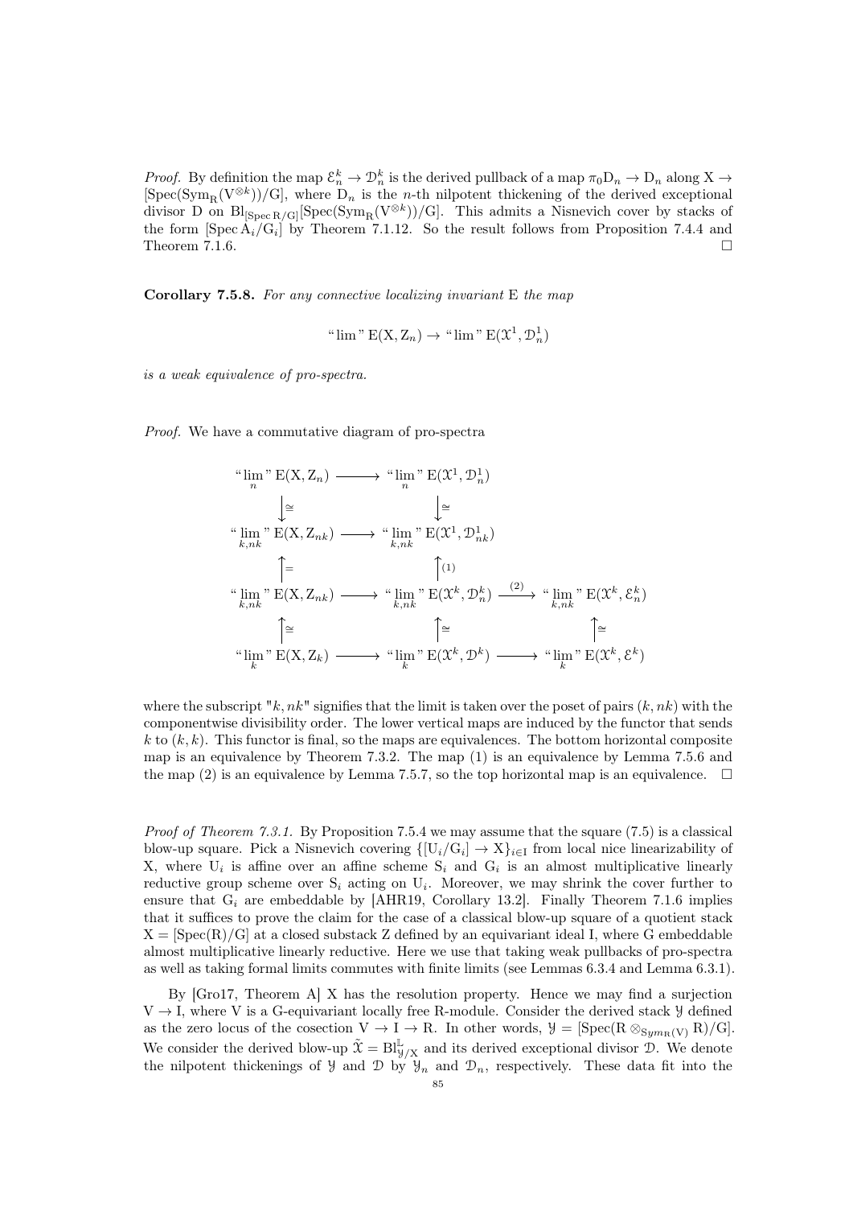*Proof.* By definition the map $\mathcal{E}_n^k \to \mathcal{D}_n^k$ is the derived pullback of a map $\pi_0 \mathrm{D}_n \to \mathrm{D}_n$ along $\mathrm{X} \to [\mathrm{Spec}(\mathrm{Sym}_\mathrm{R}(\mathrm{V}^{\otimes k}))/\mathrm{G}]$, where $\mathrm{D}_n$ is the $n$-th nilpotent thickening of the derived exceptional divisor D on $\mathrm{Bl}_{[\mathrm{Spec}\,\mathrm{R}/\mathrm{G}]}[\mathrm{Spec}(\mathrm{Sym}_\mathrm{R}(\mathrm{V}^{\otimes k}))/\mathrm{G}]$. This admits a Nisnevich cover by stacks of the form $[\mathrm{Spec}\,\mathrm{A}_i/\mathrm{G}_i]$ by Theorem 7.1.12. So the result follows from Proposition 7.4.4 and Theorem 7.1.6. $\square$

**Corollary 7.5.8.** *For any connective localizing invariant* E *the map*

$$\text{“}\lim\text{''}\,\mathrm{E}(\mathrm{X}, \mathrm{Z}_n) \to \text{“}\lim\text{''}\,\mathrm{E}(\mathcal{X}^1, \mathcal{D}_n^1)$$

*is a weak equivalence of pro-spectra.*

*Proof.* We have a commutative diagram of pro-spectra

$$\begin{array}{ccccc}
\text{“}\lim\limits_{n}\text{''}\,\mathrm{E}(\mathrm{X}, \mathrm{Z}_n) & \longrightarrow & \text{“}\lim\limits_{n}\text{''}\,\mathrm{E}(\mathcal{X}^1, \mathcal{D}_n^1) & & \\
\downarrow\cong & & \downarrow\cong & & \\
\text{“}\lim\limits_{k,nk}\text{''}\,\mathrm{E}(\mathrm{X}, \mathrm{Z}_{nk}) & \longrightarrow & \text{“}\lim\limits_{k,nk}\text{''}\,\mathrm{E}(\mathcal{X}^1, \mathcal{D}_{nk}^1) & & \\
\uparrow = & & \uparrow(1) & & \\
\text{“}\lim\limits_{k,nk}\text{''}\,\mathrm{E}(\mathrm{X}, \mathrm{Z}_{nk}) & \longrightarrow & \text{“}\lim\limits_{k,nk}\text{''}\,\mathrm{E}(\mathcal{X}^k, \mathcal{D}_n^k) & \xrightarrow{(2)} & \text{“}\lim\limits_{k,nk}\text{''}\,\mathrm{E}(\mathcal{X}^k, \mathcal{E}_n^k) \\
\uparrow\cong & & \uparrow\cong & & \uparrow\cong \\
\text{“}\lim\limits_{k}\text{''}\,\mathrm{E}(\mathrm{X}, \mathrm{Z}_k) & \longrightarrow & \text{“}\lim\limits_{k}\text{''}\,\mathrm{E}(\mathcal{X}^k, \mathcal{D}^k) & \longrightarrow & \text{“}\lim\limits_{k}\text{''}\,\mathrm{E}(\mathcal{X}^k, \mathcal{E}^k)
\end{array}$$

where the subscript "$k, nk$" signifies that the limit is taken over the poset of pairs $(k, nk)$ with the componentwise divisibility order. The lower vertical maps are induced by the functor that sends $k$ to $(k, k)$. This functor is final, so the maps are equivalences. The bottom horizontal composite map is an equivalence by Theorem 7.3.2. The map (1) is an equivalence by Lemma 7.5.6 and the map (2) is an equivalence by Lemma 7.5.7, so the top horizontal map is an equivalence. $\square$

*Proof of Theorem 7.3.1.* By Proposition 7.5.4 we may assume that the square (7.5) is a classical blow-up square. Pick a Nisnevich covering $\{[\mathrm{U}_i/\mathrm{G}_i] \to \mathrm{X}\}_{i\in\mathrm{I}}$ from local nice linearizability of X, where $\mathrm{U}_i$ is affine over an affine scheme $\mathrm{S}_i$ and $\mathrm{G}_i$ is an almost multiplicative linearly reductive group scheme over $\mathrm{S}_i$ acting on $\mathrm{U}_i$. Moreover, we may shrink the cover further to ensure that $\mathrm{G}_i$ are embeddable by [AHR19, Corollary 13.2]. Finally Theorem 7.1.6 implies that it suffices to prove the claim for the case of a classical blow-up square of a quotient stack $\mathrm{X} = [\mathrm{Spec}(\mathrm{R})/\mathrm{G}]$ at a closed substack Z defined by an equivariant ideal I, where G embeddable almost multiplicative linearly reductive. Here we use that taking weak pullbacks of pro-spectra as well as taking formal limits commutes with finite limits (see Lemmas 6.3.4 and Lemma 6.3.1).

By [Gro17, Theorem A] X has the resolution property. Hence we may find a surjection $\mathrm{V} \to \mathrm{I}$, where V is a G-equivariant locally free R-module. Consider the derived stack $\mathcal{Y}$ defined as the zero locus of the cosection $\mathrm{V} \to \mathrm{I} \to \mathrm{R}$. In other words, $\mathcal{Y} = [\mathrm{Spec}(\mathrm{R} \otimes_{Sym_\mathrm{R}(\mathrm{V})} \mathrm{R})/\mathrm{G}]$. We consider the derived blow-up $\tilde{\mathcal{X}} = \mathrm{Bl}^{\mathbb{L}}_{\mathcal{Y}/\mathrm{X}}$ and its derived exceptional divisor $\mathcal{D}$. We denote the nilpotent thickenings of $\mathcal{Y}$ and $\mathcal{D}$ by $\mathcal{Y}_n$ and $\mathcal{D}_n$, respectively. These data fit into the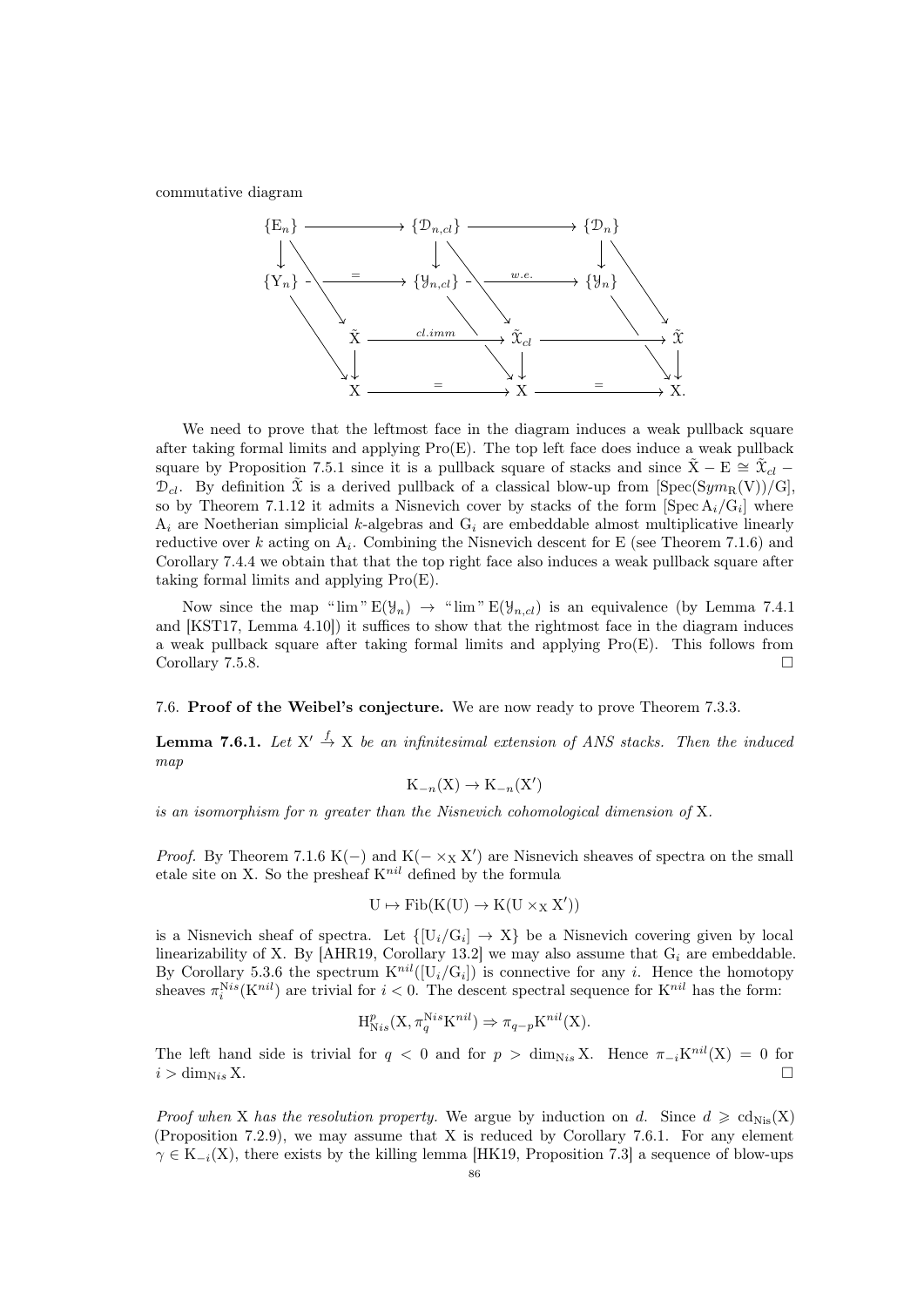commutative diagram

$$
\begin{array}{ccccc}
\{\mathrm{E}_n\} & \longrightarrow & \{\mathcal{D}_{n,cl}\} & \longrightarrow & \{\mathcal{D}_n\} \\
\downarrow & \searrow & \downarrow & \searrow & \downarrow \quad \searrow \\
\{\mathrm{Y}_n\} & \xrightarrow{=} & \{\mathcal{Y}_{n,cl}\} & \xrightarrow{w.e.} & \{\mathcal{Y}_n\} \\
\searrow & \tilde{\mathrm{X}} & \xrightarrow{cl.imm} & \tilde{\mathfrak{X}}_{cl} \longrightarrow & \tilde{\mathfrak{X}} \\
& \downarrow & & \downarrow & \downarrow \\
& \mathrm{X} & \xrightarrow{=} & \mathrm{X} \xrightarrow{=} & \mathrm{X}.
\end{array}
$$

We need to prove that the leftmost face in the diagram induces a weak pullback square after taking formal limits and applying Pro(E). The top left face does induce a weak pullback square by Proposition 7.5.1 since it is a pullback square of stacks and since $\tilde{\mathrm{X}} - \mathrm{E} \cong \tilde{\mathfrak{X}}_{cl} - \mathcal{D}_{cl}$. By definition $\tilde{\mathfrak{X}}$ is a derived pullback of a classical blow-up from $[\mathrm{Spec}(\mathrm{S}ym_{\mathrm{R}}(\mathrm{V}))/\mathrm{G}]$, so by Theorem 7.1.12 it admits a Nisnevich cover by stacks of the form $[\mathrm{Spec}\, \mathrm{A}_i/\mathrm{G}_i]$ where $\mathrm{A}_i$ are Noetherian simplicial $k$-algebras and $\mathrm{G}_i$ are embeddable almost multiplicative linearly reductive over $k$ acting on $\mathrm{A}_i$. Combining the Nisnevich descent for E (see Theorem 7.1.6) and Corollary 7.4.4 we obtain that that the top right face also induces a weak pullback square after taking formal limits and applying Pro(E).

Now since the map "lim" $\mathrm{E}(\mathcal{Y}_n) \to$ "lim" $\mathrm{E}(\mathcal{Y}_{n,cl})$ is an equivalence (by Lemma 7.4.1 and [KST17, Lemma 4.10]) it suffices to show that the rightmost face in the diagram induces a weak pullback square after taking formal limits and applying Pro(E). This follows from Corollary 7.5.8. $\square$

## 7.6. **Proof of the Weibel's conjecture.**

We are now ready to prove Theorem 7.3.3.

**Lemma 7.6.1.** *Let $\mathrm{X}' \xrightarrow{f} \mathrm{X}$ be an infinitesimal extension of ANS stacks. Then the induced map*

$$\mathrm{K}_{-n}(\mathrm{X}) \to \mathrm{K}_{-n}(\mathrm{X}')$$

*is an isomorphism for $n$ greater than the Nisnevich cohomological dimension of* X.

*Proof.* By Theorem 7.1.6 $\mathrm{K}(-)$ and $\mathrm{K}(- \times_{\mathrm{X}} \mathrm{X}')$ are Nisnevich sheaves of spectra on the small etale site on X. So the presheaf $\mathrm{K}^{nil}$ defined by the formula

$$\mathrm{U} \mapsto \mathrm{Fib}(\mathrm{K}(\mathrm{U}) \to \mathrm{K}(\mathrm{U} \times_{\mathrm{X}} \mathrm{X}'))$$

is a Nisnevich sheaf of spectra. Let $\{[\mathrm{U}_i/\mathrm{G}_i] \to \mathrm{X}\}$ be a Nisnevich covering given by local linearizability of X. By [AHR19, Corollary 13.2] we may also assume that $\mathrm{G}_i$ are embeddable. By Corollary 5.3.6 the spectrum $\mathrm{K}^{nil}([\mathrm{U}_i/\mathrm{G}_i])$ is connective for any $i$. Hence the homotopy sheaves $\pi_i^{\mathrm{Nis}}(\mathrm{K}^{nil})$ are trivial for $i < 0$. The descent spectral sequence for $\mathrm{K}^{nil}$ has the form:

$$\mathrm{H}^p_{\mathrm{Nis}}(\mathrm{X}, \pi_q^{\mathrm{Nis}} \mathrm{K}^{nil}) \Rightarrow \pi_{q-p} \mathrm{K}^{nil}(\mathrm{X}).$$

The left hand side is trivial for $q < 0$ and for $p > \dim_{\mathrm{Nis}} \mathrm{X}$. Hence $\pi_{-i} \mathrm{K}^{nil}(\mathrm{X}) = 0$ for $i > \dim_{\mathrm{Nis}} \mathrm{X}$. $\square$

*Proof when* X *has the resolution property.* We argue by induction on $d$. Since $d \geqslant \mathrm{cd}_{\mathrm{Nis}}(\mathrm{X})$ (Proposition 7.2.9), we may assume that X is reduced by Corollary 7.6.1. For any element $\gamma \in \mathrm{K}_{-i}(\mathrm{X})$, there exists by the killing lemma [HK19, Proposition 7.3] a sequence of blow-ups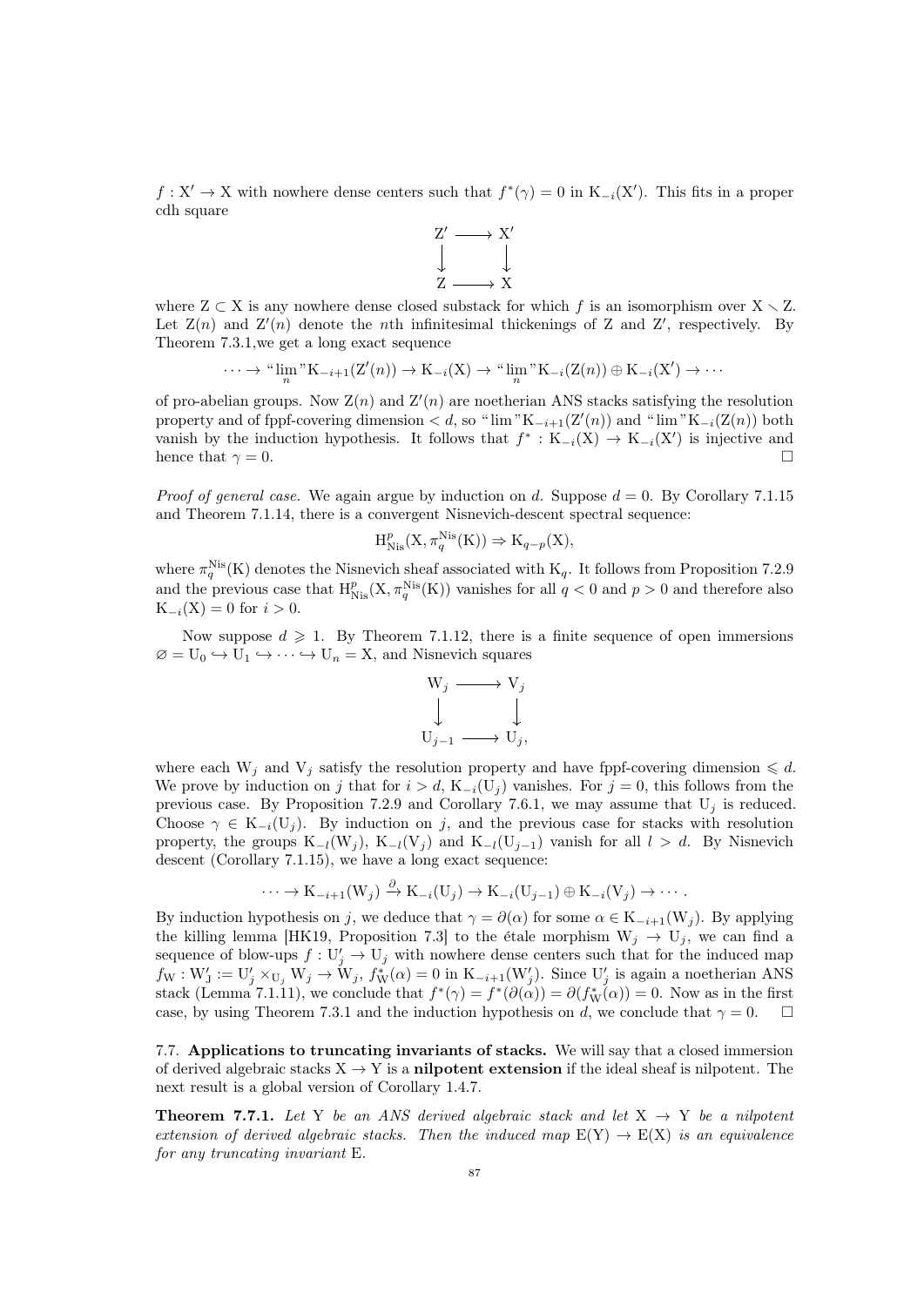$f : \mathrm{X}' \to \mathrm{X}$ with nowhere dense centers such that $f^*(\gamma) = 0$ in $\mathrm{K}_{-i}(\mathrm{X}')$. This fits in a proper cdh square

$$\begin{array}{ccc} \mathrm{Z}' & \longrightarrow & \mathrm{X}' \\ \downarrow & & \downarrow \\ \mathrm{Z} & \longrightarrow & \mathrm{X} \end{array}$$

where $\mathrm{Z} \subset \mathrm{X}$ is any nowhere dense closed substack for which $f$ is an isomorphism over $\mathrm{X} \smallsetminus \mathrm{Z}$. Let $\mathrm{Z}(n)$ and $\mathrm{Z}'(n)$ denote the $n$th infinitesimal thickenings of Z and Z′, respectively. By Theorem 7.3.1,we get a long exact sequence

$$\cdots \to \text{“}\lim_n\text{”}\mathrm{K}_{-i+1}(\mathrm{Z}'(n)) \to \mathrm{K}_{-i}(\mathrm{X}) \to \text{“}\lim_n\text{”}\mathrm{K}_{-i}(\mathrm{Z}(n)) \oplus \mathrm{K}_{-i}(\mathrm{X}') \to \cdots$$

of pro-abelian groups. Now $\mathrm{Z}(n)$ and $\mathrm{Z}'(n)$ are noetherian ANS stacks satisfying the resolution property and of fppf-covering dimension $< d$, so “lim”$\mathrm{K}_{-i+1}(\mathrm{Z}'(n))$ and “lim”$\mathrm{K}_{-i}(\mathrm{Z}(n))$ both vanish by the induction hypothesis. It follows that $f^* : \mathrm{K}_{-i}(\mathrm{X}) \to \mathrm{K}_{-i}(\mathrm{X}')$ is injective and hence that $\gamma = 0$. □

*Proof of general case.* We again argue by induction on $d$. Suppose $d = 0$. By Corollary 7.1.15 and Theorem 7.1.14, there is a convergent Nisnevich-descent spectral sequence:

$$\mathrm{H}^p_{\mathrm{Nis}}(\mathrm{X}, \pi^{\mathrm{Nis}}_q(\mathrm{K})) \Rightarrow \mathrm{K}_{q-p}(\mathrm{X}),$$

where $\pi^{\mathrm{Nis}}_q(\mathrm{K})$ denotes the Nisnevich sheaf associated with $\mathrm{K}_q$. It follows from Proposition 7.2.9 and the previous case that $\mathrm{H}^p_{\mathrm{Nis}}(\mathrm{X}, \pi^{\mathrm{Nis}}_q(\mathrm{K}))$ vanishes for all $q < 0$ and $p > 0$ and therefore also $\mathrm{K}_{-i}(\mathrm{X}) = 0$ for $i > 0$.

Now suppose $d \geqslant 1$. By Theorem 7.1.12, there is a finite sequence of open immersions $\varnothing = \mathrm{U}_0 \hookrightarrow \mathrm{U}_1 \hookrightarrow \cdots \hookrightarrow \mathrm{U}_n = \mathrm{X}$, and Nisnevich squares

$$\begin{array}{ccc} \mathrm{W}_j & \longrightarrow & \mathrm{V}_j \\ \downarrow & & \downarrow \\ \mathrm{U}_{j-1} & \longrightarrow & \mathrm{U}_j, \end{array}$$

where each $\mathrm{W}_j$ and $\mathrm{V}_j$ satisfy the resolution property and have fppf-covering dimension $\leqslant d$. We prove by induction on $j$ that for $i > d$, $\mathrm{K}_{-i}(\mathrm{U}_j)$ vanishes. For $j = 0$, this follows from the previous case. By Proposition 7.2.9 and Corollary 7.6.1, we may assume that $\mathrm{U}_j$ is reduced. Choose $\gamma \in \mathrm{K}_{-i}(\mathrm{U}_j)$. By induction on $j$, and the previous case for stacks with resolution property, the groups $\mathrm{K}_{-l}(\mathrm{W}_j)$, $\mathrm{K}_{-l}(\mathrm{V}_j)$ and $\mathrm{K}_{-l}(\mathrm{U}_{j-1})$ vanish for all $l > d$. By Nisnevich descent (Corollary 7.1.15), we have a long exact sequence:

$$\cdots \to \mathrm{K}_{-i+1}(\mathrm{W}_j) \xrightarrow{\partial} \mathrm{K}_{-i}(\mathrm{U}_j) \to \mathrm{K}_{-i}(\mathrm{U}_{j-1}) \oplus \mathrm{K}_{-i}(\mathrm{V}_j) \to \cdots.$$

By induction hypothesis on $j$, we deduce that $\gamma = \partial(\alpha)$ for some $\alpha \in \mathrm{K}_{-i+1}(\mathrm{W}_j)$. By applying the killing lemma [HK19, Proposition 7.3] to the étale morphism $\mathrm{W}_j \to \mathrm{U}_j$, we can find a sequence of blow-ups $f : \mathrm{U}'_j \to \mathrm{U}_j$ with nowhere dense centers such that for the induced map $f_{\mathrm{W}} : \mathrm{W}'_{\mathrm{J}} := \mathrm{U}'_j \times_{\mathrm{U}_j} \mathrm{W}_j \to \mathrm{W}_j$, $f^*_{\mathrm{W}}(\alpha) = 0$ in $\mathrm{K}_{-i+1}(\mathrm{W}'_j)$. Since $\mathrm{U}'_j$ is again a noetherian ANS stack (Lemma 7.1.11), we conclude that $f^*(\gamma) = f^*(\partial(\alpha)) = \partial(f^*_{\mathrm{W}}(\alpha)) = 0$. Now as in the first case, by using Theorem 7.3.1 and the induction hypothesis on $d$, we conclude that $\gamma = 0$. □

7.7. **Applications to truncating invariants of stacks.** We will say that a closed immersion of derived algebraic stacks $\mathrm{X} \to \mathrm{Y}$ is a **nilpotent extension** if the ideal sheaf is nilpotent. The next result is a global version of Corollary 1.4.7.

**Theorem 7.7.1.** *Let* Y *be an ANS derived algebraic stack and let* $\mathrm{X} \to \mathrm{Y}$ *be a nilpotent extension of derived algebraic stacks. Then the induced map* $\mathrm{E}(\mathrm{Y}) \to \mathrm{E}(\mathrm{X})$ *is an equivalence for any truncating invariant* E.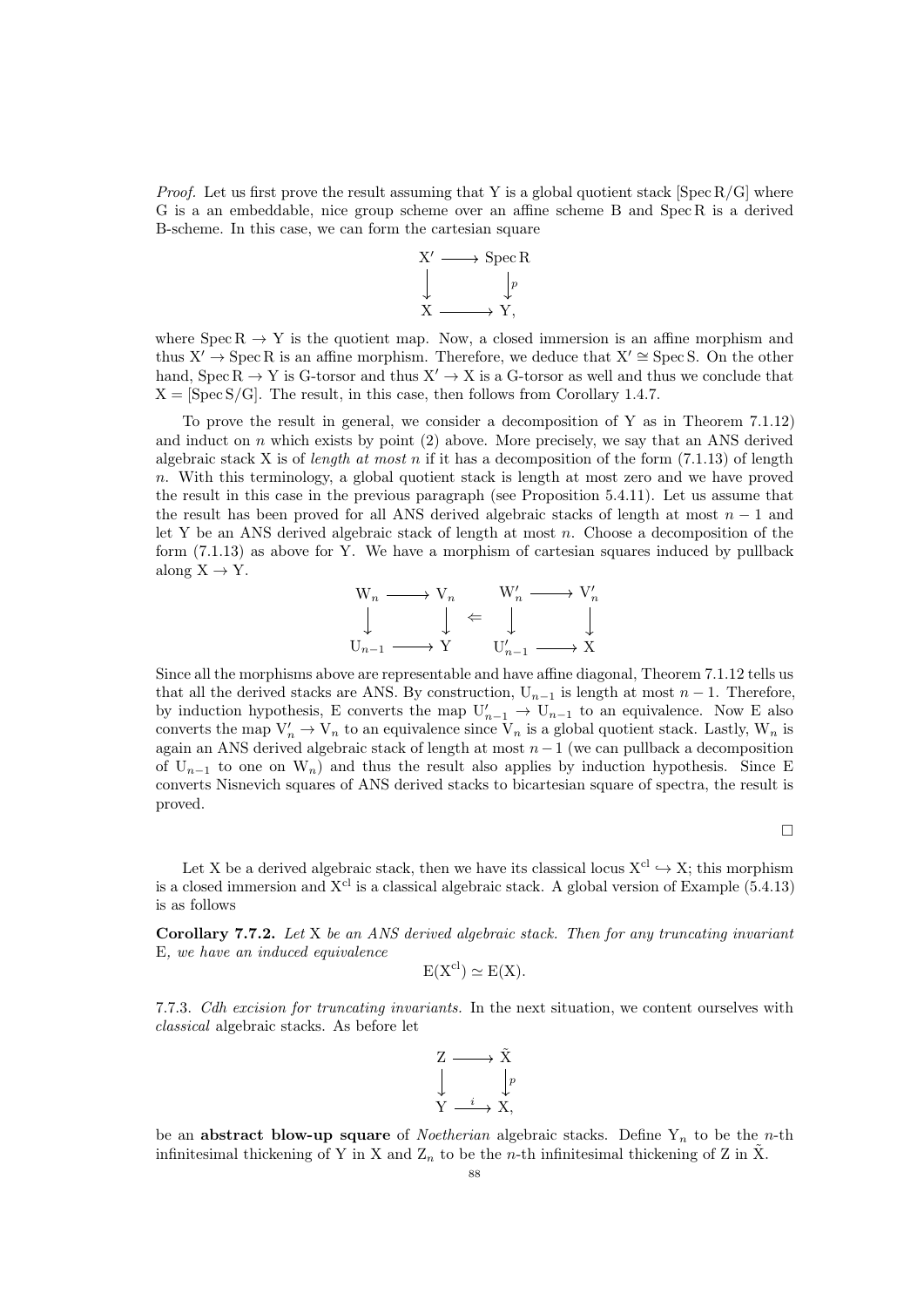*Proof.* Let us first prove the result assuming that Y is a global quotient stack $[\operatorname{Spec} R/G]$ where G is a an embeddable, nice group scheme over an affine scheme B and $\operatorname{Spec} R$ is a derived B-scheme. In this case, we can form the cartesian square

$$\begin{array}{ccc} X' & \longrightarrow & \operatorname{Spec} R \\ \downarrow & & \downarrow p \\ X & \longrightarrow & Y, \end{array}$$

where $\operatorname{Spec} R \to Y$ is the quotient map. Now, a closed immersion is an affine morphism and thus $X' \to \operatorname{Spec} R$ is an affine morphism. Therefore, we deduce that $X' \cong \operatorname{Spec} S$. On the other hand, $\operatorname{Spec} R \to Y$ is G-torsor and thus $X' \to X$ is a G-torsor as well and thus we conclude that $X = [\operatorname{Spec} S/G]$. The result, in this case, then follows from Corollary 1.4.7.

To prove the result in general, we consider a decomposition of Y as in Theorem 7.1.12) and induct on $n$ which exists by point (2) above. More precisely, we say that an ANS derived algebraic stack X is of *length at most n* if it has a decomposition of the form (7.1.13) of length $n$. With this terminology, a global quotient stack is length at most zero and we have proved the result in this case in the previous paragraph (see Proposition 5.4.11). Let us assume that the result has been proved for all ANS derived algebraic stacks of length at most $n-1$ and let Y be an ANS derived algebraic stack of length at most $n$. Choose a decomposition of the form (7.1.13) as above for Y. We have a morphism of cartesian squares induced by pullback along $X \to Y$.

$$\begin{array}{ccc} W_n & \longrightarrow & V_n \\ \downarrow & & \downarrow \\ U_{n-1} & \longrightarrow & Y \end{array} \quad \Leftarrow \quad \begin{array}{ccc} W'_n & \longrightarrow & V'_n \\ \downarrow & & \downarrow \\ U'_{n-1} & \longrightarrow & X \end{array}$$

Since all the morphisms above are representable and have affine diagonal, Theorem 7.1.12 tells us that all the derived stacks are ANS. By construction, $U_{n-1}$ is length at most $n-1$. Therefore, by induction hypothesis, E converts the map $U'_{n-1} \to U_{n-1}$ to an equivalence. Now E also converts the map $V'_n \to V_n$ to an equivalence since $V_n$ is a global quotient stack. Lastly, $W_n$ is again an ANS derived algebraic stack of length at most $n-1$ (we can pullback a decomposition of $U_{n-1}$ to one on $W_n$) and thus the result also applies by induction hypothesis. Since E converts Nisnevich squares of ANS derived stacks to bicartesian square of spectra, the result is proved.

□

Let X be a derived algebraic stack, then we have its classical locus $X^{cl} \hookrightarrow X$; this morphism is a closed immersion and $X^{cl}$ is a classical algebraic stack. A global version of Example (5.4.13) is as follows

**Corollary 7.7.2.** *Let* X *be an ANS derived algebraic stack. Then for any truncating invariant* E*, we have an induced equivalence*

$$E(X^{cl}) \simeq E(X).$$

7.7.3. *Cdh excision for truncating invariants.* In the next situation, we content ourselves with *classical* algebraic stacks. As before let

$$\begin{array}{ccc} Z & \longrightarrow & \tilde{X} \\ \downarrow & & \downarrow p \\ Y & \xrightarrow{\ i\ } & X, \end{array}$$

be an **abstract blow-up square** of *Noetherian* algebraic stacks. Define $Y_n$ to be the $n$-th infinitesimal thickening of Y in X and $Z_n$ to be the $n$-th infinitesimal thickening of Z in $\tilde{X}$.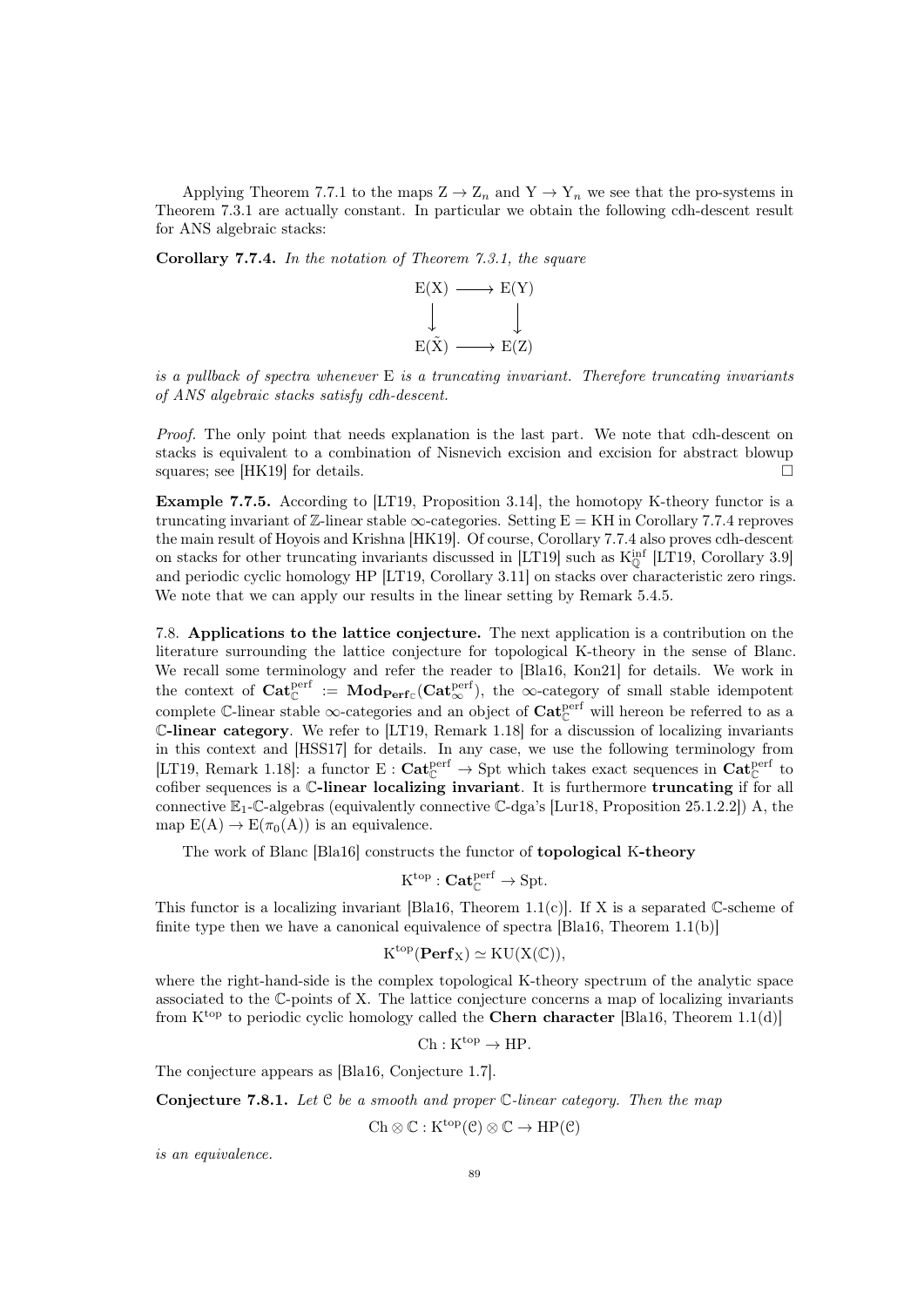Applying Theorem 7.7.1 to the maps $\mathrm{Z} \to \mathrm{Z}_n$ and $\mathrm{Y} \to \mathrm{Y}_n$ we see that the pro-systems in Theorem 7.3.1 are actually constant. In particular we obtain the following cdh-descent result for ANS algebraic stacks:

**Corollary 7.7.4.** *In the notation of Theorem 7.3.1, the square*

$$\begin{array}{ccc} \mathrm{E}(\mathrm{X}) & \longrightarrow & \mathrm{E}(\mathrm{Y}) \\ \downarrow & & \downarrow \\ \mathrm{E}(\tilde{\mathrm{X}}) & \longrightarrow & \mathrm{E}(\mathrm{Z}) \end{array}$$

*is a pullback of spectra whenever* $\mathrm{E}$ *is a truncating invariant. Therefore truncating invariants of ANS algebraic stacks satisfy cdh-descent.*

*Proof.* The only point that needs explanation is the last part. We note that cdh-descent on stacks is equivalent to a combination of Nisnevich excision and excision for abstract blowup squares; see [HK19] for details. □

**Example 7.7.5.** According to [LT19, Proposition 3.14], the homotopy K-theory functor is a truncating invariant of $\mathbb{Z}$-linear stable $\infty$-categories. Setting $\mathrm{E} = \mathrm{KH}$ in Corollary 7.7.4 reproves the main result of Hoyois and Krishna [HK19]. Of course, Corollary 7.7.4 also proves cdh-descent on stacks for other truncating invariants discussed in [LT19] such as $\mathrm{K}^{\mathrm{inf}}_{\mathbb{Q}}$ [LT19, Corollary 3.9] and periodic cyclic homology HP [LT19, Corollary 3.11] on stacks over characteristic zero rings. We note that we can apply our results in the linear setting by Remark 5.4.5.

7.8. **Applications to the lattice conjecture.** The next application is a contribution on the literature surrounding the lattice conjecture for topological K-theory in the sense of Blanc. We recall some terminology and refer the reader to [Bla16, Kon21] for details. We work in the context of $\mathbf{Cat}^{\mathrm{perf}}_{\mathbb{C}} := \mathbf{Mod}_{\mathbf{Perf}_{\mathbb{C}}}(\mathbf{Cat}^{\mathrm{perf}}_{\infty})$, the $\infty$-category of small stable idempotent complete $\mathbb{C}$-linear stable $\infty$-categories and an object of $\mathbf{Cat}^{\mathrm{perf}}_{\mathbb{C}}$ will hereon be referred to as a **$\mathbb{C}$-linear category**. We refer to [LT19, Remark 1.18] for a discussion of localizing invariants in this context and [HSS17] for details. In any case, we use the following terminology from [LT19, Remark 1.18]: a functor $\mathrm{E} : \mathbf{Cat}^{\mathrm{perf}}_{\mathbb{C}} \to \mathrm{Spt}$ which takes exact sequences in $\mathbf{Cat}^{\mathrm{perf}}_{\mathbb{C}}$ to cofiber sequences is a **$\mathbb{C}$-linear localizing invariant**. It is furthermore **truncating** if for all connective $\mathbb{E}_1$-$\mathbb{C}$-algebras (equivalently connective $\mathbb{C}$-dga's [Lur18, Proposition 25.1.2.2]) A, the map $\mathrm{E}(\mathrm{A}) \to \mathrm{E}(\pi_0(\mathrm{A}))$ is an equivalence.

The work of Blanc [Bla16] constructs the functor of **topological K-theory**

$$\mathrm{K}^{\mathrm{top}} : \mathbf{Cat}^{\mathrm{perf}}_{\mathbb{C}} \to \mathrm{Spt}.$$

This functor is a localizing invariant [Bla16, Theorem 1.1(c)]. If X is a separated $\mathbb{C}$-scheme of finite type then we have a canonical equivalence of spectra [Bla16, Theorem 1.1(b)]

$$\mathrm{K}^{\mathrm{top}}(\mathbf{Perf}_{\mathrm{X}}) \simeq \mathrm{KU}(\mathrm{X}(\mathbb{C})),$$

where the right-hand-side is the complex topological K-theory spectrum of the analytic space associated to the $\mathbb{C}$-points of X. The lattice conjecture concerns a map of localizing invariants from $\mathrm{K}^{\mathrm{top}}$ to periodic cyclic homology called the **Chern character** [Bla16, Theorem 1.1(d)]

$$\mathrm{Ch} : \mathrm{K}^{\mathrm{top}} \to \mathrm{HP}.$$

The conjecture appears as [Bla16, Conjecture 1.7].

**Conjecture 7.8.1.** *Let* $\mathcal{C}$ *be a smooth and proper* $\mathbb{C}$*-linear category. Then the map*

$$\mathrm{Ch} \otimes \mathbb{C} : \mathrm{K}^{\mathrm{top}}(\mathcal{C}) \otimes \mathbb{C} \to \mathrm{HP}(\mathcal{C})$$

*is an equivalence.*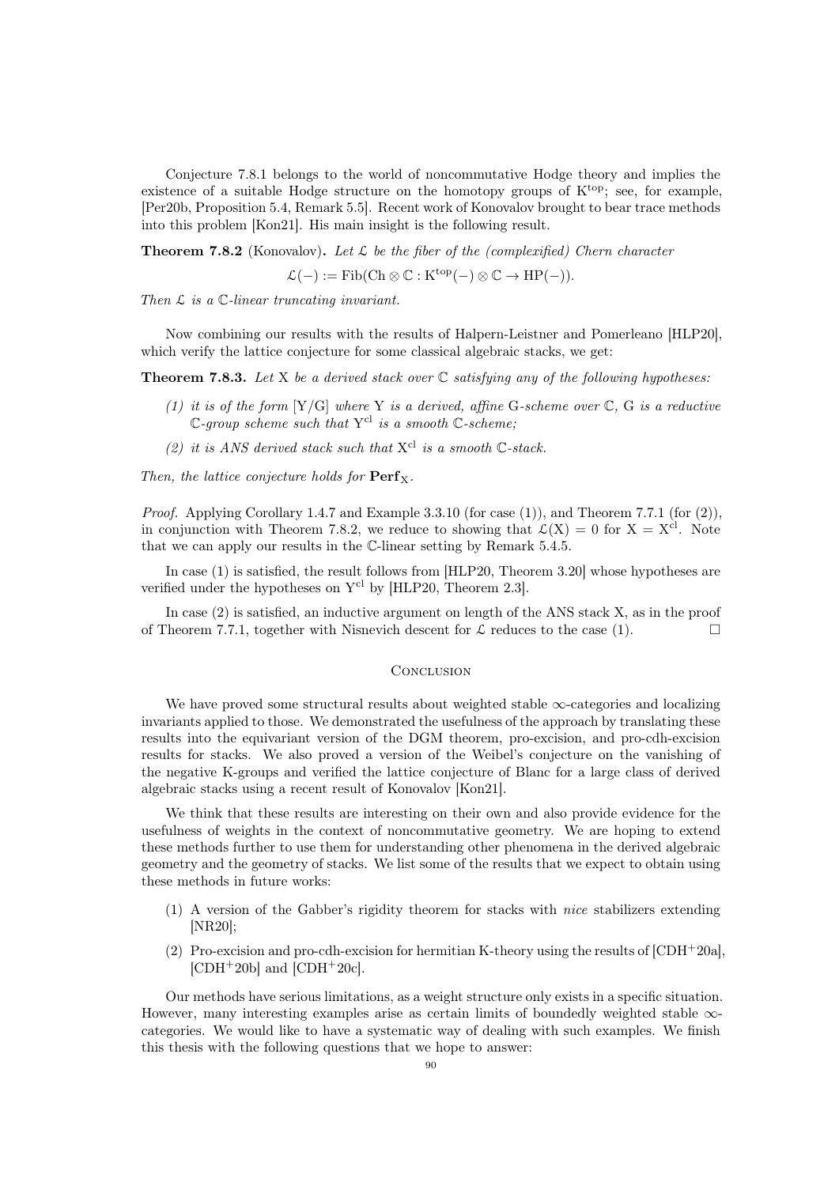Conjecture 7.8.1 belongs to the world of noncommutative Hodge theory and implies the existence of a suitable Hodge structure on the homotopy groups of $\mathrm{K}^{\mathrm{top}}$; see, for example, [Per20b, Proposition 5.4, Remark 5.5]. Recent work of Konovalov brought to bear trace methods into this problem [Kon21]. His main insight is the following result.

**Theorem 7.8.2** (Konovalov)**.** *Let $\mathcal{L}$ be the fiber of the (complexified) Chern character*

$$\mathcal{L}(-) := \mathrm{Fib}(\mathrm{Ch} \otimes \mathbb{C} : \mathrm{K}^{\mathrm{top}}(-) \otimes \mathbb{C} \to \mathrm{HP}(-)).$$

*Then $\mathcal{L}$ is a $\mathbb{C}$-linear truncating invariant.*

Now combining our results with the results of Halpern-Leistner and Pomerleano [HLP20], which verify the lattice conjecture for some classical algebraic stacks, we get:

**Theorem 7.8.3.** *Let $\mathrm{X}$ be a derived stack over $\mathbb{C}$ satisfying any of the following hypotheses:*

*(1) it is of the form $[\mathrm{Y}/\mathrm{G}]$ where $\mathrm{Y}$ is a derived, affine $\mathrm{G}$-scheme over $\mathbb{C}$, $\mathrm{G}$ is a reductive $\mathbb{C}$-group scheme such that $\mathrm{Y}^{\mathrm{cl}}$ is a smooth $\mathbb{C}$-scheme;*

*(2) it is ANS derived stack such that $\mathrm{X}^{\mathrm{cl}}$ is a smooth $\mathbb{C}$-stack.*

*Then, the lattice conjecture holds for $\mathbf{Perf}_{\mathrm{X}}$.*

*Proof.* Applying Corollary 1.4.7 and Example 3.3.10 (for case (1)), and Theorem 7.7.1 (for (2)), in conjunction with Theorem 7.8.2, we reduce to showing that $\mathcal{L}(\mathrm{X}) = 0$ for $\mathrm{X} = \mathrm{X}^{\mathrm{cl}}$. Note that we can apply our results in the $\mathbb{C}$-linear setting by Remark 5.4.5.

In case (1) is satisfied, the result follows from [HLP20, Theorem 3.20] whose hypotheses are verified under the hypotheses on $\mathrm{Y}^{\mathrm{cl}}$ by [HLP20, Theorem 2.3].

In case (2) is satisfied, an inductive argument on length of the ANS stack $\mathrm{X}$, as in the proof of Theorem 7.7.1, together with Nisnevich descent for $\mathcal{L}$ reduces to the case (1). □

## Conclusion

We have proved some structural results about weighted stable $\infty$-categories and localizing invariants applied to those. We demonstrated the usefulness of the approach by translating these results into the equivariant version of the DGM theorem, pro-excision, and pro-cdh-excision results for stacks. We also proved a version of the Weibel's conjecture on the vanishing of the negative K-groups and verified the lattice conjecture of Blanc for a large class of derived algebraic stacks using a recent result of Konovalov [Kon21].

We think that these results are interesting on their own and also provide evidence for the usefulness of weights in the context of noncommutative geometry. We are hoping to extend these methods further to use them for understanding other phenomena in the derived algebraic geometry and the geometry of stacks. We list some of the results that we expect to obtain using these methods in future works:

(1) A version of the Gabber's rigidity theorem for stacks with *nice* stabilizers extending [NR20];

(2) Pro-excision and pro-cdh-excision for hermitian K-theory using the results of [CDH+20a], [CDH+20b] and [CDH+20c].

Our methods have serious limitations, as a weight structure only exists in a specific situation. However, many interesting examples arise as certain limits of boundedly weighted stable $\infty$-categories. We would like to have a systematic way of dealing with such examples. We finish this thesis with the following questions that we hope to answer: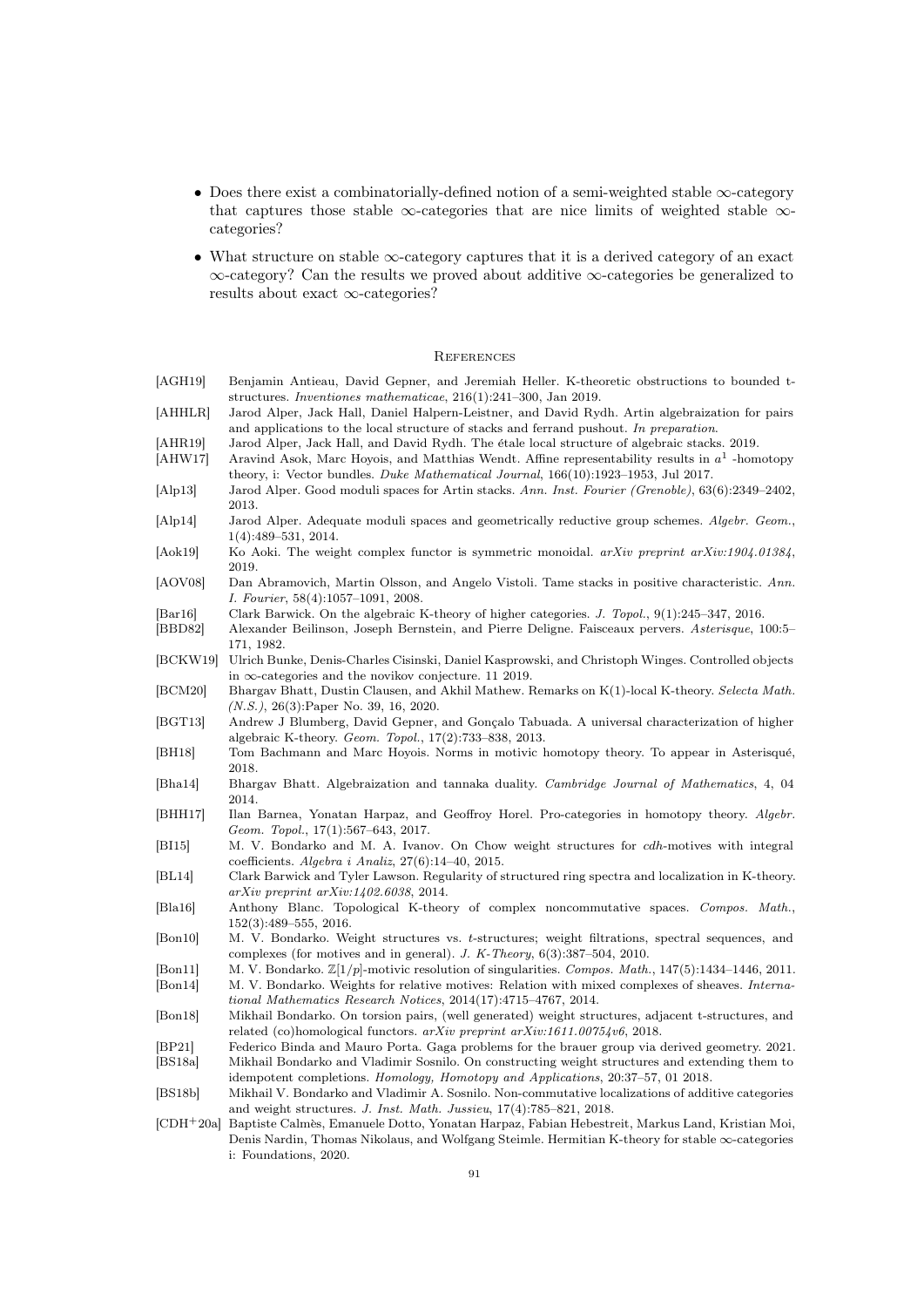- Does there exist a combinatorially-defined notion of a semi-weighted stable $\infty$-category that captures those stable $\infty$-categories that are nice limits of weighted stable $\infty$-categories?
- What structure on stable $\infty$-category captures that it is a derived category of an exact $\infty$-category? Can the results we proved about additive $\infty$-categories be generalized to results about exact $\infty$-categories?

## References

[AGH19] Benjamin Antieau, David Gepner, and Jeremiah Heller. K-theoretic obstructions to bounded t-structures. *Inventiones mathematicae*, 216(1):241–300, Jan 2019.

[AHHLR] Jarod Alper, Jack Hall, Daniel Halpern-Leistner, and David Rydh. Artin algebraization for pairs and applications to the local structure of stacks and ferrand pushout. *In preparation*.

[AHR19] Jarod Alper, Jack Hall, and David Rydh. The étale local structure of algebraic stacks. 2019.

[AHW17] Aravind Asok, Marc Hoyois, and Matthias Wendt. Affine representability results in $a^1$ -homotopy theory, i: Vector bundles. *Duke Mathematical Journal*, 166(10):1923–1953, Jul 2017.

[Alp13] Jarod Alper. Good moduli spaces for Artin stacks. *Ann. Inst. Fourier (Grenoble)*, 63(6):2349–2402, 2013.

[Alp14] Jarod Alper. Adequate moduli spaces and geometrically reductive group schemes. *Algebr. Geom.*, 1(4):489–531, 2014.

[Aok19] Ko Aoki. The weight complex functor is symmetric monoidal. *arXiv preprint arXiv:1904.01384*, 2019.

[AOV08] Dan Abramovich, Martin Olsson, and Angelo Vistoli. Tame stacks in positive characteristic. *Ann. I. Fourier*, 58(4):1057–1091, 2008.

[Bar16] Clark Barwick. On the algebraic K-theory of higher categories. *J. Topol.*, 9(1):245–347, 2016.

[BBD82] Alexander Beilinson, Joseph Bernstein, and Pierre Deligne. Faisceaux pervers. *Asterisque*, 100:5–171, 1982.

[BCKW19] Ulrich Bunke, Denis-Charles Cisinski, Daniel Kasprowski, and Christoph Winges. Controlled objects in $\infty$-categories and the novikov conjecture. 11 2019.

[BCM20] Bhargav Bhatt, Dustin Clausen, and Akhil Mathew. Remarks on K(1)-local K-theory. *Selecta Math. (N.S.)*, 26(3):Paper No. 39, 16, 2020.

[BGT13] Andrew J Blumberg, David Gepner, and Gonçalo Tabuada. A universal characterization of higher algebraic K-theory. *Geom. Topol.*, 17(2):733–838, 2013.

[BH18] Tom Bachmann and Marc Hoyois. Norms in motivic homotopy theory. To appear in Asterisqué, 2018.

[Bha14] Bhargav Bhatt. Algebraization and tannaka duality. *Cambridge Journal of Mathematics*, 4, 04 2014.

[BHH17] Ilan Barnea, Yonatan Harpaz, and Geoffroy Horel. Pro-categories in homotopy theory. *Algebr. Geom. Topol.*, 17(1):567–643, 2017.

[BI15] M. V. Bondarko and M. A. Ivanov. On Chow weight structures for *cdh*-motives with integral coefficients. *Algebra i Analiz*, 27(6):14–40, 2015.

[BL14] Clark Barwick and Tyler Lawson. Regularity of structured ring spectra and localization in K-theory. *arXiv preprint arXiv:1402.6038*, 2014.

[Bla16] Anthony Blanc. Topological K-theory of complex noncommutative spaces. *Compos. Math.*, 152(3):489–555, 2016.

[Bon10] M. V. Bondarko. Weight structures vs. *t*-structures; weight filtrations, spectral sequences, and complexes (for motives and in general). *J. K-Theory*, 6(3):387–504, 2010.

[Bon11] M. V. Bondarko. $\mathbb{Z}[1/p]$-motivic resolution of singularities. *Compos. Math.*, 147(5):1434–1446, 2011.

[Bon14] M. V. Bondarko. Weights for relative motives: Relation with mixed complexes of sheaves. *International Mathematics Research Notices*, 2014(17):4715–4767, 2014.

[Bon18] Mikhail Bondarko. On torsion pairs, (well generated) weight structures, adjacent t-structures, and related (co)homological functors. *arXiv preprint arXiv:1611.00754v6*, 2018.

[BP21] Federico Binda and Mauro Porta. Gaga problems for the brauer group via derived geometry. 2021.

[BS18a] Mikhail Bondarko and Vladimir Sosnilo. On constructing weight structures and extending them to idempotent completions. *Homology, Homotopy and Applications*, 20:37–57, 01 2018.

[BS18b] Mikhail V. Bondarko and Vladimir A. Sosnilo. Non-commutative localizations of additive categories and weight structures. *J. Inst. Math. Jussieu*, 17(4):785–821, 2018.

[CDH+20a] Baptiste Calmès, Emanuele Dotto, Yonatan Harpaz, Fabian Hebestreit, Markus Land, Kristian Moi, Denis Nardin, Thomas Nikolaus, and Wolfgang Steimle. Hermitian K-theory for stable $\infty$-categories i: Foundations, 2020.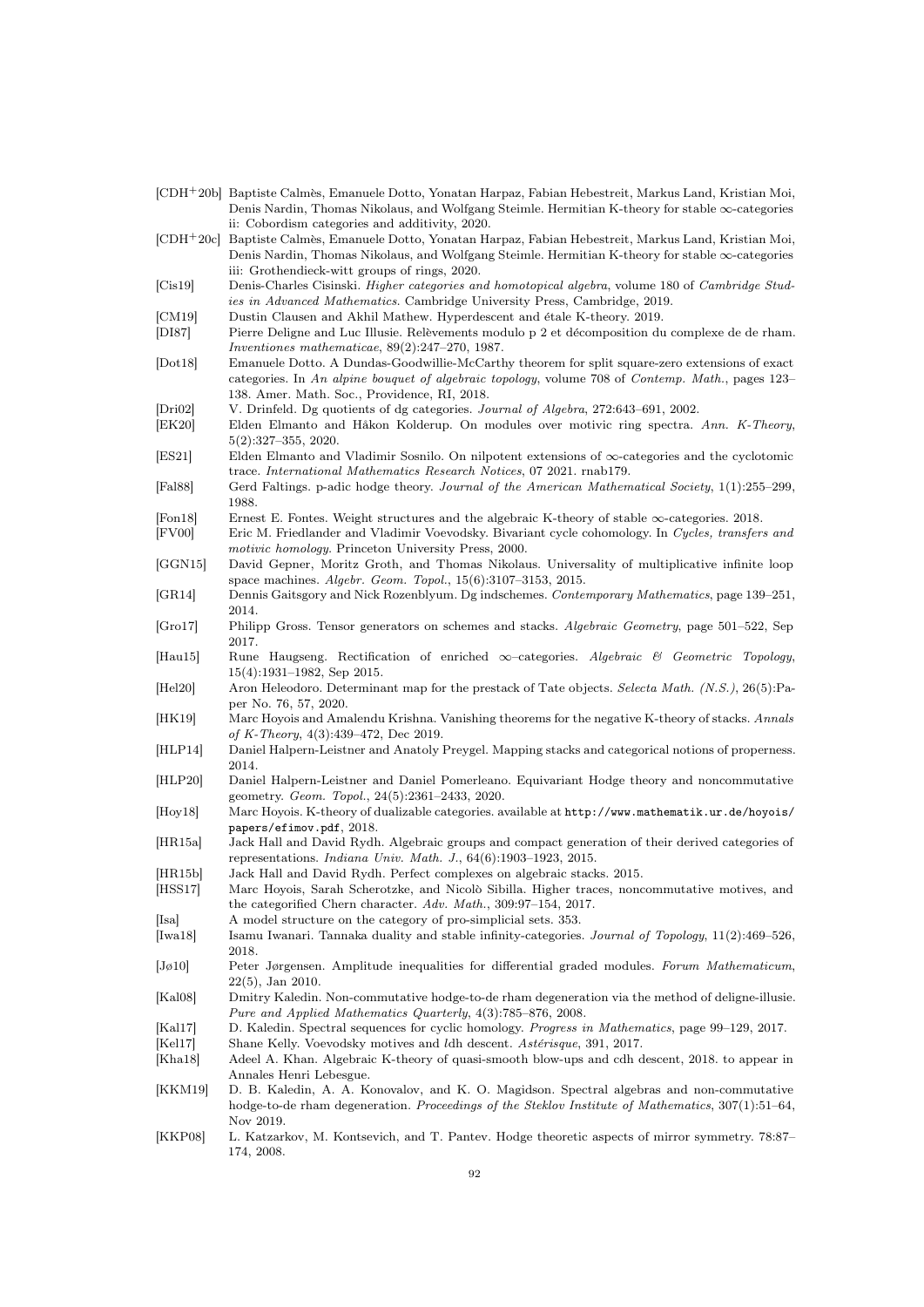[CDH+20b] Baptiste Calmès, Emanuele Dotto, Yonatan Harpaz, Fabian Hebestreit, Markus Land, Kristian Moi, Denis Nardin, Thomas Nikolaus, and Wolfgang Steimle. Hermitian K-theory for stable $\infty$-categories ii: Cobordism categories and additivity, 2020.

[CDH+20c] Baptiste Calmès, Emanuele Dotto, Yonatan Harpaz, Fabian Hebestreit, Markus Land, Kristian Moi, Denis Nardin, Thomas Nikolaus, and Wolfgang Steimle. Hermitian K-theory for stable $\infty$-categories iii: Grothendieck-witt groups of rings, 2020.

[Cis19] Denis-Charles Cisinski. *Higher categories and homotopical algebra*, volume 180 of *Cambridge Studies in Advanced Mathematics*. Cambridge University Press, Cambridge, 2019.

[CM19] Dustin Clausen and Akhil Mathew. Hyperdescent and étale K-theory. 2019.

[DI87] Pierre Deligne and Luc Illusie. Relèvements modulo p 2 et décomposition du complexe de de rham. *Inventiones mathematicae*, 89(2):247–270, 1987.

[Dot18] Emanuele Dotto. A Dundas-Goodwillie-McCarthy theorem for split square-zero extensions of exact categories. In *An alpine bouquet of algebraic topology*, volume 708 of *Contemp. Math.*, pages 123–138. Amer. Math. Soc., Providence, RI, 2018.

[Dri02] V. Drinfeld. Dg quotients of dg categories. *Journal of Algebra*, 272:643–691, 2002.

[EK20] Elden Elmanto and Håkon Kolderup. On modules over motivic ring spectra. *Ann. K-Theory*, 5(2):327–355, 2020.

[ES21] Elden Elmanto and Vladimir Sosnilo. On nilpotent extensions of $\infty$-categories and the cyclotomic trace. *International Mathematics Research Notices*, 07 2021. rnab179.

[Fal88] Gerd Faltings. p-adic hodge theory. *Journal of the American Mathematical Society*, 1(1):255–299, 1988.

[Fon18] Ernest E. Fontes. Weight structures and the algebraic K-theory of stable $\infty$-categories. 2018.

[FV00] Eric M. Friedlander and Vladimir Voevodsky. Bivariant cycle cohomology. In *Cycles, transfers and motivic homology*. Princeton University Press, 2000.

[GGN15] David Gepner, Moritz Groth, and Thomas Nikolaus. Universality of multiplicative infinite loop space machines. *Algebr. Geom. Topol.*, 15(6):3107–3153, 2015.

[GR14] Dennis Gaitsgory and Nick Rozenblyum. Dg indschemes. *Contemporary Mathematics*, page 139–251, 2014.

[Gro17] Philipp Gross. Tensor generators on schemes and stacks. *Algebraic Geometry*, page 501–522, Sep 2017.

[Hau15] Rune Haugseng. Rectification of enriched $\infty$–categories. *Algebraic & Geometric Topology*, 15(4):1931–1982, Sep 2015.

[Hel20] Aron Heleodoro. Determinant map for the prestack of Tate objects. *Selecta Math. (N.S.)*, 26(5):Paper No. 76, 57, 2020.

[HK19] Marc Hoyois and Amalendu Krishna. Vanishing theorems for the negative K-theory of stacks. *Annals of K-Theory*, 4(3):439–472, Dec 2019.

[HLP14] Daniel Halpern-Leistner and Anatoly Preygel. Mapping stacks and categorical notions of properness. 2014.

[HLP20] Daniel Halpern-Leistner and Daniel Pomerleano. Equivariant Hodge theory and noncommutative geometry. *Geom. Topol.*, 24(5):2361–2433, 2020.

[Hoy18] Marc Hoyois. K-theory of dualizable categories. available at http://www.mathematik.ur.de/hoyois/papers/efimov.pdf, 2018.

[HR15a] Jack Hall and David Rydh. Algebraic groups and compact generation of their derived categories of representations. *Indiana Univ. Math. J.*, 64(6):1903–1923, 2015.

[HR15b] Jack Hall and David Rydh. Perfect complexes on algebraic stacks. 2015.

[HSS17] Marc Hoyois, Sarah Scherotzke, and Nicolò Sibilla. Higher traces, noncommutative motives, and the categorified Chern character. *Adv. Math.*, 309:97–154, 2017.

[Isa] A model structure on the category of pro-simplicial sets. 353.

[Iwa18] Isamu Iwanari. Tannaka duality and stable infinity-categories. *Journal of Topology*, 11(2):469–526, 2018.

[Jø10] Peter Jørgensen. Amplitude inequalities for differential graded modules. *Forum Mathematicum*, 22(5), Jan 2010.

[Kal08] Dmitry Kaledin. Non-commutative hodge-to-de rham degeneration via the method of deligne-illusie. *Pure and Applied Mathematics Quarterly*, 4(3):785–876, 2008.

[Kal17] D. Kaledin. Spectral sequences for cyclic homology. *Progress in Mathematics*, page 99–129, 2017.

[Kel17] Shane Kelly. Voevodsky motives and *l*dh descent. *Astérisque*, 391, 2017.

[Kha18] Adeel A. Khan. Algebraic K-theory of quasi-smooth blow-ups and cdh descent, 2018. to appear in Annales Henri Lebesgue.

[KKM19] D. B. Kaledin, A. A. Konovalov, and K. O. Magidson. Spectral algebras and non-commutative hodge-to-de rham degeneration. *Proceedings of the Steklov Institute of Mathematics*, 307(1):51–64, Nov 2019.

[KKP08] L. Katzarkov, M. Kontsevich, and T. Pantev. Hodge theoretic aspects of mirror symmetry. 78:87–174, 2008.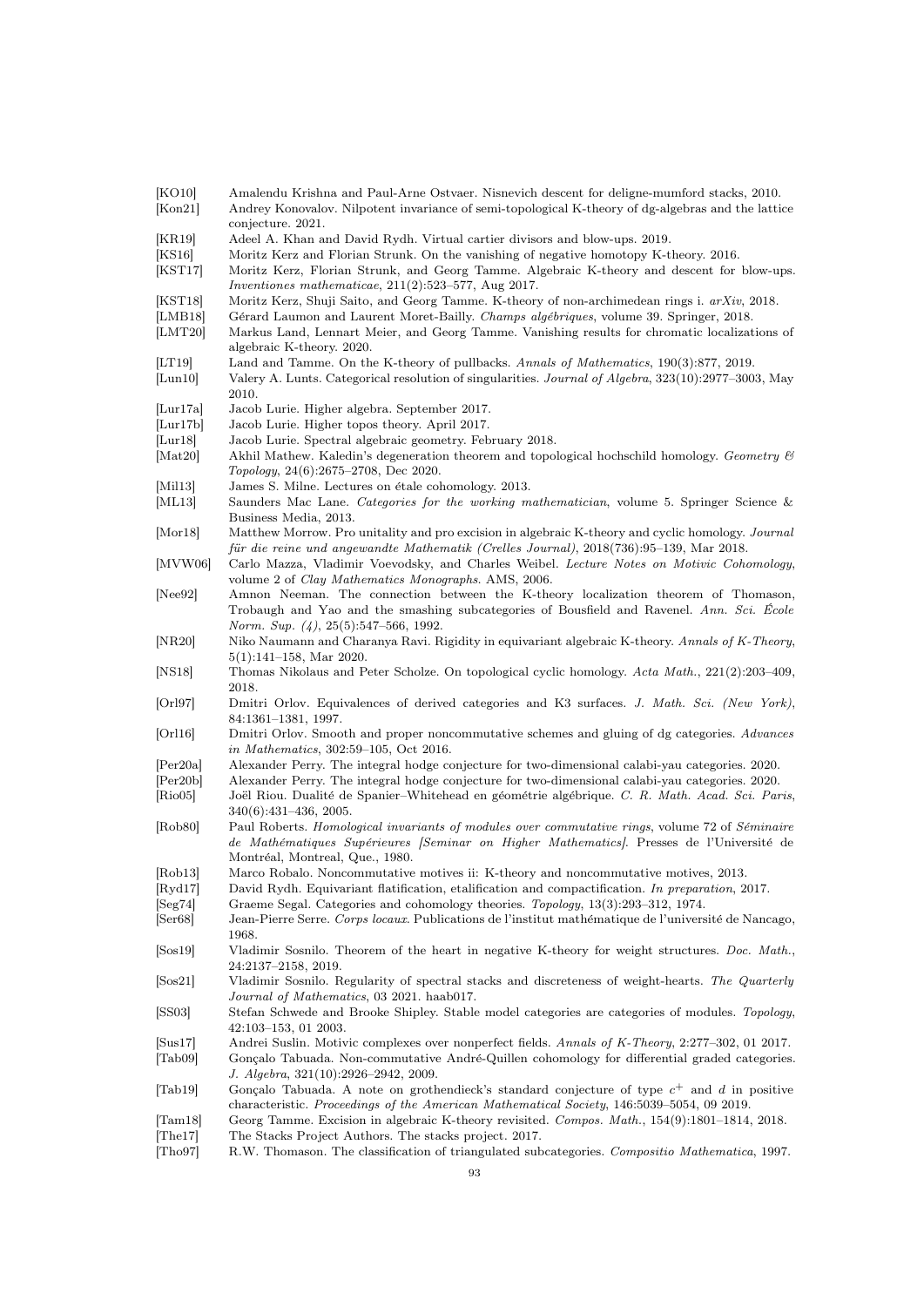[KO10] Amalendu Krishna and Paul-Arne Ostvaer. Nisnevich descent for deligne-mumford stacks, 2010.

[Kon21] Andrey Konovalov. Nilpotent invariance of semi-topological K-theory of dg-algebras and the lattice conjecture. 2021.

[KR19] Adeel A. Khan and David Rydh. Virtual cartier divisors and blow-ups. 2019.

[KS16] Moritz Kerz and Florian Strunk. On the vanishing of negative homotopy K-theory. 2016.

[KST17] Moritz Kerz, Florian Strunk, and Georg Tamme. Algebraic K-theory and descent for blow-ups. *Inventiones mathematicae*, 211(2):523–577, Aug 2017.

[KST18] Moritz Kerz, Shuji Saito, and Georg Tamme. K-theory of non-archimedean rings i. *arXiv*, 2018.

[LMB18] Gérard Laumon and Laurent Moret-Bailly. *Champs algébriques*, volume 39. Springer, 2018.

[LMT20] Markus Land, Lennart Meier, and Georg Tamme. Vanishing results for chromatic localizations of algebraic K-theory. 2020.

[LT19] Land and Tamme. On the K-theory of pullbacks. *Annals of Mathematics*, 190(3):877, 2019.

[Lun10] Valery A. Lunts. Categorical resolution of singularities. *Journal of Algebra*, 323(10):2977–3003, May 2010.

[Lur17a] Jacob Lurie. Higher algebra. September 2017.

[Lur17b] Jacob Lurie. Higher topos theory. April 2017.

[Lur18] Jacob Lurie. Spectral algebraic geometry. February 2018.

[Mat20] Akhil Mathew. Kaledin's degeneration theorem and topological hochschild homology. *Geometry & Topology*, 24(6):2675–2708, Dec 2020.

[Mil13] James S. Milne. Lectures on étale cohomology. 2013.

[ML13] Saunders Mac Lane. *Categories for the working mathematician*, volume 5. Springer Science & Business Media, 2013.

[Mor18] Matthew Morrow. Pro unitality and pro excision in algebraic K-theory and cyclic homology. *Journal für die reine und angewandte Mathematik (Crelles Journal)*, 2018(736):95–139, Mar 2018.

[MVW06] Carlo Mazza, Vladimir Voevodsky, and Charles Weibel. *Lecture Notes on Motivic Cohomology*, volume 2 of *Clay Mathematics Monographs*. AMS, 2006.

[Nee92] Amnon Neeman. The connection between the K-theory localization theorem of Thomason, Trobaugh and Yao and the smashing subcategories of Bousfield and Ravenel. *Ann. Sci. École Norm. Sup. (4)*, 25(5):547–566, 1992.

[NR20] Niko Naumann and Charanya Ravi. Rigidity in equivariant algebraic K-theory. *Annals of K-Theory*, 5(1):141–158, Mar 2020.

[NS18] Thomas Nikolaus and Peter Scholze. On topological cyclic homology. *Acta Math.*, 221(2):203–409, 2018.

[Orl97] Dmitri Orlov. Equivalences of derived categories and K3 surfaces. *J. Math. Sci. (New York)*, 84:1361–1381, 1997.

[Orl16] Dmitri Orlov. Smooth and proper noncommutative schemes and gluing of dg categories. *Advances in Mathematics*, 302:59–105, Oct 2016.

[Per20a] Alexander Perry. The integral hodge conjecture for two-dimensional calabi-yau categories. 2020.

[Per20b] Alexander Perry. The integral hodge conjecture for two-dimensional calabi-yau categories. 2020.

[Rio05] Joël Riou. Dualité de Spanier–Whitehead en géométrie algébrique. *C. R. Math. Acad. Sci. Paris*, 340(6):431–436, 2005.

[Rob80] Paul Roberts. *Homological invariants of modules over commutative rings*, volume 72 of *Séminaire de Mathématiques Supérieures [Seminar on Higher Mathematics]*. Presses de l'Université de Montréal, Montreal, Que., 1980.

[Rob13] Marco Robalo. Noncommutative motives ii: K-theory and noncommutative motives, 2013.

[Ryd17] David Rydh. Equivariant flatification, etalification and compactification. *In preparation*, 2017.

[Seg74] Graeme Segal. Categories and cohomology theories. *Topology*, 13(3):293–312, 1974.

[Ser68] Jean-Pierre Serre. *Corps locaux*. Publications de l'institut mathématique de l'université de Nancago, 1968.

[Sos19] Vladimir Sosnilo. Theorem of the heart in negative K-theory for weight structures. *Doc. Math.*, 24:2137–2158, 2019.

[Sos21] Vladimir Sosnilo. Regularity of spectral stacks and discreteness of weight-hearts. *The Quarterly Journal of Mathematics*, 03 2021. haab017.

[SS03] Stefan Schwede and Brooke Shipley. Stable model categories are categories of modules. *Topology*, 42:103–153, 01 2003.

[Sus17] Andrei Suslin. Motivic complexes over nonperfect fields. *Annals of K-Theory*, 2:277–302, 01 2017.

[Tab09] Gonçalo Tabuada. Non-commutative André-Quillen cohomology for differential graded categories. *J. Algebra*, 321(10):2926–2942, 2009.

[Tab19] Gonçalo Tabuada. A note on grothendieck's standard conjecture of type $c^+$ and $d$ in positive characteristic. *Proceedings of the American Mathematical Society*, 146:5039–5054, 09 2019.

[Tam18] Georg Tamme. Excision in algebraic K-theory revisited. *Compos. Math.*, 154(9):1801–1814, 2018.

[The17] The Stacks Project Authors. The stacks project. 2017.

[Tho97] R.W. Thomason. The classification of triangulated subcategories. *Compositio Mathematica*, 1997.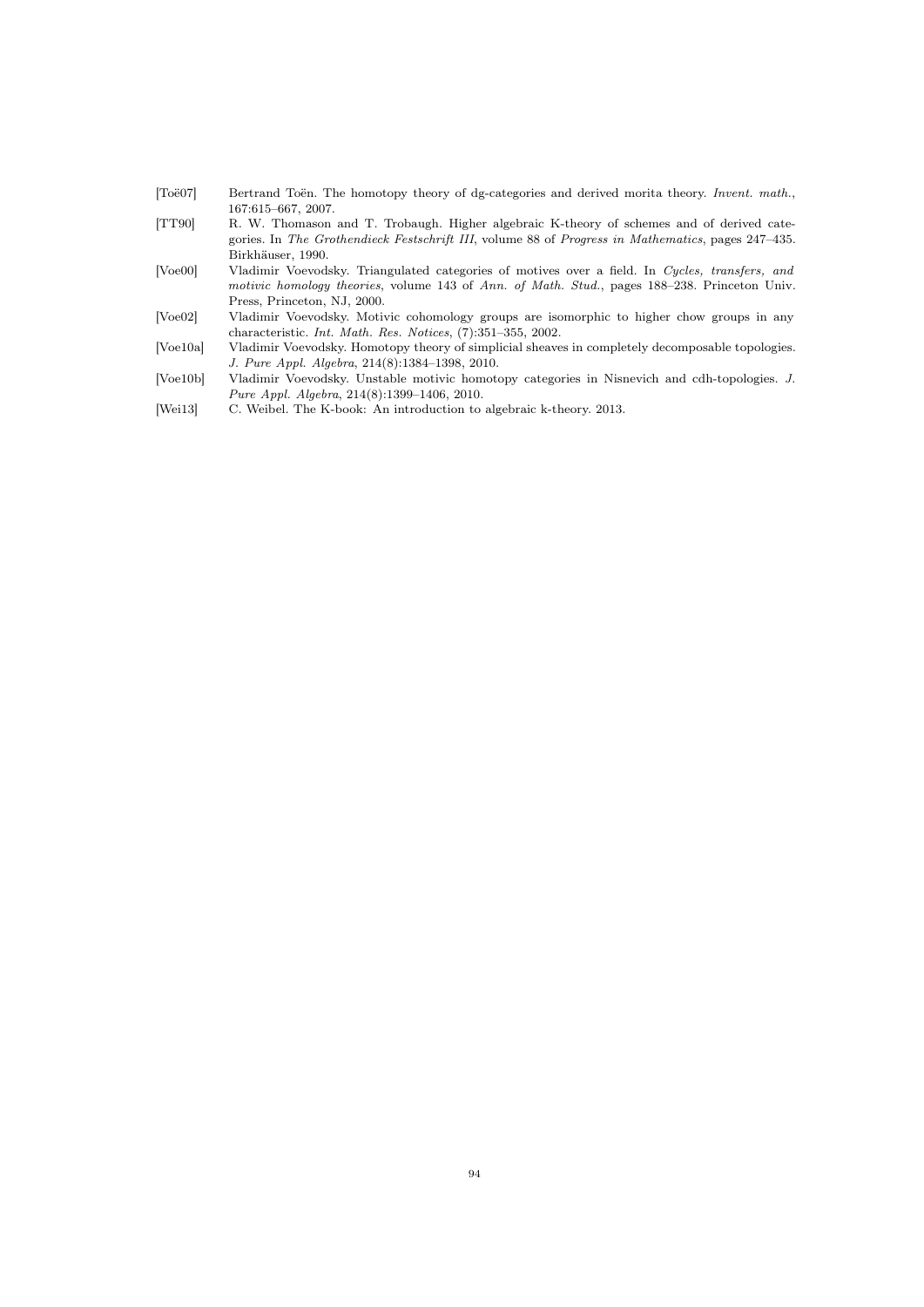[Toë07] Bertrand Toën. The homotopy theory of dg-categories and derived morita theory. *Invent. math.*, 167:615–667, 2007.

[TT90] R. W. Thomason and T. Trobaugh. Higher algebraic K-theory of schemes and of derived categories. In *The Grothendieck Festschrift III*, volume 88 of *Progress in Mathematics*, pages 247–435. Birkhäuser, 1990.

[Voe00] Vladimir Voevodsky. Triangulated categories of motives over a field. In *Cycles, transfers, and motivic homology theories*, volume 143 of *Ann. of Math. Stud.*, pages 188–238. Princeton Univ. Press, Princeton, NJ, 2000.

[Voe02] Vladimir Voevodsky. Motivic cohomology groups are isomorphic to higher chow groups in any characteristic. *Int. Math. Res. Notices*, (7):351–355, 2002.

[Voe10a] Vladimir Voevodsky. Homotopy theory of simplicial sheaves in completely decomposable topologies. *J. Pure Appl. Algebra*, 214(8):1384–1398, 2010.

[Voe10b] Vladimir Voevodsky. Unstable motivic homotopy categories in Nisnevich and cdh-topologies. *J. Pure Appl. Algebra*, 214(8):1399–1406, 2010.

[Wei13] C. Weibel. The K-book: An introduction to algebraic k-theory. 2013.